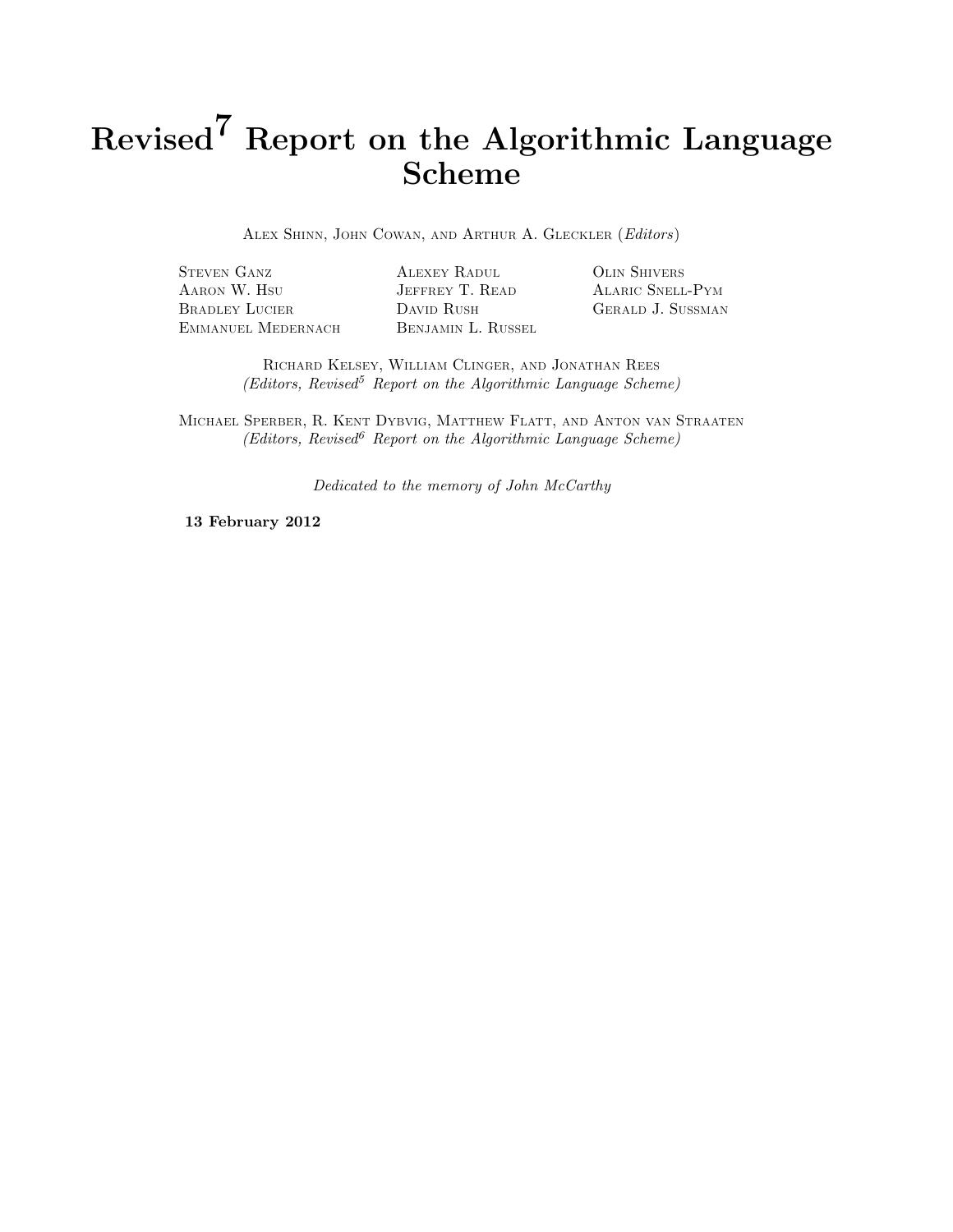# Revised$^7$ Report on the Algorithmic Language Scheme

Alex Shinn, John Cowan, and Arthur A. Gleckler (*Editors*)

Steven Ganz
Aaron W. Hsu
Bradley Lucier
Emmanuel Medernach
Alexey Radul
Jeffrey T. Read
David Rush
Benjamin L. Russel
Olin Shivers
Alaric Snell-Pym
Gerald J. Sussman

Richard Kelsey, William Clinger, and Jonathan Rees
*(Editors, Revised$^5$ Report on the Algorithmic Language Scheme)*

Michael Sperber, R. Kent Dybvig, Matthew Flatt, and Anton van Straaten
*(Editors, Revised$^6$ Report on the Algorithmic Language Scheme)*

*Dedicated to the memory of John McCarthy*

**13 February 2012**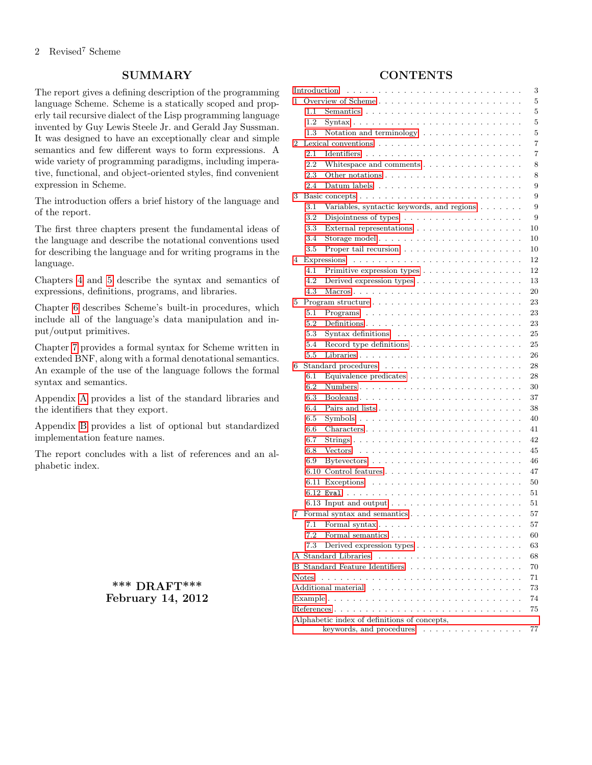## SUMMARY

The report gives a defining description of the programming language Scheme. Scheme is a statically scoped and properly tail recursive dialect of the Lisp programming language invented by Guy Lewis Steele Jr. and Gerald Jay Sussman. It was designed to have an exceptionally clear and simple semantics and few different ways to form expressions. A wide variety of programming paradigms, including imperative, functional, and object-oriented styles, find convenient expression in Scheme.

The introduction offers a brief history of the language and of the report.

The first three chapters present the fundamental ideas of the language and describe the notational conventions used for describing the language and for writing programs in the language.

Chapters 4 and 5 describe the syntax and semantics of expressions, definitions, programs, and libraries.

Chapter 6 describes Scheme's built-in procedures, which include all of the language's data manipulation and input/output primitives.

Chapter 7 provides a formal syntax for Scheme written in extended BNF, along with a formal denotational semantics. An example of the use of the language follows the formal syntax and semantics.

Appendix A provides a list of the standard libraries and the identifiers that they export.

Appendix B provides a list of optional but standardized implementation feature names.

The report concludes with a list of references and an alphabetic index.

**\*\*\* DRAFT\*\*\***
**February 14, 2012**

## CONTENTS

- Introduction . . . 3
- 1 Overview of Scheme . . . 5
  - 1.1 Semantics . . . 5
  - 1.2 Syntax . . . 5
  - 1.3 Notation and terminology . . . 5
- 2 Lexical conventions . . . 7
  - 2.1 Identifiers . . . 7
  - 2.2 Whitespace and comments . . . 8
  - 2.3 Other notations . . . 8
  - 2.4 Datum labels . . . 9
- 3 Basic concepts . . . 9
  - 3.1 Variables, syntactic keywords, and regions . . . 9
  - 3.2 Disjointness of types . . . 9
  - 3.3 External representations . . . 10
  - 3.4 Storage model . . . 10
  - 3.5 Proper tail recursion . . . 10
- 4 Expressions . . . 12
  - 4.1 Primitive expression types . . . 12
  - 4.2 Derived expression types . . . 13
  - 4.3 Macros . . . 20
- 5 Program structure . . . 23
  - 5.1 Programs . . . 23
  - 5.2 Definitions . . . 23
  - 5.3 Syntax definitions . . . 25
  - 5.4 Record type definitions . . . 25
  - 5.5 Libraries . . . 26
- 6 Standard procedures . . . 28
  - 6.1 Equivalence predicates . . . 28
  - 6.2 Numbers . . . 30
  - 6.3 Booleans . . . 37
  - 6.4 Pairs and lists . . . 38
  - 6.5 Symbols . . . 40
  - 6.6 Characters . . . 41
  - 6.7 Strings . . . 42
  - 6.8 Vectors . . . 45
  - 6.9 Bytevectors . . . 46
  - 6.10 Control features . . . 47
  - 6.11 Exceptions . . . 50
  - 6.12 `Eval` . . . 51
  - 6.13 Input and output . . . 51
- 7 Formal syntax and semantics . . . 57
  - 7.1 Formal syntax . . . 57
  - 7.2 Formal semantics . . . 60
  - 7.3 Derived expression types . . . 63
- A Standard Libraries . . . 68
- B Standard Feature Identifiers . . . 70
- Notes . . . 71
- Additional material . . . 73
- Example . . . 74
- References . . . 75
- Alphabetic index of definitions of concepts, keywords, and procedures . . . 77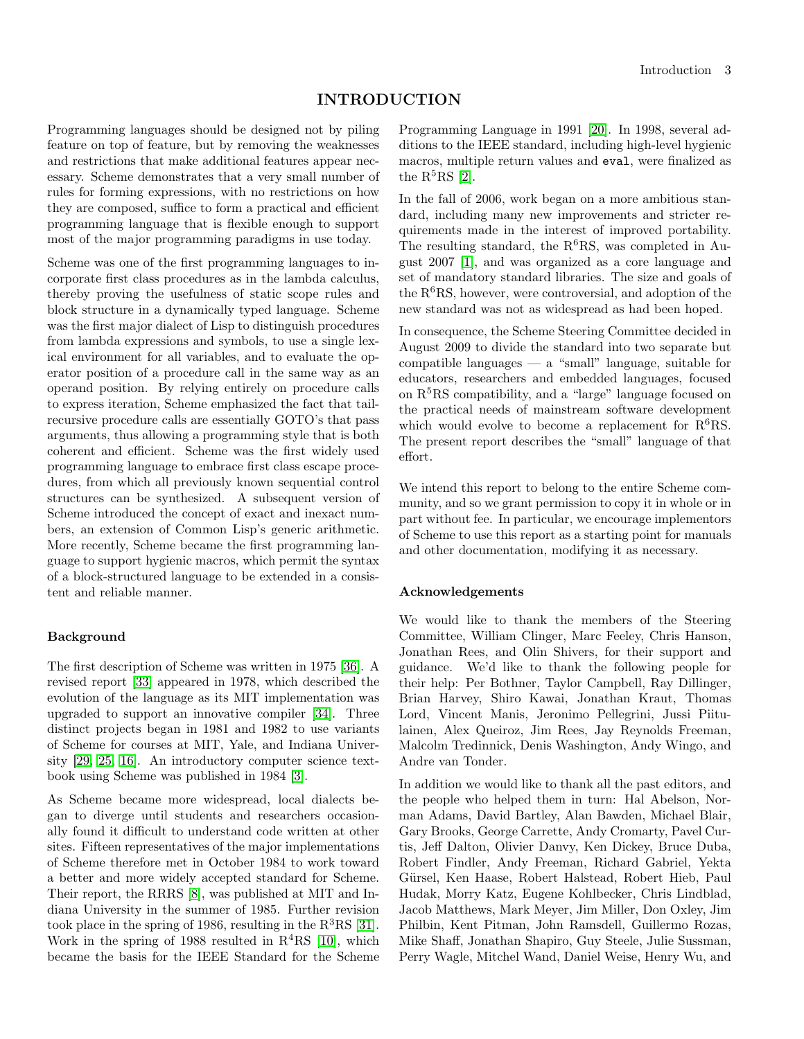# INTRODUCTION

Programming languages should be designed not by piling feature on top of feature, but by removing the weaknesses and restrictions that make additional features appear necessary. Scheme demonstrates that a very small number of rules for forming expressions, with no restrictions on how they are composed, suffice to form a practical and efficient programming language that is flexible enough to support most of the major programming paradigms in use today.

Scheme was one of the first programming languages to incorporate first class procedures as in the lambda calculus, thereby proving the usefulness of static scope rules and block structure in a dynamically typed language. Scheme was the first major dialect of Lisp to distinguish procedures from lambda expressions and symbols, to use a single lexical environment for all variables, and to evaluate the operator position of a procedure call in the same way as an operand position. By relying entirely on procedure calls to express iteration, Scheme emphasized the fact that tail-recursive procedure calls are essentially GOTO's that pass arguments, thus allowing a programming style that is both coherent and efficient. Scheme was the first widely used programming language to embrace first class escape procedures, from which all previously known sequential control structures can be synthesized. A subsequent version of Scheme introduced the concept of exact and inexact numbers, an extension of Common Lisp's generic arithmetic. More recently, Scheme became the first programming language to support hygienic macros, which permit the syntax of a block-structured language to be extended in a consistent and reliable manner.

### Background

The first description of Scheme was written in 1975 [36]. A revised report [33] appeared in 1978, which described the evolution of the language as its MIT implementation was upgraded to support an innovative compiler [34]. Three distinct projects began in 1981 and 1982 to use variants of Scheme for courses at MIT, Yale, and Indiana University [29, 25, 16]. An introductory computer science textbook using Scheme was published in 1984 [3].

As Scheme became more widespread, local dialects began to diverge until students and researchers occasionally found it difficult to understand code written at other sites. Fifteen representatives of the major implementations of Scheme therefore met in October 1984 to work toward a better and more widely accepted standard for Scheme. Their report, the RRRS [8], was published at MIT and Indiana University in the summer of 1985. Further revision took place in the spring of 1986, resulting in the R$^3$RS [31]. Work in the spring of 1988 resulted in R$^4$RS [10], which became the basis for the IEEE Standard for the Scheme Programming Language in 1991 [20]. In 1998, several additions to the IEEE standard, including high-level hygienic macros, multiple return values and `eval`, were finalized as the R$^5$RS [2].

In the fall of 2006, work began on a more ambitious standard, including many new improvements and stricter requirements made in the interest of improved portability. The resulting standard, the R$^6$RS, was completed in August 2007 [1], and was organized as a core language and set of mandatory standard libraries. The size and goals of the R$^6$RS, however, were controversial, and adoption of the new standard was not as widespread as had been hoped.

In consequence, the Scheme Steering Committee decided in August 2009 to divide the standard into two separate but compatible languages — a "small" language, suitable for educators, researchers and embedded languages, focused on R$^5$RS compatibility, and a "large" language focused on the practical needs of mainstream software development which would evolve to become a replacement for R$^6$RS. The present report describes the "small" language of that effort.

We intend this report to belong to the entire Scheme community, and so we grant permission to copy it in whole or in part without fee. In particular, we encourage implementors of Scheme to use this report as a starting point for manuals and other documentation, modifying it as necessary.

### Acknowledgements

We would like to thank the members of the Steering Committee, William Clinger, Marc Feeley, Chris Hanson, Jonathan Rees, and Olin Shivers, for their support and guidance. We'd like to thank the following people for their help: Per Bothner, Taylor Campbell, Ray Dillinger, Brian Harvey, Shiro Kawai, Jonathan Kraut, Thomas Lord, Vincent Manis, Jeronimo Pellegrini, Jussi Piitulainen, Alex Queiroz, Jim Rees, Jay Reynolds Freeman, Malcolm Tredinnick, Denis Washington, Andy Wingo, and Andre van Tonder.

In addition we would like to thank all the past editors, and the people who helped them in turn: Hal Abelson, Norman Adams, David Bartley, Alan Bawden, Michael Blair, Gary Brooks, George Carrette, Andy Cromarty, Pavel Curtis, Jeff Dalton, Olivier Danvy, Ken Dickey, Bruce Duba, Robert Findler, Andy Freeman, Richard Gabriel, Yekta Gürsel, Ken Haase, Robert Halstead, Robert Hieb, Paul Hudak, Morry Katz, Eugene Kohlbecker, Chris Lindblad, Jacob Matthews, Mark Meyer, Jim Miller, Don Oxley, Jim Philbin, Kent Pitman, John Ramsdell, Guillermo Rozas, Mike Shaff, Jonathan Shapiro, Guy Steele, Julie Sussman, Perry Wagle, Mitchel Wand, Daniel Weise, Henry Wu, and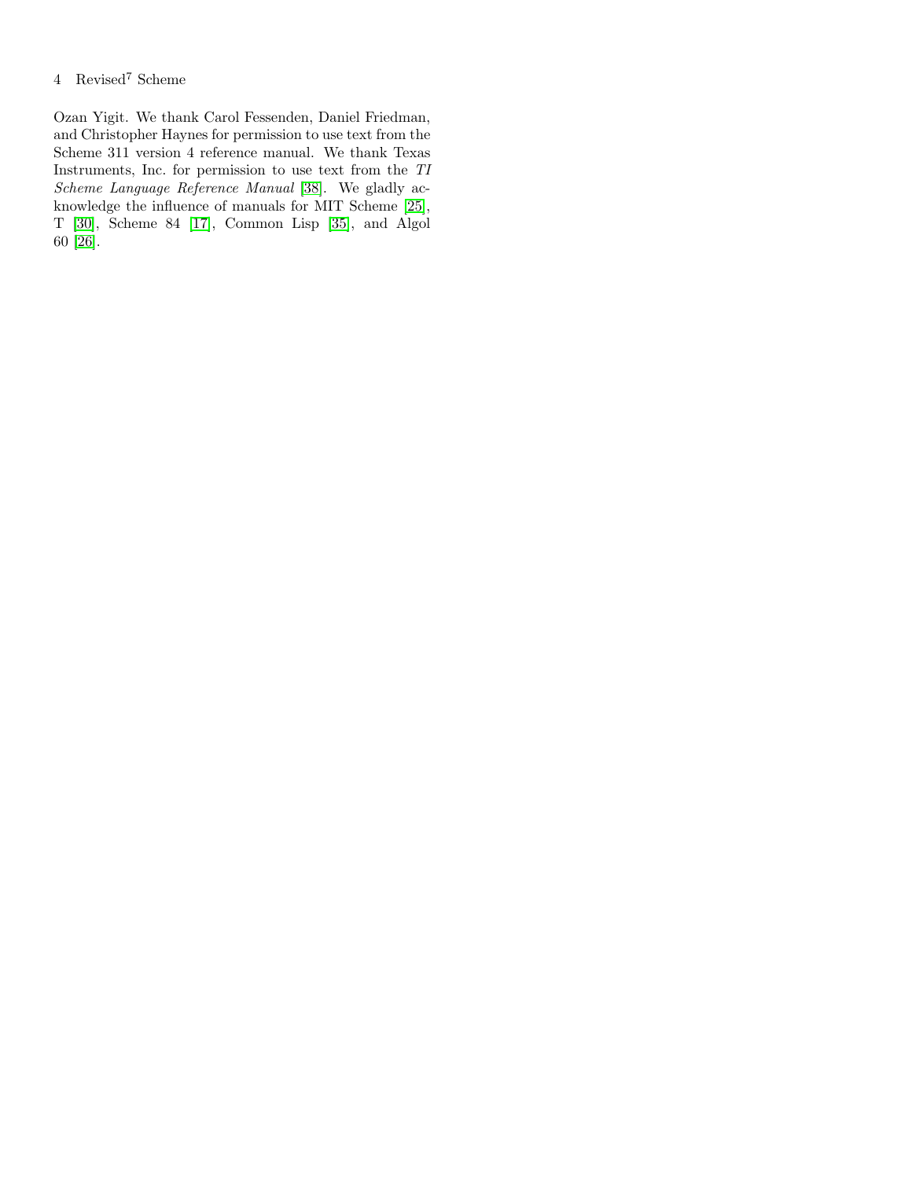Ozan Yigit. We thank Carol Fessenden, Daniel Friedman, and Christopher Haynes for permission to use text from the Scheme 311 version 4 reference manual. We thank Texas Instruments, Inc. for permission to use text from the *TI Scheme Language Reference Manual* [38]. We gladly acknowledge the influence of manuals for MIT Scheme [25], T [30], Scheme 84 [17], Common Lisp [35], and Algol 60 [26].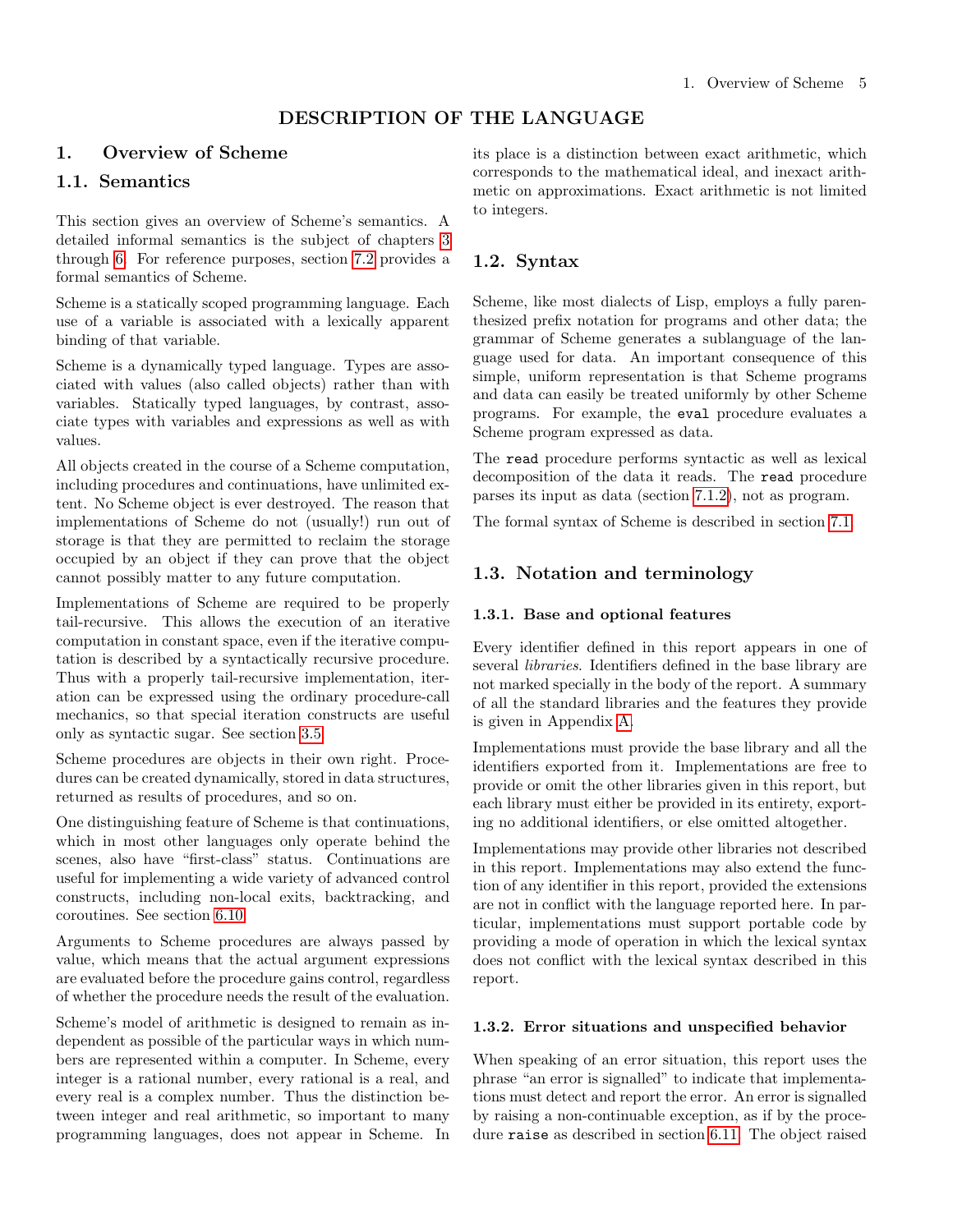# DESCRIPTION OF THE LANGUAGE

## 1. Overview of Scheme

### 1.1. Semantics

This section gives an overview of Scheme's semantics. A detailed informal semantics is the subject of chapters 3 through 6. For reference purposes, section 7.2 provides a formal semantics of Scheme.

Scheme is a statically scoped programming language. Each use of a variable is associated with a lexically apparent binding of that variable.

Scheme is a dynamically typed language. Types are associated with values (also called objects) rather than with variables. Statically typed languages, by contrast, associate types with variables and expressions as well as with values.

All objects created in the course of a Scheme computation, including procedures and continuations, have unlimited extent. No Scheme object is ever destroyed. The reason that implementations of Scheme do not (usually!) run out of storage is that they are permitted to reclaim the storage occupied by an object if they can prove that the object cannot possibly matter to any future computation.

Implementations of Scheme are required to be properly tail-recursive. This allows the execution of an iterative computation in constant space, even if the iterative computation is described by a syntactically recursive procedure. Thus with a properly tail-recursive implementation, iteration can be expressed using the ordinary procedure-call mechanics, so that special iteration constructs are useful only as syntactic sugar. See section 3.5.

Scheme procedures are objects in their own right. Procedures can be created dynamically, stored in data structures, returned as results of procedures, and so on.

One distinguishing feature of Scheme is that continuations, which in most other languages only operate behind the scenes, also have "first-class" status. Continuations are useful for implementing a wide variety of advanced control constructs, including non-local exits, backtracking, and coroutines. See section 6.10.

Arguments to Scheme procedures are always passed by value, which means that the actual argument expressions are evaluated before the procedure gains control, regardless of whether the procedure needs the result of the evaluation.

Scheme's model of arithmetic is designed to remain as independent as possible of the particular ways in which numbers are represented within a computer. In Scheme, every integer is a rational number, every rational is a real, and every real is a complex number. Thus the distinction between integer and real arithmetic, so important to many programming languages, does not appear in Scheme. In its place is a distinction between exact arithmetic, which corresponds to the mathematical ideal, and inexact arithmetic on approximations. Exact arithmetic is not limited to integers.

### 1.2. Syntax

Scheme, like most dialects of Lisp, employs a fully parenthesized prefix notation for programs and other data; the grammar of Scheme generates a sublanguage of the language used for data. An important consequence of this simple, uniform representation is that Scheme programs and data can easily be treated uniformly by other Scheme programs. For example, the `eval` procedure evaluates a Scheme program expressed as data.

The `read` procedure performs syntactic as well as lexical decomposition of the data it reads. The `read` procedure parses its input as data (section 7.1.2), not as program.

The formal syntax of Scheme is described in section 7.1.

### 1.3. Notation and terminology

#### 1.3.1. Base and optional features

Every identifier defined in this report appears in one of several *libraries*. Identifiers defined in the base library are not marked specially in the body of the report. A summary of all the standard libraries and the features they provide is given in Appendix A.

Implementations must provide the base library and all the identifiers exported from it. Implementations are free to provide or omit the other libraries given in this report, but each library must either be provided in its entirety, exporting no additional identifiers, or else omitted altogether.

Implementations may provide other libraries not described in this report. Implementations may also extend the function of any identifier in this report, provided the extensions are not in conflict with the language reported here. In particular, implementations must support portable code by providing a mode of operation in which the lexical syntax does not conflict with the lexical syntax described in this report.

#### 1.3.2. Error situations and unspecified behavior

When speaking of an error situation, this report uses the phrase "an error is signalled" to indicate that implementations must detect and report the error. An error is signalled by raising a non-continuable exception, as if by the procedure `raise` as described in section 6.11. The object raised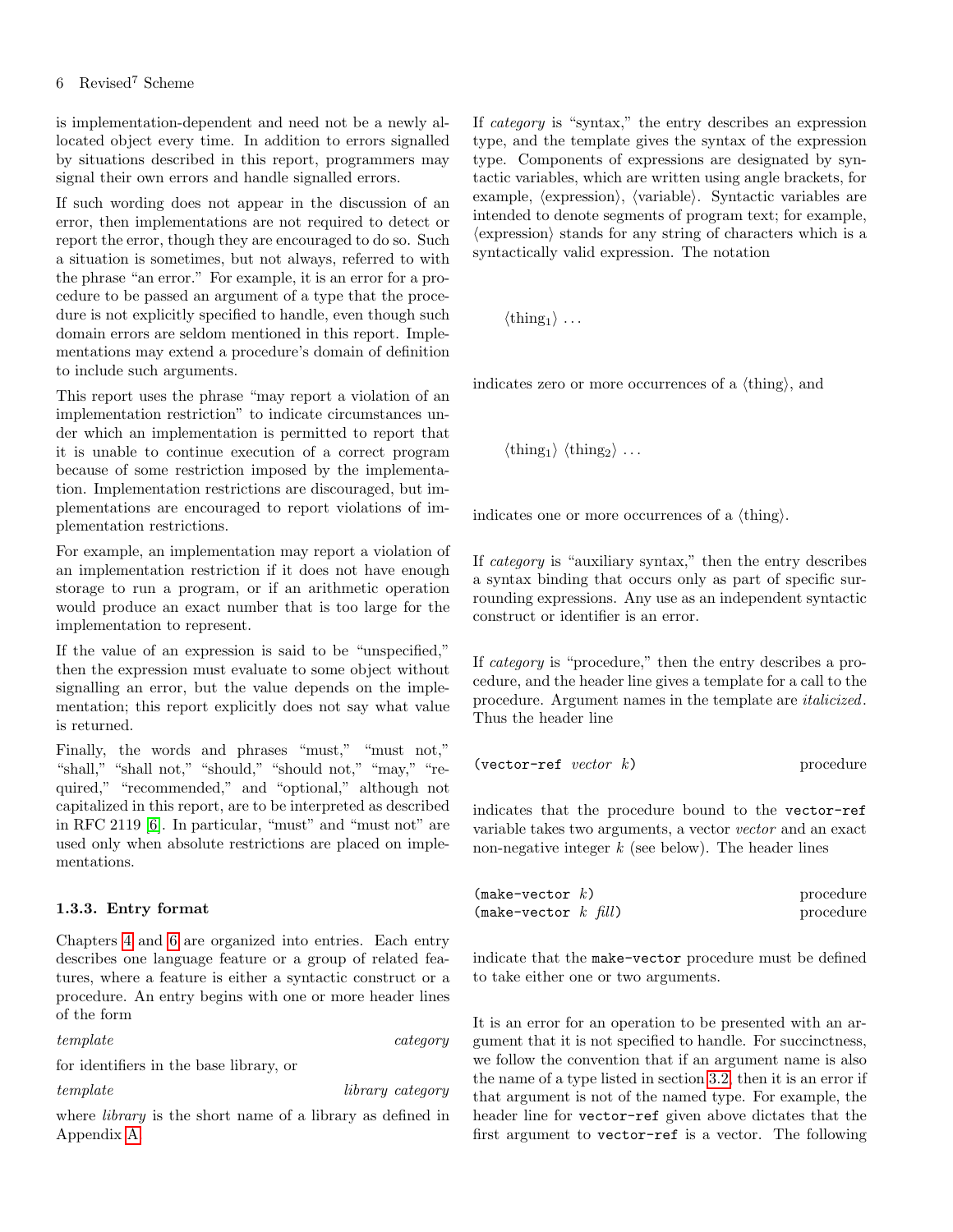is implementation-dependent and need not be a newly allocated object every time. In addition to errors signalled by situations described in this report, programmers may signal their own errors and handle signalled errors.

If such wording does not appear in the discussion of an error, then implementations are not required to detect or report the error, though they are encouraged to do so. Such a situation is sometimes, but not always, referred to with the phrase "an error." For example, it is an error for a procedure to be passed an argument of a type that the procedure is not explicitly specified to handle, even though such domain errors are seldom mentioned in this report. Implementations may extend a procedure's domain of definition to include such arguments.

This report uses the phrase "may report a violation of an implementation restriction" to indicate circumstances under which an implementation is permitted to report that it is unable to continue execution of a correct program because of some restriction imposed by the implementation. Implementation restrictions are discouraged, but implementations are encouraged to report violations of implementation restrictions.

For example, an implementation may report a violation of an implementation restriction if it does not have enough storage to run a program, or if an arithmetic operation would produce an exact number that is too large for the implementation to represent.

If the value of an expression is said to be "unspecified," then the expression must evaluate to some object without signalling an error, but the value depends on the implementation; this report explicitly does not say what value is returned.

Finally, the words and phrases "must," "must not," "shall," "shall not," "should," "should not," "may," "required," "recommended," and "optional," although not capitalized in this report, are to be interpreted as described in RFC 2119 [6]. In particular, "must" and "must not" are used only when absolute restrictions are placed on implementations.

### 1.3.3. Entry format

Chapters 4 and 6 are organized into entries. Each entry describes one language feature or a group of related features, where a feature is either a syntactic construct or a procedure. An entry begins with one or more header lines of the form

*template* *category*

for identifiers in the base library, or

*template* *library category*

where *library* is the short name of a library as defined in Appendix A.

If *category* is "syntax," the entry describes an expression type, and the template gives the syntax of the expression type. Components of expressions are designated by syntactic variables, which are written using angle brackets, for example, ⟨expression⟩, ⟨variable⟩. Syntactic variables are intended to denote segments of program text; for example, ⟨expression⟩ stands for any string of characters which is a syntactically valid expression. The notation

⟨$\text{thing}_1$⟩ ...

indicates zero or more occurrences of a ⟨thing⟩, and

⟨$\text{thing}_1$⟩ ⟨$\text{thing}_2$⟩ ...

indicates one or more occurrences of a ⟨thing⟩.

If *category* is "auxiliary syntax," then the entry describes a syntax binding that occurs only as part of specific surrounding expressions. Any use as an independent syntactic construct or identifier is an error.

If *category* is "procedure," then the entry describes a procedure, and the header line gives a template for a call to the procedure. Argument names in the template are *italicized*. Thus the header line

`(vector-ref` *vector* *k*`)` procedure

indicates that the procedure bound to the `vector-ref` variable takes two arguments, a vector *vector* and an exact non-negative integer *k* (see below). The header lines

`(make-vector` *k*`)` procedure
`(make-vector` *k* *fill*`)` procedure

indicate that the `make-vector` procedure must be defined to take either one or two arguments.

It is an error for an operation to be presented with an argument that it is not specified to handle. For succinctness, we follow the convention that if an argument name is also the name of a type listed in section 3.2, then it is an error if that argument is not of the named type. For example, the header line for `vector-ref` given above dictates that the first argument to `vector-ref` is a vector. The following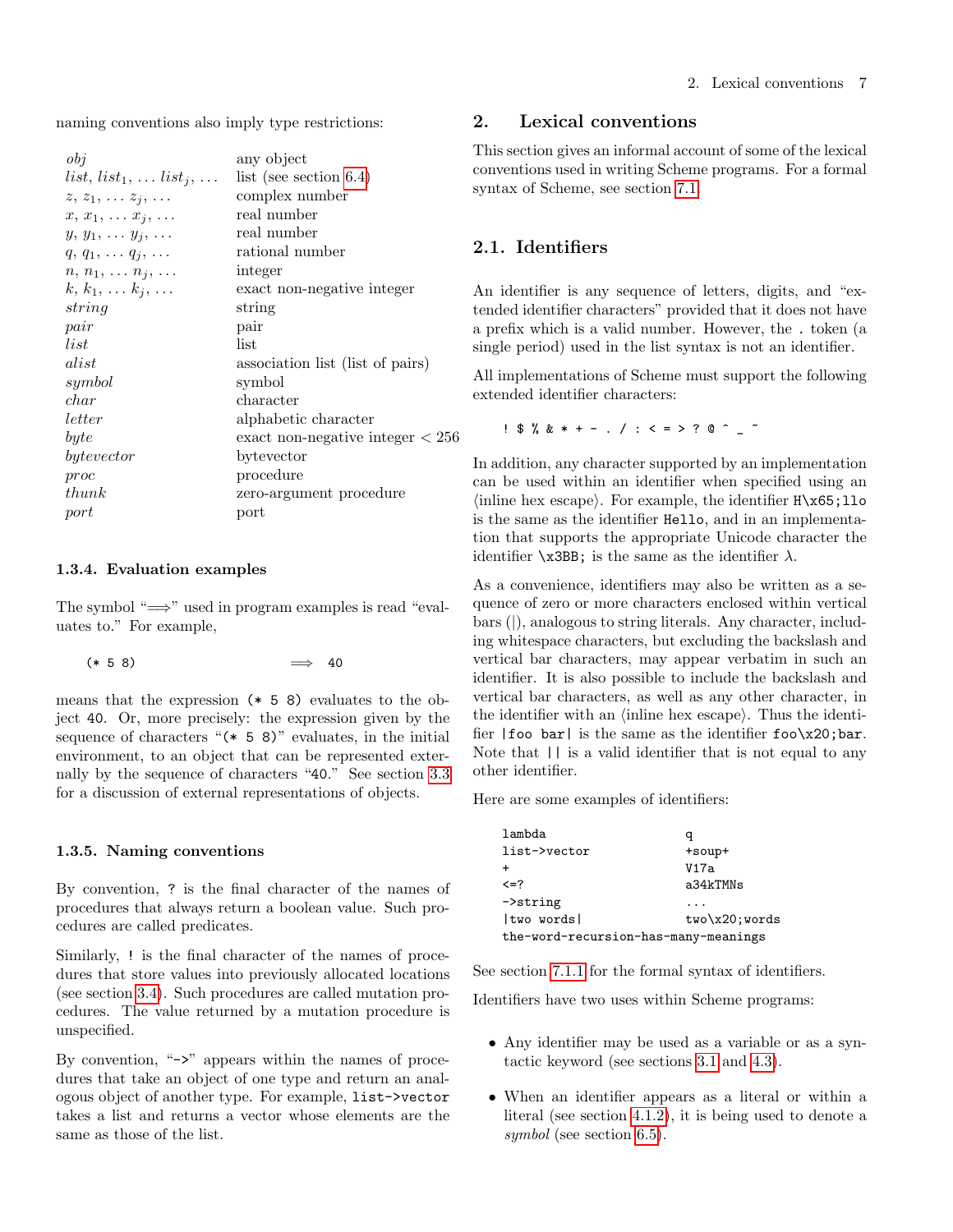naming conventions also imply type restrictions:

| | |
|---|---|
| *obj* | any object |
| *list*, $list_1$, ... $list_j$, ... | list (see section 6.4) |
| $z$, $z_1$, ... $z_j$, ... | complex number |
| $x$, $x_1$, ... $x_j$, ... | real number |
| $y$, $y_1$, ... $y_j$, ... | real number |
| $q$, $q_1$, ... $q_j$, ... | rational number |
| $n$, $n_1$, ... $n_j$, ... | integer |
| $k$, $k_1$, ... $k_j$, ... | exact non-negative integer |
| *string* | string |
| *pair* | pair |
| *list* | list |
| *alist* | association list (list of pairs) |
| *symbol* | symbol |
| *char* | character |
| *letter* | alphabetic character |
| *byte* | exact non-negative integer $< 256$ |
| *bytevector* | bytevector |
| *proc* | procedure |
| *thunk* | zero-argument procedure |
| *port* | port |

### 1.3.4. Evaluation examples

The symbol "⟹" used in program examples is read "evaluates to." For example,

```
(* 5 8)                  ⟹  40
```

means that the expression `(* 5 8)` evaluates to the object `40`. Or, more precisely: the expression given by the sequence of characters "`(* 5 8)`" evaluates, in the initial environment, to an object that can be represented externally by the sequence of characters "`40`." See section 3.3 for a discussion of external representations of objects.

### 1.3.5. Naming conventions

By convention, `?` is the final character of the names of procedures that always return a boolean value. Such procedures are called predicates.

Similarly, `!` is the final character of the names of procedures that store values into previously allocated locations (see section 3.4). Such procedures are called mutation procedures. The value returned by a mutation procedure is unspecified.

By convention, "`->`" appears within the names of procedures that take an object of one type and return an analogous object of another type. For example, `list->vector` takes a list and returns a vector whose elements are the same as those of the list.

## 2. Lexical conventions

This section gives an informal account of some of the lexical conventions used in writing Scheme programs. For a formal syntax of Scheme, see section 7.1.

### 2.1. Identifiers

An identifier is any sequence of letters, digits, and "extended identifier characters" provided that it does not have a prefix which is a valid number. However, the `.` token (a single period) used in the list syntax is not an identifier.

All implementations of Scheme must support the following extended identifier characters:

```
! $ % & * + - . / : < = > ? @ ^ _ ~
```

In addition, any character supported by an implementation can be used within an identifier when specified using an ⟨inline hex escape⟩. For example, the identifier `H\x65;llo` is the same as the identifier `Hello`, and in an implementation that supports the appropriate Unicode character the identifier `\x3BB;` is the same as the identifier λ.

As a convenience, identifiers may also be written as a sequence of zero or more characters enclosed within vertical bars (|), analogous to string literals. Any character, including whitespace characters, but excluding the backslash and vertical bar characters, may appear verbatim in such an identifier. It is also possible to include the backslash and vertical bar characters, as well as any other character, in the identifier with an ⟨inline hex escape⟩. Thus the identifier `|foo bar|` is the same as the identifier `foo\x20;bar`. Note that `||` is a valid identifier that is not equal to any other identifier.

Here are some examples of identifiers:

```
lambda                          q
list->vector                    +soup+
+                               V17a
<=?                             a34kTMNs
->string                        ...
|two words|                     two\x20;words
the-word-recursion-has-many-meanings
```

See section 7.1.1 for the formal syntax of identifiers.

Identifiers have two uses within Scheme programs:

- Any identifier may be used as a variable or as a syntactic keyword (see sections 3.1 and 4.3).
- When an identifier appears as a literal or within a literal (see section 4.1.2), it is being used to denote a *symbol* (see section 6.5).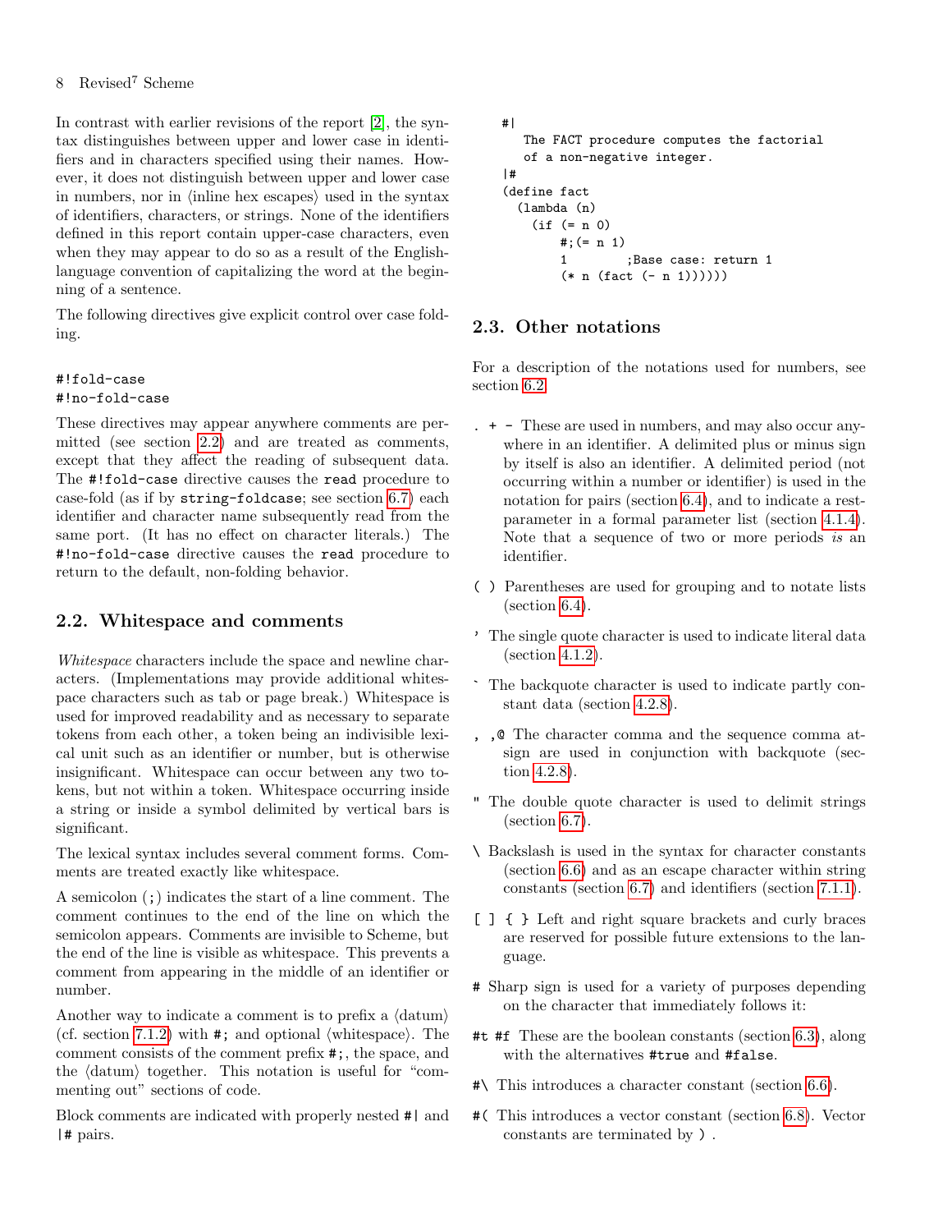In contrast with earlier revisions of the report [2], the syntax distinguishes between upper and lower case in identifiers and in characters specified using their names. However, it does not distinguish between upper and lower case in numbers, nor in ⟨inline hex escapes⟩ used in the syntax of identifiers, characters, or strings. None of the identifiers defined in this report contain upper-case characters, even when they may appear to do so as a result of the English-language convention of capitalizing the word at the beginning of a sentence.

The following directives give explicit control over case folding.

```
#!fold-case
#!no-fold-case
```

These directives may appear anywhere comments are permitted (see section 2.2) and are treated as comments, except that they affect the reading of subsequent data. The `#!fold-case` directive causes the `read` procedure to case-fold (as if by `string-foldcase`; see section 6.7) each identifier and character name subsequently read from the same port. (It has no effect on character literals.) The `#!no-fold-case` directive causes the `read` procedure to return to the default, non-folding behavior.

## 2.2. Whitespace and comments

*Whitespace* characters include the space and newline characters. (Implementations may provide additional whitespace characters such as tab or page break.) Whitespace is used for improved readability and as necessary to separate tokens from each other, a token being an indivisible lexical unit such as an identifier or number, but is otherwise insignificant. Whitespace can occur between any two tokens, but not within a token. Whitespace occurring inside a string or inside a symbol delimited by vertical bars is significant.

The lexical syntax includes several comment forms. Comments are treated exactly like whitespace.

A semicolon (`;`) indicates the start of a line comment. The comment continues to the end of the line on which the semicolon appears. Comments are invisible to Scheme, but the end of the line is visible as whitespace. This prevents a comment from appearing in the middle of an identifier or number.

Another way to indicate a comment is to prefix a ⟨datum⟩ (cf. section 7.1.2) with `#;` and optional ⟨whitespace⟩. The comment consists of the comment prefix `#;`, the space, and the ⟨datum⟩ together. This notation is useful for "commenting out" sections of code.

Block comments are indicated with properly nested `#|` and `|#` pairs.

```
#|
   The FACT procedure computes the factorial
   of a non-negative integer.
|#
(define fact
  (lambda (n)
    (if (= n 0)
        #;(= n 1)
        1        ;Base case: return 1
        (* n (fact (- n 1))))))
```

## 2.3. Other notations

For a description of the notations used for numbers, see section 6.2.

`. + -` These are used in numbers, and may also occur anywhere in an identifier. A delimited plus or minus sign by itself is also an identifier. A delimited period (not occurring within a number or identifier) is used in the notation for pairs (section 6.4), and to indicate a rest-parameter in a formal parameter list (section 4.1.4). Note that a sequence of two or more periods *is* an identifier.

`( )` Parentheses are used for grouping and to notate lists (section 6.4).

`'` The single quote character is used to indicate literal data (section 4.1.2).

`` ` `` The backquote character is used to indicate partly constant data (section 4.2.8).

`, ,@` The character comma and the sequence comma at-sign are used in conjunction with backquote (section 4.2.8).

`"` The double quote character is used to delimit strings (section 6.7).

`\` Backslash is used in the syntax for character constants (section 6.6) and as an escape character within string constants (section 6.7) and identifiers (section 7.1.1).

`[ ] { }` Left and right square brackets and curly braces are reserved for possible future extensions to the language.

`#` Sharp sign is used for a variety of purposes depending on the character that immediately follows it:

`#t #f` These are the boolean constants (section 6.3), along with the alternatives `#true` and `#false`.

`#\` This introduces a character constant (section 6.6).

`#(` This introduces a vector constant (section 6.8). Vector constants are terminated by `)` .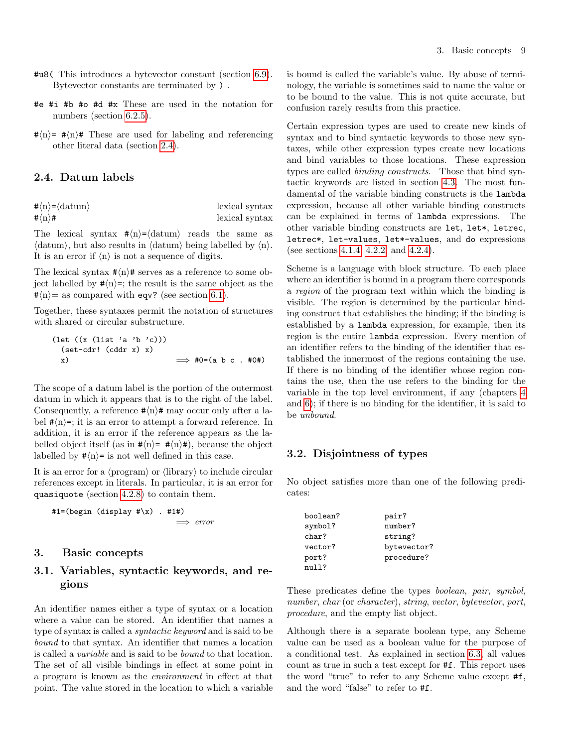`#u8(` This introduces a bytevector constant (section 6.9). Bytevector constants are terminated by `)` .

`#e #i #b #o #d #x` These are used in the notation for numbers (section 6.2.5).

`#⟨n⟩= #⟨n⟩#` These are used for labeling and referencing other literal data (section 2.4).

## 2.4. Datum labels

`#⟨n⟩=⟨datum⟩` lexical syntax
`#⟨n⟩#` lexical syntax

The lexical syntax `#⟨n⟩=⟨datum⟩` reads the same as ⟨datum⟩, but also results in ⟨datum⟩ being labelled by ⟨n⟩. It is an error if ⟨n⟩ is not a sequence of digits.

The lexical syntax `#⟨n⟩#` serves as a reference to some object labelled by `#⟨n⟩=`; the result is the same object as the `#⟨n⟩=` as compared with `eqv?` (see section 6.1).

Together, these syntaxes permit the notation of structures with shared or circular substructure.

```
(let ((x (list 'a 'b 'c)))
  (set-cdr! (cddr x) x)
  x)                          ⟹ #0=(a b c . #0#)
```

The scope of a datum label is the portion of the outermost datum in which it appears that is to the right of the label. Consequently, a reference `#⟨n⟩#` may occur only after a label `#⟨n⟩=`; it is an error to attempt a forward reference. In addition, it is an error if the reference appears as the labelled object itself (as in `#⟨n⟩= #⟨n⟩#`), because the object labelled by `#⟨n⟩=` is not well defined in this case.

It is an error for a ⟨program⟩ or ⟨library⟩ to include circular references except in literals. In particular, it is an error for `quasiquote` (section 4.2.8) to contain them.

```
#1=(begin (display #\x) . #1#)
                              ⟹ error
```

# 3. Basic concepts

## 3.1. Variables, syntactic keywords, and regions

An identifier names either a type of syntax or a location where a value can be stored. An identifier that names a type of syntax is called a *syntactic keyword* and is said to be *bound* to that syntax. An identifier that names a location is called a *variable* and is said to be *bound* to that location. The set of all visible bindings in effect at some point in a program is known as the *environment* in effect at that point. The value stored in the location to which a variable is bound is called the variable's value. By abuse of terminology, the variable is sometimes said to name the value or to be bound to the value. This is not quite accurate, but confusion rarely results from this practice.

Certain expression types are used to create new kinds of syntax and to bind syntactic keywords to those new syntaxes, while other expression types create new locations and bind variables to those locations. These expression types are called *binding constructs*. Those that bind syntactic keywords are listed in section 4.3. The most fundamental of the variable binding constructs is the `lambda` expression, because all other variable binding constructs can be explained in terms of `lambda` expressions. The other variable binding constructs are `let`, `let*`, `letrec`, `letrec*`, `let-values`, `let*-values`, and `do` expressions (see sections 4.1.4, 4.2.2, and 4.2.4).

Scheme is a language with block structure. To each place where an identifier is bound in a program there corresponds a *region* of the program text within which the binding is visible. The region is determined by the particular binding construct that establishes the binding; if the binding is established by a `lambda` expression, for example, then its region is the entire `lambda` expression. Every mention of an identifier refers to the binding of the identifier that established the innermost of the regions containing the use. If there is no binding of the identifier whose region contains the use, then the use refers to the binding for the variable in the top level environment, if any (chapters 4 and 6); if there is no binding for the identifier, it is said to be *unbound*.

## 3.2. Disjointness of types

No object satisfies more than one of the following predicates:

```
boolean?          pair?
symbol?           number?
char?             string?
vector?           bytevector?
port?             procedure?
null?
```

These predicates define the types *boolean*, *pair*, *symbol*, *number*, *char* (or *character*), *string*, *vector*, *bytevector*, *port*, *procedure*, and the empty list object.

Although there is a separate boolean type, any Scheme value can be used as a boolean value for the purpose of a conditional test. As explained in section 6.3, all values count as true in such a test except for `#f`. This report uses the word "true" to refer to any Scheme value except `#f`, and the word "false" to refer to `#f`.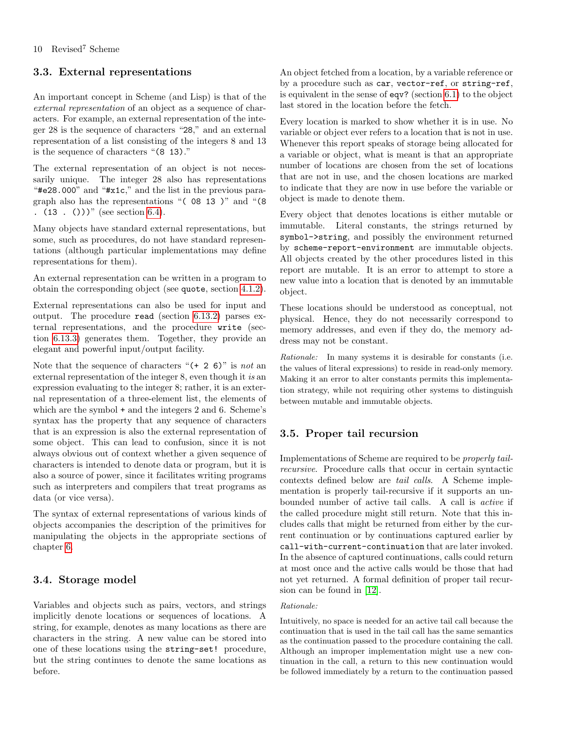## 3.3. External representations

An important concept in Scheme (and Lisp) is that of the *external representation* of an object as a sequence of characters. For example, an external representation of the integer 28 is the sequence of characters "`28`," and an external representation of a list consisting of the integers 8 and 13 is the sequence of characters "`(8 13)`."

The external representation of an object is not necessarily unique. The integer 28 also has representations "`#e28.000`" and "`#x1c`," and the list in the previous paragraph also has the representations "`( 08 13 )`" and "`(8 . (13 . ()))`" (see section 6.4).

Many objects have standard external representations, but some, such as procedures, do not have standard representations (although particular implementations may define representations for them).

An external representation can be written in a program to obtain the corresponding object (see `quote`, section 4.1.2).

External representations can also be used for input and output. The procedure `read` (section 6.13.2) parses external representations, and the procedure `write` (section 6.13.3) generates them. Together, they provide an elegant and powerful input/output facility.

Note that the sequence of characters "`(+ 2 6)`" is *not* an external representation of the integer 8, even though it *is* an expression evaluating to the integer 8; rather, it is an external representation of a three-element list, the elements of which are the symbol `+` and the integers 2 and 6. Scheme's syntax has the property that any sequence of characters that is an expression is also the external representation of some object. This can lead to confusion, since it is not always obvious out of context whether a given sequence of characters is intended to denote data or program, but it is also a source of power, since it facilitates writing programs such as interpreters and compilers that treat programs as data (or vice versa).

The syntax of external representations of various kinds of objects accompanies the description of the primitives for manipulating the objects in the appropriate sections of chapter 6.

## 3.4. Storage model

Variables and objects such as pairs, vectors, and strings implicitly denote locations or sequences of locations. A string, for example, denotes as many locations as there are characters in the string. A new value can be stored into one of these locations using the `string-set!` procedure, but the string continues to denote the same locations as before.

An object fetched from a location, by a variable reference or by a procedure such as `car`, `vector-ref`, or `string-ref`, is equivalent in the sense of `eqv?` (section 6.1) to the object last stored in the location before the fetch.

Every location is marked to show whether it is in use. No variable or object ever refers to a location that is not in use. Whenever this report speaks of storage being allocated for a variable or object, what is meant is that an appropriate number of locations are chosen from the set of locations that are not in use, and the chosen locations are marked to indicate that they are now in use before the variable or object is made to denote them.

Every object that denotes locations is either mutable or immutable. Literal constants, the strings returned by `symbol->string`, and possibly the environment returned by `scheme-report-environment` are immutable objects. All objects created by the other procedures listed in this report are mutable. It is an error to attempt to store a new value into a location that is denoted by an immutable object.

These locations should be understood as conceptual, not physical. Hence, they do not necessarily correspond to memory addresses, and even if they do, the memory address may not be constant.

*Rationale:* In many systems it is desirable for constants (i.e. the values of literal expressions) to reside in read-only memory. Making it an error to alter constants permits this implementation strategy, while not requiring other systems to distinguish between mutable and immutable objects.

## 3.5. Proper tail recursion

Implementations of Scheme are required to be *properly tail-recursive*. Procedure calls that occur in certain syntactic contexts defined below are *tail calls*. A Scheme implementation is properly tail-recursive if it supports an unbounded number of active tail calls. A call is *active* if the called procedure might still return. Note that this includes calls that might be returned from either by the current continuation or by continuations captured earlier by `call-with-current-continuation` that are later invoked. In the absence of captured continuations, calls could return at most once and the active calls would be those that had not yet returned. A formal definition of proper tail recursion can be found in [12].

*Rationale:*

Intuitively, no space is needed for an active tail call because the continuation that is used in the tail call has the same semantics as the continuation passed to the procedure containing the call. Although an improper implementation might use a new continuation in the call, a return to this new continuation would be followed immediately by a return to the continuation passed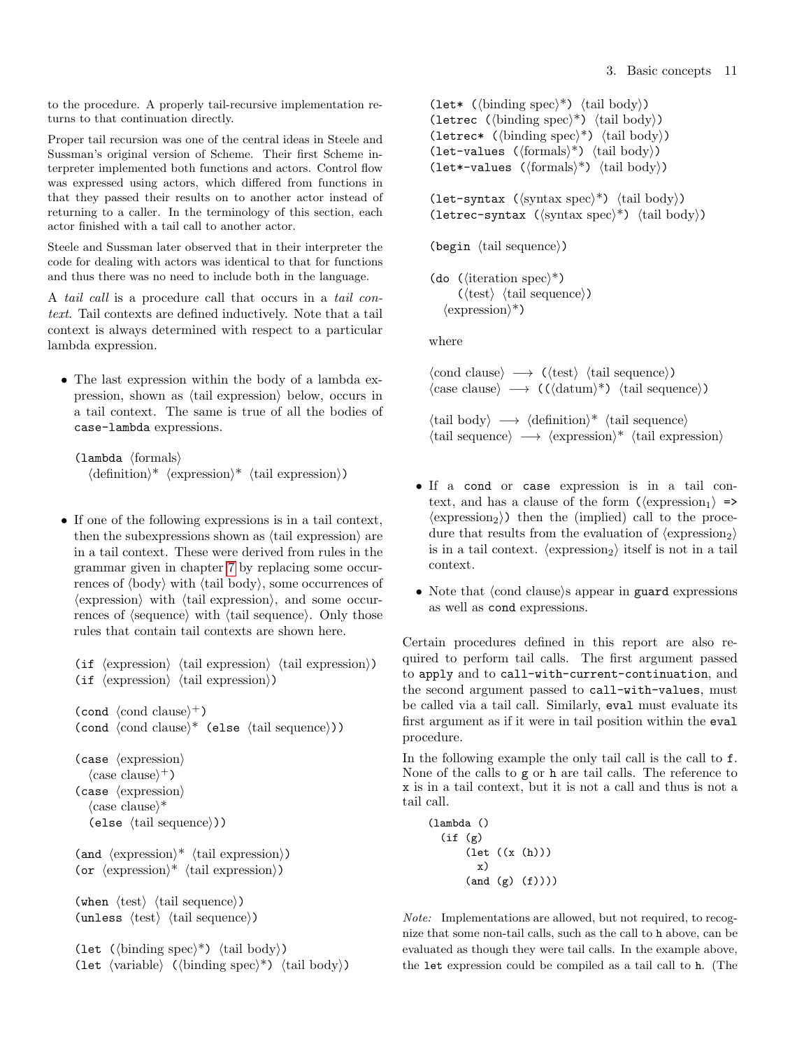to the procedure. A properly tail-recursive implementation returns to that continuation directly.

Proper tail recursion was one of the central ideas in Steele and Sussman's original version of Scheme. Their first Scheme interpreter implemented both functions and actors. Control flow was expressed using actors, which differed from functions in that they passed their results on to another actor instead of returning to a caller. In the terminology of this section, each actor finished with a tail call to another actor.

Steele and Sussman later observed that in their interpreter the code for dealing with actors was identical to that for functions and thus there was no need to include both in the language.

A *tail call* is a procedure call that occurs in a *tail context*. Tail contexts are defined inductively. Note that a tail context is always determined with respect to a particular lambda expression.

- The last expression within the body of a lambda expression, shown as ⟨tail expression⟩ below, occurs in a tail context. The same is true of all the bodies of `case-lambda` expressions.

```
(lambda ⟨formals⟩
  ⟨definition⟩* ⟨expression⟩* ⟨tail expression⟩)
```

- If one of the following expressions is in a tail context, then the subexpressions shown as ⟨tail expression⟩ are in a tail context. These were derived from rules in the grammar given in chapter 7 by replacing some occurrences of ⟨body⟩ with ⟨tail body⟩, some occurrences of ⟨expression⟩ with ⟨tail expression⟩, and some occurrences of ⟨sequence⟩ with ⟨tail sequence⟩. Only those rules that contain tail contexts are shown here.

```
(if ⟨expression⟩ ⟨tail expression⟩ ⟨tail expression⟩)
(if ⟨expression⟩ ⟨tail expression⟩)

(cond ⟨cond clause⟩+)
(cond ⟨cond clause⟩* (else ⟨tail sequence⟩))

(case ⟨expression⟩
  ⟨case clause⟩+)
(case ⟨expression⟩
  ⟨case clause⟩*
  (else ⟨tail sequence⟩))

(and ⟨expression⟩* ⟨tail expression⟩)
(or ⟨expression⟩* ⟨tail expression⟩)

(when ⟨test⟩ ⟨tail sequence⟩)
(unless ⟨test⟩ ⟨tail sequence⟩)

(let (⟨binding spec⟩*) ⟨tail body⟩)
(let ⟨variable⟩ (⟨binding spec⟩*) ⟨tail body⟩)
(let* (⟨binding spec⟩*) ⟨tail body⟩)
(letrec (⟨binding spec⟩*) ⟨tail body⟩)
(letrec* (⟨binding spec⟩*) ⟨tail body⟩)
(let-values (⟨formals⟩*) ⟨tail body⟩)
(let*-values (⟨formals⟩*) ⟨tail body⟩)

(let-syntax (⟨syntax spec⟩*) ⟨tail body⟩)
(letrec-syntax (⟨syntax spec⟩*) ⟨tail body⟩)

(begin ⟨tail sequence⟩)

(do (⟨iteration spec⟩*)
    (⟨test⟩ ⟨tail sequence⟩)
  ⟨expression⟩*)
```

where

```
⟨cond clause⟩ ⟶ (⟨test⟩ ⟨tail sequence⟩)
⟨case clause⟩ ⟶ ((⟨datum⟩*) ⟨tail sequence⟩)

⟨tail body⟩ ⟶ ⟨definition⟩* ⟨tail sequence⟩
⟨tail sequence⟩ ⟶ ⟨expression⟩* ⟨tail expression⟩
```

- If a `cond` or `case` expression is in a tail context, and has a clause of the form (⟨expression$_1$⟩ `=>` ⟨expression$_2$⟩) then the (implied) call to the procedure that results from the evaluation of ⟨expression$_2$⟩ is in a tail context. ⟨expression$_2$⟩ itself is not in a tail context.

- Note that ⟨cond clause⟩s appear in `guard` expressions as well as `cond` expressions.

Certain procedures defined in this report are also required to perform tail calls. The first argument passed to `apply` and to `call-with-current-continuation`, and the second argument passed to `call-with-values`, must be called via a tail call. Similarly, `eval` must evaluate its first argument as if it were in tail position within the `eval` procedure.

In the following example the only tail call is the call to `f`. None of the calls to `g` or `h` are tail calls. The reference to `x` is in a tail context, but it is not a call and thus is not a tail call.

```
(lambda ()
  (if (g)
      (let ((x (h)))
        x)
      (and (g) (f))))
```

*Note:* Implementations are allowed, but not required, to recognize that some non-tail calls, such as the call to `h` above, can be evaluated as though they were tail calls. In the example above, the `let` expression could be compiled as a tail call to `h`. (The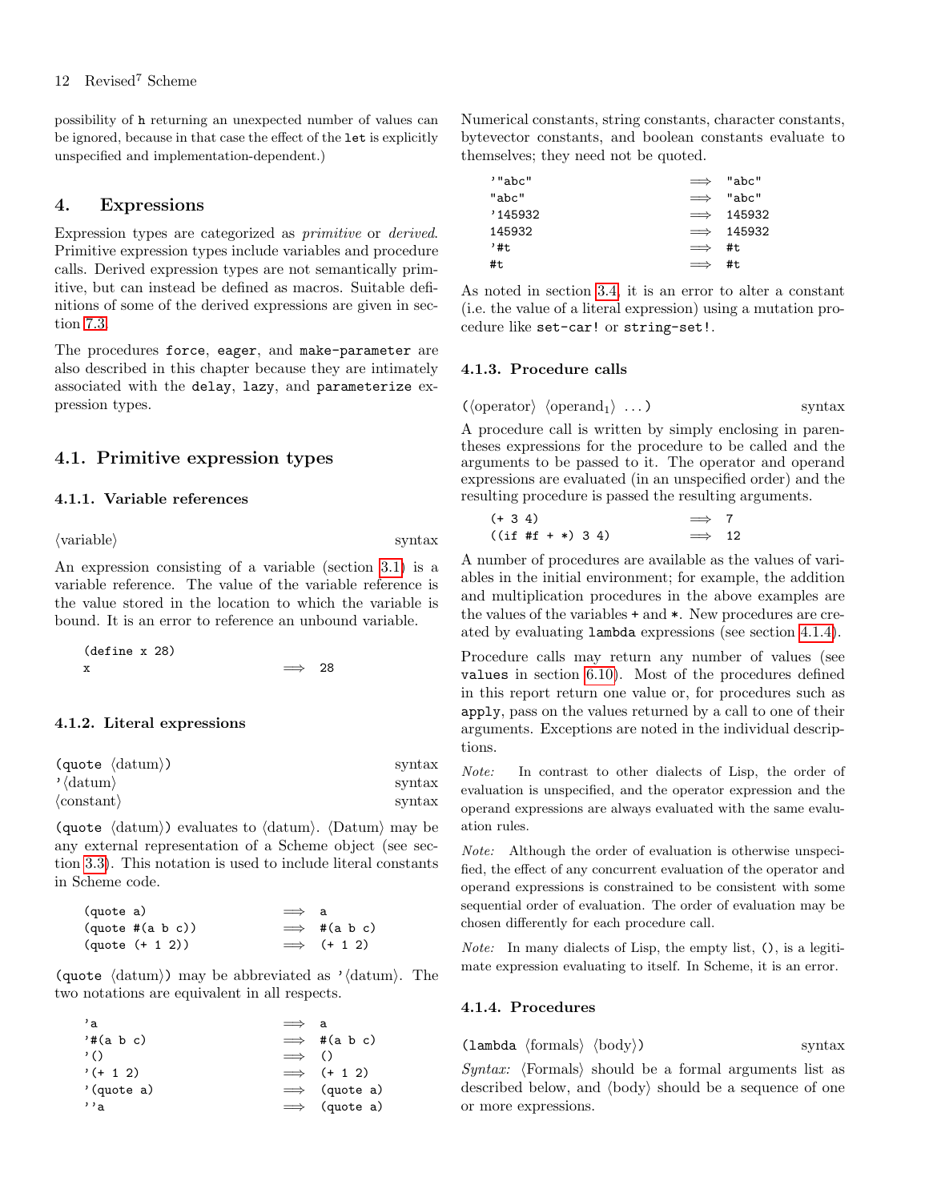possibility of `h` returning an unexpected number of values can be ignored, because in that case the effect of the `let` is explicitly unspecified and implementation-dependent.)

## 4. Expressions

Expression types are categorized as *primitive* or *derived*. Primitive expression types include variables and procedure calls. Derived expression types are not semantically primitive, but can instead be defined as macros. Suitable definitions of some of the derived expressions are given in section 7.3.

The procedures `force`, `eager`, and `make-parameter` are also described in this chapter because they are intimately associated with the `delay`, `lazy`, and `parameterize` expression types.

### 4.1. Primitive expression types

#### 4.1.1. Variable references

⟨variable⟩ — syntax

An expression consisting of a variable (section 3.1) is a variable reference. The value of the variable reference is the value stored in the location to which the variable is bound. It is an error to reference an unbound variable.

```
(define x 28)
x                         ⟹  28
```

#### 4.1.2. Literal expressions

`(quote` ⟨datum⟩`)` — syntax
`'`⟨datum⟩ — syntax
⟨constant⟩ — syntax

`(quote` ⟨datum⟩`)` evaluates to ⟨datum⟩. ⟨Datum⟩ may be any external representation of a Scheme object (see section 3.3). This notation is used to include literal constants in Scheme code.

```
(quote a)                 ⟹  a
(quote #(a b c))          ⟹  #(a b c)
(quote (+ 1 2))           ⟹  (+ 1 2)
```

`(quote` ⟨datum⟩`)` may be abbreviated as `'`⟨datum⟩. The two notations are equivalent in all respects.

```
'a                        ⟹  a
'#(a b c)                 ⟹  #(a b c)
'()                       ⟹  ()
'(+ 1 2)                  ⟹  (+ 1 2)
'(quote a)                ⟹  (quote a)
''a                       ⟹  (quote a)
```

Numerical constants, string constants, character constants, bytevector constants, and boolean constants evaluate to themselves; they need not be quoted.

```
'"abc"                    ⟹  "abc"
"abc"                     ⟹  "abc"
'145932                   ⟹  145932
145932                    ⟹  145932
'#t                       ⟹  #t
#t                        ⟹  #t
```

As noted in section 3.4, it is an error to alter a constant (i.e. the value of a literal expression) using a mutation procedure like `set-car!` or `string-set!`.

#### 4.1.3. Procedure calls

`(`⟨operator⟩ ⟨operand$_1$⟩ ...`)` — syntax

A procedure call is written by simply enclosing in parentheses expressions for the procedure to be called and the arguments to be passed to it. The operator and operand expressions are evaluated (in an unspecified order) and the resulting procedure is passed the resulting arguments.

```
(+ 3 4)                   ⟹  7
((if #f + *) 3 4)         ⟹  12
```

A number of procedures are available as the values of variables in the initial environment; for example, the addition and multiplication procedures in the above examples are the values of the variables `+` and `*`. New procedures are created by evaluating `lambda` expressions (see section 4.1.4).

Procedure calls may return any number of values (see `values` in section 6.10). Most of the procedures defined in this report return one value or, for procedures such as `apply`, pass on the values returned by a call to one of their arguments. Exceptions are noted in the individual descriptions.

*Note:* In contrast to other dialects of Lisp, the order of evaluation is unspecified, and the operator expression and the operand expressions are always evaluated with the same evaluation rules.

*Note:* Although the order of evaluation is otherwise unspecified, the effect of any concurrent evaluation of the operator and operand expressions is constrained to be consistent with some sequential order of evaluation. The order of evaluation may be chosen differently for each procedure call.

*Note:* In many dialects of Lisp, the empty list, `()`, is a legitimate expression evaluating to itself. In Scheme, it is an error.

#### 4.1.4. Procedures

`(lambda` ⟨formals⟩ ⟨body⟩`)` — syntax

*Syntax:* ⟨Formals⟩ should be a formal arguments list as described below, and ⟨body⟩ should be a sequence of one or more expressions.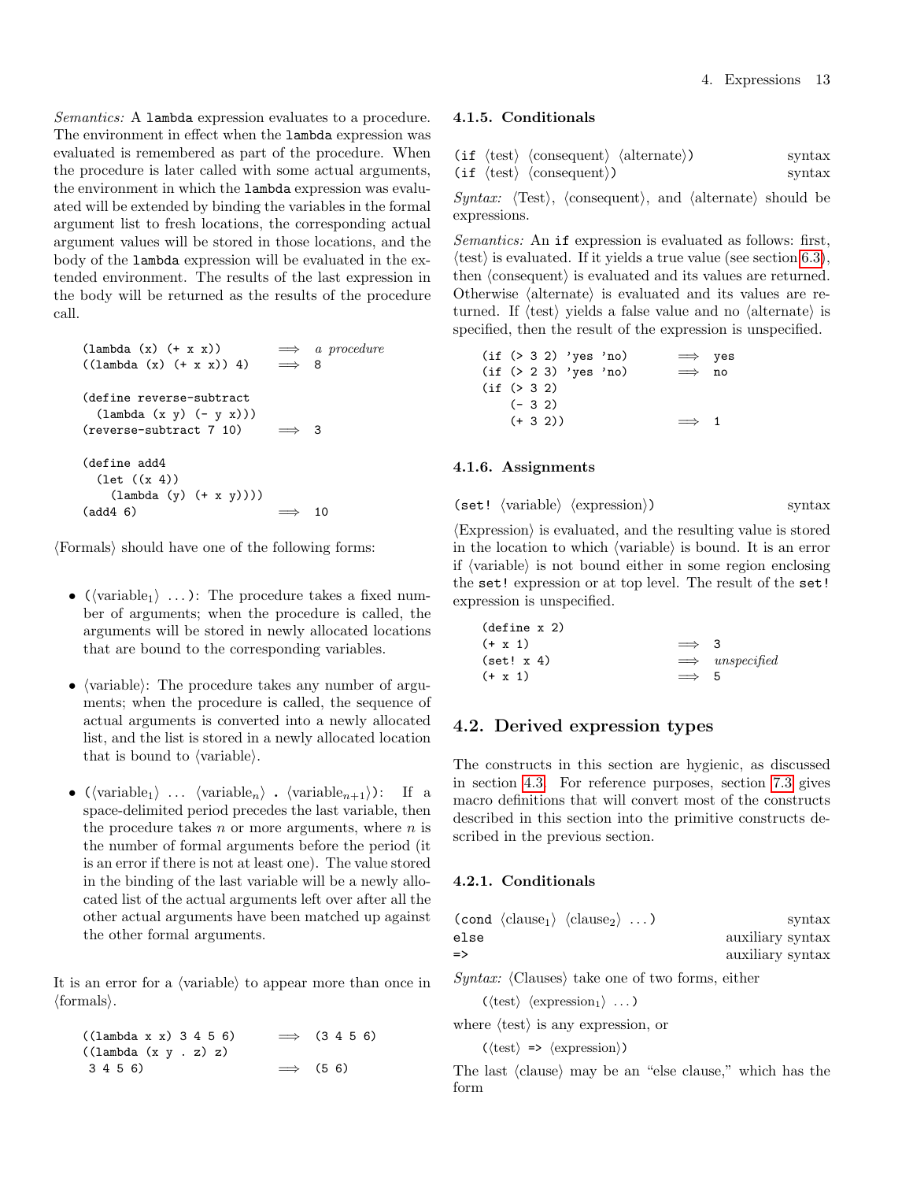*Semantics:* A `lambda` expression evaluates to a procedure. The environment in effect when the `lambda` expression was evaluated is remembered as part of the procedure. When the procedure is later called with some actual arguments, the environment in which the `lambda` expression was evaluated will be extended by binding the variables in the formal argument list to fresh locations, the corresponding actual argument values will be stored in those locations, and the body of the `lambda` expression will be evaluated in the extended environment. The results of the last expression in the body will be returned as the results of the procedure call.

```
(lambda (x) (+ x x))         ⟹  a procedure
((lambda (x) (+ x x)) 4)     ⟹  8

(define reverse-subtract
  (lambda (x y) (- y x)))
(reverse-subtract 7 10)      ⟹  3

(define add4
  (let ((x 4))
    (lambda (y) (+ x y))))
(add4 6)                     ⟹  10
```

⟨Formals⟩ should have one of the following forms:

- (⟨variable$_1$⟩ ...): The procedure takes a fixed number of arguments; when the procedure is called, the arguments will be stored in newly allocated locations that are bound to the corresponding variables.
- ⟨variable⟩: The procedure takes any number of arguments; when the procedure is called, the sequence of actual arguments is converted into a newly allocated list, and the list is stored in a newly allocated location that is bound to ⟨variable⟩.
- (⟨variable$_1$⟩ ... ⟨variable$_n$⟩ **.** ⟨variable$_{n+1}$⟩): If a space-delimited period precedes the last variable, then the procedure takes $n$ or more arguments, where $n$ is the number of formal arguments before the period (it is an error if there is not at least one). The value stored in the binding of the last variable will be a newly allocated list of the actual arguments left over after all the other actual arguments have been matched up against the other formal arguments.

It is an error for a ⟨variable⟩ to appear more than once in ⟨formals⟩.

```
((lambda x x) 3 4 5 6)       ⟹  (3 4 5 6)
((lambda (x y . z) z)
 3 4 5 6)                    ⟹  (5 6)
```

#### 4.1.5. Conditionals

(if ⟨test⟩ ⟨consequent⟩ ⟨alternate⟩) — syntax
(if ⟨test⟩ ⟨consequent⟩) — syntax

*Syntax:* ⟨Test⟩, ⟨consequent⟩, and ⟨alternate⟩ should be expressions.

*Semantics:* An `if` expression is evaluated as follows: first, ⟨test⟩ is evaluated. If it yields a true value (see section 6.3), then ⟨consequent⟩ is evaluated and its values are returned. Otherwise ⟨alternate⟩ is evaluated and its values are returned. If ⟨test⟩ yields a false value and no ⟨alternate⟩ is specified, then the result of the expression is unspecified.

```
(if (> 3 2) 'yes 'no)        ⟹  yes
(if (> 2 3) 'yes 'no)        ⟹  no
(if (> 3 2)
    (- 3 2)
    (+ 3 2))                 ⟹  1
```

#### 4.1.6. Assignments

(set! ⟨variable⟩ ⟨expression⟩) — syntax

⟨Expression⟩ is evaluated, and the resulting value is stored in the location to which ⟨variable⟩ is bound. It is an error if ⟨variable⟩ is not bound either in some region enclosing the `set!` expression or at top level. The result of the `set!` expression is unspecified.

```
(define x 2)
(+ x 1)                      ⟹  3
(set! x 4)                   ⟹  unspecified
(+ x 1)                      ⟹  5
```

### 4.2. Derived expression types

The constructs in this section are hygienic, as discussed in section 4.3. For reference purposes, section 7.3 gives macro definitions that will convert most of the constructs described in this section into the primitive constructs described in the previous section.

#### 4.2.1. Conditionals

(cond ⟨clause$_1$⟩ ⟨clause$_2$⟩ ...) — syntax
else — auxiliary syntax
=> — auxiliary syntax

*Syntax:* ⟨Clauses⟩ take one of two forms, either

(⟨test⟩ ⟨expression$_1$⟩ ...)

where ⟨test⟩ is any expression, or

(⟨test⟩ => ⟨expression⟩)

The last ⟨clause⟩ may be an "else clause," which has the form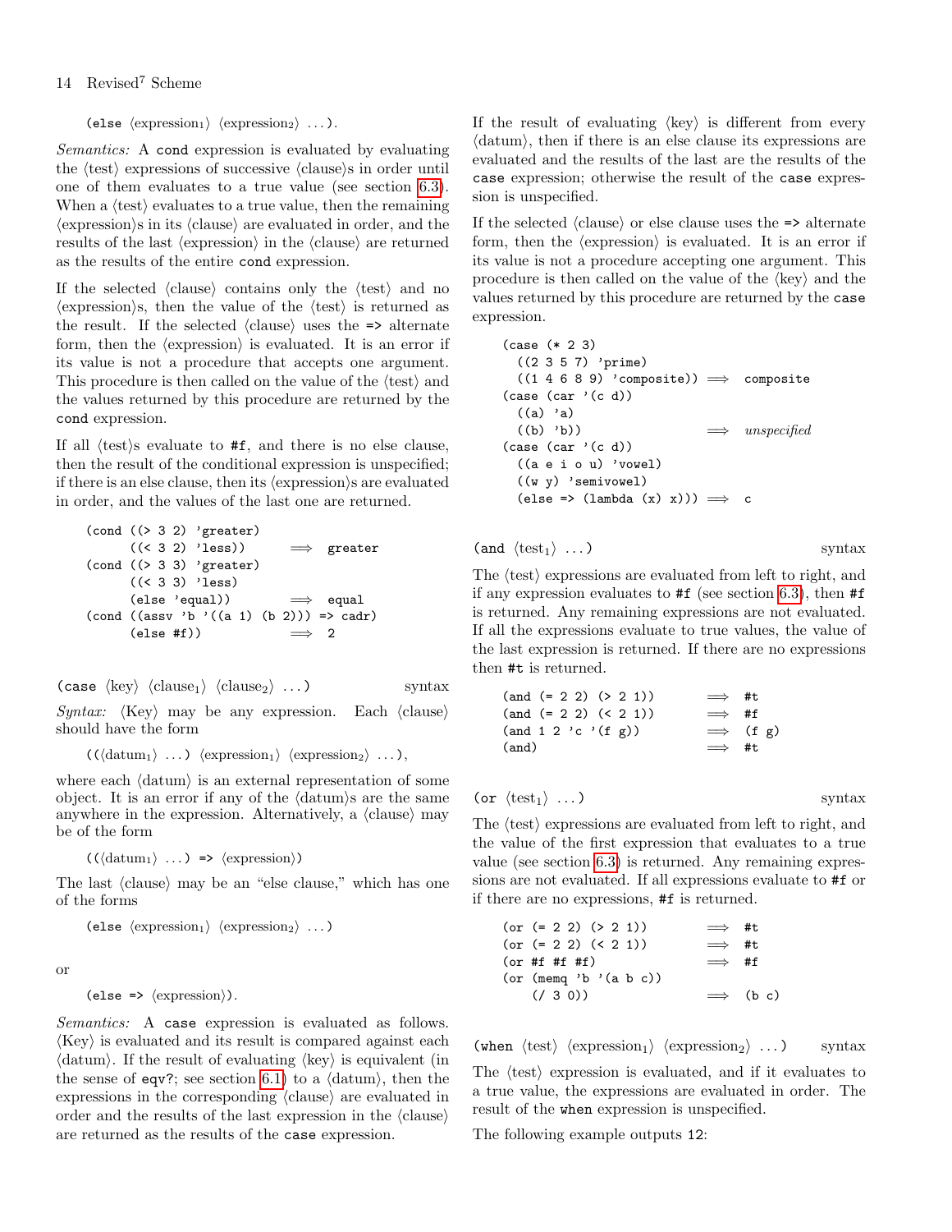(else ⟨expression$_1$⟩ ⟨expression$_2$⟩ ...).

*Semantics:* A `cond` expression is evaluated by evaluating the ⟨test⟩ expressions of successive ⟨clause⟩s in order until one of them evaluates to a true value (see section 6.3). When a ⟨test⟩ evaluates to a true value, then the remaining ⟨expression⟩s in its ⟨clause⟩ are evaluated in order, and the results of the last ⟨expression⟩ in the ⟨clause⟩ are returned as the results of the entire `cond` expression.

If the selected ⟨clause⟩ contains only the ⟨test⟩ and no ⟨expression⟩s, then the value of the ⟨test⟩ is returned as the result. If the selected ⟨clause⟩ uses the `=>` alternate form, then the ⟨expression⟩ is evaluated. It is an error if its value is not a procedure that accepts one argument. This procedure is then called on the value of the ⟨test⟩ and the values returned by this procedure are returned by the `cond` expression.

If all ⟨test⟩s evaluate to `#f`, and there is no else clause, then the result of the conditional expression is unspecified; if there is an else clause, then its ⟨expression⟩s are evaluated in order, and the values of the last one are returned.

```
(cond ((> 3 2) 'greater)
      ((< 3 2) 'less))         ⟹  greater
(cond ((> 3 3) 'greater)
      ((< 3 3) 'less)
      (else 'equal))           ⟹  equal
(cond ((assv 'b '((a 1) (b 2))) => cadr)
      (else #f))               ⟹  2
```

(case ⟨key⟩ ⟨clause$_1$⟩ ⟨clause$_2$⟩ ...) &nbsp;&nbsp;&nbsp; syntax

*Syntax:* ⟨Key⟩ may be any expression. Each ⟨clause⟩ should have the form

((⟨datum$_1$⟩ ...) ⟨expression$_1$⟩ ⟨expression$_2$⟩ ...),

where each ⟨datum⟩ is an external representation of some object. It is an error if any of the ⟨datum⟩s are the same anywhere in the expression. Alternatively, a ⟨clause⟩ may be of the form

((⟨datum$_1$⟩ ...) => ⟨expression⟩)

The last ⟨clause⟩ may be an "else clause," which has one of the forms

(else ⟨expression$_1$⟩ ⟨expression$_2$⟩ ...)

or

(else => ⟨expression⟩).

*Semantics:* A `case` expression is evaluated as follows. ⟨Key⟩ is evaluated and its result is compared against each ⟨datum⟩. If the result of evaluating ⟨key⟩ is equivalent (in the sense of `eqv?`; see section 6.1) to a ⟨datum⟩, then the expressions in the corresponding ⟨clause⟩ are evaluated in order and the results of the last expression in the ⟨clause⟩ are returned as the results of the `case` expression.

If the result of evaluating ⟨key⟩ is different from every ⟨datum⟩, then if there is an else clause its expressions are evaluated and the results of the last are the results of the `case` expression; otherwise the result of the `case` expression is unspecified.

If the selected ⟨clause⟩ or else clause uses the `=>` alternate form, then the ⟨expression⟩ is evaluated. It is an error if its value is not a procedure accepting one argument. This procedure is then called on the value of the ⟨key⟩ and the values returned by this procedure are returned by the `case` expression.

```
(case (* 2 3)
  ((2 3 5 7) 'prime)
  ((1 4 6 8 9) 'composite))  ⟹  composite
(case (car '(c d))
  ((a) 'a)
  ((b) 'b))                  ⟹  unspecified
(case (car '(c d))
  ((a e i o u) 'vowel)
  ((w y) 'semivowel)
  (else => (lambda (x) x)))  ⟹  c
```

(and ⟨test$_1$⟩ ...) &nbsp;&nbsp;&nbsp; syntax

The ⟨test⟩ expressions are evaluated from left to right, and if any expression evaluates to `#f` (see section 6.3), then `#f` is returned. Any remaining expressions are not evaluated. If all the expressions evaluate to true values, the value of the last expression is returned. If there are no expressions then `#t` is returned.

```
(and (= 2 2) (> 2 1))      ⟹  #t
(and (= 2 2) (< 2 1))      ⟹  #f
(and 1 2 'c '(f g))        ⟹  (f g)
(and)                      ⟹  #t
```

(or ⟨test$_1$⟩ ...) &nbsp;&nbsp;&nbsp; syntax

The ⟨test⟩ expressions are evaluated from left to right, and the value of the first expression that evaluates to a true value (see section 6.3) is returned. Any remaining expressions are not evaluated. If all expressions evaluate to `#f` or if there are no expressions, `#f` is returned.

```
(or (= 2 2) (> 2 1))       ⟹  #t
(or (= 2 2) (< 2 1))       ⟹  #t
(or #f #f #f)              ⟹  #f
(or (memq 'b '(a b c))
    (/ 3 0))               ⟹  (b c)
```

(when ⟨test⟩ ⟨expression$_1$⟩ ⟨expression$_2$⟩ ...) &nbsp;&nbsp;&nbsp; syntax

The ⟨test⟩ expression is evaluated, and if it evaluates to a true value, the expressions are evaluated in order. The result of the `when` expression is unspecified.

The following example outputs 12: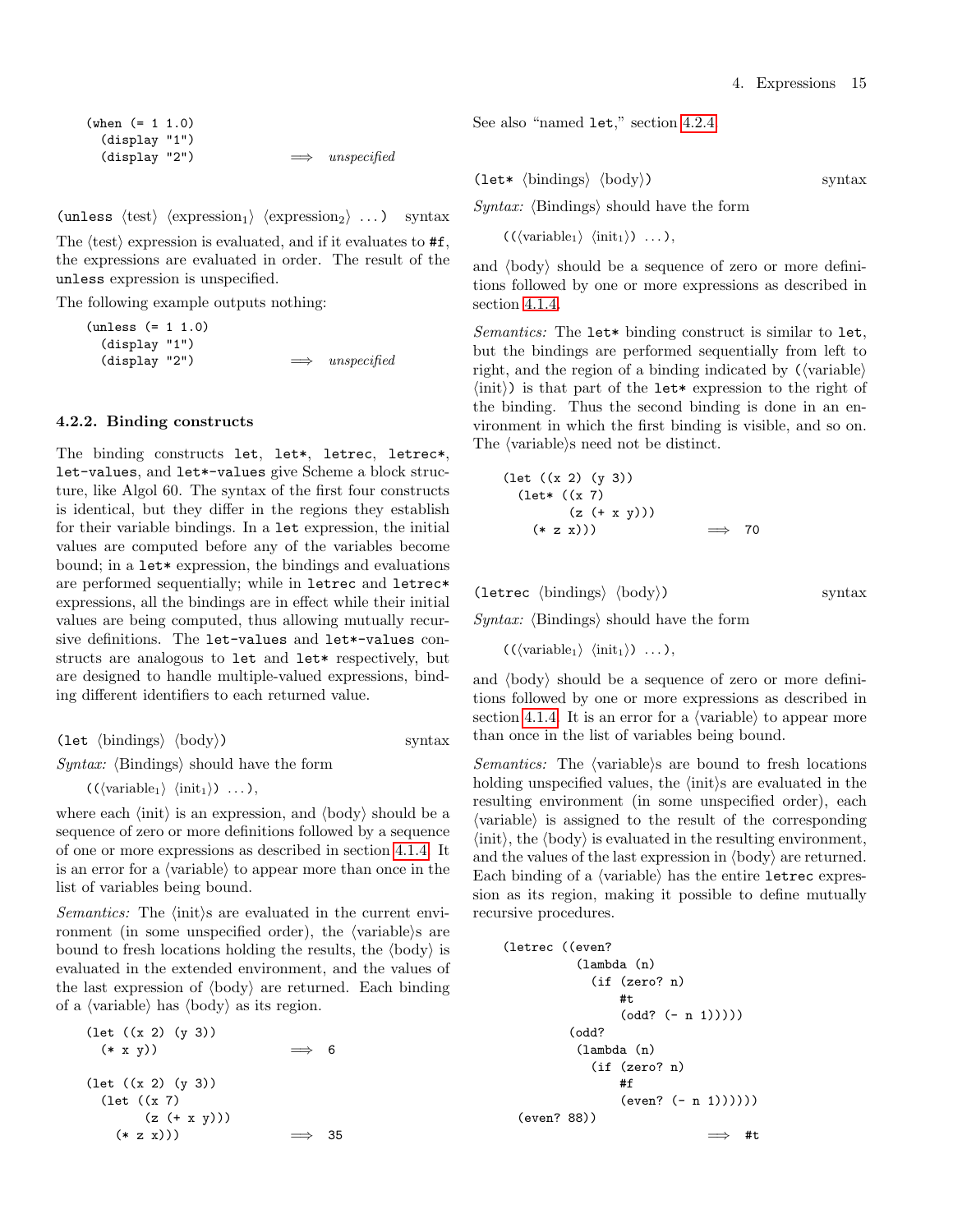```
(when (= 1 1.0)
  (display "1")
  (display "2"))              ⟹  unspecified
```

(unless ⟨test⟩ ⟨expression$_1$⟩ ⟨expression$_2$⟩ ...)  syntax

The ⟨test⟩ expression is evaluated, and if it evaluates to `#f`, the expressions are evaluated in order. The result of the `unless` expression is unspecified.

The following example outputs nothing:

```
(unless (= 1 1.0)
  (display "1")
  (display "2"))              ⟹  unspecified
```

### 4.2.2. Binding constructs

The binding constructs `let`, `let*`, `letrec`, `letrec*`, `let-values`, and `let*-values` give Scheme a block structure, like Algol 60. The syntax of the first four constructs is identical, but they differ in the regions they establish for their variable bindings. In a `let` expression, the initial values are computed before any of the variables become bound; in a `let*` expression, the bindings and evaluations are performed sequentially; while in `letrec` and `letrec*` expressions, all the bindings are in effect while their initial values are being computed, thus allowing mutually recursive definitions. The `let-values` and `let*-values` constructs are analogous to `let` and `let*` respectively, but are designed to handle multiple-valued expressions, binding different identifiers to each returned value.

(let ⟨bindings⟩ ⟨body⟩)  syntax

*Syntax:* ⟨Bindings⟩ should have the form

((⟨variable$_1$⟩ ⟨init$_1$⟩) ...),

where each ⟨init⟩ is an expression, and ⟨body⟩ should be a sequence of zero or more definitions followed by a sequence of one or more expressions as described in section 4.1.4. It is an error for a ⟨variable⟩ to appear more than once in the list of variables being bound.

*Semantics:* The ⟨init⟩s are evaluated in the current environment (in some unspecified order), the ⟨variable⟩s are bound to fresh locations holding the results, the ⟨body⟩ is evaluated in the extended environment, and the values of the last expression of ⟨body⟩ are returned. Each binding of a ⟨variable⟩ has ⟨body⟩ as its region.

```
(let ((x 2) (y 3))
  (* x y))                    ⟹  6

(let ((x 2) (y 3))
  (let ((x 7)
        (z (+ x y)))
    (* z x)))                 ⟹  35
```

See also "named `let`," section 4.2.4.

(let* ⟨bindings⟩ ⟨body⟩)  syntax

*Syntax:* ⟨Bindings⟩ should have the form

((⟨variable$_1$⟩ ⟨init$_1$⟩) ...),

and ⟨body⟩ should be a sequence of zero or more definitions followed by one or more expressions as described in section 4.1.4.

*Semantics:* The `let*` binding construct is similar to `let`, but the bindings are performed sequentially from left to right, and the region of a binding indicated by (⟨variable⟩ ⟨init⟩) is that part of the `let*` expression to the right of the binding. Thus the second binding is done in an environment in which the first binding is visible, and so on. The ⟨variable⟩s need not be distinct.

```
(let ((x 2) (y 3))
  (let* ((x 7)
         (z (+ x y)))
    (* z x)))                 ⟹  70
```

(letrec ⟨bindings⟩ ⟨body⟩)  syntax

*Syntax:* ⟨Bindings⟩ should have the form

((⟨variable$_1$⟩ ⟨init$_1$⟩) ...),

and ⟨body⟩ should be a sequence of zero or more definitions followed by one or more expressions as described in section 4.1.4. It is an error for a ⟨variable⟩ to appear more than once in the list of variables being bound.

*Semantics:* The ⟨variable⟩s are bound to fresh locations holding unspecified values, the ⟨init⟩s are evaluated in the resulting environment (in some unspecified order), each ⟨variable⟩ is assigned to the result of the corresponding ⟨init⟩, the ⟨body⟩ is evaluated in the resulting environment, and the values of the last expression in ⟨body⟩ are returned. Each binding of a ⟨variable⟩ has the entire `letrec` expression as its region, making it possible to define mutually recursive procedures.

```
(letrec ((even?
          (lambda (n)
            (if (zero? n)
                #t
                (odd? (- n 1)))))
         (odd?
          (lambda (n)
            (if (zero? n)
                #f
                (even? (- n 1))))))
  (even? 88))
                              ⟹  #t
```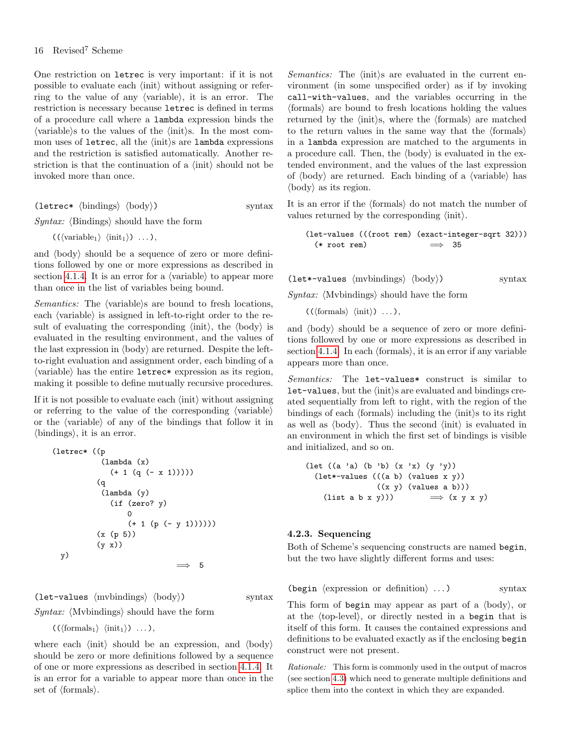One restriction on `letrec` is very important: if it is not possible to evaluate each ⟨init⟩ without assigning or referring to the value of any ⟨variable⟩, it is an error. The restriction is necessary because `letrec` is defined in terms of a procedure call where a `lambda` expression binds the ⟨variable⟩s to the values of the ⟨init⟩s. In the most common uses of `letrec`, all the ⟨init⟩s are `lambda` expressions and the restriction is satisfied automatically. Another restriction is that the continuation of an ⟨init⟩ should not be invoked more than once.

(`letrec*` ⟨bindings⟩ ⟨body⟩)  syntax

*Syntax:* ⟨Bindings⟩ should have the form

((⟨variable$_1$⟩ ⟨init$_1$⟩) ...),

and ⟨body⟩ should be a sequence of zero or more definitions followed by one or more expressions as described in section 4.1.4. It is an error for a ⟨variable⟩ to appear more than once in the list of variables being bound.

*Semantics:* The ⟨variable⟩s are bound to fresh locations, each ⟨variable⟩ is assigned in left-to-right order to the result of evaluating the corresponding ⟨init⟩, the ⟨body⟩ is evaluated in the resulting environment, and the values of the last expression in ⟨body⟩ are returned. Despite the left-to-right evaluation and assignment order, each binding of a ⟨variable⟩ has the entire `letrec*` expression as its region, making it possible to define mutually recursive procedures.

If it is not possible to evaluate each ⟨init⟩ without assigning or referring to the value of the corresponding ⟨variable⟩ or the ⟨variable⟩ of any of the bindings that follow it in ⟨bindings⟩, it is an error.

```
(letrec* ((p
           (lambda (x)
             (+ 1 (q (- x 1)))))
          (q
           (lambda (y)
             (if (zero? y)
                 0
                 (+ 1 (p (- y 1))))))
          (x (p 5))
          (y x))
  y)
                                    ⟹  5
```

(`let-values` ⟨mvbindings⟩ ⟨body⟩)  syntax

*Syntax:* ⟨Mvbindings⟩ should have the form

((⟨formals$_1$⟩ ⟨init$_1$⟩) ...),

where each ⟨init⟩ should be an expression, and ⟨body⟩ should be zero or more definitions followed by a sequence of one or more expressions as described in section 4.1.4. It is an error for a variable to appear more than once in the set of ⟨formals⟩.

*Semantics:* The ⟨init⟩s are evaluated in the current environment (in some unspecified order) as if by invoking `call-with-values`, and the variables occurring in the ⟨formals⟩ are bound to fresh locations holding the values returned by the ⟨init⟩s, where the ⟨formals⟩ are matched to the return values in the same way that the ⟨formals⟩ in a `lambda` expression are matched to the arguments in a procedure call. Then, the ⟨body⟩ is evaluated in the extended environment, and the values of the last expression of ⟨body⟩ are returned. Each binding of a ⟨variable⟩ has ⟨body⟩ as its region.

It is an error if the ⟨formals⟩ do not match the number of values returned by the corresponding ⟨init⟩.

```
(let-values (((root rem) (exact-integer-sqrt 32)))
  (* root rem))                ⟹  35
```

(`let*-values` ⟨mvbindings⟩ ⟨body⟩)  syntax

*Syntax:* ⟨Mvbindings⟩ should have the form

((⟨formals⟩ ⟨init⟩) ...),

and ⟨body⟩ should be a sequence of zero or more definitions followed by one or more expressions as described in section 4.1.4. In each ⟨formals⟩, it is an error if any variable appears more than once.

*Semantics:* The `let-values*` construct is similar to `let-values`, but the ⟨init⟩s are evaluated and bindings created sequentially from left to right, with the region of the bindings of each ⟨formals⟩ including the ⟨init⟩s to its right as well as ⟨body⟩. Thus the second ⟨init⟩ is evaluated in an environment in which the first set of bindings is visible and initialized, and so on.

```
(let ((a 'a) (b 'b) (x 'x) (y 'y))
  (let*-values (((a b) (values x y))
                ((x y) (values a b)))
    (list a b x y)))         ⟹ (x y x y)
```

#### 4.2.3. Sequencing

Both of Scheme's sequencing constructs are named `begin`, but the two have slightly different forms and uses:

(`begin` ⟨expression or definition⟩ ...)  syntax

This form of `begin` may appear as part of a ⟨body⟩, or at the ⟨top-level⟩, or directly nested in a `begin` that is itself of this form. It causes the contained expressions and definitions to be evaluated exactly as if the enclosing `begin` construct were not present.

*Rationale:* This form is commonly used in the output of macros (see section 4.3) which need to generate multiple definitions and splice them into the context in which they are expanded.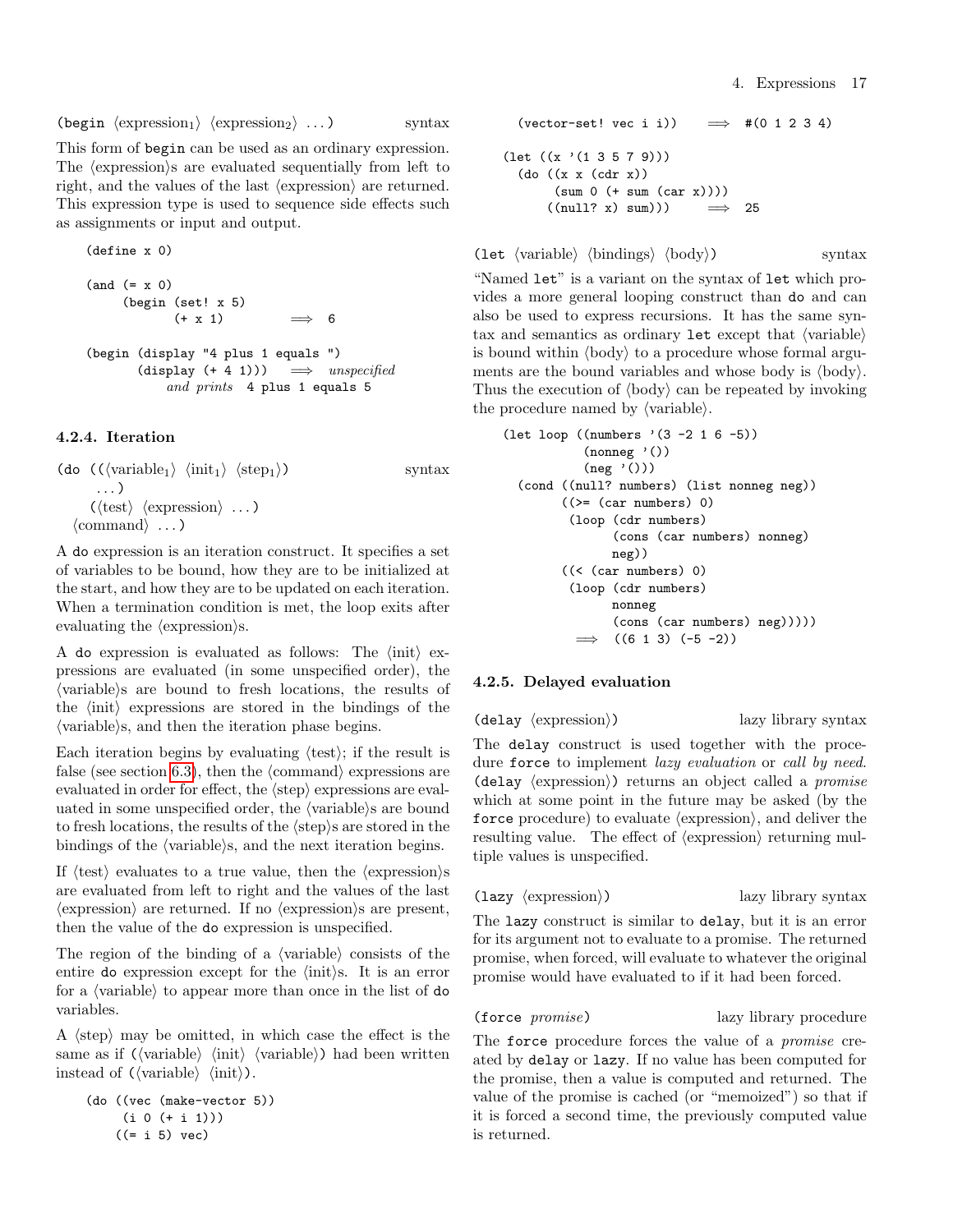(begin ⟨expression₁⟩ ⟨expression₂⟩ ...) syntax

This form of `begin` can be used as an ordinary expression. The ⟨expression⟩s are evaluated sequentially from left to right, and the values of the last ⟨expression⟩ are returned. This expression type is used to sequence side effects such as assignments or input and output.

```
(define x 0)

(and (= x 0)
     (begin (set! x 5)
            (+ x 1)          ⟹  6

(begin (display "4 plus 1 equals ")
       (display (+ 4 1)))  ⟹  unspecified
           and prints  4 plus 1 equals 5
```

### 4.2.4. Iteration

```
(do ((⟨variable1⟩ ⟨init1⟩ ⟨step1⟩)          syntax
     ...)
    (⟨test⟩ ⟨expression⟩ ...)
  ⟨command⟩ ...)
```

A `do` expression is an iteration construct. It specifies a set of variables to be bound, how they are to be initialized at the start, and how they are to be updated on each iteration. When a termination condition is met, the loop exits after evaluating the ⟨expression⟩s.

A `do` expression is evaluated as follows: The ⟨init⟩ expressions are evaluated (in some unspecified order), the ⟨variable⟩s are bound to fresh locations, the results of the ⟨init⟩ expressions are stored in the bindings of the ⟨variable⟩s, and then the iteration phase begins.

Each iteration begins by evaluating ⟨test⟩; if the result is false (see section 6.3), then the ⟨command⟩ expressions are evaluated in order for effect, the ⟨step⟩ expressions are evaluated in some unspecified order, the ⟨variable⟩s are bound to fresh locations, the results of the ⟨step⟩s are stored in the bindings of the ⟨variable⟩s, and the next iteration begins.

If ⟨test⟩ evaluates to a true value, then the ⟨expression⟩s are evaluated from left to right and the values of the last ⟨expression⟩ are returned. If no ⟨expression⟩s are present, then the value of the `do` expression is unspecified.

The region of the binding of a ⟨variable⟩ consists of the entire `do` expression except for the ⟨init⟩s. It is an error for a ⟨variable⟩ to appear more than once in the list of `do` variables.

A ⟨step⟩ may be omitted, in which case the effect is the same as if `(⟨variable⟩ ⟨init⟩ ⟨variable⟩)` had been written instead of `(⟨variable⟩ ⟨init⟩)`.

```
(do ((vec (make-vector 5))
     (i 0 (+ i 1)))
    ((= i 5) vec)
  (vector-set! vec i i))    ⟹  #(0 1 2 3 4)

(let ((x '(1 3 5 7 9)))
  (do ((x x (cdr x))
       (sum 0 (+ sum (car x))))
      ((null? x) sum)))     ⟹  25
```

(let ⟨variable⟩ ⟨bindings⟩ ⟨body⟩) syntax

"Named `let`" is a variant on the syntax of `let` which provides a more general looping construct than `do` and can also be used to express recursions. It has the same syntax and semantics as ordinary `let` except that ⟨variable⟩ is bound within ⟨body⟩ to a procedure whose formal arguments are the bound variables and whose body is ⟨body⟩. Thus the execution of ⟨body⟩ can be repeated by invoking the procedure named by ⟨variable⟩.

```
(let loop ((numbers '(3 -2 1 6 -5))
           (nonneg '())
           (neg '()))
  (cond ((null? numbers) (list nonneg neg))
        ((>= (car numbers) 0)
         (loop (cdr numbers)
               (cons (car numbers) nonneg)
               neg))
        ((< (car numbers) 0)
         (loop (cdr numbers)
               nonneg
               (cons (car numbers) neg)))))
      ⟹  ((6 1 3) (-5 -2))
```

### 4.2.5. Delayed evaluation

(delay ⟨expression⟩) lazy library syntax

The `delay` construct is used together with the procedure `force` to implement *lazy evaluation* or *call by need*. `(delay ⟨expression⟩)` returns an object called a *promise* which at some point in the future may be asked (by the `force` procedure) to evaluate ⟨expression⟩, and deliver the resulting value. The effect of ⟨expression⟩ returning multiple values is unspecified.

(lazy ⟨expression⟩) lazy library syntax

The `lazy` construct is similar to `delay`, but it is an error for its argument not to evaluate to a promise. The returned promise, when forced, will evaluate to whatever the original promise would have evaluated to if it had been forced.

(force *promise*) lazy library procedure

The `force` procedure forces the value of a *promise* created by `delay` or `lazy`. If no value has been computed for the promise, then a value is computed and returned. The value of the promise is cached (or "memoized") so that if it is forced a second time, the previously computed value is returned.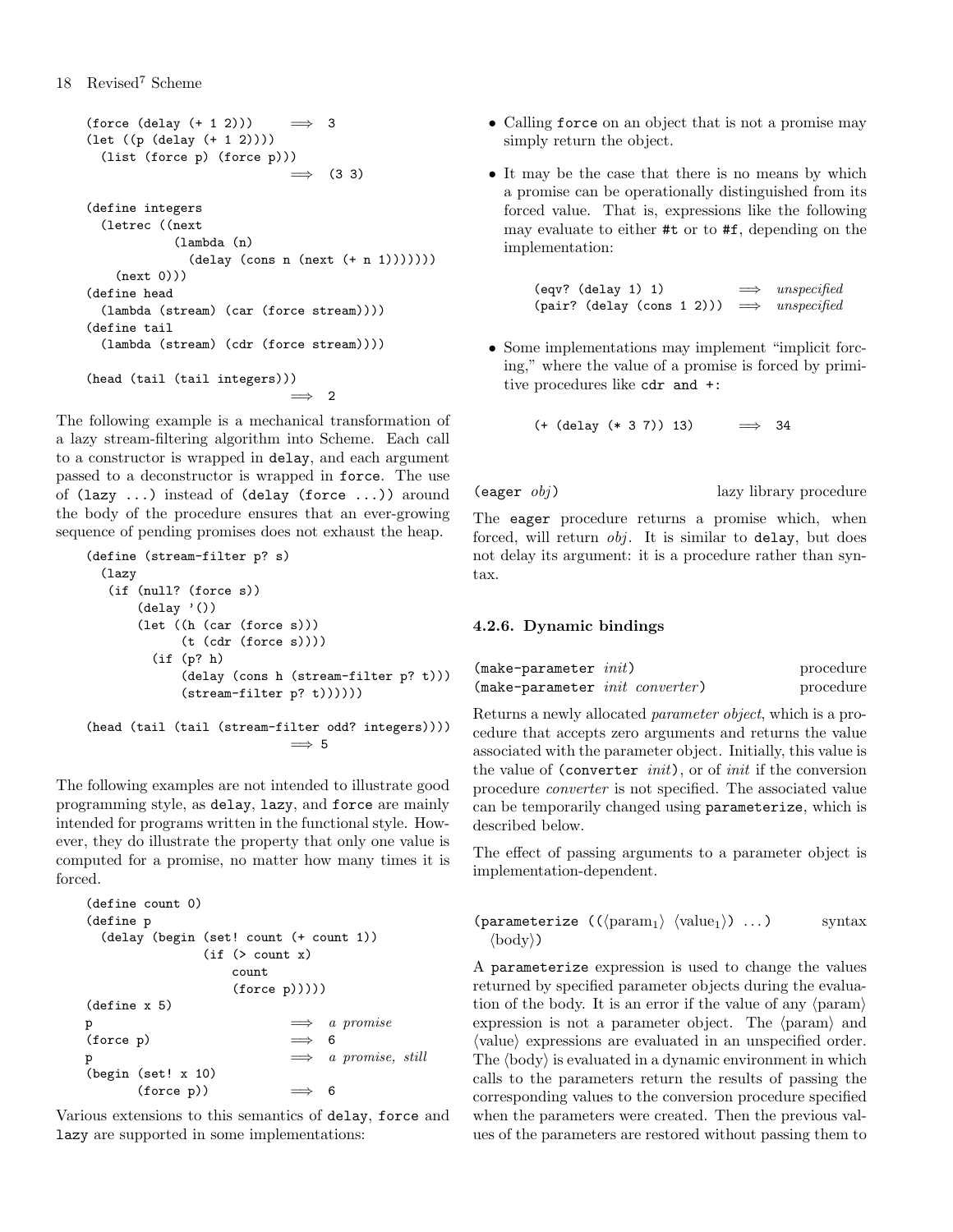```
(force (delay (+ 1 2)))     ⟹  3
(let ((p (delay (+ 1 2))))
  (list (force p) (force p)))
                            ⟹  (3 3)

(define integers
  (letrec ((next
            (lambda (n)
              (delay (cons n (next (+ n 1)))))))
    (next 0)))
(define head
  (lambda (stream) (car (force stream))))
(define tail
  (lambda (stream) (cdr (force stream))))

(head (tail (tail integers)))
                            ⟹  2
```

The following example is a mechanical transformation of a lazy stream-filtering algorithm into Scheme. Each call to a constructor is wrapped in `delay`, and each argument passed to a deconstructor is wrapped in `force`. The use of `(lazy ...)` instead of `(delay (force ...))` around the body of the procedure ensures that an ever-growing sequence of pending promises does not exhaust the heap.

```
(define (stream-filter p? s)
  (lazy
   (if (null? (force s))
       (delay '())
       (let ((h (car (force s)))
             (t (cdr (force s))))
         (if (p? h)
             (delay (cons h (stream-filter p? t)))
             (stream-filter p? t))))))

(head (tail (tail (stream-filter odd? integers))))
                            ⟹ 5
```

The following examples are not intended to illustrate good programming style, as `delay`, `lazy`, and `force` are mainly intended for programs written in the functional style. However, they do illustrate the property that only one value is computed for a promise, no matter how many times it is forced.

```
(define count 0)
(define p
  (delay (begin (set! count (+ count 1))
                (if (> count x)
                    count
                    (force p)))))
(define x 5)
p                           ⟹  a promise
(force p)                   ⟹  6
p                           ⟹  a promise, still
(begin (set! x 10)
       (force p))           ⟹  6
```

Various extensions to this semantics of `delay`, `force` and `lazy` are supported in some implementations:

- Calling `force` on an object that is not a promise may simply return the object.
- It may be the case that there is no means by which a promise can be operationally distinguished from its forced value. That is, expressions like the following may evaluate to either `#t` or to `#f`, depending on the implementation:

  ```
  (eqv? (delay 1) 1)          ⟹  unspecified
  (pair? (delay (cons 1 2)))  ⟹  unspecified
  ```

- Some implementations may implement "implicit forcing," where the value of a promise is forced by primitive procedures like `cdr and +`:

  ```
  (+ (delay (* 3 7)) 13)      ⟹  34
  ```

`(eager` *obj*`)` — lazy library procedure

The `eager` procedure returns a promise which, when forced, will return *obj*. It is similar to `delay`, but does not delay its argument: it is a procedure rather than syntax.

#### 4.2.6. Dynamic bindings

`(make-parameter` *init*`)` — procedure
`(make-parameter` *init converter*`)` — procedure

Returns a newly allocated *parameter object*, which is a procedure that accepts zero arguments and returns the value associated with the parameter object. Initially, this value is the value of `(converter` *init*`)`, or of *init* if the conversion procedure *converter* is not specified. The associated value can be temporarily changed using `parameterize`, which is described below.

The effect of passing arguments to a parameter object is implementation-dependent.

`(parameterize ((`⟨param$_1$⟩ ⟨value$_1$⟩`) ...)` ⟨body⟩`)` — syntax

A `parameterize` expression is used to change the values returned by specified parameter objects during the evaluation of the body. It is an error if the value of any ⟨param⟩ expression is not a parameter object. The ⟨param⟩ and ⟨value⟩ expressions are evaluated in an unspecified order. The ⟨body⟩ is evaluated in a dynamic environment in which calls to the parameters return the results of passing the corresponding values to the conversion procedure specified when the parameters were created. Then the previous values of the parameters are restored without passing them to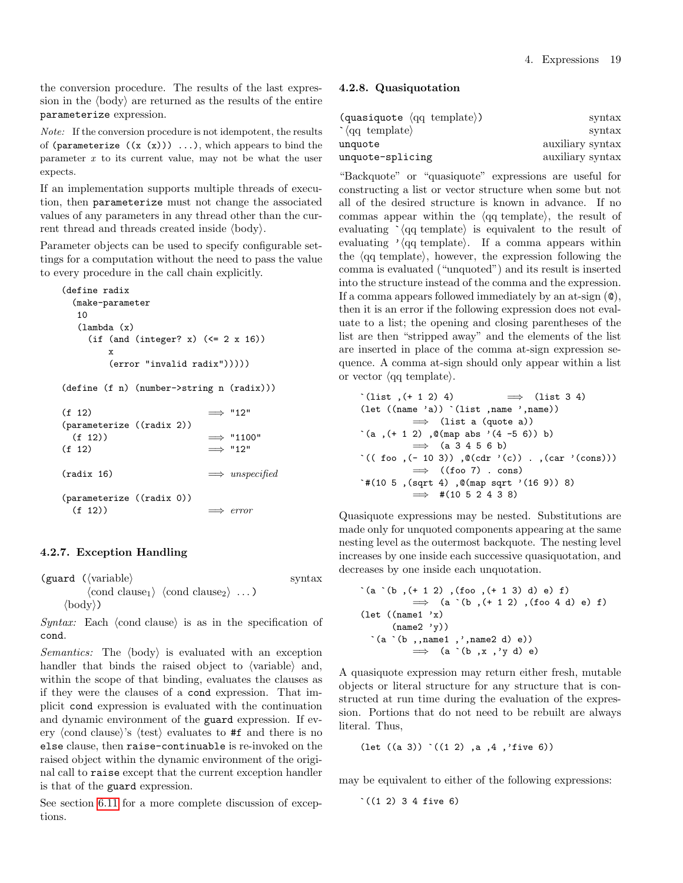the conversion procedure. The results of the last expression in the ⟨body⟩ are returned as the results of the entire `parameterize` expression.

*Note:* If the conversion procedure is not idempotent, the results of `(parameterize ((x (x))) ...)`, which appears to bind the parameter *x* to its current value, may not be what the user expects.

If an implementation supports multiple threads of execution, then `parameterize` must not change the associated values of any parameters in any thread other than the current thread and threads created inside ⟨body⟩.

Parameter objects can be used to specify configurable settings for a computation without the need to pass the value to every procedure in the call chain explicitly.

```
(define radix
  (make-parameter
   10
   (lambda (x)
     (if (and (integer? x) (<= 2 x 16))
         x
         (error "invalid radix")))))

(define (f n) (number->string n (radix)))

(f 12)                      ⟹ "12"
(parameterize ((radix 2))
  (f 12))                   ⟹ "1100"
(f 12)                      ⟹ "12"

(radix 16)                  ⟹ unspecified

(parameterize ((radix 0))
  (f 12))                   ⟹ error
```

### 4.2.7. Exception Handling

`(guard (`⟨variable⟩ ⟨cond clause$_1$⟩ ⟨cond clause$_2$⟩ ...`)` ⟨body⟩`)` — syntax

*Syntax:* Each ⟨cond clause⟩ is as in the specification of `cond`.

*Semantics:* The ⟨body⟩ is evaluated with an exception handler that binds the raised object to ⟨variable⟩ and, within the scope of that binding, evaluates the clauses as if they were the clauses of a `cond` expression. That implicit `cond` expression is evaluated with the continuation and dynamic environment of the `guard` expression. If every ⟨cond clause⟩'s ⟨test⟩ evaluates to `#f` and there is no `else` clause, then `raise-continuable` is re-invoked on the raised object within the dynamic environment of the original call to `raise` except that the current exception handler is that of the `guard` expression.

See section 6.11 for a more complete discussion of exceptions.

### 4.2.8. Quasiquotation

`(quasiquote` ⟨qq template⟩`)` — syntax
`` ` ``⟨qq template⟩ — syntax
`unquote` — auxiliary syntax
`unquote-splicing` — auxiliary syntax

"Backquote" or "quasiquote" expressions are useful for constructing a list or vector structure when some but not all of the desired structure is known in advance. If no commas appear within the ⟨qq template⟩, the result of evaluating `` ` ``⟨qq template⟩ is equivalent to the result of evaluating `'`⟨qq template⟩. If a comma appears within the ⟨qq template⟩, however, the expression following the comma is evaluated ("unquoted") and its result is inserted into the structure instead of the comma and the expression. If a comma appears followed immediately by an at-sign (`@`), then it is an error if the following expression does not evaluate to a list; the opening and closing parentheses of the list are then "stripped away" and the elements of the list are inserted in place of the comma at-sign expression sequence. A comma at-sign should only appear within a list or vector ⟨qq template⟩.

```
`(list ,(+ 1 2) 4)          ⟹  (list 3 4)
(let ((name 'a)) `(list ,name ',name))
          ⟹  (list a (quote a))
`(a ,(+ 1 2) ,@(map abs '(4 -5 6)) b)
          ⟹  (a 3 4 5 6 b)
`(( foo ,(- 10 3)) ,@(cdr '(c)) . ,(car '(cons)))
          ⟹  ((foo 7) . cons)
`#(10 5 ,(sqrt 4) ,@(map sqrt '(16 9)) 8)
          ⟹  #(10 5 2 4 3 8)
```

Quasiquote expressions may be nested. Substitutions are made only for unquoted components appearing at the same nesting level as the outermost backquote. The nesting level increases by one inside each successive quasiquotation, and decreases by one inside each unquotation.

```
`(a `(b ,(+ 1 2) ,(foo ,(+ 1 3) d) e) f)
          ⟹  (a `(b ,(+ 1 2) ,(foo 4 d) e) f)
(let ((name1 'x)
      (name2 'y))
  `(a `(b ,,name1 ,',name2 d) e))
          ⟹  (a `(b ,x ,'y d) e)
```

A quasiquote expression may return either fresh, mutable objects or literal structure for any structure that is constructed at run time during the evaluation of the expression. Portions that do not need to be rebuilt are always literal. Thus,

```
(let ((a 3)) `((1 2) ,a ,4 ,'five 6))
```

may be equivalent to either of the following expressions:

```
`((1 2) 3 4 five 6)
```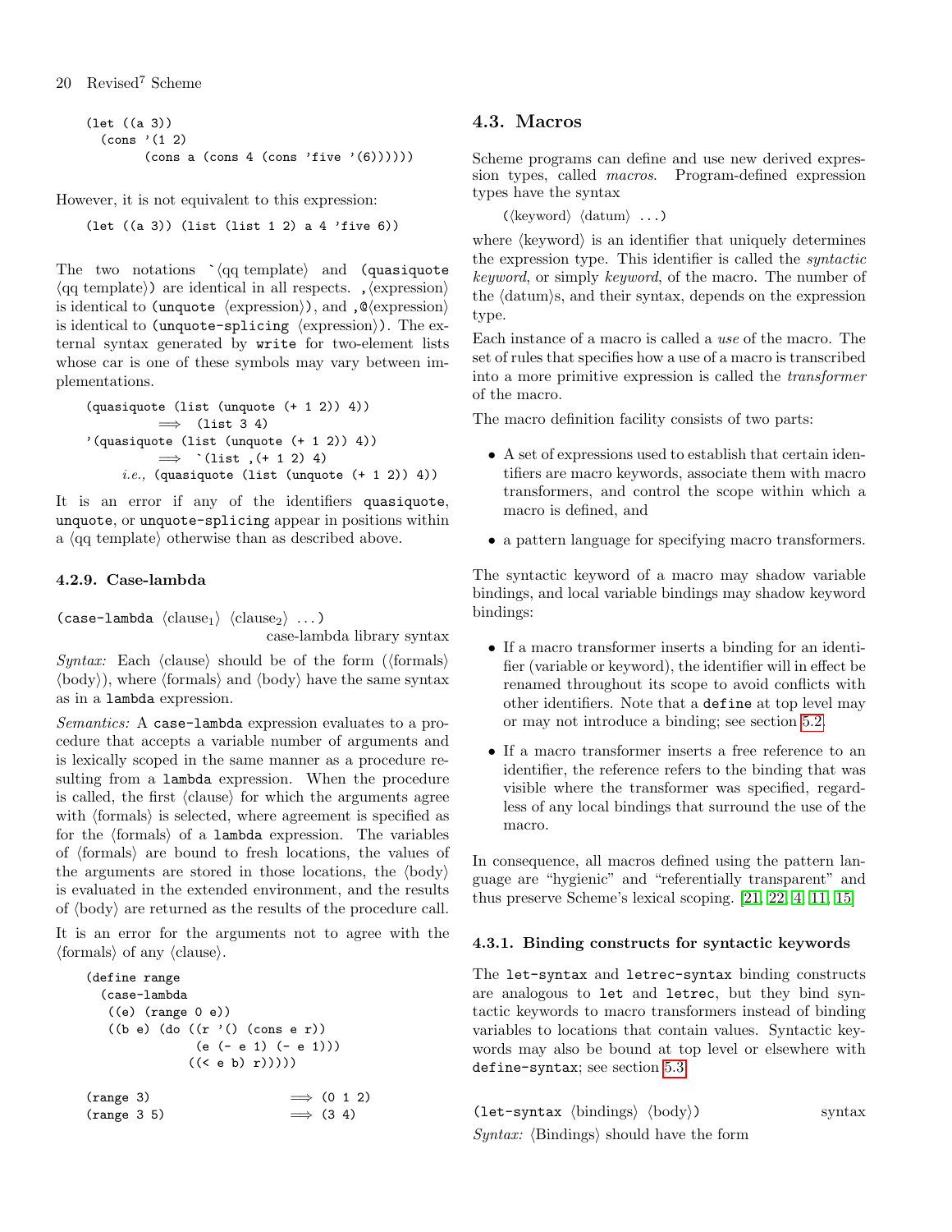```
(let ((a 3))
  (cons '(1 2)
        (cons a (cons 4 (cons 'five '(6))))))
```

However, it is not equivalent to this expression:

```
(let ((a 3)) (list (list 1 2) a 4 'five 6))
```

The two notations `` `⟨qq template⟩ `` and `(quasiquote ⟨qq template⟩)` are identical in all respects. `,⟨expression⟩` is identical to `(unquote ⟨expression⟩)`, and `,@⟨expression⟩` is identical to `(unquote-splicing ⟨expression⟩)`. The external syntax generated by `write` for two-element lists whose car is one of these symbols may vary between implementations.

```
(quasiquote (list (unquote (+ 1 2)) 4))
          ⟹  (list 3 4)
'(quasiquote (list (unquote (+ 1 2)) 4))
          ⟹  `(list ,(+ 1 2) 4)
      i.e., (quasiquote (list (unquote (+ 1 2)) 4))
```

It is an error if any of the identifiers `quasiquote`, `unquote`, or `unquote-splicing` appear in positions within a ⟨qq template⟩ otherwise than as described above.

#### 4.2.9. Case-lambda

`(case-lambda` ⟨clause$_1$⟩ ⟨clause$_2$⟩ ...`)` case-lambda library syntax

*Syntax:* Each ⟨clause⟩ should be of the form (⟨formals⟩ ⟨body⟩), where ⟨formals⟩ and ⟨body⟩ have the same syntax as in a `lambda` expression.

*Semantics:* A `case-lambda` expression evaluates to a procedure that accepts a variable number of arguments and is lexically scoped in the same manner as a procedure resulting from a `lambda` expression. When the procedure is called, the first ⟨clause⟩ for which the arguments agree with ⟨formals⟩ is selected, where agreement is specified as for the ⟨formals⟩ of a `lambda` expression. The variables of ⟨formals⟩ are bound to fresh locations, the values of the arguments are stored in those locations, the ⟨body⟩ is evaluated in the extended environment, and the results of ⟨body⟩ are returned as the results of the procedure call.

It is an error for the arguments not to agree with the ⟨formals⟩ of any ⟨clause⟩.

```
(define range
  (case-lambda
   ((e) (range 0 e))
   ((b e) (do ((r '() (cons e r))
               (e (- e 1) (- e 1)))
              ((< e b) r)))))

(range 3)                    ⟹ (0 1 2)
(range 3 5)                  ⟹ (3 4)
```

### 4.3. Macros

Scheme programs can define and use new derived expression types, called *macros*. Program-defined expression types have the syntax

(⟨keyword⟩ ⟨datum⟩ ...)

where ⟨keyword⟩ is an identifier that uniquely determines the expression type. This identifier is called the *syntactic keyword*, or simply *keyword*, of the macro. The number of the ⟨datum⟩s, and their syntax, depends on the expression type.

Each instance of a macro is called a *use* of the macro. The set of rules that specifies how a use of a macro is transcribed into a more primitive expression is called the *transformer* of the macro.

The macro definition facility consists of two parts:

- A set of expressions used to establish that certain identifiers are macro keywords, associate them with macro transformers, and control the scope within which a macro is defined, and
- a pattern language for specifying macro transformers.

The syntactic keyword of a macro may shadow variable bindings, and local variable bindings may shadow keyword bindings:

- If a macro transformer inserts a binding for an identifier (variable or keyword), the identifier will in effect be renamed throughout its scope to avoid conflicts with other identifiers. Note that a `define` at top level may or may not introduce a binding; see section 5.2.
- If a macro transformer inserts a free reference to an identifier, the reference refers to the binding that was visible where the transformer was specified, regardless of any local bindings that surround the use of the macro.

In consequence, all macros defined using the pattern language are "hygienic" and "referentially transparent" and thus preserve Scheme's lexical scoping. [21, 22, 4, 11, 15]

#### 4.3.1. Binding constructs for syntactic keywords

The `let-syntax` and `letrec-syntax` binding constructs are analogous to `let` and `letrec`, but they bind syntactic keywords to macro transformers instead of binding variables to locations that contain values. Syntactic keywords may also be bound at top level or elsewhere with `define-syntax`; see section 5.3.

`(let-syntax` ⟨bindings⟩ ⟨body⟩`)` syntax

*Syntax:* ⟨Bindings⟩ should have the form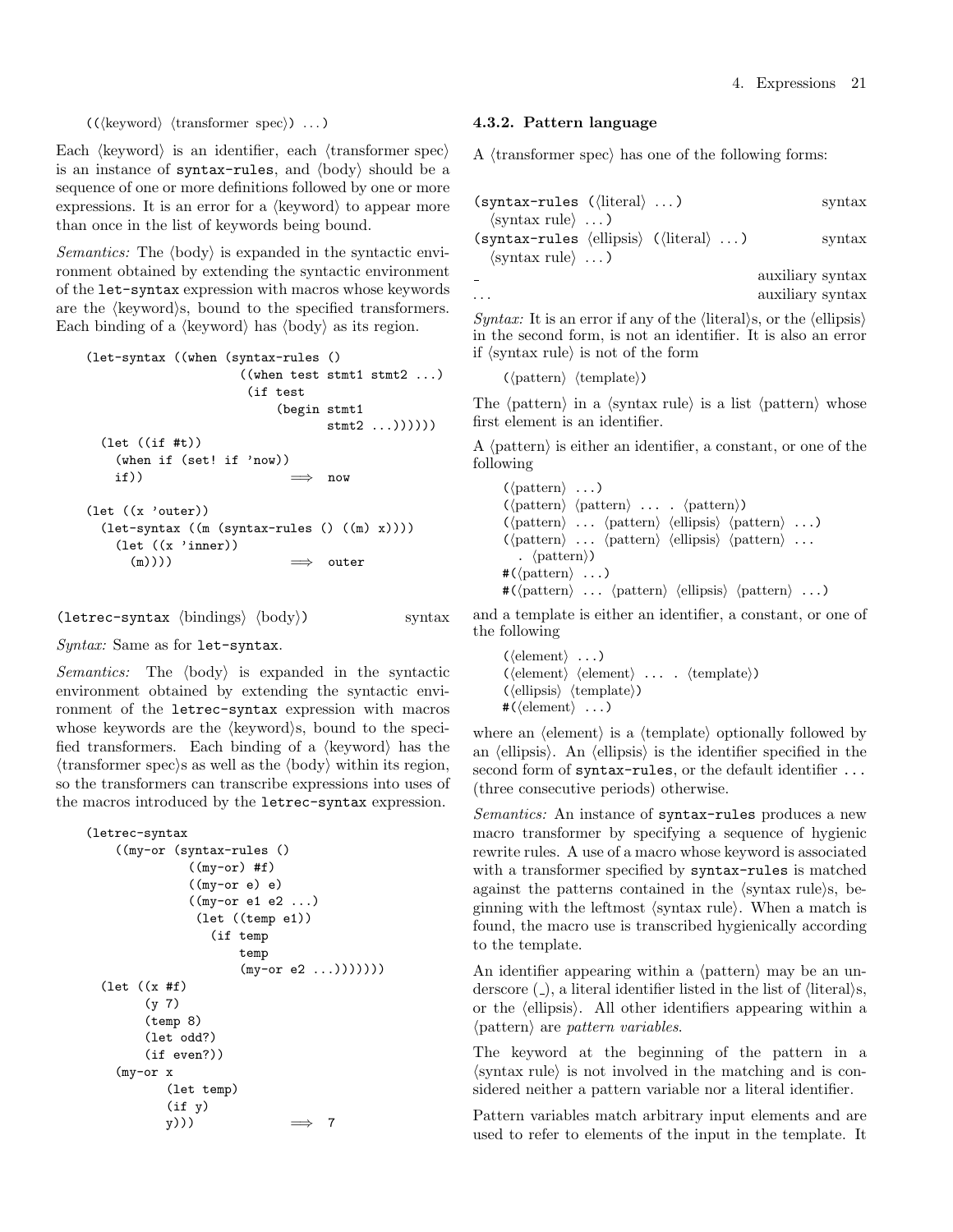((⟨keyword⟩ ⟨transformer spec⟩) ...)

Each ⟨keyword⟩ is an identifier, each ⟨transformer spec⟩ is an instance of `syntax-rules`, and ⟨body⟩ should be a sequence of one or more definitions followed by one or more expressions. It is an error for a ⟨keyword⟩ to appear more than once in the list of keywords being bound.

*Semantics:* The ⟨body⟩ is expanded in the syntactic environment obtained by extending the syntactic environment of the `let-syntax` expression with macros whose keywords are the ⟨keyword⟩s, bound to the specified transformers. Each binding of a ⟨keyword⟩ has ⟨body⟩ as its region.

```
(let-syntax ((when (syntax-rules ()
                     ((when test stmt1 stmt2 ...)
                      (if test
                          (begin stmt1
                                 stmt2 ...))))))
  (let ((if #t))
    (when if (set! if 'now))
    if))                    ⟹  now

(let ((x 'outer))
  (let-syntax ((m (syntax-rules () ((m) x))))
    (let ((x 'inner))
      (m))))                ⟹  outer
```

`(letrec-syntax ⟨bindings⟩ ⟨body⟩)` syntax

*Syntax:* Same as for `let-syntax`.

*Semantics:* The ⟨body⟩ is expanded in the syntactic environment obtained by extending the syntactic environment of the `letrec-syntax` expression with macros whose keywords are the ⟨keyword⟩s, bound to the specified transformers. Each binding of a ⟨keyword⟩ has the ⟨transformer spec⟩s as well as the ⟨body⟩ within its region, so the transformers can transcribe expressions into uses of the macros introduced by the `letrec-syntax` expression.

```
(letrec-syntax
    ((my-or (syntax-rules ()
              ((my-or) #f)
              ((my-or e) e)
              ((my-or e1 e2 ...)
               (let ((temp e1))
                 (if temp
                     temp
                     (my-or e2 ...)))))))
  (let ((x #f)
        (y 7)
        (temp 8)
        (let odd?)
        (if even?))
    (my-or x
           (let temp)
           (if y)
           y)))             ⟹  7
```

### 4.3.2. Pattern language

A ⟨transformer spec⟩ has one of the following forms:

`(syntax-rules (⟨literal⟩ ...)` syntax
  `⟨syntax rule⟩ ...)`
`(syntax-rules ⟨ellipsis⟩ (⟨literal⟩ ...)` syntax
  `⟨syntax rule⟩ ...)`
`_` auxiliary syntax
`...` auxiliary syntax

*Syntax:* It is an error if any of the ⟨literal⟩s, or the ⟨ellipsis⟩ in the second form, is not an identifier. It is also an error if ⟨syntax rule⟩ is not of the form

(⟨pattern⟩ ⟨template⟩)

The ⟨pattern⟩ in a ⟨syntax rule⟩ is a list ⟨pattern⟩ whose first element is an identifier.

A ⟨pattern⟩ is either an identifier, a constant, or one of the following

(⟨pattern⟩ ...)
(⟨pattern⟩ ⟨pattern⟩ ... . ⟨pattern⟩)
(⟨pattern⟩ ... ⟨pattern⟩ ⟨ellipsis⟩ ⟨pattern⟩ ...)
(⟨pattern⟩ ... ⟨pattern⟩ ⟨ellipsis⟩ ⟨pattern⟩ ...
  . ⟨pattern⟩)
#(⟨pattern⟩ ...)
#(⟨pattern⟩ ... ⟨pattern⟩ ⟨ellipsis⟩ ⟨pattern⟩ ...)

and a template is either an identifier, a constant, or one of the following

(⟨element⟩ ...)
(⟨element⟩ ⟨element⟩ ... . ⟨template⟩)
(⟨ellipsis⟩ ⟨template⟩)
#(⟨element⟩ ...)

where an ⟨element⟩ is a ⟨template⟩ optionally followed by an ⟨ellipsis⟩. An ⟨ellipsis⟩ is the identifier specified in the second form of `syntax-rules`, or the default identifier `...` (three consecutive periods) otherwise.

*Semantics:* An instance of `syntax-rules` produces a new macro transformer by specifying a sequence of hygienic rewrite rules. A use of a macro whose keyword is associated with a transformer specified by `syntax-rules` is matched against the patterns contained in the ⟨syntax rule⟩s, beginning with the leftmost ⟨syntax rule⟩. When a match is found, the macro use is transcribed hygienically according to the template.

An identifier appearing within a ⟨pattern⟩ may be an underscore (`_`), a literal identifier listed in the list of ⟨literal⟩s, or the ⟨ellipsis⟩. All other identifiers appearing within a ⟨pattern⟩ are *pattern variables*.

The keyword at the beginning of the pattern in a ⟨syntax rule⟩ is not involved in the matching and is considered neither a pattern variable nor a literal identifier.

Pattern variables match arbitrary input elements and are used to refer to elements of the input in the template. It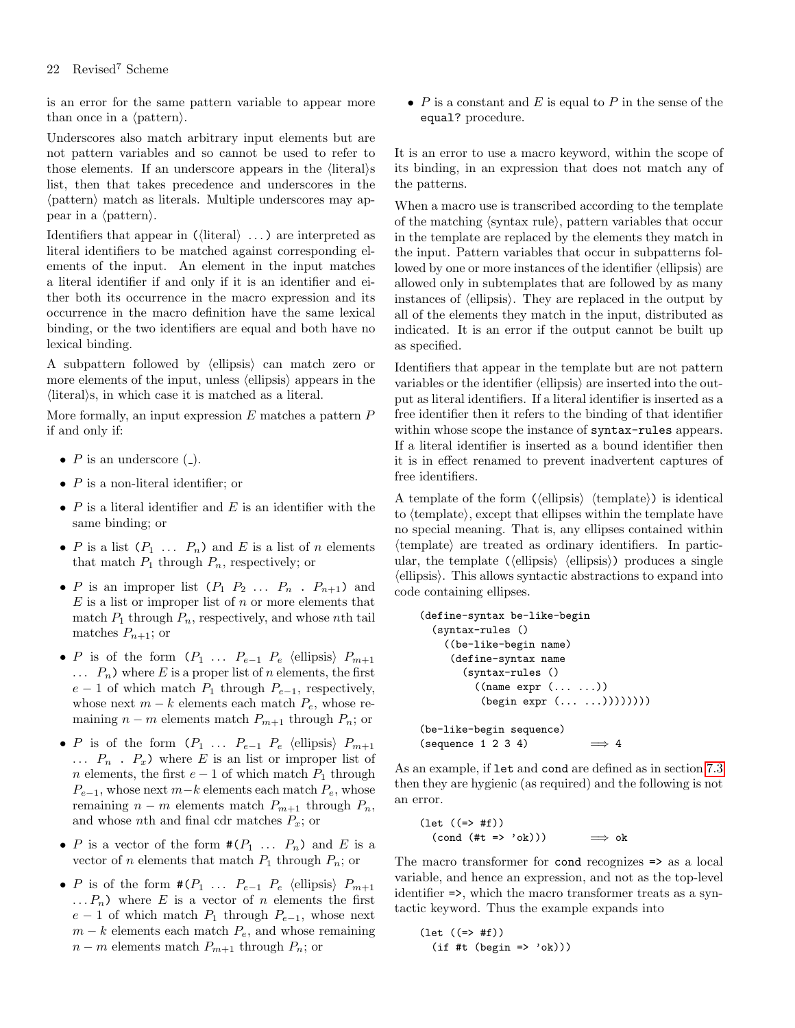is an error for the same pattern variable to appear more than once in a ⟨pattern⟩.

Underscores also match arbitrary input elements but are not pattern variables and so cannot be used to refer to those elements. If an underscore appears in the ⟨literal⟩s list, then that takes precedence and underscores in the ⟨pattern⟩ match as literals. Multiple underscores may appear in a ⟨pattern⟩.

Identifiers that appear in `(`⟨literal⟩ `...)` are interpreted as literal identifiers to be matched against corresponding elements of the input. An element in the input matches a literal identifier if and only if it is an identifier and either both its occurrence in the macro expression and its occurrence in the macro definition have the same lexical binding, or the two identifiers are equal and both have no lexical binding.

A subpattern followed by ⟨ellipsis⟩ can match zero or more elements of the input, unless ⟨ellipsis⟩ appears in the ⟨literal⟩s, in which case it is matched as a literal.

More formally, an input expression $E$ matches a pattern $P$ if and only if:

- $P$ is an underscore (`_`).
- $P$ is a non-literal identifier; or
- $P$ is a literal identifier and $E$ is an identifier with the same binding; or
- $P$ is a list `(`$P_1$ `...` $P_n$`)` and $E$ is a list of $n$ elements that match $P_1$ through $P_n$, respectively; or
- $P$ is an improper list `(`$P_1$ $P_2$ `...` $P_n$ `.` $P_{n+1}$`)` and $E$ is a list or improper list of $n$ or more elements that match $P_1$ through $P_n$, respectively, and whose $n$th tail matches $P_{n+1}$; or
- $P$ is of the form `(`$P_1$ `...` $P_{e-1}$ $P_e$ ⟨ellipsis⟩ $P_{m+1}$ `...` $P_n$`)` where $E$ is a proper list of $n$ elements, the first $e-1$ of which match $P_1$ through $P_{e-1}$, respectively, whose next $m-k$ elements each match $P_e$, whose remaining $n-m$ elements match $P_{m+1}$ through $P_n$; or
- $P$ is of the form `(`$P_1$ `...` $P_{e-1}$ $P_e$ ⟨ellipsis⟩ $P_{m+1}$ `...` $P_n$ `.` $P_x$`)` where $E$ is an list or improper list of $n$ elements, the first $e-1$ of which match $P_1$ through $P_{e-1}$, whose next $m-k$ elements each match $P_e$, whose remaining $n-m$ elements match $P_{m+1}$ through $P_n$, and whose $n$th and final cdr matches $P_x$; or
- $P$ is a vector of the form `#(`$P_1$ `...` $P_n$`)` and $E$ is a vector of $n$ elements that match $P_1$ through $P_n$; or
- $P$ is of the form `#(`$P_1$ `...` $P_{e-1}$ $P_e$ ⟨ellipsis⟩ $P_{m+1}$ `...`$P_n$`)` where $E$ is a vector of $n$ elements the first $e-1$ of which match $P_1$ through $P_{e-1}$, whose next $m-k$ elements each match $P_e$, and whose remaining $n-m$ elements match $P_{m+1}$ through $P_n$; or
- $P$ is a constant and $E$ is equal to $P$ in the sense of the `equal?` procedure.

It is an error to use a macro keyword, within the scope of its binding, in an expression that does not match any of the patterns.

When a macro use is transcribed according to the template of the matching ⟨syntax rule⟩, pattern variables that occur in the template are replaced by the elements they match in the input. Pattern variables that occur in subpatterns followed by one or more instances of the identifier ⟨ellipsis⟩ are allowed only in subtemplates that are followed by as many instances of ⟨ellipsis⟩. They are replaced in the output by all of the elements they match in the input, distributed as indicated. It is an error if the output cannot be built up as specified.

Identifiers that appear in the template but are not pattern variables or the identifier ⟨ellipsis⟩ are inserted into the output as literal identifiers. If a literal identifier is inserted as a free identifier then it refers to the binding of that identifier within whose scope the instance of `syntax-rules` appears. If a literal identifier is inserted as a bound identifier then it is in effect renamed to prevent inadvertent captures of free identifiers.

A template of the form `(`⟨ellipsis⟩ ⟨template⟩`)` is identical to ⟨template⟩, except that ellipses within the template have no special meaning. That is, any ellipses contained within ⟨template⟩ are treated as ordinary identifiers. In particular, the template `(`⟨ellipsis⟩ ⟨ellipsis⟩`)` produces a single ⟨ellipsis⟩. This allows syntactic abstractions to expand into code containing ellipses.

```
(define-syntax be-like-begin
  (syntax-rules ()
    ((be-like-begin name)
     (define-syntax name
       (syntax-rules ()
         ((name expr (... ...))
          (begin expr (... ...))))))))

(be-like-begin sequence)
(sequence 1 2 3 4)          ⟹ 4
```

As an example, if `let` and `cond` are defined as in section 7.3 then they are hygienic (as required) and the following is not an error.

```
(let ((=> #f))
  (cond (#t => 'ok)))       ⟹ ok
```

The macro transformer for `cond` recognizes `=>` as a local variable, and hence an expression, and not as the top-level identifier `=>`, which the macro transformer treats as a syntactic keyword. Thus the example expands into

```
(let ((=> #f))
  (if #t (begin => 'ok)))
```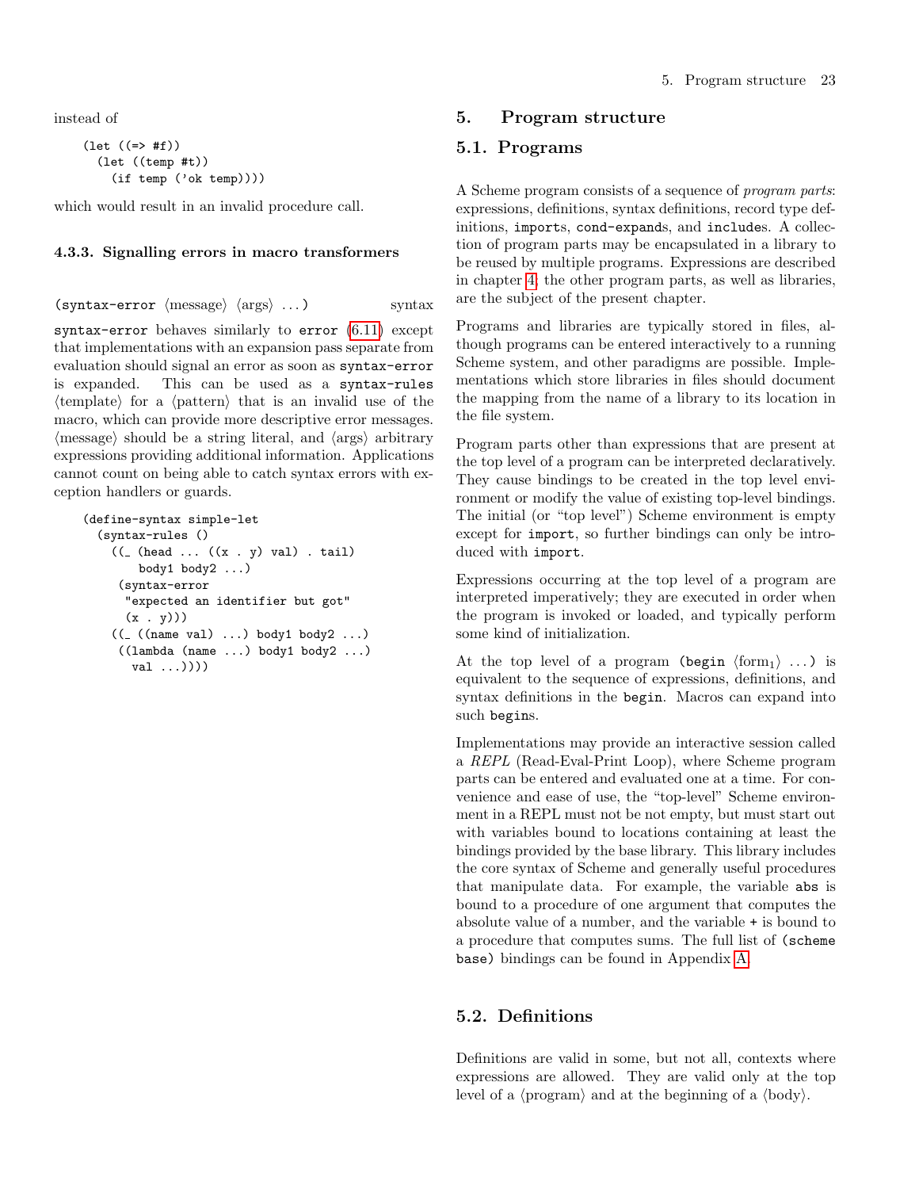instead of

```
(let ((=> #f))
  (let ((temp #t))
    (if temp ('ok temp))))
```

which would result in an invalid procedure call.

### 4.3.3. Signalling errors in macro transformers

(syntax-error ⟨message⟩ ⟨args⟩ ...) syntax

`syntax-error` behaves similarly to `error` (6.11) except that implementations with an expansion pass separate from evaluation should signal an error as soon as `syntax-error` is expanded. This can be used as a `syntax-rules` ⟨template⟩ for a ⟨pattern⟩ that is an invalid use of the macro, which can provide more descriptive error messages. ⟨message⟩ should be a string literal, and ⟨args⟩ arbitrary expressions providing additional information. Applications cannot count on being able to catch syntax errors with exception handlers or guards.

```
(define-syntax simple-let
  (syntax-rules ()
    ((_ (head ... ((x . y) val) . tail)
        body1 body2 ...)
     (syntax-error
      "expected an identifier but got"
      (x . y)))
    ((_ ((name val) ...) body1 body2 ...)
     ((lambda (name ...) body1 body2 ...)
       val ...))))
```

# 5. Program structure

## 5.1. Programs

A Scheme program consists of a sequence of *program parts*: expressions, definitions, syntax definitions, record type definitions, `import`s, `cond-expand`s, and `include`s. A collection of program parts may be encapsulated in a library to be reused by multiple programs. Expressions are described in chapter 4; the other program parts, as well as libraries, are the subject of the present chapter.

Programs and libraries are typically stored in files, although programs can be entered interactively to a running Scheme system, and other paradigms are possible. Implementations which store libraries in files should document the mapping from the name of a library to its location in the file system.

Program parts other than expressions that are present at the top level of a program can be interpreted declaratively. They cause bindings to be created in the top level environment or modify the value of existing top-level bindings. The initial (or "top level") Scheme environment is empty except for `import`, so further bindings can only be introduced with `import`.

Expressions occurring at the top level of a program are interpreted imperatively; they are executed in order when the program is invoked or loaded, and typically perform some kind of initialization.

At the top level of a program `(begin` ⟨form$_1$⟩ `...)` is equivalent to the sequence of expressions, definitions, and syntax definitions in the `begin`. Macros can expand into such `begin`s.

Implementations may provide an interactive session called a *REPL* (Read-Eval-Print Loop), where Scheme program parts can be entered and evaluated one at a time. For convenience and ease of use, the "top-level" Scheme environment in a REPL must not be not empty, but must start out with variables bound to locations containing at least the bindings provided by the base library. This library includes the core syntax of Scheme and generally useful procedures that manipulate data. For example, the variable `abs` is bound to a procedure of one argument that computes the absolute value of a number, and the variable `+` is bound to a procedure that computes sums. The full list of `(scheme base)` bindings can be found in Appendix A.

## 5.2. Definitions

Definitions are valid in some, but not all, contexts where expressions are allowed. They are valid only at the top level of a ⟨program⟩ and at the beginning of a ⟨body⟩.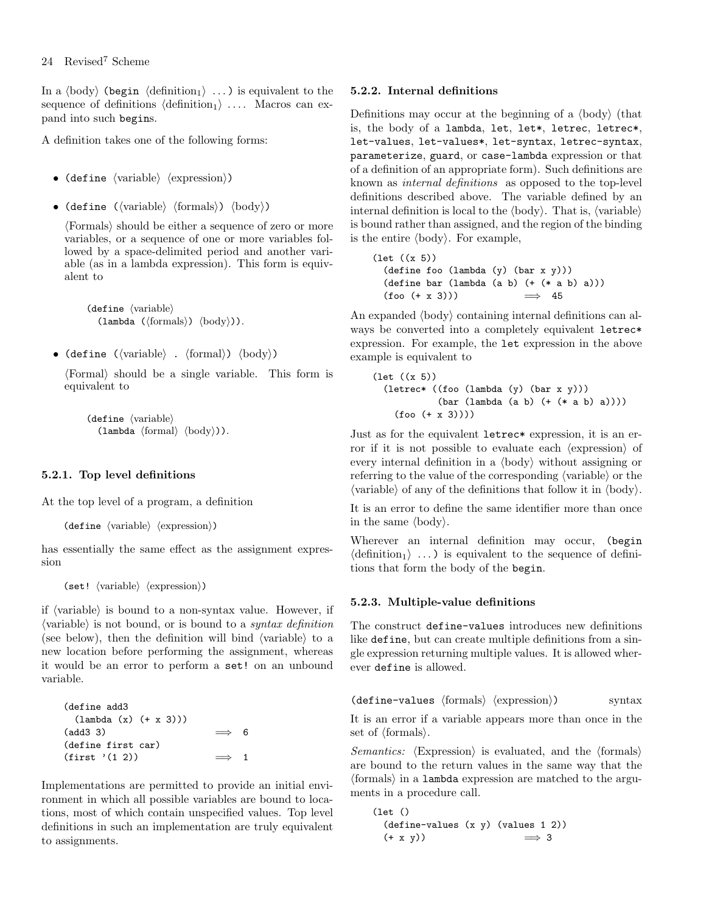In a ⟨body⟩ `(begin` ⟨definition$_1$⟩ ... `)` is equivalent to the sequence of definitions ⟨definition$_1$⟩ .... Macros can expand into such `begin`s.

A definition takes one of the following forms:

- `(define` ⟨variable⟩ ⟨expression⟩`)`
- `(define (`⟨variable⟩ ⟨formals⟩`)` ⟨body⟩`)`

  ⟨Formals⟩ should be either a sequence of zero or more variables, or a sequence of one or more variables followed by a space-delimited period and another variable (as in a lambda expression). This form is equivalent to

  ```
  (define ⟨variable⟩
    (lambda (⟨formals⟩) ⟨body⟩)).
  ```

- `(define (`⟨variable⟩ `.` ⟨formal⟩`)` ⟨body⟩`)`

  ⟨Formal⟩ should be a single variable. This form is equivalent to

  ```
  (define ⟨variable⟩
    (lambda ⟨formal⟩ ⟨body⟩)).
  ```

### 5.2.1. Top level definitions

At the top level of a program, a definition

```
(define ⟨variable⟩ ⟨expression⟩)
```

has essentially the same effect as the assignment expression

```
(set! ⟨variable⟩ ⟨expression⟩)
```

if ⟨variable⟩ is bound to a non-syntax value. However, if ⟨variable⟩ is not bound, or is bound to a *syntax definition* (see below), then the definition will bind ⟨variable⟩ to a new location before performing the assignment, whereas it would be an error to perform a `set!` on an unbound variable.

```
(define add3
  (lambda (x) (+ x 3)))
(add3 3)                  ⟹  6
(define first car)
(first '(1 2))            ⟹  1
```

Implementations are permitted to provide an initial environment in which all possible variables are bound to locations, most of which contain unspecified values. Top level definitions in such an implementation are truly equivalent to assignments.

### 5.2.2. Internal definitions

Definitions may occur at the beginning of a ⟨body⟩ (that is, the body of a `lambda`, `let`, `let*`, `letrec`, `letrec*`, `let-values`, `let-values*`, `let-syntax`, `letrec-syntax`, `parameterize`, `guard`, or `case-lambda` expression or that of a definition of an appropriate form). Such definitions are known as *internal definitions* as opposed to the top-level definitions described above. The variable defined by an internal definition is local to the ⟨body⟩. That is, ⟨variable⟩ is bound rather than assigned, and the region of the binding is the entire ⟨body⟩. For example,

```
(let ((x 5))
  (define foo (lambda (y) (bar x y)))
  (define bar (lambda (a b) (+ (* a b) a)))
  (foo (+ x 3)))            ⟹  45
```

An expanded ⟨body⟩ containing internal definitions can always be converted into a completely equivalent `letrec*` expression. For example, the `let` expression in the above example is equivalent to

```
(let ((x 5))
  (letrec* ((foo (lambda (y) (bar x y)))
            (bar (lambda (a b) (+ (* a b) a))))
    (foo (+ x 3))))
```

Just as for the equivalent `letrec*` expression, it is an error if it is not possible to evaluate each ⟨expression⟩ of every internal definition in a ⟨body⟩ without assigning or referring to the value of the corresponding ⟨variable⟩ or the ⟨variable⟩ of any of the definitions that follow it in ⟨body⟩.

It is an error to define the same identifier more than once in the same ⟨body⟩.

Wherever an internal definition may occur, `(begin` ⟨definition$_1$⟩ ... `)` is equivalent to the sequence of definitions that form the body of the `begin`.

### 5.2.3. Multiple-value definitions

The construct `define-values` introduces new definitions like `define`, but can create multiple definitions from a single expression returning multiple values. It is allowed wherever `define` is allowed.

`(define-values` ⟨formals⟩ ⟨expression⟩`)` syntax

It is an error if a variable appears more than once in the set of ⟨formals⟩.

*Semantics:* ⟨Expression⟩ is evaluated, and the ⟨formals⟩ are bound to the return values in the same way that the ⟨formals⟩ in a `lambda` expression are matched to the arguments in a procedure call.

```
(let ()
  (define-values (x y) (values 1 2))
  (+ x y))                  ⟹ 3
```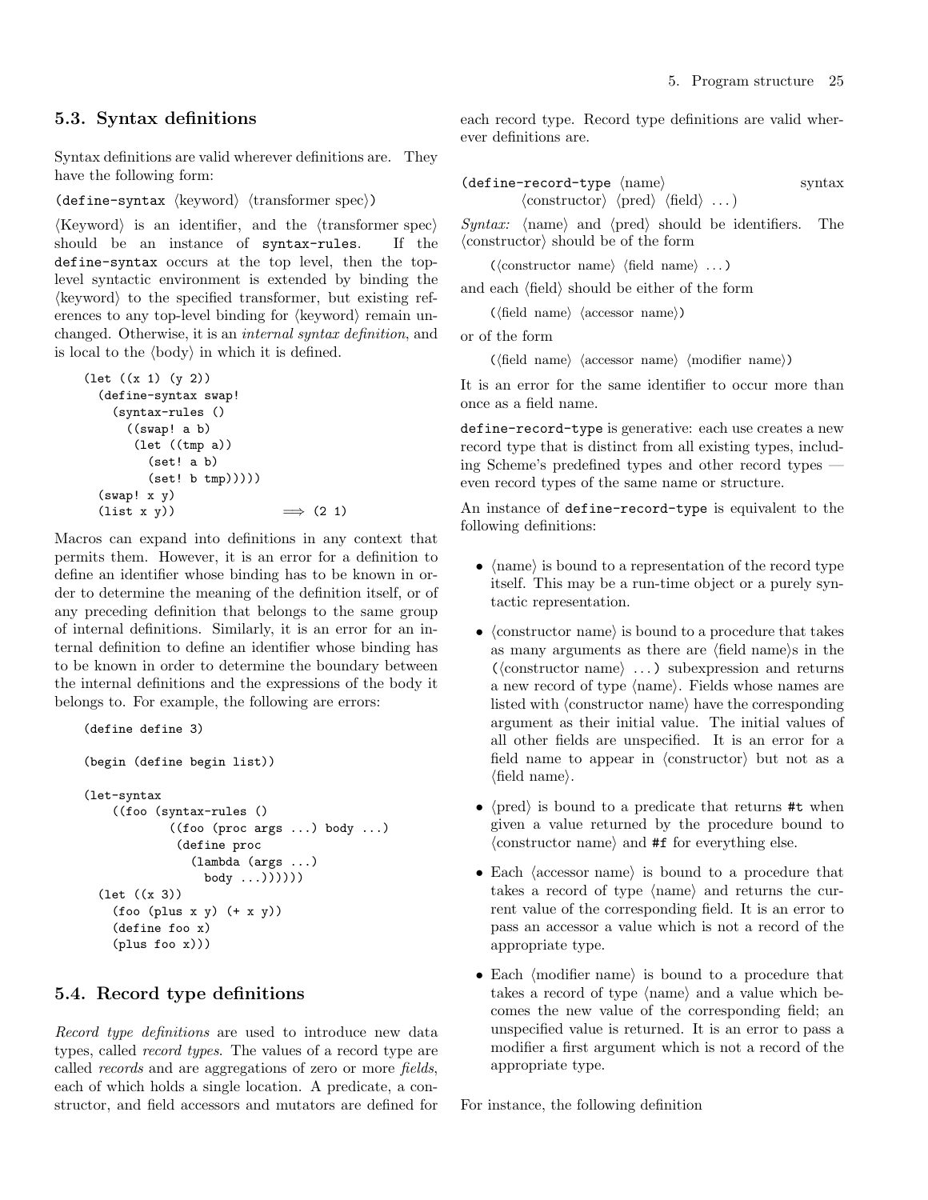## 5.3. Syntax definitions

Syntax definitions are valid wherever definitions are. They have the following form:

(define-syntax ⟨keyword⟩ ⟨transformer spec⟩)

⟨Keyword⟩ is an identifier, and the ⟨transformer spec⟩ should be an instance of `syntax-rules`. If the `define-syntax` occurs at the top level, then the top-level syntactic environment is extended by binding the ⟨keyword⟩ to the specified transformer, but existing references to any top-level binding for ⟨keyword⟩ remain unchanged. Otherwise, it is an *internal syntax definition*, and is local to the ⟨body⟩ in which it is defined.

```
(let ((x 1) (y 2))
  (define-syntax swap!
    (syntax-rules ()
      ((swap! a b)
       (let ((tmp a))
         (set! a b)
         (set! b tmp)))))
  (swap! x y)
  (list x y))              ⟹ (2 1)
```

Macros can expand into definitions in any context that permits them. However, it is an error for a definition to define an identifier whose binding has to be known in order to determine the meaning of the definition itself, or of any preceding definition that belongs to the same group of internal definitions. Similarly, it is an error for an internal definition to define an identifier whose binding has to be known in order to determine the boundary between the internal definitions and the expressions of the body it belongs to. For example, the following are errors:

```
(define define 3)

(begin (define begin list))

(let-syntax
    ((foo (syntax-rules ()
            ((foo (proc args ...) body ...)
             (define proc
               (lambda (args ...)
                 body ...))))))
  (let ((x 3))
    (foo (plus x y) (+ x y))
    (define foo x)
    (plus foo x)))
```

## 5.4. Record type definitions

*Record type definitions* are used to introduce new data types, called *record types*. The values of a record type are called *records* and are aggregations of zero or more *fields*, each of which holds a single location. A predicate, a constructor, and field accessors and mutators are defined for each record type. Record type definitions are valid wherever definitions are.

(define-record-type ⟨name⟩ ⟨constructor⟩ ⟨pred⟩ ⟨field⟩ ...)    syntax

*Syntax:* ⟨name⟩ and ⟨pred⟩ should be identifiers. The ⟨constructor⟩ should be of the form

(⟨constructor name⟩ ⟨field name⟩ ...)

and each ⟨field⟩ should be either of the form

(⟨field name⟩ ⟨accessor name⟩)

or of the form

(⟨field name⟩ ⟨accessor name⟩ ⟨modifier name⟩)

It is an error for the same identifier to occur more than once as a field name.

`define-record-type` is generative: each use creates a new record type that is distinct from all existing types, including Scheme's predefined types and other record types — even record types of the same name or structure.

An instance of `define-record-type` is equivalent to the following definitions:

- ⟨name⟩ is bound to a representation of the record type itself. This may be a run-time object or a purely syntactic representation.
- ⟨constructor name⟩ is bound to a procedure that takes as many arguments as there are ⟨field name⟩s in the (⟨constructor name⟩ ...) subexpression and returns a new record of type ⟨name⟩. Fields whose names are listed with ⟨constructor name⟩ have the corresponding argument as their initial value. The initial values of all other fields are unspecified. It is an error for a field name to appear in ⟨constructor⟩ but not as a ⟨field name⟩.
- ⟨pred⟩ is bound to a predicate that returns `#t` when given a value returned by the procedure bound to ⟨constructor name⟩ and `#f` for everything else.
- Each ⟨accessor name⟩ is bound to a procedure that takes a record of type ⟨name⟩ and returns the current value of the corresponding field. It is an error to pass an accessor a value which is not a record of the appropriate type.
- Each ⟨modifier name⟩ is bound to a procedure that takes a record of type ⟨name⟩ and a value which becomes the new value of the corresponding field; an unspecified value is returned. It is an error to pass a modifier a first argument which is not a record of the appropriate type.

For instance, the following definition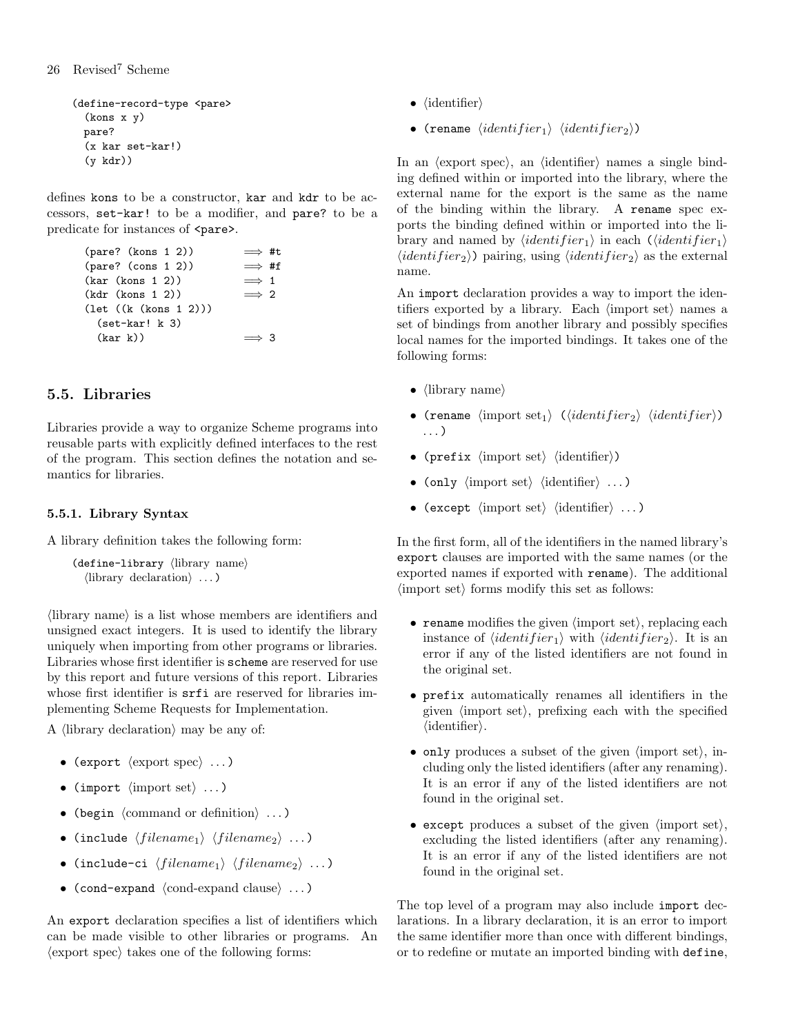```
(define-record-type <pare>
  (kons x y)
  pare?
  (x kar set-kar!)
  (y kdr))
```

defines `kons` to be a constructor, `kar` and `kdr` to be accessors, `set-kar!` to be a modifier, and `pare?` to be a predicate for instances of `<pare>`.

```
(pare? (kons 1 2))         ⟹ #t
(pare? (cons 1 2))         ⟹ #f
(kar (kons 1 2))           ⟹ 1
(kdr (kons 1 2))           ⟹ 2
(let ((k (kons 1 2)))
  (set-kar! k 3)
  (kar k))                 ⟹ 3
```

## 5.5. Libraries

Libraries provide a way to organize Scheme programs into reusable parts with explicitly defined interfaces to the rest of the program. This section defines the notation and semantics for libraries.

### 5.5.1. Library Syntax

A library definition takes the following form:

```
(define-library ⟨library name⟩
  ⟨library declaration⟩ ...)
```

⟨library name⟩ is a list whose members are identifiers and unsigned exact integers. It is used to identify the library uniquely when importing from other programs or libraries. Libraries whose first identifier is `scheme` are reserved for use by this report and future versions of this report. Libraries whose first identifier is `srfi` are reserved for libraries implementing Scheme Requests for Implementation.

A ⟨library declaration⟩ may be any of:

- `(export` ⟨export spec⟩ ...`)`
- `(import` ⟨import set⟩ ...`)`
- `(begin` ⟨command or definition⟩ ...`)`
- `(include` ⟨*filename*$_1$⟩ ⟨*filename*$_2$⟩ ...`)`
- `(include-ci` ⟨*filename*$_1$⟩ ⟨*filename*$_2$⟩ ...`)`
- `(cond-expand` ⟨cond-expand clause⟩ ...`)`

An `export` declaration specifies a list of identifiers which can be made visible to other libraries or programs. An ⟨export spec⟩ takes one of the following forms:

- ⟨identifier⟩
- `(rename` ⟨*identifier*$_1$⟩ ⟨*identifier*$_2$⟩`)`

In an ⟨export spec⟩, an ⟨identifier⟩ names a single binding defined within or imported into the library, where the external name for the export is the same as the name of the binding within the library. A `rename` spec exports the binding defined within or imported into the library and named by ⟨*identifier*$_1$⟩ in each `(`⟨*identifier*$_1$⟩ ⟨*identifier*$_2$⟩`)` pairing, using ⟨*identifier*$_2$⟩ as the external name.

An `import` declaration provides a way to import the identifiers exported by a library. Each ⟨import set⟩ names a set of bindings from another library and possibly specifies local names for the imported bindings. It takes one of the following forms:

- ⟨library name⟩
- `(rename` ⟨import set$_1$⟩ `(`⟨*identifier*$_2$⟩ ⟨identifier⟩`)` ...`)`
- `(prefix` ⟨import set⟩ ⟨identifier⟩`)`
- `(only` ⟨import set⟩ ⟨identifier⟩ ...`)`
- `(except` ⟨import set⟩ ⟨identifier⟩ ...`)`

In the first form, all of the identifiers in the named library's `export` clauses are imported with the same names (or the exported names if exported with `rename`). The additional ⟨import set⟩ forms modify this set as follows:

- `rename` modifies the given ⟨import set⟩, replacing each instance of ⟨*identifier*$_1$⟩ with ⟨*identifier*$_2$⟩. It is an error if any of the listed identifiers are not found in the original set.
- `prefix` automatically renames all identifiers in the given ⟨import set⟩, prefixing each with the specified ⟨identifier⟩.
- `only` produces a subset of the given ⟨import set⟩, including only the listed identifiers (after any renaming). It is an error if any of the listed identifiers are not found in the original set.
- `except` produces a subset of the given ⟨import set⟩, excluding the listed identifiers (after any renaming). It is an error if any of the listed identifiers are not found in the original set.

The top level of a program may also include `import` declarations. In a library declaration, it is an error to import the same identifier more than once with different bindings, or to redefine or mutate an imported binding with `define`,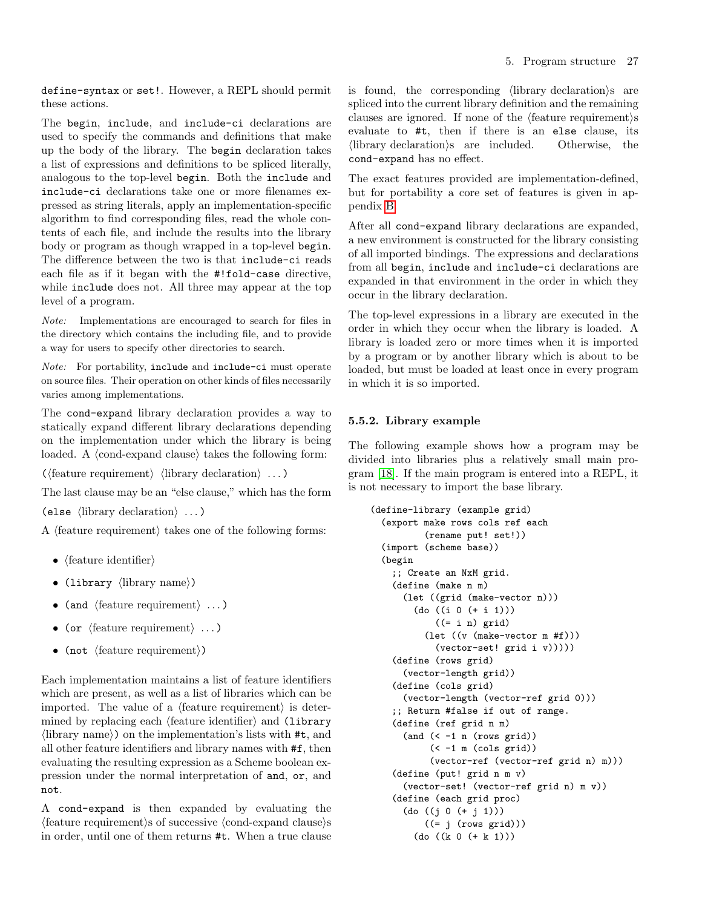define-syntax or set!. However, a REPL should permit these actions.

The begin, include, and include-ci declarations are used to specify the commands and definitions that make up the body of the library. The begin declaration takes a list of expressions and definitions to be spliced literally, analogous to the top-level begin. Both the include and include-ci declarations take one or more filenames expressed as string literals, apply an implementation-specific algorithm to find corresponding files, read the whole contents of each file, and include the results into the library body or program as though wrapped in a top-level begin. The difference between the two is that include-ci reads each file as if it began with the #!fold-case directive, while include does not. All three may appear at the top level of a program.

*Note:* Implementations are encouraged to search for files in the directory which contains the including file, and to provide a way for users to specify other directories to search.

*Note:* For portability, include and include-ci must operate on source files. Their operation on other kinds of files necessarily varies among implementations.

The cond-expand library declaration provides a way to statically expand different library declarations depending on the implementation under which the library is being loaded. A ⟨cond-expand clause⟩ takes the following form:

(⟨feature requirement⟩ ⟨library declaration⟩ ...)

The last clause may be an "else clause," which has the form

(else ⟨library declaration⟩ ...)

A ⟨feature requirement⟩ takes one of the following forms:

- ⟨feature identifier⟩
- (library ⟨library name⟩)
- (and ⟨feature requirement⟩ ...)
- (or ⟨feature requirement⟩ ...)
- (not ⟨feature requirement⟩)

Each implementation maintains a list of feature identifiers which are present, as well as a list of libraries which can be imported. The value of a ⟨feature requirement⟩ is determined by replacing each ⟨feature identifier⟩ and (library ⟨library name⟩) on the implementation's lists with #t, and all other feature identifiers and library names with #f, then evaluating the resulting expression as a Scheme boolean expression under the normal interpretation of and, or, and not.

A cond-expand is then expanded by evaluating the ⟨feature requirement⟩s of successive ⟨cond-expand clause⟩s in order, until one of them returns #t. When a true clause is found, the corresponding ⟨library declaration⟩s are spliced into the current library definition and the remaining clauses are ignored. If none of the ⟨feature requirement⟩s evaluate to #t, then if there is an else clause, its ⟨library declaration⟩s are included. Otherwise, the cond-expand has no effect.

The exact features provided are implementation-defined, but for portability a core set of features is given in appendix B.

After all cond-expand library declarations are expanded, a new environment is constructed for the library consisting of all imported bindings. The expressions and declarations from all begin, include and include-ci declarations are expanded in that environment in the order in which they occur in the library declaration.

The top-level expressions in a library are executed in the order in which they occur when the library is loaded. A library is loaded zero or more times when it is imported by a program or by another library which is about to be loaded, but must be loaded at least once in every program in which it is so imported.

### 5.5.2. Library example

The following example shows how a program may be divided into libraries plus a relatively small main program [18]. If the main program is entered into a REPL, it is not necessary to import the base library.

```
(define-library (example grid)
  (export make rows cols ref each
          (rename put! set!))
  (import (scheme base))
  (begin
    ;; Create an NxM grid.
    (define (make n m)
      (let ((grid (make-vector n)))
        (do ((i 0 (+ i 1)))
            ((= i n) grid)
          (let ((v (make-vector m #f)))
            (vector-set! grid i v)))))
    (define (rows grid)
      (vector-length grid))
    (define (cols grid)
      (vector-length (vector-ref grid 0)))
    ;; Return #false if out of range.
    (define (ref grid n m)
      (and (< -1 n (rows grid))
           (< -1 m (cols grid))
           (vector-ref (vector-ref grid n) m)))
    (define (put! grid n m v)
      (vector-set! (vector-ref grid n) m v))
    (define (each grid proc)
      (do ((j 0 (+ j 1)))
          ((= j (rows grid)))
        (do ((k 0 (+ k 1)))
```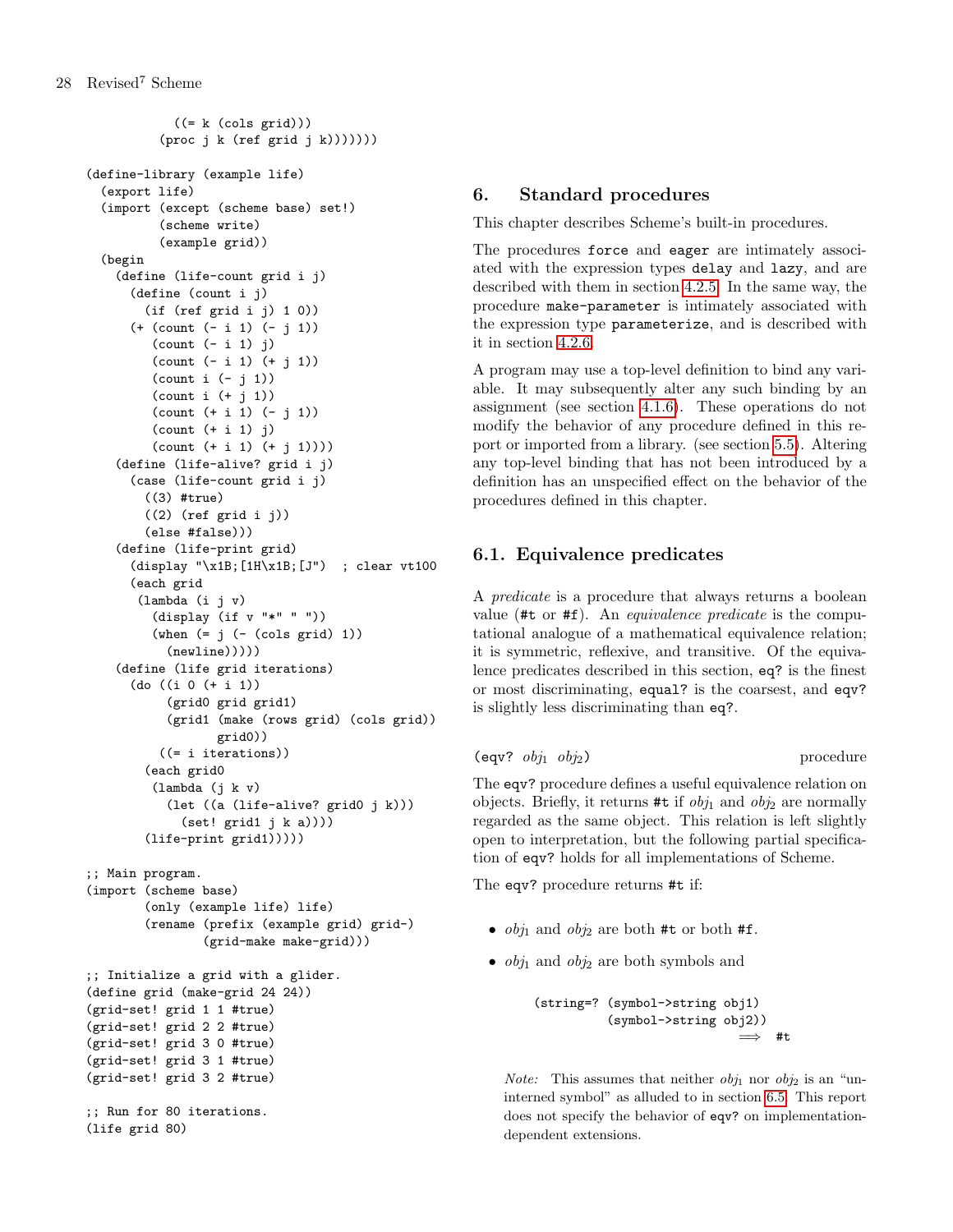```
          ((= k (cols grid)))
        (proc j k (ref grid j k)))))))

(define-library (example life)
  (export life)
  (import (except (scheme base) set!)
          (scheme write)
          (example grid))
  (begin
    (define (life-count grid i j)
      (define (count i j)
        (if (ref grid i j) 1 0))
      (+ (count (- i 1) (- j 1))
         (count (- i 1) j)
         (count (- i 1) (+ j 1))
         (count i (- j 1))
         (count i (+ j 1))
         (count (+ i 1) (- j 1))
         (count (+ i 1) j)
         (count (+ i 1) (+ j 1))))
    (define (life-alive? grid i j)
      (case (life-count grid i j)
        ((3) #true)
        ((2) (ref grid i j))
        (else #false)))
    (define (life-print grid)
      (display "\x1B;[1H\x1B;[J")  ; clear vt100
      (each grid
       (lambda (i j v)
         (display (if v "*" " "))
         (when (= j (- (cols grid) 1))
           (newline)))))
    (define (life grid iterations)
      (do ((i 0 (+ i 1))
           (grid0 grid grid1)
           (grid1 (make (rows grid) (cols grid))
                  grid0))
          ((= i iterations))
        (each grid0
         (lambda (j k v)
           (let ((a (life-alive? grid0 j k)))
             (set! grid1 j k a))))
        (life-print grid1)))))

;; Main program.
(import (scheme base)
        (only (example life) life)
        (rename (prefix (example grid) grid-)
                (grid-make make-grid)))

;; Initialize a grid with a glider.
(define grid (make-grid 24 24))
(grid-set! grid 1 1 #true)
(grid-set! grid 2 2 #true)
(grid-set! grid 3 0 #true)
(grid-set! grid 3 1 #true)
(grid-set! grid 3 2 #true)

;; Run for 80 iterations.
(life grid 80)
```

## 6. Standard procedures

This chapter describes Scheme's built-in procedures.

The procedures `force` and `eager` are intimately associated with the expression types `delay` and `lazy`, and are described with them in section 4.2.5. In the same way, the procedure `make-parameter` is intimately associated with the expression type `parameterize`, and is described with it in section 4.2.6.

A program may use a top-level definition to bind any variable. It may subsequently alter any such binding by an assignment (see section 4.1.6). These operations do not modify the behavior of any procedure defined in this report or imported from a library. (see section 5.5). Altering any top-level binding that has not been introduced by a definition has an unspecified effect on the behavior of the procedures defined in this chapter.

### 6.1. Equivalence predicates

A *predicate* is a procedure that always returns a boolean value (`#t` or `#f`). An *equivalence predicate* is the computational analogue of a mathematical equivalence relation; it is symmetric, reflexive, and transitive. Of the equivalence predicates described in this section, `eq?` is the finest or most discriminating, `equal?` is the coarsest, and `eqv?` is slightly less discriminating than `eq?`.

`(eqv?` *obj*$_1$ *obj*$_2$`)` procedure

The `eqv?` procedure defines a useful equivalence relation on objects. Briefly, it returns `#t` if *obj*$_1$ and *obj*$_2$ are normally regarded as the same object. This relation is left slightly open to interpretation, but the following partial specification of `eqv?` holds for all implementations of Scheme.

The `eqv?` procedure returns `#t` if:

- *obj*$_1$ and *obj*$_2$ are both `#t` or both `#f`.
- *obj*$_1$ and *obj*$_2$ are both symbols and

```
(string=? (symbol->string obj1)
          (symbol->string obj2))
                              ⟹  #t
```

*Note:* This assumes that neither *obj*$_1$ nor *obj*$_2$ is an "uninterned symbol" as alluded to in section 6.5. This report does not specify the behavior of `eqv?` on implementation-dependent extensions.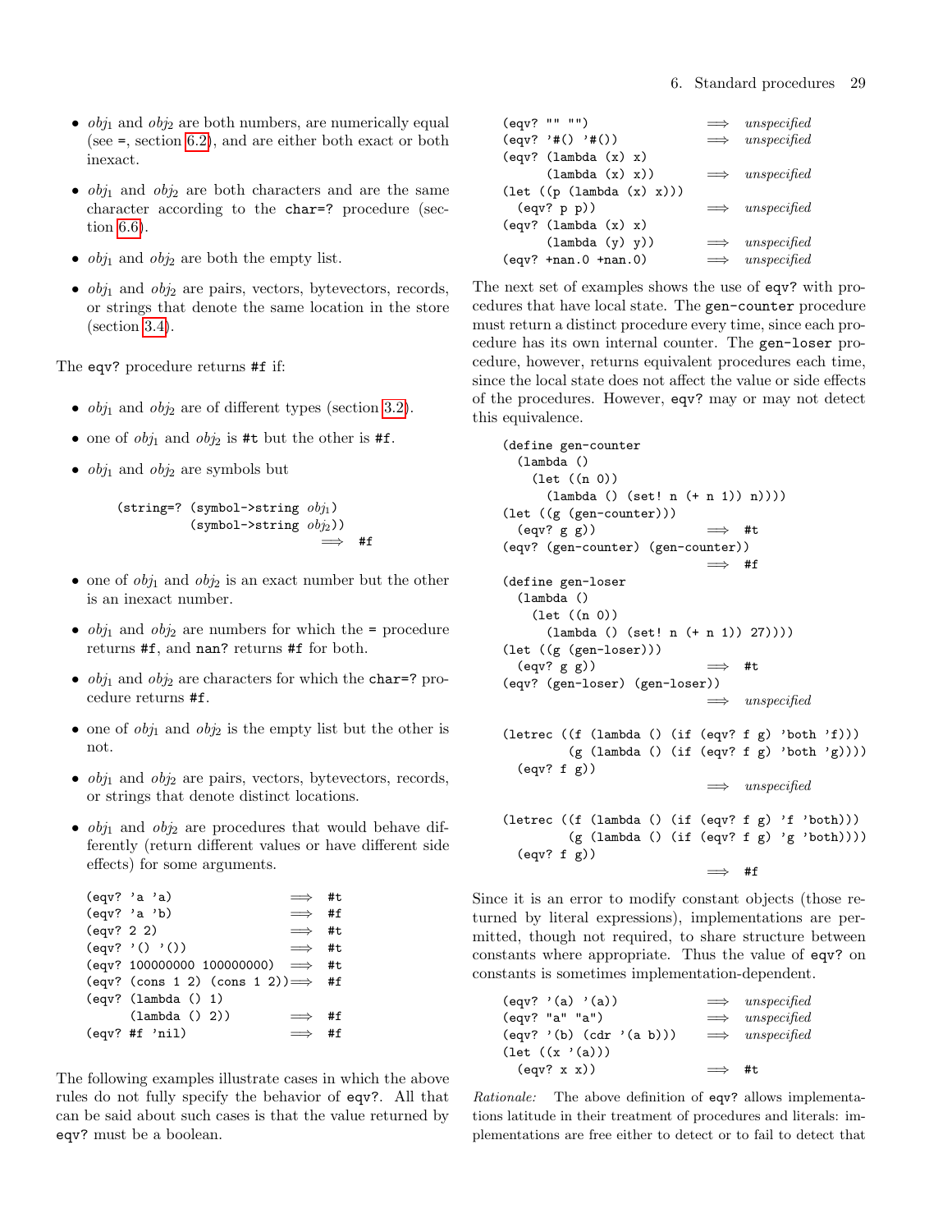- $obj_1$ and $obj_2$ are both numbers, are numerically equal (see `=`, section 6.2), and are either both exact or both inexact.

- $obj_1$ and $obj_2$ are both characters and are the same character according to the `char=?` procedure (section 6.6).

- $obj_1$ and $obj_2$ are both the empty list.

- $obj_1$ and $obj_2$ are pairs, vectors, bytevectors, records, or strings that denote the same location in the store (section 3.4).

The `eqv?` procedure returns `#f` if:

- $obj_1$ and $obj_2$ are of different types (section 3.2).

- one of $obj_1$ and $obj_2$ is `#t` but the other is `#f`.

- $obj_1$ and $obj_2$ are symbols but

```
(string=? (symbol->string obj1)
          (symbol->string obj2))
                              ⟹  #f
```

- one of $obj_1$ and $obj_2$ is an exact number but the other is an inexact number.

- $obj_1$ and $obj_2$ are numbers for which the `=` procedure returns `#f`, and `nan?` returns `#f` for both.

- $obj_1$ and $obj_2$ are characters for which the `char=?` procedure returns `#f`.

- one of $obj_1$ and $obj_2$ is the empty list but the other is not.

- $obj_1$ and $obj_2$ are pairs, vectors, bytevectors, records, or strings that denote distinct locations.

- $obj_1$ and $obj_2$ are procedures that would behave differently (return different values or have different side effects) for some arguments.

```
(eqv? 'a 'a)                    ⟹  #t
(eqv? 'a 'b)                    ⟹  #f
(eqv? 2 2)                      ⟹  #t
(eqv? '() '())                  ⟹  #t
(eqv? 100000000 100000000)      ⟹  #t
(eqv? (cons 1 2) (cons 1 2))    ⟹  #f
(eqv? (lambda () 1)
      (lambda () 2))            ⟹  #f
(eqv? #f 'nil)                  ⟹  #f
```

The following examples illustrate cases in which the above rules do not fully specify the behavior of `eqv?`. All that can be said about such cases is that the value returned by `eqv?` must be a boolean.

```
(eqv? "" "")                    ⟹  unspecified
(eqv? '#() '#())                ⟹  unspecified
(eqv? (lambda (x) x)
      (lambda (x) x))           ⟹  unspecified
(let ((p (lambda (x) x)))
  (eqv? p p))                   ⟹  unspecified
(eqv? (lambda (x) x)
      (lambda (y) y))           ⟹  unspecified
(eqv? +nan.0 +nan.0)            ⟹  unspecified
```

The next set of examples shows the use of `eqv?` with procedures that have local state. The `gen-counter` procedure must return a distinct procedure every time, since each procedure has its own internal counter. The `gen-loser` procedure, however, returns equivalent procedures each time, since the local state does not affect the value or side effects of the procedures. However, `eqv?` may or may not detect this equivalence.

```
(define gen-counter
  (lambda ()
    (let ((n 0))
      (lambda () (set! n (+ n 1)) n))))
(let ((g (gen-counter)))
  (eqv? g g))                   ⟹  #t
(eqv? (gen-counter) (gen-counter))
                                ⟹  #f
(define gen-loser
  (lambda ()
    (let ((n 0))
      (lambda () (set! n (+ n 1)) 27))))
(let ((g (gen-loser)))
  (eqv? g g))                   ⟹  #t
(eqv? (gen-loser) (gen-loser))
                                ⟹  unspecified

(letrec ((f (lambda () (if (eqv? f g) 'both 'f)))
         (g (lambda () (if (eqv? f g) 'both 'g))))
  (eqv? f g))
                                ⟹  unspecified

(letrec ((f (lambda () (if (eqv? f g) 'f 'both)))
         (g (lambda () (if (eqv? f g) 'g 'both))))
  (eqv? f g))
                                ⟹  #f
```

Since it is an error to modify constant objects (those returned by literal expressions), implementations are permitted, though not required, to share structure between constants where appropriate. Thus the value of `eqv?` on constants is sometimes implementation-dependent.

```
(eqv? '(a) '(a))                ⟹  unspecified
(eqv? "a" "a")                  ⟹  unspecified
(eqv? '(b) (cdr '(a b)))        ⟹  unspecified
(let ((x '(a)))
  (eqv? x x))                   ⟹  #t
```

*Rationale:* The above definition of `eqv?` allows implementations latitude in their treatment of procedures and literals: implementations are free either to detect or to fail to detect that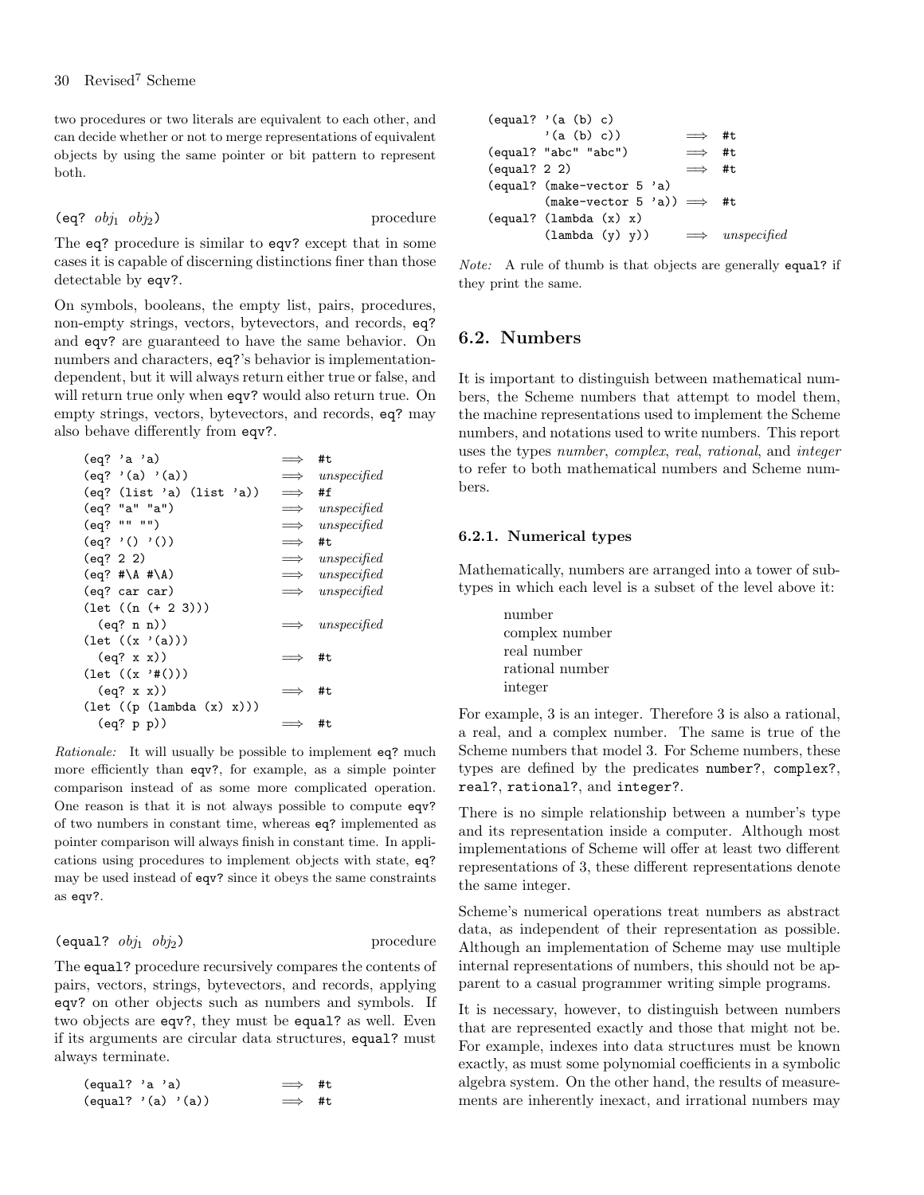two procedures or two literals are equivalent to each other, and can decide whether or not to merge representations of equivalent objects by using the same pointer or bit pattern to represent both.

(eq? *obj*$_1$ *obj*$_2$) procedure

The eq? procedure is similar to eqv? except that in some cases it is capable of discerning distinctions finer than those detectable by eqv?.

On symbols, booleans, the empty list, pairs, procedures, non-empty strings, vectors, bytevectors, and records, eq? and eqv? are guaranteed to have the same behavior. On numbers and characters, eq?'s behavior is implementation-dependent, but it will always return either true or false, and will return true only when eqv? would also return true. On empty strings, vectors, bytevectors, and records, eq? may also behave differently from eqv?.

```
(eq? 'a 'a)                  ⟹  #t
(eq? '(a) '(a))              ⟹  unspecified
(eq? (list 'a) (list 'a))    ⟹  #f
(eq? "a" "a")                ⟹  unspecified
(eq? "" "")                  ⟹  unspecified
(eq? '() '())                ⟹  #t
(eq? 2 2)                    ⟹  unspecified
(eq? #\A #\A)                ⟹  unspecified
(eq? car car)                ⟹  unspecified
(let ((n (+ 2 3)))
  (eq? n n))                 ⟹  unspecified
(let ((x '(a)))
  (eq? x x))                 ⟹  #t
(let ((x '#()))
  (eq? x x))                 ⟹  #t
(let ((p (lambda (x) x)))
  (eq? p p))                 ⟹  #t
```

*Rationale:* It will usually be possible to implement eq? much more efficiently than eqv?, for example, as a simple pointer comparison instead of as some more complicated operation. One reason is that it is not always possible to compute eqv? of two numbers in constant time, whereas eq? implemented as pointer comparison will always finish in constant time. In applications using procedures to implement objects with state, eq? may be used instead of eqv? since it obeys the same constraints as eqv?.

(equal? *obj*$_1$ *obj*$_2$) procedure

The equal? procedure recursively compares the contents of pairs, vectors, strings, bytevectors, and records, applying eqv? on other objects such as numbers and symbols. If two objects are eqv?, they must be equal? as well. Even if its arguments are circular data structures, equal? must always terminate.

```
(equal? 'a 'a)               ⟹  #t
(equal? '(a) '(a))           ⟹  #t
(equal? '(a (b) c)
        '(a (b) c))          ⟹  #t
(equal? "abc" "abc")         ⟹  #t
(equal? 2 2)                 ⟹  #t
(equal? (make-vector 5 'a)
        (make-vector 5 'a))  ⟹  #t
(equal? (lambda (x) x)
        (lambda (y) y))      ⟹  unspecified
```

*Note:* A rule of thumb is that objects are generally equal? if they print the same.

## 6.2. Numbers

It is important to distinguish between mathematical numbers, the Scheme numbers that attempt to model them, the machine representations used to implement the Scheme numbers, and notations used to write numbers. This report uses the types *number*, *complex*, *real*, *rational*, and *integer* to refer to both mathematical numbers and Scheme numbers.

### 6.2.1. Numerical types

Mathematically, numbers are arranged into a tower of subtypes in which each level is a subset of the level above it:

number
complex number
real number
rational number
integer

For example, 3 is an integer. Therefore 3 is also a rational, a real, and a complex number. The same is true of the Scheme numbers that model 3. For Scheme numbers, these types are defined by the predicates number?, complex?, real?, rational?, and integer?.

There is no simple relationship between a number's type and its representation inside a computer. Although most implementations of Scheme will offer at least two different representations of 3, these different representations denote the same integer.

Scheme's numerical operations treat numbers as abstract data, as independent of their representation as possible. Although an implementation of Scheme may use multiple internal representations of numbers, this should not be apparent to a casual programmer writing simple programs.

It is necessary, however, to distinguish between numbers that are represented exactly and those that might not be. For example, indexes into data structures must be known exactly, as must some polynomial coefficients in a symbolic algebra system. On the other hand, the results of measurements are inherently inexact, and irrational numbers may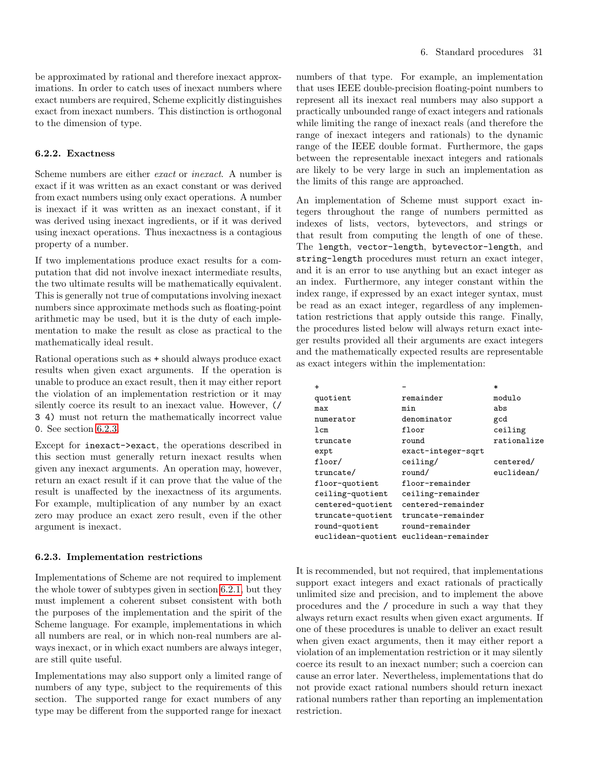be approximated by rational and therefore inexact approximations. In order to catch uses of inexact numbers where exact numbers are required, Scheme explicitly distinguishes exact from inexact numbers. This distinction is orthogonal to the dimension of type.

### 6.2.2. Exactness

Scheme numbers are either *exact* or *inexact*. A number is exact if it was written as an exact constant or was derived from exact numbers using only exact operations. A number is inexact if it was written as an inexact constant, if it was derived using inexact ingredients, or if it was derived using inexact operations. Thus inexactness is a contagious property of a number.

If two implementations produce exact results for a computation that did not involve inexact intermediate results, the two ultimate results will be mathematically equivalent. This is generally not true of computations involving inexact numbers since approximate methods such as floating-point arithmetic may be used, but it is the duty of each implementation to make the result as close as practical to the mathematically ideal result.

Rational operations such as `+` should always produce exact results when given exact arguments. If the operation is unable to produce an exact result, then it may either report the violation of an implementation restriction or it may silently coerce its result to an inexact value. However, `(/ 3 4)` must not return the mathematically incorrect value `0`. See section 6.2.3.

Except for `inexact->exact`, the operations described in this section must generally return inexact results when given any inexact arguments. An operation may, however, return an exact result if it can prove that the value of the result is unaffected by the inexactness of its arguments. For example, multiplication of any number by an exact zero may produce an exact zero result, even if the other argument is inexact.

### 6.2.3. Implementation restrictions

Implementations of Scheme are not required to implement the whole tower of subtypes given in section 6.2.1, but they must implement a coherent subset consistent with both the purposes of the implementation and the spirit of the Scheme language. For example, implementations in which all numbers are real, or in which non-real numbers are always inexact, or in which exact numbers are always integer, are still quite useful.

Implementations may also support only a limited range of numbers of any type, subject to the requirements of this section. The supported range for exact numbers of any type may be different from the supported range for inexact numbers of that type. For example, an implementation that uses IEEE double-precision floating-point numbers to represent all its inexact real numbers may also support a practically unbounded range of exact integers and rationals while limiting the range of inexact reals (and therefore the range of inexact integers and rationals) to the dynamic range of the IEEE double format. Furthermore, the gaps between the representable inexact integers and rationals are likely to be very large in such an implementation as the limits of this range are approached.

An implementation of Scheme must support exact integers throughout the range of numbers permitted as indexes of lists, vectors, bytevectors, and strings or that result from computing the length of one of these. The `length`, `vector-length`, `bytevector-length`, and `string-length` procedures must return an exact integer, and it is an error to use anything but an exact integer as an index. Furthermore, any integer constant within the index range, if expressed by an exact integer syntax, must be read as an exact integer, regardless of any implementation restrictions that apply outside this range. Finally, the procedures listed below will always return exact integer results provided all their arguments are exact integers and the mathematically expected results are representable as exact integers within the implementation:

```
+                  -                  *
quotient           remainder          modulo
max                min                abs
numerator          denominator        gcd
lcm                floor              ceiling
truncate           round              rationalize
expt               exact-integer-sqrt
floor/             ceiling/           centered/
truncate/          round/             euclidean/
floor-quotient     floor-remainder
ceiling-quotient   ceiling-remainder
centered-quotient  centered-remainder
truncate-quotient  truncate-remainder
round-quotient     round-remainder
euclidean-quotient euclidean-remainder
```

It is recommended, but not required, that implementations support exact integers and exact rationals of practically unlimited size and precision, and to implement the above procedures and the `/` procedure in such a way that they always return exact results when given exact arguments. If one of these procedures is unable to deliver an exact result when given exact arguments, then it may either report a violation of an implementation restriction or it may silently coerce its result to an inexact number; such a coercion can cause an error later. Nevertheless, implementations that do not provide exact rational numbers should return inexact rational numbers rather than reporting an implementation restriction.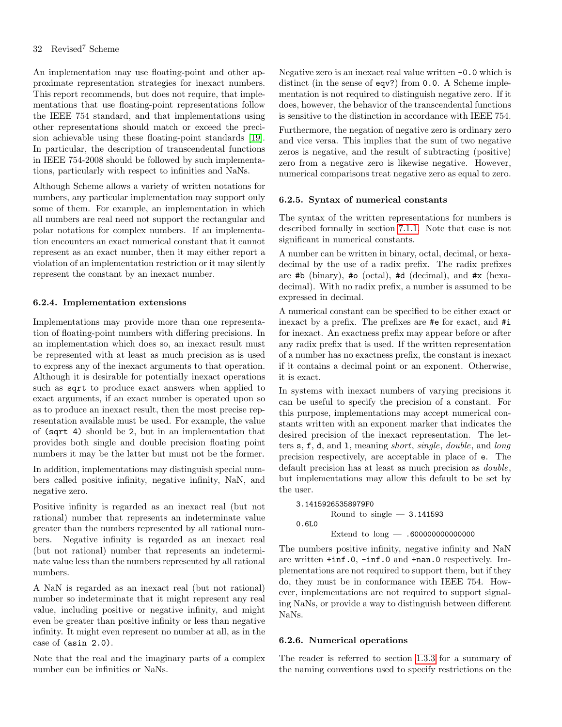An implementation may use floating-point and other approximate representation strategies for inexact numbers. This report recommends, but does not require, that implementations that use floating-point representations follow the IEEE 754 standard, and that implementations using other representations should match or exceed the precision achievable using these floating-point standards [19]. In particular, the description of transcendental functions in IEEE 754-2008 should be followed by such implementations, particularly with respect to infinities and NaNs.

Although Scheme allows a variety of written notations for numbers, any particular implementation may support only some of them. For example, an implementation in which all numbers are real need not support the rectangular and polar notations for complex numbers. If an implementation encounters an exact numerical constant that it cannot represent as an exact number, then it may either report a violation of an implementation restriction or it may silently represent the constant by an inexact number.

### 6.2.4. Implementation extensions

Implementations may provide more than one representation of floating-point numbers with differing precisions. In an implementation which does so, an inexact result must be represented with at least as much precision as is used to express any of the inexact arguments to that operation. Although it is desirable for potentially inexact operations such as `sqrt` to produce exact answers when applied to exact arguments, if an exact number is operated upon so as to produce an inexact result, then the most precise representation available must be used. For example, the value of `(sqrt 4)` should be `2`, but in an implementation that provides both single and double precision floating point numbers it may be the latter but must not be the former.

In addition, implementations may distinguish special numbers called positive infinity, negative infinity, NaN, and negative zero.

Positive infinity is regarded as an inexact real (but not rational) number that represents an indeterminate value greater than the numbers represented by all rational numbers. Negative infinity is regarded as an inexact real (but not rational) number that represents an indeterminate value less than the numbers represented by all rational numbers.

A NaN is regarded as an inexact real (but not rational) number so indeterminate that it might represent any real value, including positive or negative infinity, and might even be greater than positive infinity or less than negative infinity. It might even represent no number at all, as in the case of `(asin 2.0)`.

Note that the real and the imaginary parts of a complex number can be infinities or NaNs.

Negative zero is an inexact real value written `-0.0` which is distinct (in the sense of `eqv?`) from `0.0`. A Scheme implementation is not required to distinguish negative zero. If it does, however, the behavior of the transcendental functions is sensitive to the distinction in accordance with IEEE 754.

Furthermore, the negation of negative zero is ordinary zero and vice versa. This implies that the sum of two negative zeros is negative, and the result of subtracting (positive) zero from a negative zero is likewise negative. However, numerical comparisons treat negative zero as equal to zero.

### 6.2.5. Syntax of numerical constants

The syntax of the written representations for numbers is described formally in section 7.1.1. Note that case is not significant in numerical constants.

A number can be written in binary, octal, decimal, or hexadecimal by the use of a radix prefix. The radix prefixes are `#b` (binary), `#o` (octal), `#d` (decimal), and `#x` (hexadecimal). With no radix prefix, a number is assumed to be expressed in decimal.

A numerical constant can be specified to be either exact or inexact by a prefix. The prefixes are `#e` for exact, and `#i` for inexact. An exactness prefix may appear before or after any radix prefix that is used. If the written representation of a number has no exactness prefix, the constant is inexact if it contains a decimal point or an exponent. Otherwise, it is exact.

In systems with inexact numbers of varying precisions it can be useful to specify the precision of a constant. For this purpose, implementations may accept numerical constants written with an exponent marker that indicates the desired precision of the inexact representation. The letters `s`, `f`, `d`, and `l`, meaning *short*, *single*, *double*, and *long* precision respectively, are acceptable in place of `e`. The default precision has at least as much precision as *double*, but implementations may allow this default to be set by the user.

```
3.14159265358979F0
        Round to single — 3.141593
0.6L0
        Extend to long — .600000000000000
```

The numbers positive infinity, negative infinity and NaN are written `+inf.0`, `-inf.0` and `+nan.0` respectively. Implementations are not required to support them, but if they do, they must be in conformance with IEEE 754. However, implementations are not required to support signaling NaNs, or provide a way to distinguish between different NaNs.

### 6.2.6. Numerical operations

The reader is referred to section 1.3.3 for a summary of the naming conventions used to specify restrictions on the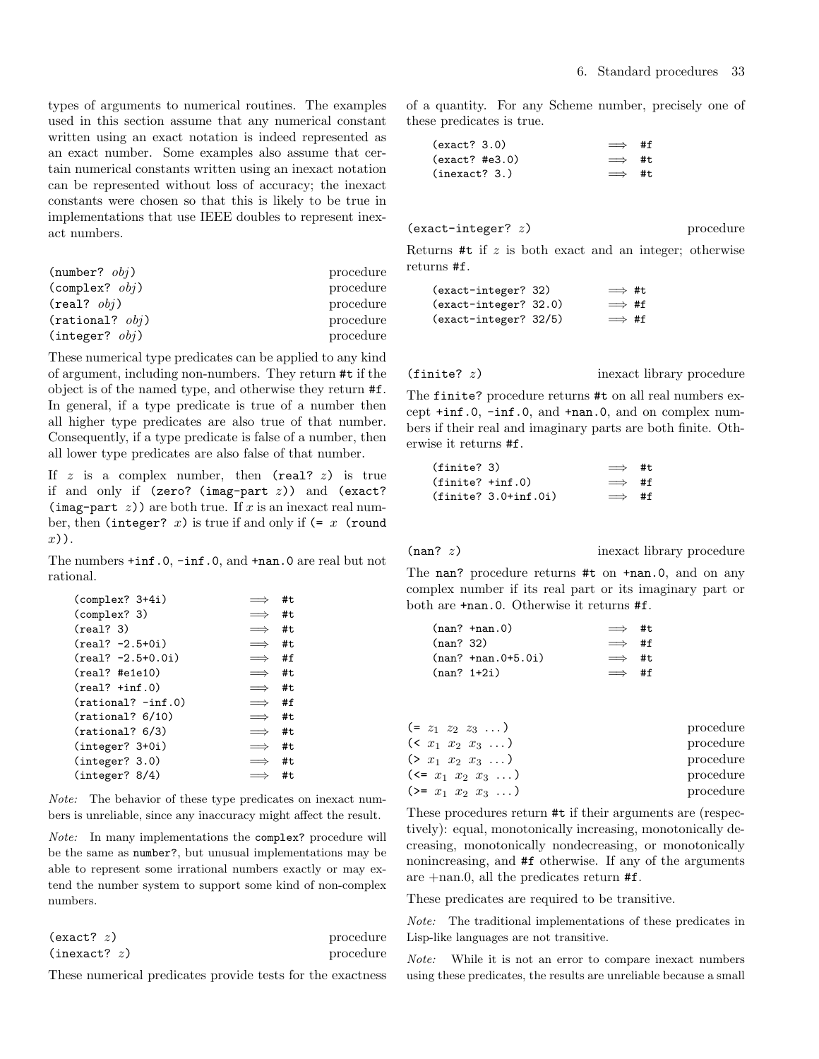types of arguments to numerical routines. The examples used in this section assume that any numerical constant written using an exact notation is indeed represented as an exact number. Some examples also assume that certain numerical constants written using an inexact notation can be represented without loss of accuracy; the inexact constants were chosen so that this is likely to be true in implementations that use IEEE doubles to represent inexact numbers.

`(number? obj)` procedure
`(complex? obj)` procedure
`(real? obj)` procedure
`(rational? obj)` procedure
`(integer? obj)` procedure

These numerical type predicates can be applied to any kind of argument, including non-numbers. They return `#t` if the object is of the named type, and otherwise they return `#f`. In general, if a type predicate is true of a number then all higher type predicates are also true of that number. Consequently, if a type predicate is false of a number, then all lower type predicates are also false of that number.

If *z* is a complex number, then `(real? z)` is true if and only if `(zero? (imag-part z))` and `(exact? (imag-part z))` are both true. If *x* is an inexact real number, then `(integer? x)` is true if and only if `(= x (round x))`.

The numbers `+inf.0`, `-inf.0`, and `+nan.0` are real but not rational.

```
(complex? 3+4i)         ⟹  #t
(complex? 3)            ⟹  #t
(real? 3)               ⟹  #t
(real? -2.5+0i)         ⟹  #t
(real? -2.5+0.0i)       ⟹  #f
(real? #e1e10)          ⟹  #t
(real? +inf.0)          ⟹  #t
(rational? -inf.0)      ⟹  #f
(rational? 6/10)        ⟹  #t
(rational? 6/3)         ⟹  #t
(integer? 3+0i)         ⟹  #t
(integer? 3.0)          ⟹  #t
(integer? 8/4)          ⟹  #t
```

*Note:* The behavior of these type predicates on inexact numbers is unreliable, since any inaccuracy might affect the result.

*Note:* In many implementations the `complex?` procedure will be the same as `number?`, but unusual implementations may be able to represent some irrational numbers exactly or may extend the number system to support some kind of non-complex numbers.

`(exact? z)` procedure
`(inexact? z)` procedure

These numerical predicates provide tests for the exactness of a quantity. For any Scheme number, precisely one of these predicates is true.

```
(exact? 3.0)            ⟹  #f
(exact? #e3.0)          ⟹  #t
(inexact? 3.)           ⟹  #t
```

`(exact-integer? z)` procedure

Returns `#t` if *z* is both exact and an integer; otherwise returns `#f`.

```
(exact-integer? 32)     ⟹  #t
(exact-integer? 32.0)   ⟹  #f
(exact-integer? 32/5)   ⟹  #f
```

`(finite? z)` inexact library procedure

The `finite?` procedure returns `#t` on all real numbers except `+inf.0`, `-inf.0`, and `+nan.0`, and on complex numbers if their real and imaginary parts are both finite. Otherwise it returns `#f`.

```
(finite? 3)             ⟹  #t
(finite? +inf.0)        ⟹  #f
(finite? 3.0+inf.0i)    ⟹  #f
```

`(nan? z)` inexact library procedure

The `nan?` procedure returns `#t` on `+nan.0`, and on any complex number if its real part or its imaginary part or both are `+nan.0`. Otherwise it returns `#f`.

```
(nan? +nan.0)           ⟹  #t
(nan? 32)               ⟹  #f
(nan? +nan.0+5.0i)      ⟹  #t
(nan? 1+2i)             ⟹  #f
```

`(=` $z_1$ $z_2$ $z_3$ `...)` procedure
`(<` $x_1$ $x_2$ $x_3$ `...)` procedure
`(>` $x_1$ $x_2$ $x_3$ `...)` procedure
`(<=` $x_1$ $x_2$ $x_3$ `...)` procedure
`(>=` $x_1$ $x_2$ $x_3$ `...)` procedure

These procedures return `#t` if their arguments are (respectively): equal, monotonically increasing, monotonically decreasing, monotonically nondecreasing, or monotonically nonincreasing, and `#f` otherwise. If any of the arguments are +nan.0, all the predicates return `#f`.

These predicates are required to be transitive.

*Note:* The traditional implementations of these predicates in Lisp-like languages are not transitive.

*Note:* While it is not an error to compare inexact numbers using these predicates, the results are unreliable because a small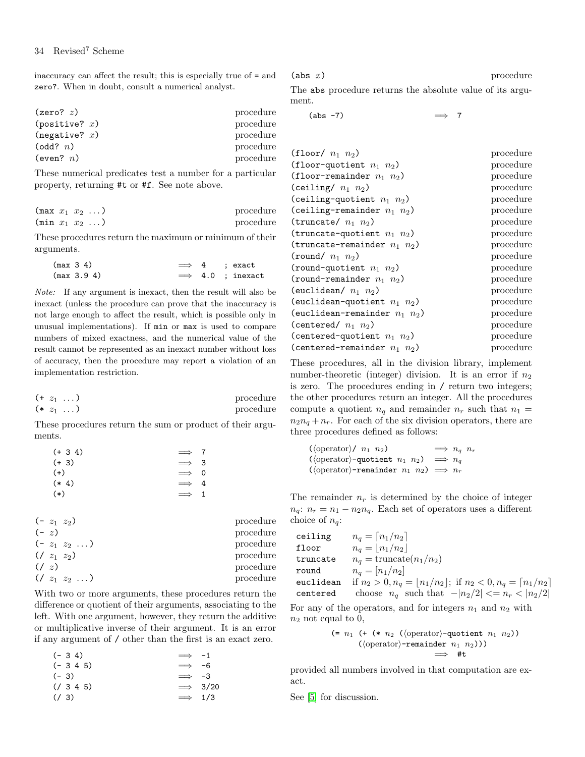inaccuracy can affect the result; this is especially true of `=` and `zero?`. When in doubt, consult a numerical analyst.

| | |
|---|---|
| `(zero? z)` | procedure |
| `(positive? x)` | procedure |
| `(negative? x)` | procedure |
| `(odd? n)` | procedure |
| `(even? n)` | procedure |

These numerical predicates test a number for a particular property, returning `#t` or `#f`. See note above.

| | |
|---|---|
| `(max x1 x2 ...)` | procedure |
| `(min x1 x2 ...)` | procedure |

These procedures return the maximum or minimum of their arguments.

```
(max 3 4)        ⟹  4    ; exact
(max 3.9 4)      ⟹  4.0  ; inexact
```

*Note:* If any argument is inexact, then the result will also be inexact (unless the procedure can prove that the inaccuracy is not large enough to affect the result, which is possible only in unusual implementations). If `min` or `max` is used to compare numbers of mixed exactness, and the numerical value of the result cannot be represented as an inexact number without loss of accuracy, then the procedure may report a violation of an implementation restriction.

| | |
|---|---|
| `(+ z1 ...)` | procedure |
| `(* z1 ...)` | procedure |

These procedures return the sum or product of their arguments.

```
(+ 3 4)          ⟹  7
(+ 3)            ⟹  3
(+)              ⟹  0
(* 4)            ⟹  4
(*)              ⟹  1
```

| | |
|---|---|
| `(- z1 z2)` | procedure |
| `(- z)` | procedure |
| `(- z1 z2 ...)` | procedure |
| `(/ z1 z2)` | procedure |
| `(/ z)` | procedure |
| `(/ z1 z2 ...)` | procedure |

With two or more arguments, these procedures return the difference or quotient of their arguments, associating to the left. With one argument, however, they return the additive or multiplicative inverse of their argument. It is an error if any argument of `/` other than the first is an exact zero.

```
(- 3 4)          ⟹  -1
(- 3 4 5)        ⟹  -6
(- 3)            ⟹  -3
(/ 3 4 5)        ⟹  3/20
(/ 3)            ⟹  1/3
```

| | |
|---|---|
| `(abs x)` | procedure |

The `abs` procedure returns the absolute value of its argument.

```
(abs -7)         ⟹  7
```

| | |
|---|---|
| `(floor/ n1 n2)` | procedure |
| `(floor-quotient n1 n2)` | procedure |
| `(floor-remainder n1 n2)` | procedure |
| `(ceiling/ n1 n2)` | procedure |
| `(ceiling-quotient n1 n2)` | procedure |
| `(ceiling-remainder n1 n2)` | procedure |
| `(truncate/ n1 n2)` | procedure |
| `(truncate-quotient n1 n2)` | procedure |
| `(truncate-remainder n1 n2)` | procedure |
| `(round/ n1 n2)` | procedure |
| `(round-quotient n1 n2)` | procedure |
| `(round-remainder n1 n2)` | procedure |
| `(euclidean/ n1 n2)` | procedure |
| `(euclidean-quotient n1 n2)` | procedure |
| `(euclidean-remainder n1 n2)` | procedure |
| `(centered/ n1 n2)` | procedure |
| `(centered-quotient n1 n2)` | procedure |
| `(centered-remainder n1 n2)` | procedure |

These procedures, all in the division library, implement number-theoretic (integer) division. It is an error if $n_2$ is zero. The procedures ending in `/` return two integers; the other procedures return an integer. All the procedures compute a quotient $n_q$ and remainder $n_r$ such that $n_1 = n_2 n_q + n_r$. For each of the six division operators, there are three procedures defined as follows:

```
(⟨operator⟩/ n1 n2)            ⟹  nq nr
(⟨operator⟩-quotient n1 n2)    ⟹  nq
(⟨operator⟩-remainder n1 n2)   ⟹  nr
```

The remainder $n_r$ is determined by the choice of integer $n_q$: $n_r = n_1 - n_2 n_q$. Each set of operators uses a different choice of $n_q$:

| | |
|---|---|
| `ceiling` | $n_q = \lceil n_1/n_2 \rceil$ |
| `floor` | $n_q = \lfloor n_1/n_2 \rfloor$ |
| `truncate` | $n_q = \text{truncate}(n_1/n_2)$ |
| `round` | $n_q = [n_1/n_2]$ |
| `euclidean` | if $n_2 > 0, n_q = \lfloor n_1/n_2 \rfloor$; if $n_2 < 0, n_q = \lceil n_1/n_2 \rceil$ |
| `centered` | choose $n_q$ such that $-\lvert n_2/2 \rvert <= n_r < \lvert n_2/2 \rvert$ |

For any of the operators, and for integers $n_1$ and $n_2$ with $n_2$ not equal to 0,

```
(= n1 (+ (* n2 (⟨operator⟩-quotient n1 n2))
      (⟨operator⟩-remainder n1 n2)))
                                  ⟹  #t
```

provided all numbers involved in that computation are exact.

See [5] for discussion.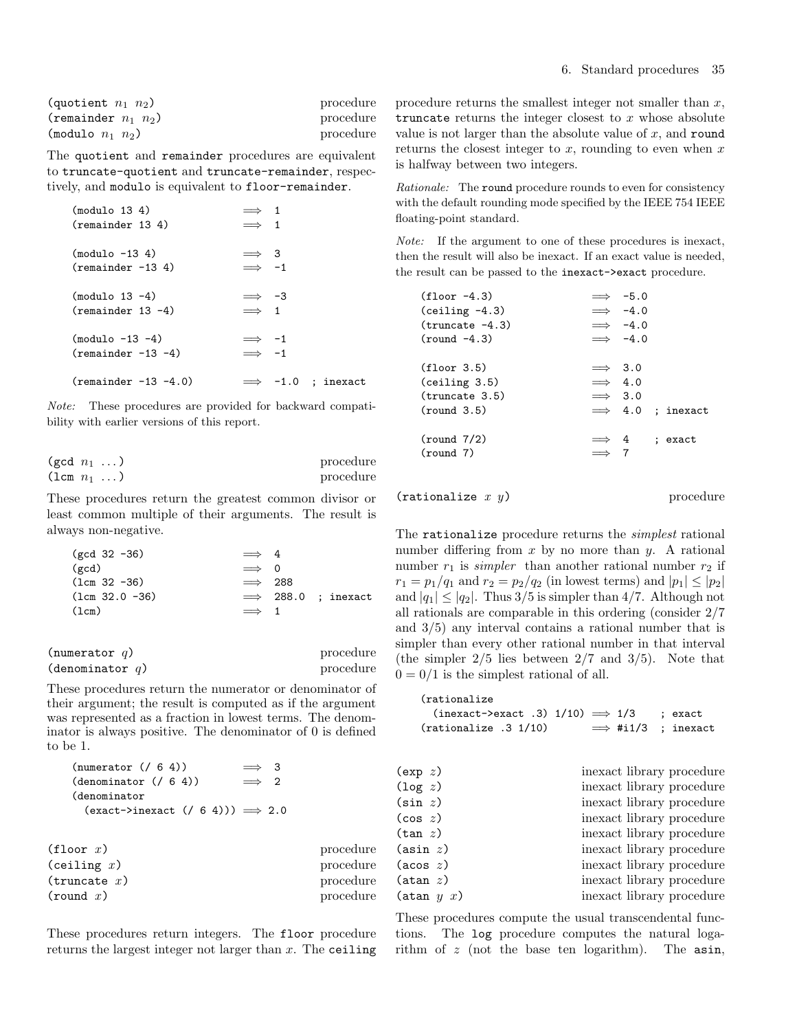```
(quotient n1 n2)                              procedure
(remainder n1 n2)                             procedure
(modulo n1 n2)                                procedure
```

The `quotient` and `remainder` procedures are equivalent to `truncate-quotient` and `truncate-remainder`, respectively, and `modulo` is equivalent to `floor-remainder`.

```
(modulo 13 4)           ⟹  1
(remainder 13 4)        ⟹  1

(modulo -13 4)          ⟹  3
(remainder -13 4)       ⟹  -1

(modulo 13 -4)          ⟹  -3
(remainder 13 -4)       ⟹  1

(modulo -13 -4)         ⟹  -1
(remainder -13 -4)      ⟹  -1

(remainder -13 -4.0)    ⟹  -1.0  ; inexact
```

*Note:* These procedures are provided for backward compatibility with earlier versions of this report.

```
(gcd n1 ...)                                  procedure
(lcm n1 ...)                                  procedure
```

These procedures return the greatest common divisor or least common multiple of their arguments. The result is always non-negative.

```
(gcd 32 -36)            ⟹  4
(gcd)                   ⟹  0
(lcm 32 -36)            ⟹  288
(lcm 32.0 -36)          ⟹  288.0  ; inexact
(lcm)                   ⟹  1
```

```
(numerator q)                                 procedure
(denominator q)                               procedure
```

These procedures return the numerator or denominator of their argument; the result is computed as if the argument was represented as a fraction in lowest terms. The denominator is always positive. The denominator of 0 is defined to be 1.

```
(numerator (/ 6 4))         ⟹  3
(denominator (/ 6 4))       ⟹  2
(denominator
  (exact->inexact (/ 6 4))) ⟹  2.0
```

```
(floor x)                                     procedure
(ceiling x)                                   procedure
(truncate x)                                  procedure
(round x)                                     procedure
```

These procedures return integers. The `floor` procedure returns the largest integer not larger than $x$. The `ceiling` procedure returns the smallest integer not smaller than $x$, `truncate` returns the integer closest to $x$ whose absolute value is not larger than the absolute value of $x$, and `round` returns the closest integer to $x$, rounding to even when $x$ is halfway between two integers.

*Rationale:* The `round` procedure rounds to even for consistency with the default rounding mode specified by the IEEE 754 IEEE floating-point standard.

*Note:* If the argument to one of these procedures is inexact, then the result will also be inexact. If an exact value is needed, the result can be passed to the `inexact->exact` procedure.

```
(floor -4.3)            ⟹  -5.0
(ceiling -4.3)          ⟹  -4.0
(truncate -4.3)         ⟹  -4.0
(round -4.3)            ⟹  -4.0

(floor 3.5)             ⟹  3.0
(ceiling 3.5)           ⟹  4.0
(truncate 3.5)          ⟹  3.0
(round 3.5)             ⟹  4.0  ; inexact

(round 7/2)             ⟹  4    ; exact
(round 7)               ⟹  7
```

```
(rationalize x y)                             procedure
```

The `rationalize` procedure returns the *simplest* rational number differing from $x$ by no more than $y$. A rational number $r_1$ is *simpler* than another rational number $r_2$ if $r_1 = p_1/q_1$ and $r_2 = p_2/q_2$ (in lowest terms) and $|p_1| \leq |p_2|$ and $|q_1| \leq |q_2|$. Thus $3/5$ is simpler than $4/7$. Although not all rationals are comparable in this ordering (consider $2/7$ and $3/5$) any interval contains a rational number that is simpler than every other rational number in that interval (the simpler $2/5$ lies between $2/7$ and $3/5$). Note that $0 = 0/1$ is the simplest rational of all.

```
(rationalize
  (inexact->exact .3) 1/10) ⟹ 1/3    ; exact
(rationalize .3 1/10)       ⟹ #i1/3  ; inexact
```

```
(exp z)                          inexact library procedure
(log z)                          inexact library procedure
(sin z)                          inexact library procedure
(cos z)                          inexact library procedure
(tan z)                          inexact library procedure
(asin z)                         inexact library procedure
(acos z)                         inexact library procedure
(atan z)                         inexact library procedure
(atan y x)                       inexact library procedure
```

These procedures compute the usual transcendental functions. The `log` procedure computes the natural logarithm of $z$ (not the base ten logarithm). The `asin`,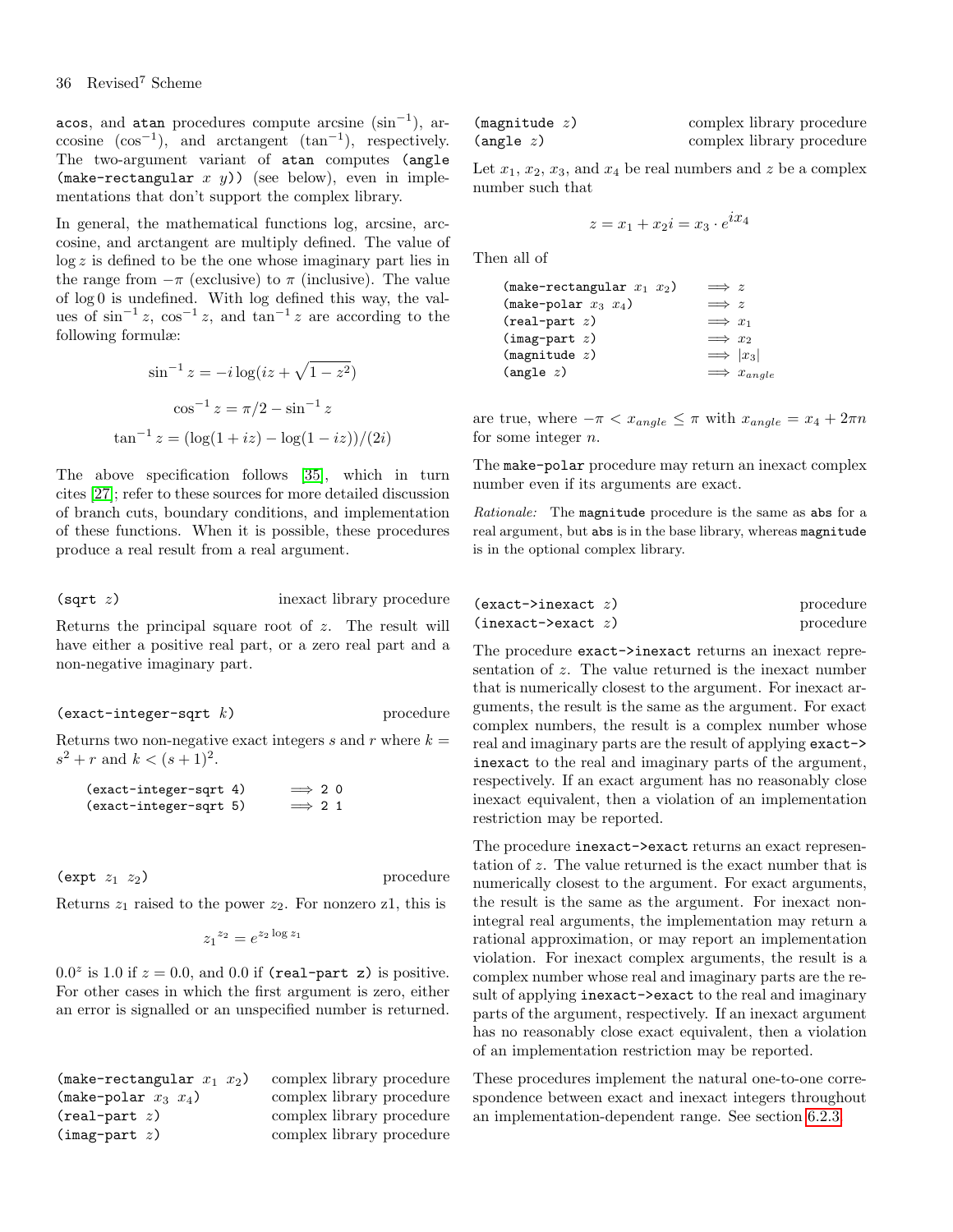`acos`, and `atan` procedures compute arcsine ($\sin^{-1}$), arccosine ($\cos^{-1}$), and arctangent ($\tan^{-1}$), respectively. The two-argument variant of `atan` computes `(angle (make-rectangular` $x$ $y$`))` (see below), even in implementations that don't support the complex library.

In general, the mathematical functions log, arcsine, arccosine, and arctangent are multiply defined. The value of $\log z$ is defined to be the one whose imaginary part lies in the range from $-\pi$ (exclusive) to $\pi$ (inclusive). The value of $\log 0$ is undefined. With log defined this way, the values of $\sin^{-1} z$, $\cos^{-1} z$, and $\tan^{-1} z$ are according to the following formulæ:

$$\sin^{-1} z = -i \log(iz + \sqrt{1 - z^2})$$

$$\cos^{-1} z = \pi/2 - \sin^{-1} z$$

$$\tan^{-1} z = (\log(1 + iz) - \log(1 - iz))/(2i)$$

The above specification follows [35], which in turn cites [27]; refer to these sources for more detailed discussion of branch cuts, boundary conditions, and implementation of these functions. When it is possible, these procedures produce a real result from a real argument.

`(sqrt` $z$`)` — inexact library procedure

Returns the principal square root of $z$. The result will have either a positive real part, or a zero real part and a non-negative imaginary part.

`(exact-integer-sqrt` $k$`)` — procedure

Returns two non-negative exact integers $s$ and $r$ where $k = s^2 + r$ and $k < (s + 1)^2$.

```
(exact-integer-sqrt 4)      ⟹ 2 0
(exact-integer-sqrt 5)      ⟹ 2 1
```

`(expt` $z_1$ $z_2$`)` — procedure

Returns $z_1$ raised to the power $z_2$. For nonzero z1, this is

$${z_1}^{z_2} = e^{z_2 \log z_1}$$

$0.0^z$ is 1.0 if $z = 0.0$, and 0.0 if `(real-part z)` is positive. For other cases in which the first argument is zero, either an error is signalled or an unspecified number is returned.

`(make-rectangular` $x_1$ $x_2$`)` — complex library procedure
`(make-polar` $x_3$ $x_4$`)` — complex library procedure
`(real-part` $z$`)` — complex library procedure
`(imag-part` $z$`)` — complex library procedure
`(magnitude` $z$`)` — complex library procedure
`(angle` $z$`)` — complex library procedure

Let $x_1$, $x_2$, $x_3$, and $x_4$ be real numbers and $z$ be a complex number such that

$$z = x_1 + x_2 i = x_3 \cdot e^{ix_4}$$

Then all of

| | |
|---|---|
| `(make-rectangular` $x_1$ $x_2$`)` | $\Longrightarrow z$ |
| `(make-polar` $x_3$ $x_4$`)` | $\Longrightarrow z$ |
| `(real-part` $z$`)` | $\Longrightarrow x_1$ |
| `(imag-part` $z$`)` | $\Longrightarrow x_2$ |
| `(magnitude` $z$`)` | $\Longrightarrow \lvert x_3 \rvert$ |
| `(angle` $z$`)` | $\Longrightarrow x_{angle}$ |

are true, where $-\pi < x_{angle} \leq \pi$ with $x_{angle} = x_4 + 2\pi n$ for some integer $n$.

The `make-polar` procedure may return an inexact complex number even if its arguments are exact.

*Rationale:* The `magnitude` procedure is the same as `abs` for a real argument, but `abs` is in the base library, whereas `magnitude` is in the optional complex library.

`(exact->inexact` $z$`)` — procedure
`(inexact->exact` $z$`)` — procedure

The procedure `exact->inexact` returns an inexact representation of $z$. The value returned is the inexact number that is numerically closest to the argument. For inexact arguments, the result is the same as the argument. For exact complex numbers, the result is a complex number whose real and imaginary parts are the result of applying `exact->inexact` to the real and imaginary parts of the argument, respectively. If an exact argument has no reasonably close inexact equivalent, then a violation of an implementation restriction may be reported.

The procedure `inexact->exact` returns an exact representation of $z$. The value returned is the exact number that is numerically closest to the argument. For exact arguments, the result is the same as the argument. For inexact non-integral real arguments, the implementation may return a rational approximation, or may report an implementation violation. For inexact complex arguments, the result is a complex number whose real and imaginary parts are the result of applying `inexact->exact` to the real and imaginary parts of the argument, respectively. If an inexact argument has no reasonably close exact equivalent, then a violation of an implementation restriction may be reported.

These procedures implement the natural one-to-one correspondence between exact and inexact integers throughout an implementation-dependent range. See section 6.2.3.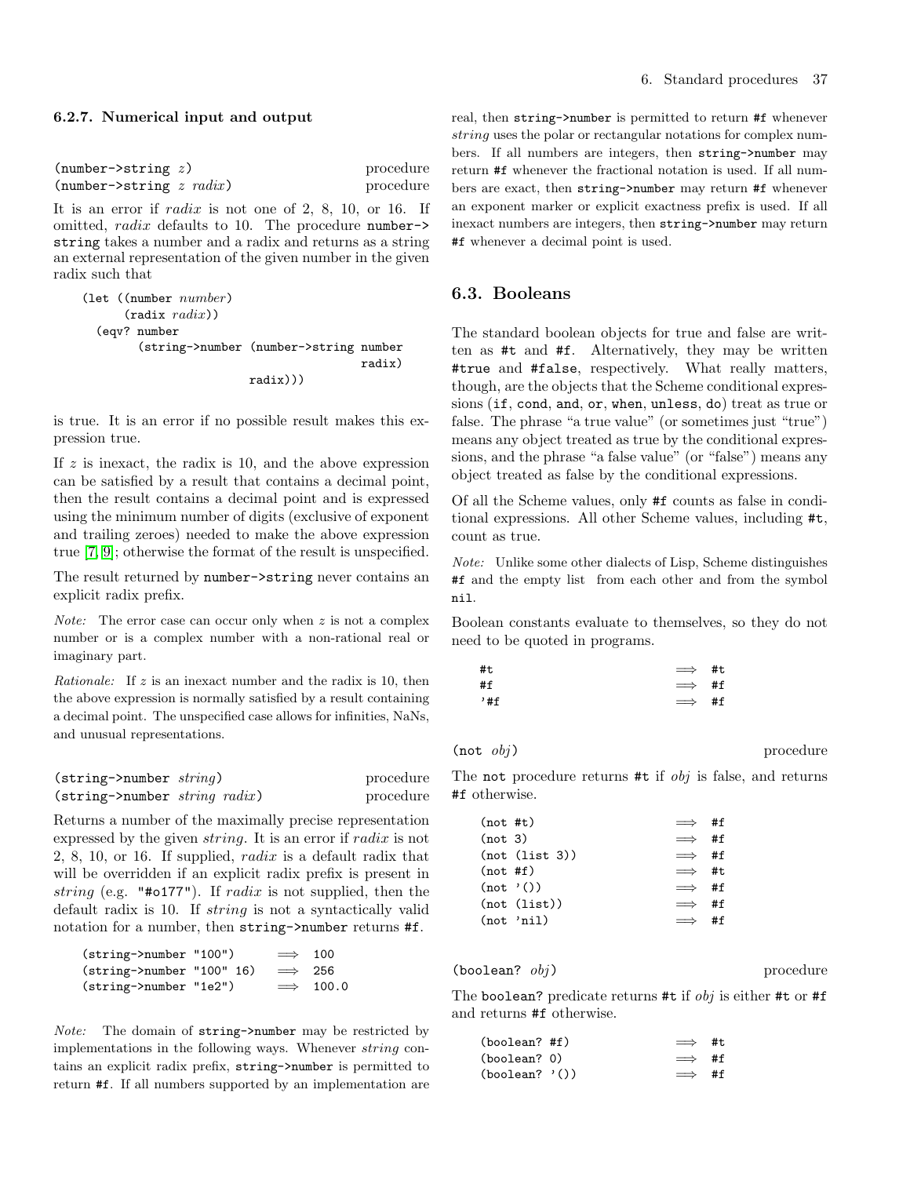#### 6.2.7. Numerical input and output

(number->string *z*) procedure
(number->string *z radix*) procedure

It is an error if *radix* is not one of 2, 8, 10, or 16. If omitted, *radix* defaults to 10. The procedure number->string takes a number and a radix and returns as a string an external representation of the given number in the given radix such that

```
(let ((number number)
      (radix radix))
  (eqv? number
        (string->number (number->string number
                                        radix)
                        radix)))
```

is true. It is an error if no possible result makes this expression true.

If *z* is inexact, the radix is 10, and the above expression can be satisfied by a result that contains a decimal point, then the result contains a decimal point and is expressed using the minimum number of digits (exclusive of exponent and trailing zeroes) needed to make the above expression true [7, 9]; otherwise the format of the result is unspecified.

The result returned by number->string never contains an explicit radix prefix.

*Note:* The error case can occur only when *z* is not a complex number or is a complex number with a non-rational real or imaginary part.

*Rationale:* If *z* is an inexact number and the radix is 10, then the above expression is normally satisfied by a result containing a decimal point. The unspecified case allows for infinities, NaNs, and unusual representations.

(string->number *string*) procedure
(string->number *string radix*) procedure

Returns a number of the maximally precise representation expressed by the given *string*. It is an error if *radix* is not 2, 8, 10, or 16. If supplied, *radix* is a default radix that will be overridden if an explicit radix prefix is present in *string* (e.g. "#o177"). If *radix* is not supplied, then the default radix is 10. If *string* is not a syntactically valid notation for a number, then string->number returns #f.

```
(string->number "100")      ⟹  100
(string->number "100" 16)   ⟹  256
(string->number "1e2")      ⟹  100.0
```

*Note:* The domain of string->number may be restricted by implementations in the following ways. Whenever *string* contains an explicit radix prefix, string->number is permitted to return #f. If all numbers supported by an implementation are real, then string->number is permitted to return #f whenever *string* uses the polar or rectangular notations for complex numbers. If all numbers are integers, then string->number may return #f whenever the fractional notation is used. If all numbers are exact, then string->number may return #f whenever an exponent marker or explicit exactness prefix is used. If all inexact numbers are integers, then string->number may return #f whenever a decimal point is used.

## 6.3. Booleans

The standard boolean objects for true and false are written as #t and #f. Alternatively, they may be written #true and #false, respectively. What really matters, though, are the objects that the Scheme conditional expressions (if, cond, and, or, when, unless, do) treat as true or false. The phrase "a true value" (or sometimes just "true") means any object treated as true by the conditional expressions, and the phrase "a false value" (or "false") means any object treated as false by the conditional expressions.

Of all the Scheme values, only #f counts as false in conditional expressions. All other Scheme values, including #t, count as true.

*Note:* Unlike some other dialects of Lisp, Scheme distinguishes #f and the empty list from each other and from the symbol nil.

Boolean constants evaluate to themselves, so they do not need to be quoted in programs.

```
#t      ⟹  #t
#f      ⟹  #f
'#f     ⟹  #f
```

(not *obj*) procedure

The not procedure returns #t if *obj* is false, and returns #f otherwise.

```
(not #t)         ⟹  #f
(not 3)          ⟹  #f
(not (list 3))   ⟹  #f
(not #f)         ⟹  #t
(not '())        ⟹  #f
(not (list))     ⟹  #f
(not 'nil)       ⟹  #f
```

(boolean? *obj*) procedure

The boolean? predicate returns #t if *obj* is either #t or #f and returns #f otherwise.

```
(boolean? #f)    ⟹  #t
(boolean? 0)     ⟹  #f
(boolean? '())   ⟹  #f
```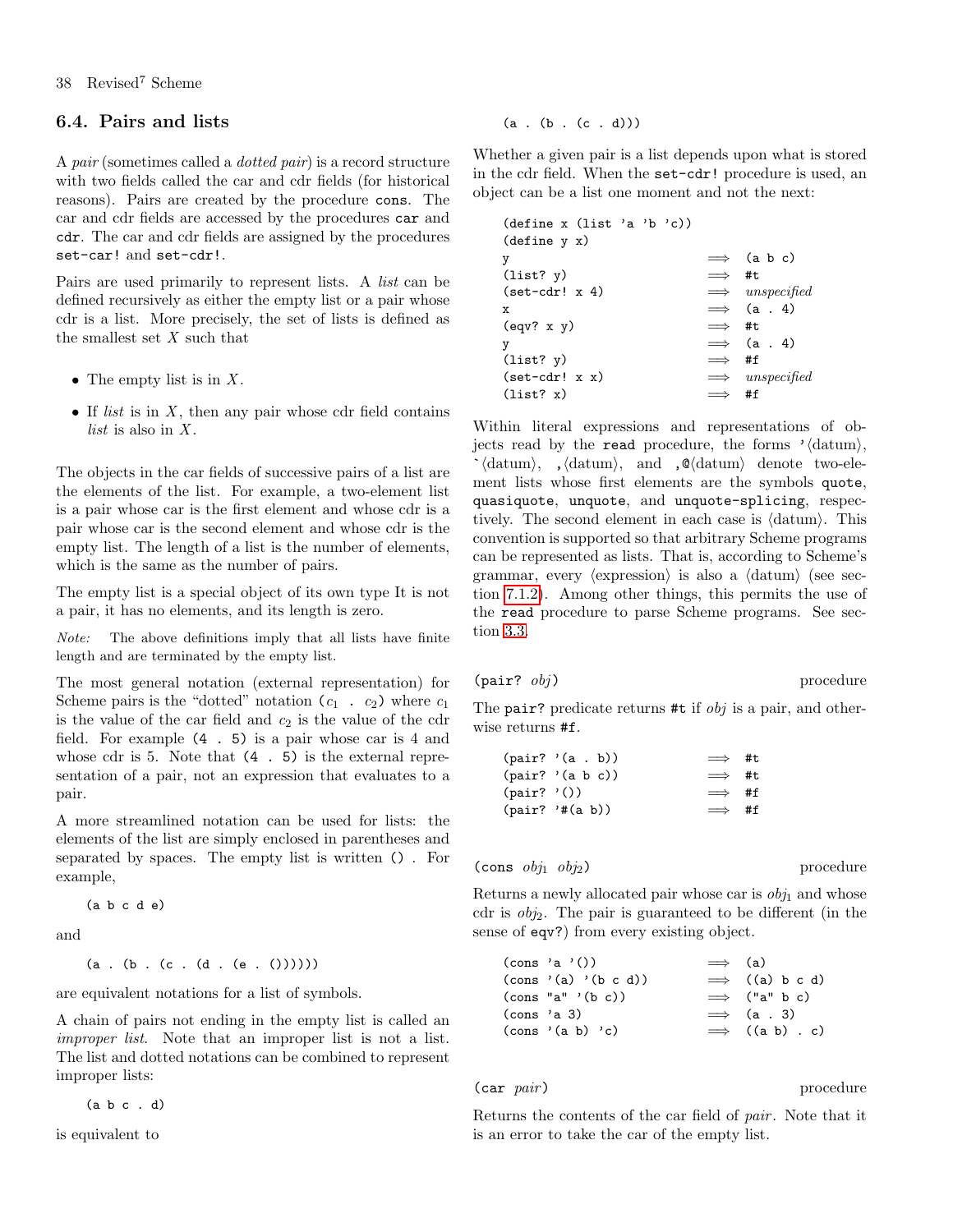## 6.4. Pairs and lists

A *pair* (sometimes called a *dotted pair*) is a record structure with two fields called the car and cdr fields (for historical reasons). Pairs are created by the procedure `cons`. The car and cdr fields are accessed by the procedures `car` and `cdr`. The car and cdr fields are assigned by the procedures `set-car!` and `set-cdr!`.

Pairs are used primarily to represent lists. A *list* can be defined recursively as either the empty list or a pair whose cdr is a list. More precisely, the set of lists is defined as the smallest set $X$ such that

- The empty list is in $X$.
- If *list* is in $X$, then any pair whose cdr field contains *list* is also in $X$.

The objects in the car fields of successive pairs of a list are the elements of the list. For example, a two-element list is a pair whose car is the first element and whose cdr is a pair whose car is the second element and whose cdr is the empty list. The length of a list is the number of elements, which is the same as the number of pairs.

The empty list is a special object of its own type It is not a pair, it has no elements, and its length is zero.

*Note:* The above definitions imply that all lists have finite length and are terminated by the empty list.

The most general notation (external representation) for Scheme pairs is the "dotted" notation ($c_1$ . $c_2$) where $c_1$ is the value of the car field and $c_2$ is the value of the cdr field. For example `(4 . 5)` is a pair whose car is 4 and whose cdr is 5. Note that `(4 . 5)` is the external representation of a pair, not an expression that evaluates to a pair.

A more streamlined notation can be used for lists: the elements of the list are simply enclosed in parentheses and separated by spaces. The empty list is written `()` . For example,

```
(a b c d e)
```

and

```
(a . (b . (c . (d . (e . ())))))
```

are equivalent notations for a list of symbols.

A chain of pairs not ending in the empty list is called an *improper list*. Note that an improper list is not a list. The list and dotted notations can be combined to represent improper lists:

```
(a b c . d)
```

is equivalent to

```
(a . (b . (c . d)))
```

Whether a given pair is a list depends upon what is stored in the cdr field. When the `set-cdr!` procedure is used, an object can be a list one moment and not the next:

```
(define x (list 'a 'b 'c))
(define y x)
y                       ⟹  (a b c)
(list? y)               ⟹  #t
(set-cdr! x 4)          ⟹  unspecified
x                       ⟹  (a . 4)
(eqv? x y)              ⟹  #t
y                       ⟹  (a . 4)
(list? y)               ⟹  #f
(set-cdr! x x)          ⟹  unspecified
(list? x)               ⟹  #f
```

Within literal expressions and representations of objects read by the `read` procedure, the forms `'`⟨datum⟩, `` ` ``⟨datum⟩, `,`⟨datum⟩, and `,@`⟨datum⟩ denote two-element lists whose first elements are the symbols `quote`, `quasiquote`, `unquote`, and `unquote-splicing`, respectively. The second element in each case is ⟨datum⟩. This convention is supported so that arbitrary Scheme programs can be represented as lists. That is, according to Scheme's grammar, every ⟨expression⟩ is also a ⟨datum⟩ (see section 7.1.2). Among other things, this permits the use of the `read` procedure to parse Scheme programs. See section 3.3.

**(pair?** *obj***)** procedure

The `pair?` predicate returns `#t` if *obj* is a pair, and otherwise returns `#f`.

```
(pair? '(a . b))        ⟹  #t
(pair? '(a b c))        ⟹  #t
(pair? '())             ⟹  #f
(pair? '#(a b))         ⟹  #f
```

**(cons** *obj*$_1$ *obj*$_2$**)** procedure

Returns a newly allocated pair whose car is *obj*$_1$ and whose cdr is *obj*$_2$. The pair is guaranteed to be different (in the sense of `eqv?`) from every existing object.

```
(cons 'a '())           ⟹  (a)
(cons '(a) '(b c d))    ⟹  ((a) b c d)
(cons "a" '(b c))       ⟹  ("a" b c)
(cons 'a 3)             ⟹  (a . 3)
(cons '(a b) 'c)        ⟹  ((a b) . c)
```

**(car** *pair***)** procedure

Returns the contents of the car field of *pair*. Note that it is an error to take the car of the empty list.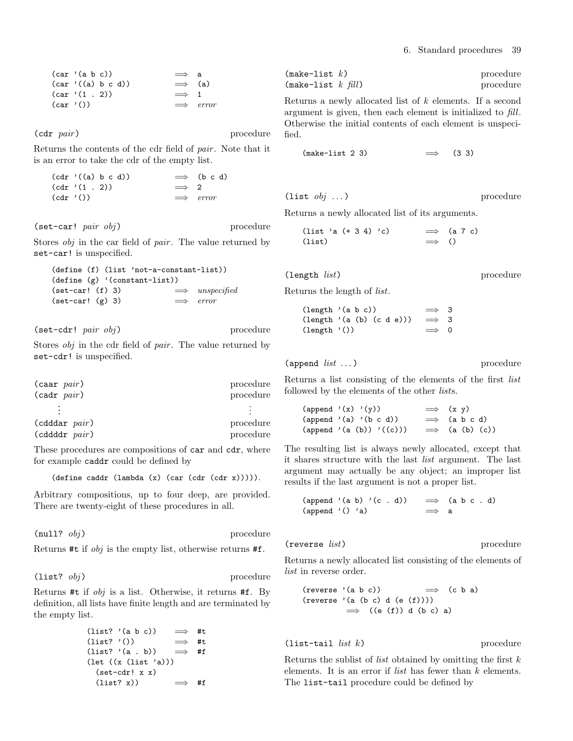```
(car '(a b c))                 ⟹  a
(car '((a) b c d))             ⟹  (a)
(car '(1 . 2))                 ⟹  1
(car '())                      ⟹  error
```

`(cdr pair)` procedure

Returns the contents of the cdr field of *pair*. Note that it is an error to take the cdr of the empty list.

```
(cdr '((a) b c d))             ⟹  (b c d)
(cdr '(1 . 2))                 ⟹  2
(cdr '())                      ⟹  error
```

`(set-car! pair obj)` procedure

Stores *obj* in the car field of *pair*. The value returned by `set-car!` is unspecified.

```
(define (f) (list 'not-a-constant-list))
(define (g) '(constant-list))
(set-car! (f) 3)               ⟹  unspecified
(set-car! (g) 3)               ⟹  error
```

`(set-cdr! pair obj)` procedure

Stores *obj* in the cdr field of *pair*. The value returned by `set-cdr!` is unspecified.

`(caar pair)` procedure
`(cadr pair)` procedure
⋮
`(cdddar pair)` procedure
`(cddddr pair)` procedure

These procedures are compositions of `car` and `cdr`, where for example `caddr` could be defined by

```
(define caddr (lambda (x) (car (cdr (cdr x))))).
```

Arbitrary compositions, up to four deep, are provided. There are twenty-eight of these procedures in all.

`(null? obj)` procedure

Returns `#t` if *obj* is the empty list, otherwise returns `#f`.

`(list? obj)` procedure

Returns `#t` if *obj* is a list. Otherwise, it returns `#f`. By definition, all lists have finite length and are terminated by the empty list.

```
(list? '(a b c))     ⟹  #t
(list? '())          ⟹  #t
(list? '(a . b))     ⟹  #f
(let ((x (list 'a)))
  (set-cdr! x x)
  (list? x))         ⟹  #f
```

`(make-list k)` procedure
`(make-list k fill)` procedure

Returns a newly allocated list of *k* elements. If a second argument is given, then each element is initialized to *fill*. Otherwise the initial contents of each element is unspecified.

```
(make-list 2 3)              ⟹  (3 3)
```

`(list obj ...)` procedure

Returns a newly allocated list of its arguments.

```
(list 'a (+ 3 4) 'c)         ⟹  (a 7 c)
(list)                       ⟹  ()
```

`(length list)` procedure

Returns the length of *list*.

```
(length '(a b c))            ⟹  3
(length '(a (b) (c d e)))    ⟹  3
(length '())                 ⟹  0
```

`(append list ...)` procedure

Returns a list consisting of the elements of the first *list* followed by the elements of the other *list*s.

```
(append '(x) '(y))           ⟹  (x y)
(append '(a) '(b c d))       ⟹  (a b c d)
(append '(a (b)) '((c)))     ⟹  (a (b) (c))
```

The resulting list is always newly allocated, except that it shares structure with the last *list* argument. The last argument may actually be any object; an improper list results if the last argument is not a proper list.

```
(append '(a b) '(c . d))     ⟹  (a b c . d)
(append '() 'a)              ⟹  a
```

`(reverse list)` procedure

Returns a newly allocated list consisting of the elements of *list* in reverse order.

```
(reverse '(a b c))           ⟹  (c b a)
(reverse '(a (b c) d (e (f))))
         ⟹  ((e (f)) d (b c) a)
```

`(list-tail list k)` procedure

Returns the sublist of *list* obtained by omitting the first *k* elements. It is an error if *list* has fewer than *k* elements. The `list-tail` procedure could be defined by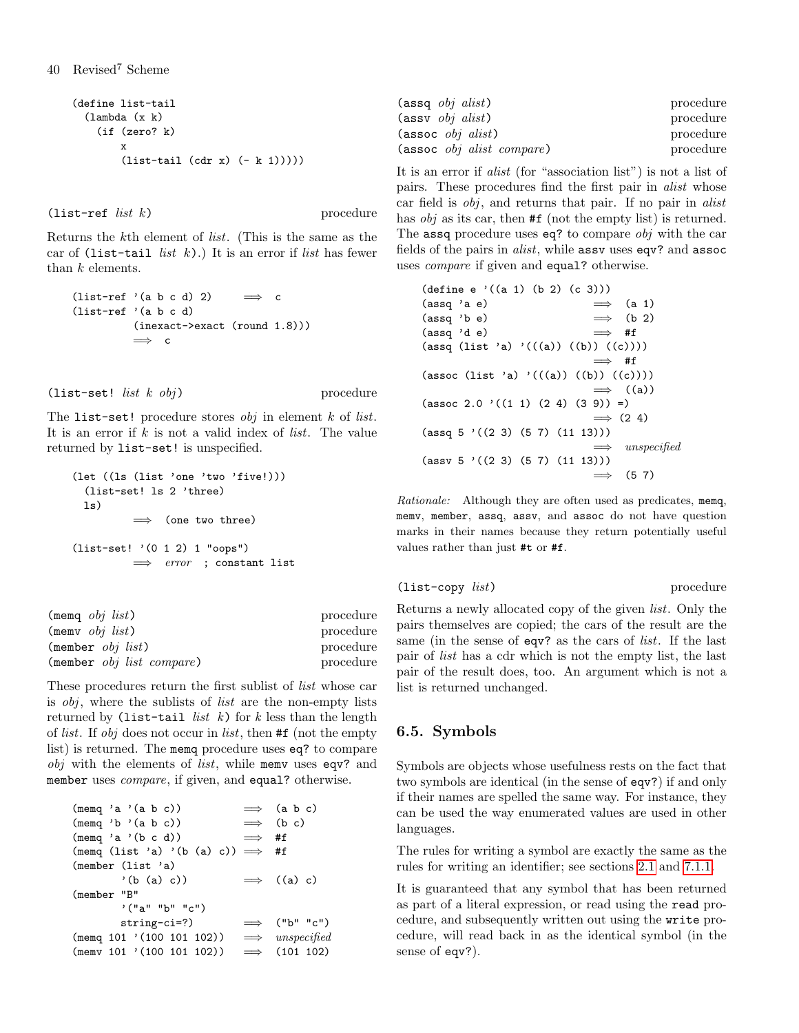```
(define list-tail
  (lambda (x k)
    (if (zero? k)
        x
        (list-tail (cdr x) (- k 1)))))
```

`(list-ref list k)` procedure

Returns the *k*th element of *list*. (This is the same as the car of `(list-tail` *list k*`)`.) It is an error if *list* has fewer than *k* elements.

```
(list-ref '(a b c d) 2)     ⟹  c
(list-ref '(a b c d)
          (inexact->exact (round 1.8)))
          ⟹  c
```

`(list-set! list k obj)` procedure

The `list-set!` procedure stores *obj* in element *k* of *list*. It is an error if *k* is not a valid index of *list*. The value returned by `list-set!` is unspecified.

```
(let ((ls (list 'one 'two 'five!)))
  (list-set! ls 2 'three)
  ls)
          ⟹  (one two three)

(list-set! '(0 1 2) 1 "oops")
          ⟹  error  ; constant list
```

`(memq obj list)` procedure
`(memv obj list)` procedure
`(member obj list)` procedure
`(member obj list compare)` procedure

These procedures return the first sublist of *list* whose car is *obj*, where the sublists of *list* are the non-empty lists returned by `(list-tail` *list k*`)` for *k* less than the length of *list*. If *obj* does not occur in *list*, then `#f` (not the empty list) is returned. The `memq` procedure uses `eq?` to compare *obj* with the elements of *list*, while `memv` uses `eqv?` and `member` uses *compare*, if given, and `equal?` otherwise.

```
(memq 'a '(a b c))           ⟹  (a b c)
(memq 'b '(a b c))           ⟹  (b c)
(memq 'a '(b c d))           ⟹  #f
(memq (list 'a) '(b (a) c))  ⟹  #f
(member (list 'a)
        '(b (a) c))          ⟹  ((a) c)
(member "B"
        '("a" "b" "c")
        string-ci=?)         ⟹  ("b" "c")
(memq 101 '(100 101 102))    ⟹  unspecified
(memv 101 '(100 101 102))    ⟹  (101 102)
```

`(assq obj alist)` procedure
`(assv obj alist)` procedure
`(assoc obj alist)` procedure
`(assoc obj alist compare)` procedure

It is an error if *alist* (for "association list") is not a list of pairs. These procedures find the first pair in *alist* whose car field is *obj*, and returns that pair. If no pair in *alist* has *obj* as its car, then `#f` (not the empty list) is returned. The `assq` procedure uses `eq?` to compare *obj* with the car fields of the pairs in *alist*, while `assv` uses `eqv?` and `assoc` uses *compare* if given and `equal?` otherwise.

```
(define e '((a 1) (b 2) (c 3)))
(assq 'a e)                    ⟹  (a 1)
(assq 'b e)                    ⟹  (b 2)
(assq 'd e)                    ⟹  #f
(assq (list 'a) '(((a)) ((b)) ((c))))
                               ⟹  #f
(assoc (list 'a) '(((a)) ((b)) ((c))))
                               ⟹  ((a))
(assoc 2.0 '((1 1) (2 4) (3 9)) =)
                               ⟹  (2 4)
(assq 5 '((2 3) (5 7) (11 13)))
                               ⟹  unspecified
(assv 5 '((2 3) (5 7) (11 13)))
                               ⟹  (5 7)
```

*Rationale:* Although they are often used as predicates, `memq`, `memv`, `member`, `assq`, `assv`, and `assoc` do not have question marks in their names because they return potentially useful values rather than just `#t` or `#f`.

`(list-copy list)` procedure

Returns a newly allocated copy of the given *list*. Only the pairs themselves are copied; the cars of the result are the same (in the sense of `eqv?`) as the cars of *list*. If the last pair of *list* has a cdr which is not the empty list, the last pair of the result does, too. An argument which is not a list is returned unchanged.

## 6.5. Symbols

Symbols are objects whose usefulness rests on the fact that two symbols are identical (in the sense of `eqv?`) if and only if their names are spelled the same way. For instance, they can be used the way enumerated values are used in other languages.

The rules for writing a symbol are exactly the same as the rules for writing an identifier; see sections 2.1 and 7.1.1.

It is guaranteed that any symbol that has been returned as part of a literal expression, or read using the `read` procedure, and subsequently written out using the `write` procedure, will read back in as the identical symbol (in the sense of `eqv?`).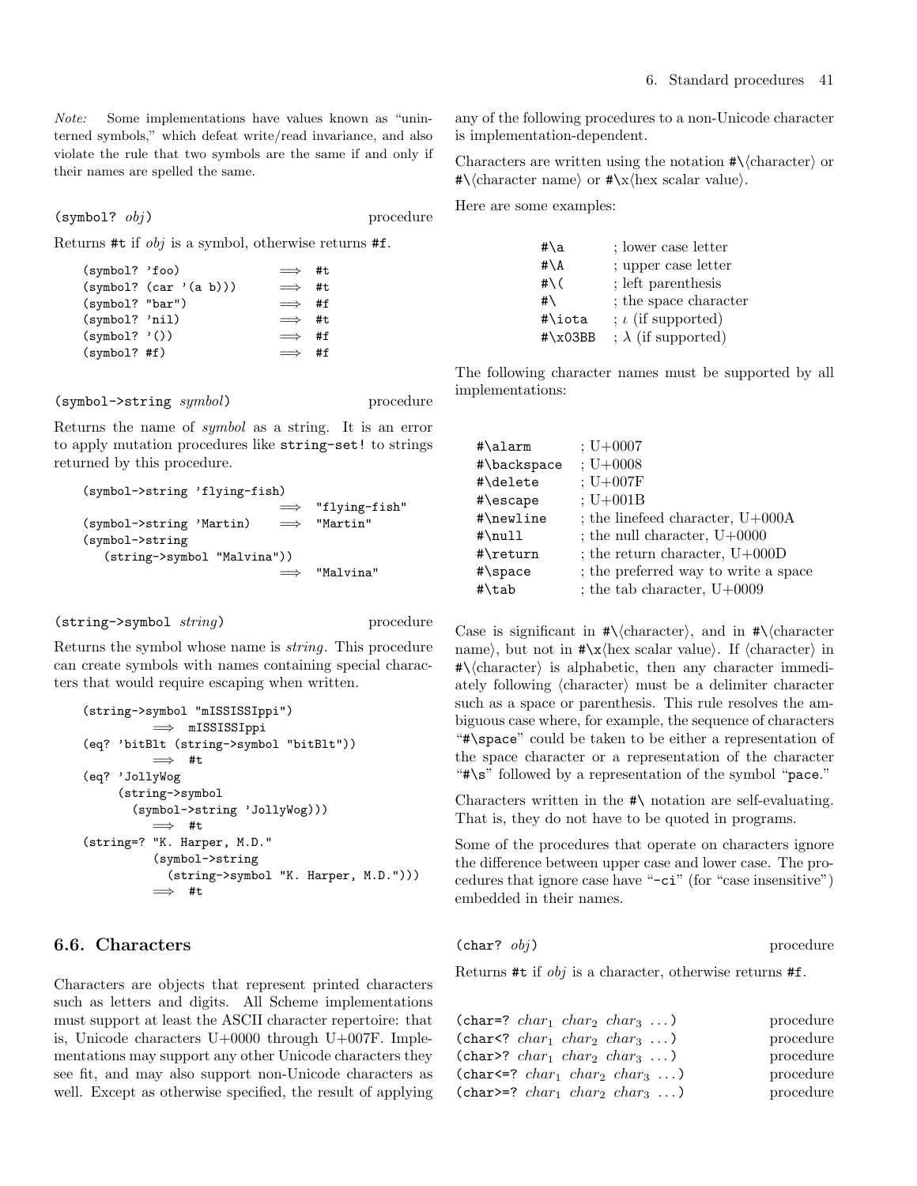*Note:* Some implementations have values known as "uninterned symbols," which defeat write/read invariance, and also violate the rule that two symbols are the same if and only if their names are spelled the same.

`(symbol? obj)` procedure

Returns `#t` if *obj* is a symbol, otherwise returns `#f`.

```
(symbol? 'foo)            ⟹  #t
(symbol? (car '(a b)))    ⟹  #t
(symbol? "bar")           ⟹  #f
(symbol? 'nil)            ⟹  #t
(symbol? '())             ⟹  #f
(symbol? #f)              ⟹  #f
```

`(symbol->string symbol)` procedure

Returns the name of *symbol* as a string. It is an error to apply mutation procedures like `string-set!` to strings returned by this procedure.

```
(symbol->string 'flying-fish)
                            ⟹  "flying-fish"
(symbol->string 'Martin)    ⟹  "Martin"
(symbol->string
   (string->symbol "Malvina"))
                            ⟹  "Malvina"
```

`(string->symbol string)` procedure

Returns the symbol whose name is *string*. This procedure can create symbols with names containing special characters that would require escaping when written.

```
(string->symbol "mISSISSIppi")
          ⟹  mISSISSIppi
(eq? 'bitBlt (string->symbol "bitBlt"))
          ⟹  #t
(eq? 'JollyWog
     (string->symbol
       (symbol->string 'JollyWog)))
          ⟹  #t
(string=? "K. Harper, M.D."
          (symbol->string
            (string->symbol "K. Harper, M.D.")))
          ⟹  #t
```

## 6.6. Characters

Characters are objects that represent printed characters such as letters and digits. All Scheme implementations must support at least the ASCII character repertoire: that is, Unicode characters U+0000 through U+007F. Implementations may support any other Unicode characters they see fit, and may also support non-Unicode characters as well. Except as otherwise specified, the result of applying any of the following procedures to a non-Unicode character is implementation-dependent.

Characters are written using the notation `#\`⟨character⟩ or `#\`⟨character name⟩ or `#\x`⟨hex scalar value⟩.

Here are some examples:

```
#\a       ; lower case letter
#\A       ; upper case letter
#\(       ; left parenthesis
#\        ; the space character
#\iota    ; ι (if supported)
#\x03BB   ; λ (if supported)
```

The following character names must be supported by all implementations:

```
#\alarm      ; U+0007
#\backspace  ; U+0008
#\delete     ; U+007F
#\escape     ; U+001B
#\newline    ; the linefeed character, U+000A
#\null       ; the null character, U+0000
#\return     ; the return character, U+000D
#\space      ; the preferred way to write a space
#\tab        ; the tab character, U+0009
```

Case is significant in `#\`⟨character⟩, and in `#\`⟨character name⟩, but not in `#\x`⟨hex scalar value⟩. If ⟨character⟩ in `#\`⟨character⟩ is alphabetic, then any character immediately following ⟨character⟩ must be a delimiter character such as a space or parenthesis. This rule resolves the ambiguous case where, for example, the sequence of characters "`#\space`" could be taken to be either a representation of the space character or a representation of the character "`#\s`" followed by a representation of the symbol "`pace`."

Characters written in the `#\` notation are self-evaluating. That is, they do not have to be quoted in programs.

Some of the procedures that operate on characters ignore the difference between upper case and lower case. The procedures that ignore case have "`-ci`" (for "case insensitive") embedded in their names.

`(char? obj)` procedure

Returns `#t` if *obj* is a character, otherwise returns `#f`.

`(char=? char1 char2 char3 ...)` procedure
`(char<? char1 char2 char3 ...)` procedure
`(char>? char1 char2 char3 ...)` procedure
`(char<=? char1 char2 char3 ...)` procedure
`(char>=? char1 char2 char3 ...)` procedure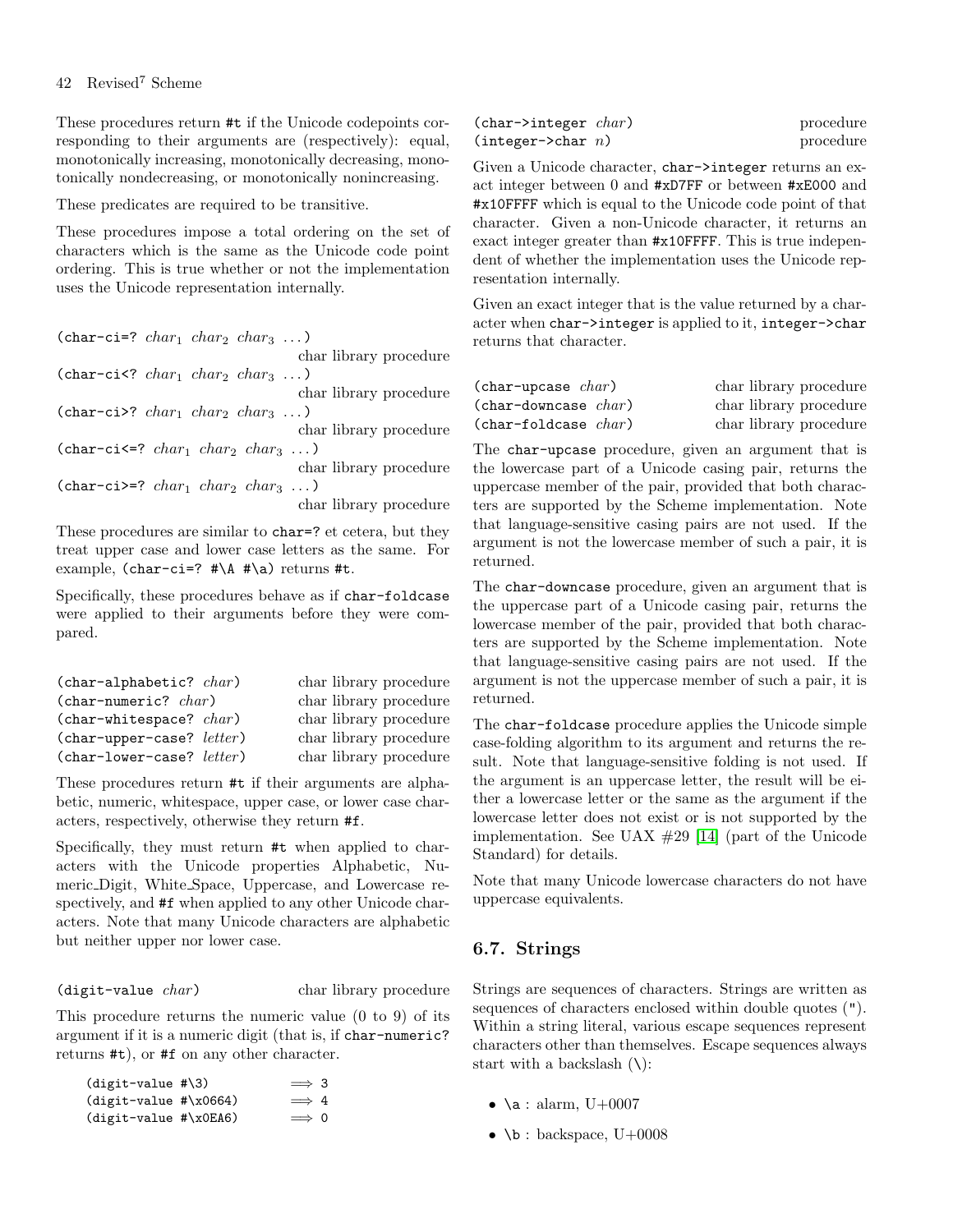These procedures return #t if the Unicode codepoints corresponding to their arguments are (respectively): equal, monotonically increasing, monotonically decreasing, monotonically nondecreasing, or monotonically nonincreasing.

These predicates are required to be transitive.

These procedures impose a total ordering on the set of characters which is the same as the Unicode code point ordering. This is true whether or not the implementation uses the Unicode representation internally.

(char-ci=? *char*$_1$ *char*$_2$ *char*$_3$ ...) char library procedure
(char-ci<? *char*$_1$ *char*$_2$ *char*$_3$ ...) char library procedure
(char-ci>? *char*$_1$ *char*$_2$ *char*$_3$ ...) char library procedure
(char-ci<=? *char*$_1$ *char*$_2$ *char*$_3$ ...) char library procedure
(char-ci>=? *char*$_1$ *char*$_2$ *char*$_3$ ...) char library procedure

These procedures are similar to `char=?` et cetera, but they treat upper case and lower case letters as the same. For example, `(char-ci=? #\A #\a)` returns `#t`.

Specifically, these procedures behave as if `char-foldcase` were applied to their arguments before they were compared.

(char-alphabetic? *char*) char library procedure
(char-numeric? *char*) char library procedure
(char-whitespace? *char*) char library procedure
(char-upper-case? *letter*) char library procedure
(char-lower-case? *letter*) char library procedure

These procedures return #t if their arguments are alphabetic, numeric, whitespace, upper case, or lower case characters, respectively, otherwise they return #f.

Specifically, they must return #t when applied to characters with the Unicode properties Alphabetic, Numeric_Digit, White_Space, Uppercase, and Lowercase respectively, and #f when applied to any other Unicode characters. Note that many Unicode characters are alphabetic but neither upper nor lower case.

(digit-value *char*) char library procedure

This procedure returns the numeric value (0 to 9) of its argument if it is a numeric digit (that is, if `char-numeric?` returns #t), or #f on any other character.

```
(digit-value #\3)        ⟹ 3
(digit-value #\x0664)    ⟹ 4
(digit-value #\x0EA6)    ⟹ 0
```

(char->integer *char*) procedure
(integer->char *n*) procedure

Given a Unicode character, `char->integer` returns an exact integer between 0 and `#xD7FF` or between `#xE000` and `#x10FFFF` which is equal to the Unicode code point of that character. Given a non-Unicode character, it returns an exact integer greater than `#x10FFFF`. This is true independent of whether the implementation uses the Unicode representation internally.

Given an exact integer that is the value returned by a character when `char->integer` is applied to it, `integer->char` returns that character.

(char-upcase *char*) char library procedure
(char-downcase *char*) char library procedure
(char-foldcase *char*) char library procedure

The `char-upcase` procedure, given an argument that is the lowercase part of a Unicode casing pair, returns the uppercase member of the pair, provided that both characters are supported by the Scheme implementation. Note that language-sensitive casing pairs are not used. If the argument is not the lowercase member of such a pair, it is returned.

The `char-downcase` procedure, given an argument that is the uppercase part of a Unicode casing pair, returns the lowercase member of the pair, provided that both characters are supported by the Scheme implementation. Note that language-sensitive casing pairs are not used. If the argument is not the uppercase member of such a pair, it is returned.

The `char-foldcase` procedure applies the Unicode simple case-folding algorithm to its argument and returns the result. Note that language-sensitive folding is not used. If the argument is an uppercase letter, the result will be either a lowercase letter or the same as the argument if the lowercase letter does not exist or is not supported by the implementation. See UAX #29 [14] (part of the Unicode Standard) for details.

Note that many Unicode lowercase characters do not have uppercase equivalents.

## 6.7. Strings

Strings are sequences of characters. Strings are written as sequences of characters enclosed within double quotes ("). Within a string literal, various escape sequences represent characters other than themselves. Escape sequences always start with a backslash (\):

- `\a` : alarm, U+0007
- `\b` : backspace, U+0008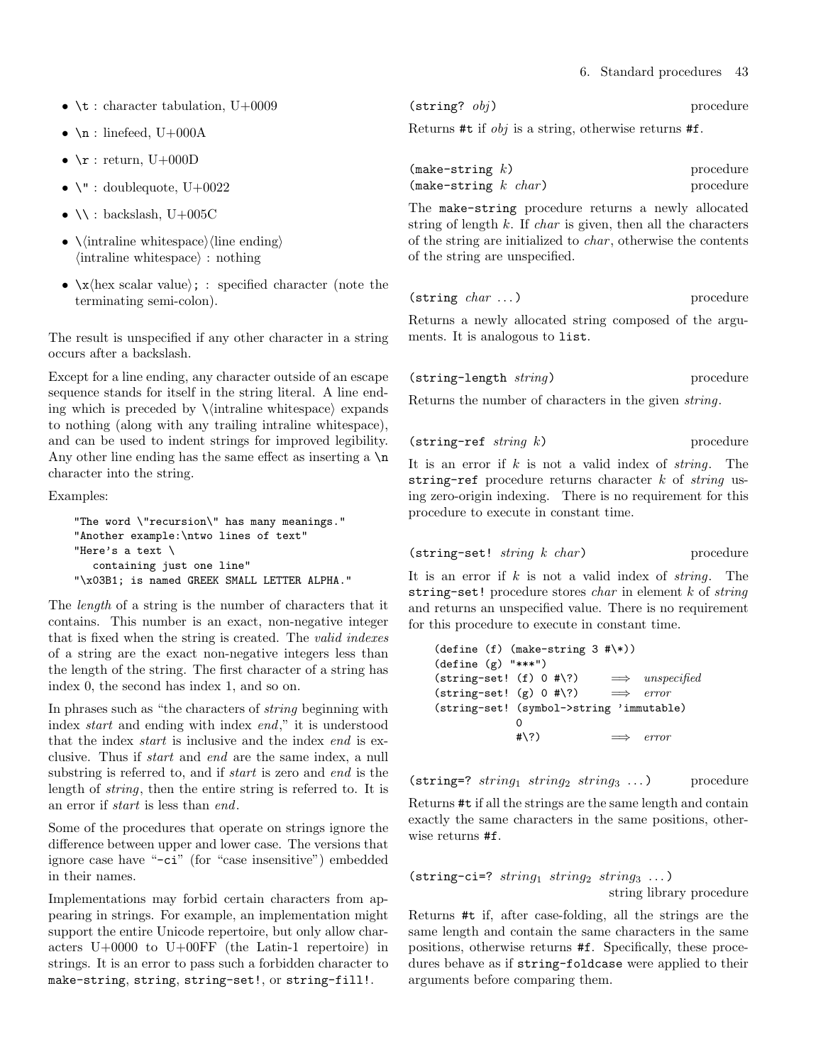- `\t` : character tabulation, U+0009
- `\n` : linefeed, U+000A
- `\r` : return, U+000D
- `\"` : doublequote, U+0022
- `\\` : backslash, U+005C
- `\`⟨intraline whitespace⟩⟨line ending⟩ ⟨intraline whitespace⟩ : nothing
- `\x`⟨hex scalar value⟩`;` : specified character (note the terminating semi-colon).

The result is unspecified if any other character in a string occurs after a backslash.

Except for a line ending, any character outside of an escape sequence stands for itself in the string literal. A line ending which is preceded by `\`⟨intraline whitespace⟩ expands to nothing (along with any trailing intraline whitespace), and can be used to indent strings for improved legibility. Any other line ending has the same effect as inserting a `\n` character into the string.

Examples:

```
"The word \"recursion\" has many meanings."
"Another example:\ntwo lines of text"
"Here's a text \
   containing just one line"
"\x03B1; is named GREEK SMALL LETTER ALPHA."
```

The *length* of a string is the number of characters that it contains. This number is an exact, non-negative integer that is fixed when the string is created. The *valid indexes* of a string are the exact non-negative integers less than the length of the string. The first character of a string has index 0, the second has index 1, and so on.

In phrases such as "the characters of *string* beginning with index *start* and ending with index *end*," it is understood that the index *start* is inclusive and the index *end* is exclusive. Thus if *start* and *end* are the same index, a null substring is referred to, and if *start* is zero and *end* is the length of *string*, then the entire string is referred to. It is an error if *start* is less than *end*.

Some of the procedures that operate on strings ignore the difference between upper and lower case. The versions that ignore case have "`-ci`" (for "case insensitive") embedded in their names.

Implementations may forbid certain characters from appearing in strings. For example, an implementation might support the entire Unicode repertoire, but only allow characters U+0000 to U+00FF (the Latin-1 repertoire) in strings. It is an error to pass such a forbidden character to `make-string`, `string`, `string-set!`, or `string-fill!`.

`(string? obj)` procedure

Returns `#t` if *obj* is a string, otherwise returns `#f`.

`(make-string k)` procedure
`(make-string k char)` procedure

The `make-string` procedure returns a newly allocated string of length *k*. If *char* is given, then all the characters of the string are initialized to *char*, otherwise the contents of the string are unspecified.

`(string char ...)` procedure

Returns a newly allocated string composed of the arguments. It is analogous to `list`.

`(string-length string)` procedure

Returns the number of characters in the given *string*.

`(string-ref string k)` procedure

It is an error if *k* is not a valid index of *string*. The `string-ref` procedure returns character *k* of *string* using zero-origin indexing. There is no requirement for this procedure to execute in constant time.

`(string-set! string k char)` procedure

It is an error if *k* is not a valid index of *string*. The `string-set!` procedure stores *char* in element *k* of *string* and returns an unspecified value. There is no requirement for this procedure to execute in constant time.

```
(define (f) (make-string 3 #\*))
(define (g) "***")
(string-set! (f) 0 #\?)      ⟹  unspecified
(string-set! (g) 0 #\?)      ⟹  error
(string-set! (symbol->string 'immutable)
             0
             #\?)            ⟹  error
```

`(string=? string1 string2 string3 ...)` procedure

Returns `#t` if all the strings are the same length and contain exactly the same characters in the same positions, otherwise returns `#f`.

`(string-ci=? string1 string2 string3 ...)` string library procedure

Returns `#t` if, after case-folding, all the strings are the same length and contain the same characters in the same positions, otherwise returns `#f`. Specifically, these procedures behave as if `string-foldcase` were applied to their arguments before comparing them.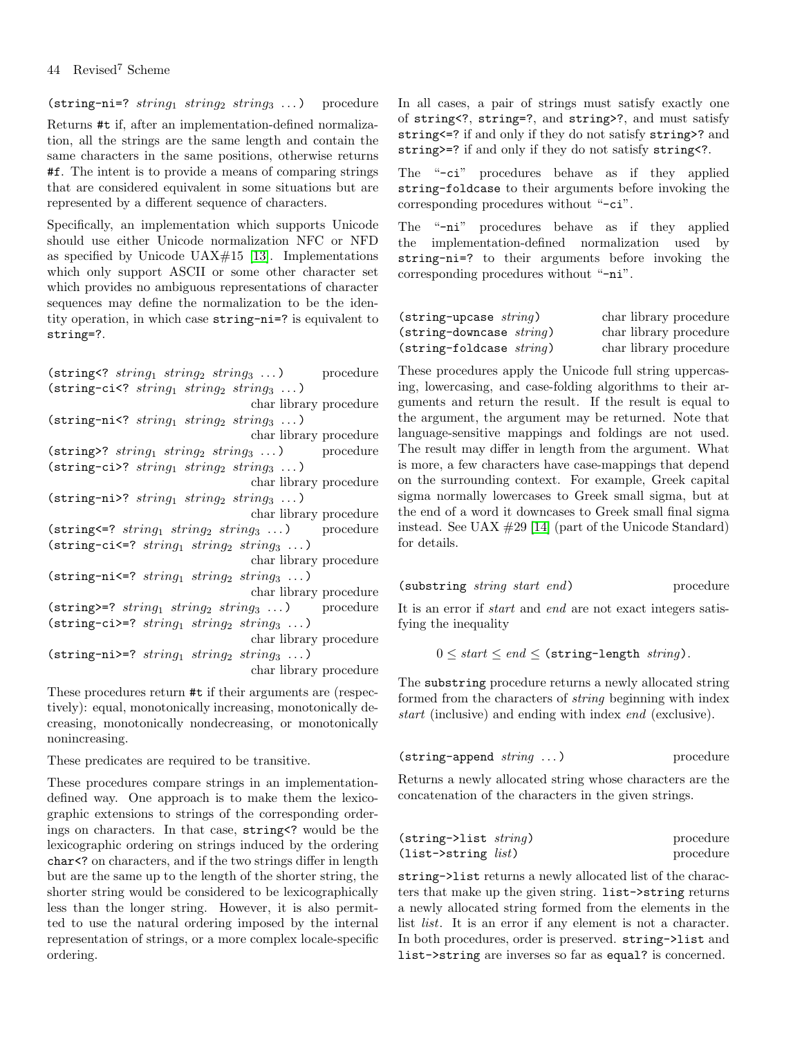(string-ni=? *string*$_1$ *string*$_2$ *string*$_3$ ...)     procedure

Returns #t if, after an implementation-defined normalization, all the strings are the same length and contain the same characters in the same positions, otherwise returns #f. The intent is to provide a means of comparing strings that are considered equivalent in some situations but are represented by a different sequence of characters.

Specifically, an implementation which supports Unicode should use either Unicode normalization NFC or NFD as specified by Unicode UAX#15 [13]. Implementations which only support ASCII or some other character set which provides no ambiguous representations of character sequences may define the normalization to be the identity operation, in which case string-ni=? is equivalent to string=?.

(string<? *string*$_1$ *string*$_2$ *string*$_3$ ...)     procedure
(string-ci<? *string*$_1$ *string*$_2$ *string*$_3$ ...)     char library procedure
(string-ni<? *string*$_1$ *string*$_2$ *string*$_3$ ...)     char library procedure
(string>? *string*$_1$ *string*$_2$ *string*$_3$ ...)     procedure
(string-ci>? *string*$_1$ *string*$_2$ *string*$_3$ ...)     char library procedure
(string-ni>? *string*$_1$ *string*$_2$ *string*$_3$ ...)     char library procedure
(string<=? *string*$_1$ *string*$_2$ *string*$_3$ ...)     procedure
(string-ci<=? *string*$_1$ *string*$_2$ *string*$_3$ ...)     char library procedure
(string-ni<=? *string*$_1$ *string*$_2$ *string*$_3$ ...)     char library procedure
(string>=? *string*$_1$ *string*$_2$ *string*$_3$ ...)     procedure
(string-ci>=? *string*$_1$ *string*$_2$ *string*$_3$ ...)     char library procedure
(string-ni>=? *string*$_1$ *string*$_2$ *string*$_3$ ...)     char library procedure

These procedures return #t if their arguments are (respectively): equal, monotonically increasing, monotonically decreasing, monotonically nondecreasing, or monotonically nonincreasing.

These predicates are required to be transitive.

These procedures compare strings in an implementation-defined way. One approach is to make them the lexicographic extensions to strings of the corresponding orderings on characters. In that case, string<? would be the lexicographic ordering on strings induced by the ordering char<? on characters, and if the two strings differ in length but are the same up to the length of the shorter string, the shorter string would be considered to be lexicographically less than the longer string. However, it is also permitted to use the natural ordering imposed by the internal representation of strings, or a more complex locale-specific ordering.

In all cases, a pair of strings must satisfy exactly one of string<?, string=?, and string>?, and must satisfy string<=? if and only if they do not satisfy string>? and string>=? if and only if they do not satisfy string<?.

The "-ci" procedures behave as if they applied string-foldcase to their arguments before invoking the corresponding procedures without "-ci".

The "-ni" procedures behave as if they applied the implementation-defined normalization used by string-ni=? to their arguments before invoking the corresponding procedures without "-ni".

(string-upcase *string*)     char library procedure
(string-downcase *string*)     char library procedure
(string-foldcase *string*)     char library procedure

These procedures apply the Unicode full string uppercasing, lowercasing, and case-folding algorithms to their arguments and return the result. If the result is equal to the argument, the argument may be returned. Note that language-sensitive mappings and foldings are not used. The result may differ in length from the argument. What is more, a few characters have case-mappings that depend on the surrounding context. For example, Greek capital sigma normally lowercases to Greek small sigma, but at the end of a word it downcases to Greek small final sigma instead. See UAX #29 [14] (part of the Unicode Standard) for details.

(substring *string* *start* *end*)     procedure

It is an error if *start* and *end* are not exact integers satisfying the inequality

$$0 \leq start \leq end \leq \texttt{(string-length } string\texttt{)}.$$

The substring procedure returns a newly allocated string formed from the characters of *string* beginning with index *start* (inclusive) and ending with index *end* (exclusive).

(string-append *string* ...)     procedure

Returns a newly allocated string whose characters are the concatenation of the characters in the given strings.

(string->list *string*)     procedure
(list->string *list*)     procedure

string->list returns a newly allocated list of the characters that make up the given string. list->string returns a newly allocated string formed from the elements in the list *list*. It is an error if any element is not a character. In both procedures, order is preserved. string->list and list->string are inverses so far as equal? is concerned.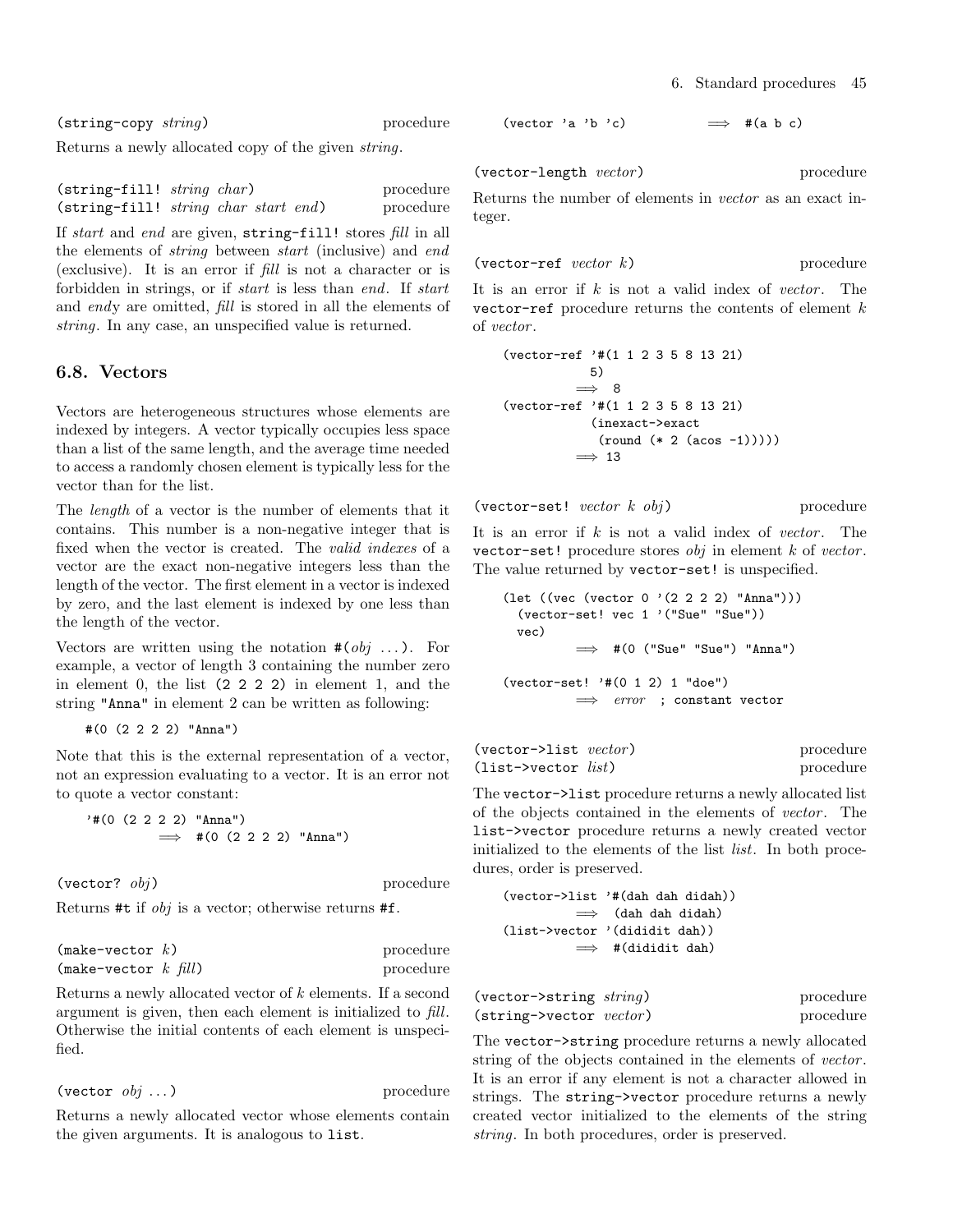`(string-copy string)` procedure

Returns a newly allocated copy of the given *string*.

`(string-fill! string char)` procedure
`(string-fill! string char start end)` procedure

If *start* and *end* are given, `string-fill!` stores *fill* in all the elements of *string* between *start* (inclusive) and *end* (exclusive). It is an error if *fill* is not a character or is forbidden in strings, or if *start* is less than *end*. If *start* and *end*y are omitted, *fill* is stored in all the elements of *string*. In any case, an unspecified value is returned.

## 6.8. Vectors

Vectors are heterogeneous structures whose elements are indexed by integers. A vector typically occupies less space than a list of the same length, and the average time needed to access a randomly chosen element is typically less for the vector than for the list.

The *length* of a vector is the number of elements that it contains. This number is a non-negative integer that is fixed when the vector is created. The *valid indexes* of a vector are the exact non-negative integers less than the length of the vector. The first element in a vector is indexed by zero, and the last element is indexed by one less than the length of the vector.

Vectors are written using the notation `#(`*obj* ...`)`. For example, a vector of length 3 containing the number zero in element 0, the list `(2 2 2 2)` in element 1, and the string `"Anna"` in element 2 can be written as following:

```
#(0 (2 2 2 2) "Anna")
```

Note that this is the external representation of a vector, not an expression evaluating to a vector. It is an error not to quote a vector constant:

```
'#(0 (2 2 2 2) "Anna")
        ⟹  #(0 (2 2 2 2) "Anna")
```

`(vector? obj)` procedure

Returns `#t` if *obj* is a vector; otherwise returns `#f`.

`(make-vector k)` procedure
`(make-vector k fill)` procedure

Returns a newly allocated vector of *k* elements. If a second argument is given, then each element is initialized to *fill*. Otherwise the initial contents of each element is unspecified.

`(vector obj ...)` procedure

Returns a newly allocated vector whose elements contain the given arguments. It is analogous to `list`.

```
(vector 'a 'b 'c)          ⟹  #(a b c)
```

`(vector-length vector)` procedure

Returns the number of elements in *vector* as an exact integer.

`(vector-ref vector k)` procedure

It is an error if *k* is not a valid index of *vector*. The `vector-ref` procedure returns the contents of element *k* of *vector*.

```
(vector-ref '#(1 1 2 3 5 8 13 21)
            5)
          ⟹  8
(vector-ref '#(1 1 2 3 5 8 13 21)
            (inexact->exact
             (round (* 2 (acos -1)))))
          ⟹ 13
```

`(vector-set! vector k obj)` procedure

It is an error if *k* is not a valid index of *vector*. The `vector-set!` procedure stores *obj* in element *k* of *vector*. The value returned by `vector-set!` is unspecified.

```
(let ((vec (vector 0 '(2 2 2 2) "Anna")))
  (vector-set! vec 1 '("Sue" "Sue"))
  vec)
          ⟹  #(0 ("Sue" "Sue") "Anna")

(vector-set! '#(0 1 2) 1 "doe")
          ⟹  error  ; constant vector
```

`(vector->list vector)` procedure
`(list->vector list)` procedure

The `vector->list` procedure returns a newly allocated list of the objects contained in the elements of *vector*. The `list->vector` procedure returns a newly created vector initialized to the elements of the list *list*. In both procedures, order is preserved.

```
(vector->list '#(dah dah didah))
          ⟹  (dah dah didah)
(list->vector '(dididit dah))
          ⟹  #(dididit dah)
```

`(vector->string string)` procedure
`(string->vector vector)` procedure

The `vector->string` procedure returns a newly allocated string of the objects contained in the elements of *vector*. It is an error if any element is not a character allowed in strings. The `string->vector` procedure returns a newly created vector initialized to the elements of the string *string*. In both procedures, order is preserved.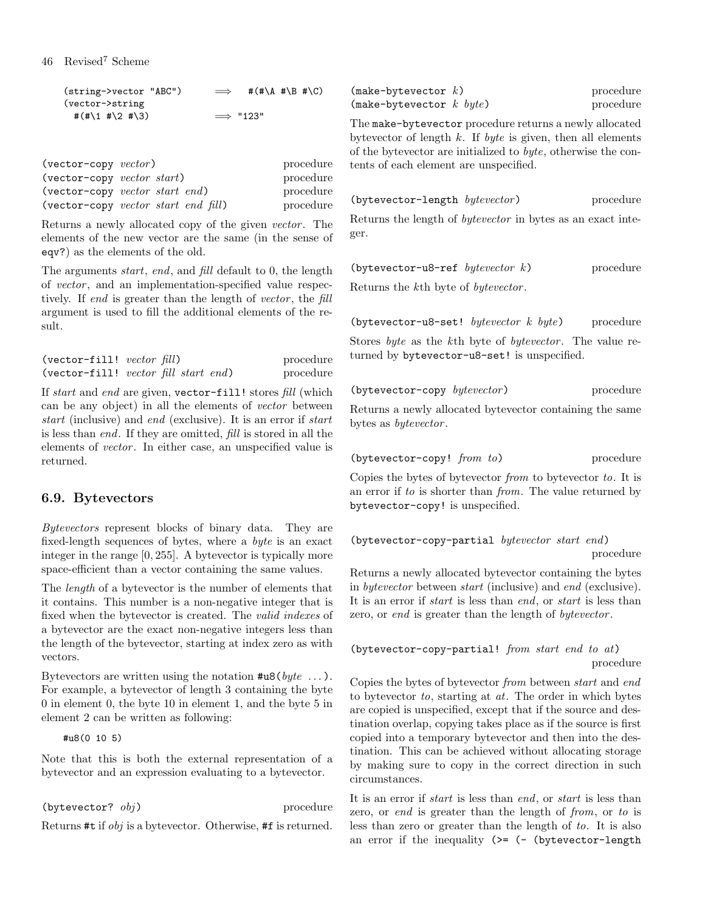```
(string->vector "ABC")      ⟹  #(#\A #\B #\C)
(vector->string
  #(#\1 #\2 #\3)            ⟹ "123"
```

`(vector-copy` *vector*`)` procedure
`(vector-copy` *vector start*`)` procedure
`(vector-copy` *vector start end*`)` procedure
`(vector-copy` *vector start end fill*`)` procedure

Returns a newly allocated copy of the given *vector*. The elements of the new vector are the same (in the sense of `eqv?`) as the elements of the old.

The arguments *start*, *end*, and *fill* default to 0, the length of *vector*, and an implementation-specified value respectively. If *end* is greater than the length of *vector*, the *fill* argument is used to fill the additional elements of the result.

`(vector-fill!` *vector fill*`)` procedure
`(vector-fill!` *vector fill start end*`)` procedure

If *start* and *end* are given, `vector-fill!` stores *fill* (which can be any object) in all the elements of *vector* between *start* (inclusive) and *end* (exclusive). It is an error if *start* is less than *end*. If they are omitted, *fill* is stored in all the elements of *vector*. In either case, an unspecified value is returned.

## 6.9. Bytevectors

*Bytevectors* represent blocks of binary data. They are fixed-length sequences of bytes, where a *byte* is an exact integer in the range $[0, 255]$. A bytevector is typically more space-efficient than a vector containing the same values.

The *length* of a bytevector is the number of elements that it contains. This number is a non-negative integer that is fixed when the bytevector is created. The *valid indexes* of a bytevector are the exact non-negative integers less than the length of the bytevector, starting at index zero as with vectors.

Bytevectors are written using the notation `#u8(`*byte* ...`)`. For example, a bytevector of length 3 containing the byte 0 in element 0, the byte 10 in element 1, and the byte 5 in element 2 can be written as following:

```
#u8(0 10 5)
```

Note that this is both the external representation of a bytevector and an expression evaluating to a bytevector.

`(bytevector?` *obj*`)` procedure

Returns `#t` if *obj* is a bytevector. Otherwise, `#f` is returned.

`(make-bytevector` *k*`)` procedure
`(make-bytevector` *k byte*`)` procedure

The `make-bytevector` procedure returns a newly allocated bytevector of length *k*. If *byte* is given, then all elements of the bytevector are initialized to *byte*, otherwise the contents of each element are unspecified.

`(bytevector-length` *bytevector*`)` procedure

Returns the length of *bytevector* in bytes as an exact integer.

`(bytevector-u8-ref` *bytevector k*`)` procedure

Returns the *k*th byte of *bytevector*.

`(bytevector-u8-set!` *bytevector k byte*`)` procedure

Stores *byte* as the *k*th byte of *bytevector*. The value returned by `bytevector-u8-set!` is unspecified.

`(bytevector-copy` *bytevector*`)` procedure

Returns a newly allocated bytevector containing the same bytes as *bytevector*.

`(bytevector-copy!` *from to*`)` procedure

Copies the bytes of bytevector *from* to bytevector *to*. It is an error if *to* is shorter than *from*. The value returned by `bytevector-copy!` is unspecified.

`(bytevector-copy-partial` *bytevector start end*`)` procedure

Returns a newly allocated bytevector containing the bytes in *bytevector* between *start* (inclusive) and *end* (exclusive). It is an error if *start* is less than *end*, or *start* is less than zero, or *end* is greater than the length of *bytevector*.

`(bytevector-copy-partial!` *from start end to at*`)` procedure

Copies the bytes of bytevector *from* between *start* and *end* to bytevector *to*, starting at *at*. The order in which bytes are copied is unspecified, except that if the source and destination overlap, copying takes place as if the source is first copied into a temporary bytevector and then into the destination. This can be achieved without allocating storage by making sure to copy in the correct direction in such circumstances.

It is an error if *start* is less than *end*, or *start* is less than zero, or *end* is greater than the length of *from*, or *to* is less than zero or greater than the length of *to*. It is also an error if the inequality `(>= (- (bytevector-length`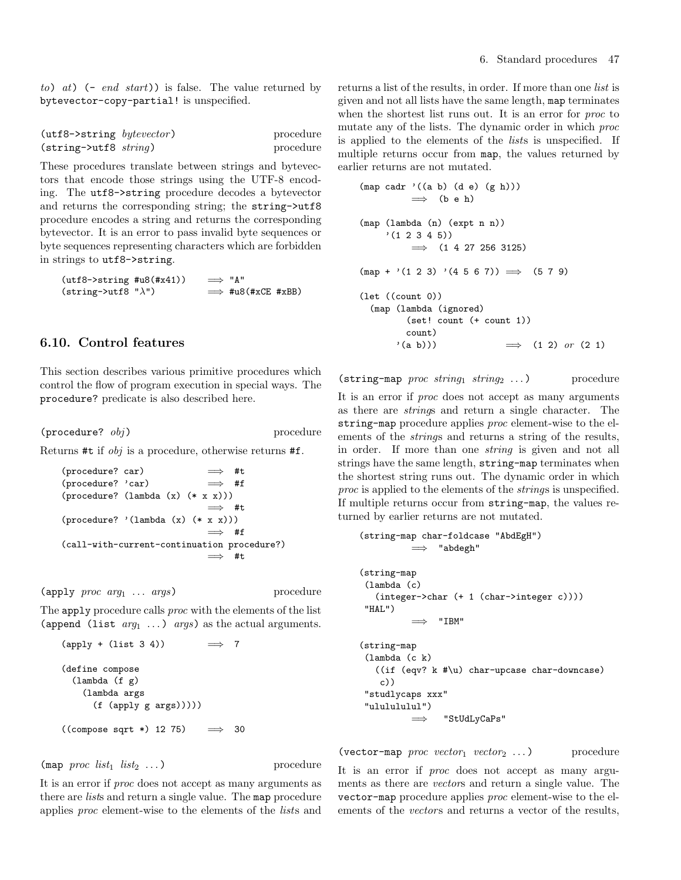*to*) *at*) (- *end start*)) is false. The value returned by `bytevector-copy-partial!` is unspecified.

(utf8->string *bytevector*) procedure
(string->utf8 *string*) procedure

These procedures translate between strings and bytevectors that encode those strings using the UTF-8 encoding. The `utf8->string` procedure decodes a bytevector and returns the corresponding string; the `string->utf8` procedure encodes a string and returns the corresponding bytevector. It is an error to pass invalid byte sequences or byte sequences representing characters which are forbidden in strings to `utf8->string`.

```
(utf8->string #u8(#x41))     ⟹ "A"
(string->utf8 "λ")           ⟹ #u8(#xCE #xBB)
```

## 6.10. Control features

This section describes various primitive procedures which control the flow of program execution in special ways. The `procedure?` predicate is also described here.

(procedure? *obj*) procedure

Returns `#t` if *obj* is a procedure, otherwise returns `#f`.

```
(procedure? car)             ⟹  #t
(procedure? 'car)            ⟹  #f
(procedure? (lambda (x) (* x x)))
                             ⟹  #t
(procedure? '(lambda (x) (* x x)))
                             ⟹  #f
(call-with-current-continuation procedure?)
                             ⟹  #t
```

(apply *proc* $arg_1$ ... *args*) procedure

The `apply` procedure calls *proc* with the elements of the list `(append (list` $arg_1$ `...)` *args*`)` as the actual arguments.

```
(apply + (list 3 4))         ⟹  7

(define compose
  (lambda (f g)
    (lambda args
      (f (apply g args)))))

((compose sqrt *) 12 75)     ⟹  30
```

(map *proc* $list_1$ $list_2$ ...) procedure

It is an error if *proc* does not accept as many arguments as there are *list*s and return a single value. The `map` procedure applies *proc* element-wise to the elements of the *list*s and returns a list of the results, in order. If more than one *list* is given and not all lists have the same length, `map` terminates when the shortest list runs out. It is an error for *proc* to mutate any of the lists. The dynamic order in which *proc* is applied to the elements of the *list*s is unspecified. If multiple returns occur from `map`, the values returned by earlier returns are not mutated.

```
(map cadr '((a b) (d e) (g h)))
         ⟹  (b e h)

(map (lambda (n) (expt n n))
     '(1 2 3 4 5))
         ⟹  (1 4 27 256 3125)

(map + '(1 2 3) '(4 5 6 7))  ⟹  (5 7 9)

(let ((count 0))
  (map (lambda (ignored)
         (set! count (+ count 1))
         count)
       '(a b)))              ⟹  (1 2) or (2 1)
```

(string-map *proc* $string_1$ $string_2$ ...) procedure

It is an error if *proc* does not accept as many arguments as there are *string*s and return a single character. The `string-map` procedure applies *proc* element-wise to the elements of the *string*s and returns a string of the results, in order. If more than one *string* is given and not all strings have the same length, `string-map` terminates when the shortest string runs out. The dynamic order in which *proc* is applied to the elements of the *string*s is unspecified. If multiple returns occur from `string-map`, the values returned by earlier returns are not mutated.

```
(string-map char-foldcase "AbdEgH")
         ⟹  "abdegh"

(string-map
 (lambda (c)
   (integer->char (+ 1 (char->integer c))))
 "HAL")
         ⟹  "IBM"

(string-map
 (lambda (c k)
   ((if (eqv? k #\u) char-upcase char-downcase)
    c))
 "studlycaps xxx"
 "ululululul")
         ⟹  "StUdLyCaPs"
```

(vector-map *proc* $vector_1$ $vector_2$ ...) procedure

It is an error if *proc* does not accept as many arguments as there are *vector*s and return a single value. The `vector-map` procedure applies *proc* element-wise to the elements of the *vector*s and returns a vector of the results,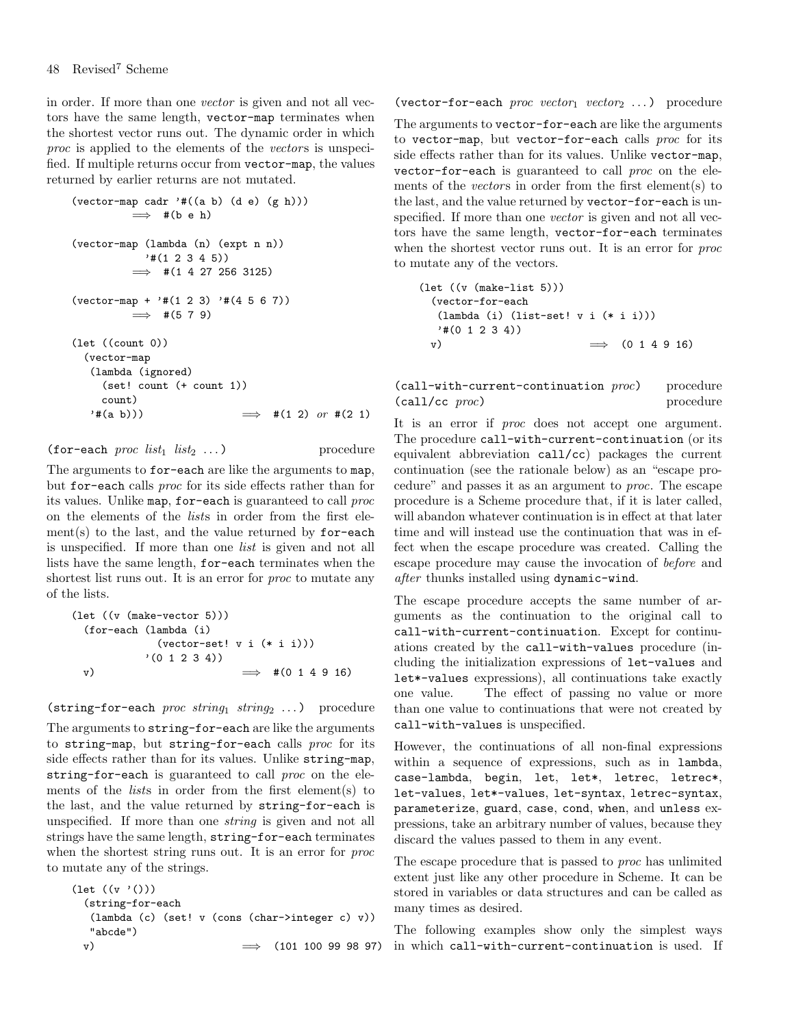in order. If more than one *vector* is given and not all vectors have the same length, `vector-map` terminates when the shortest vector runs out. The dynamic order in which *proc* is applied to the elements of the *vector*s is unspecified. If multiple returns occur from `vector-map`, the values returned by earlier returns are not mutated.

```
(vector-map cadr '#((a b) (d e) (g h)))
          ⟹  #(b e h)

(vector-map (lambda (n) (expt n n))
            '#(1 2 3 4 5))
          ⟹  #(1 4 27 256 3125)

(vector-map + '#(1 2 3) '#(4 5 6 7))
          ⟹  #(5 7 9)

(let ((count 0))
  (vector-map
   (lambda (ignored)
     (set! count (+ count 1))
     count)
   '#(a b)))                  ⟹  #(1 2) or #(2 1)
```

(`for-each` *proc* $list_1$ $list_2$ ...) procedure

The arguments to `for-each` are like the arguments to `map`, but `for-each` calls *proc* for its side effects rather than for its values. Unlike `map`, `for-each` is guaranteed to call *proc* on the elements of the *list*s in order from the first element(s) to the last, and the value returned by `for-each` is unspecified. If more than one *list* is given and not all lists have the same length, `for-each` terminates when the shortest list runs out. It is an error for *proc* to mutate any of the lists.

```
(let ((v (make-vector 5)))
  (for-each (lambda (i)
              (vector-set! v i (* i i)))
            '(0 1 2 3 4))
  v)                          ⟹  #(0 1 4 9 16)
```

(`string-for-each` *proc* $string_1$ $string_2$ ...) procedure

The arguments to `string-for-each` are like the arguments to `string-map`, but `string-for-each` calls *proc* for its side effects rather than for its values. Unlike `string-map`, `string-for-each` is guaranteed to call *proc* on the elements of the *list*s in order from the first element(s) to the last, and the value returned by `string-for-each` is unspecified. If more than one *string* is given and not all strings have the same length, `string-for-each` terminates when the shortest string runs out. It is an error for *proc* to mutate any of the strings.

```
(let ((v '()))
  (string-for-each
   (lambda (c) (set! v (cons (char->integer c) v)))
   "abcde")
  v)                          ⟹  (101 100 99 98 97)
```

(`vector-for-each` *proc* $vector_1$ $vector_2$ ...) procedure

The arguments to `vector-for-each` are like the arguments to `vector-map`, but `vector-for-each` calls *proc* for its side effects rather than for its values. Unlike `vector-map`, `vector-for-each` is guaranteed to call *proc* on the elements of the *vector*s in order from the first element(s) to the last, and the value returned by `vector-for-each` is unspecified. If more than one *vector* is given and not all vectors have the same length, `vector-for-each` terminates when the shortest vector runs out. It is an error for *proc* to mutate any of the vectors.

```
(let ((v (make-list 5)))
  (vector-for-each
   (lambda (i) (list-set! v i (* i i)))
   '#(0 1 2 3 4))
  v)                          ⟹  (0 1 4 9 16)
```

(`call-with-current-continuation` *proc*) procedure
(`call/cc` *proc*) procedure

It is an error if *proc* does not accept one argument. The procedure `call-with-current-continuation` (or its equivalent abbreviation `call/cc`) packages the current continuation (see the rationale below) as an "escape procedure" and passes it as an argument to *proc*. The escape procedure is a Scheme procedure that, if it is later called, will abandon whatever continuation is in effect at that later time and will instead use the continuation that was in effect when the escape procedure was created. Calling the escape procedure may cause the invocation of *before* and *after* thunks installed using `dynamic-wind`.

The escape procedure accepts the same number of arguments as the continuation to the original call to `call-with-current-continuation`. Except for continuations created by the `call-with-values` procedure (including the initialization expressions of `let-values` and `let*-values` expressions), all continuations take exactly one value. The effect of passing no value or more than one value to continuations that were not created by `call-with-values` is unspecified.

However, the continuations of all non-final expressions within a sequence of expressions, such as in `lambda`, `case-lambda`, `begin`, `let`, `let*`, `letrec`, `letrec*`, `let-values`, `let*-values`, `let-syntax`, `letrec-syntax`, `parameterize`, `guard`, `case`, `cond`, `when`, and `unless` expressions, take an arbitrary number of values, because they discard the values passed to them in any event.

The escape procedure that is passed to *proc* has unlimited extent just like any other procedure in Scheme. It can be stored in variables or data structures and can be called as many times as desired.

The following examples show only the simplest ways in which `call-with-current-continuation` is used. If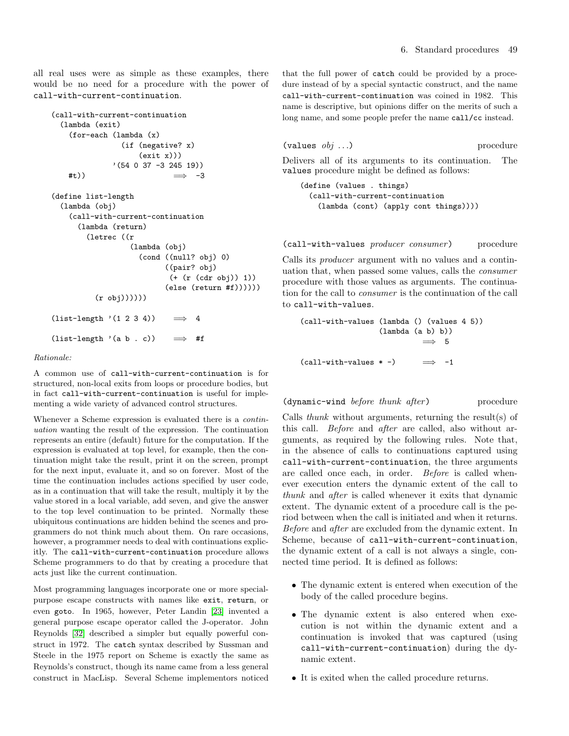all real uses were as simple as these examples, there would be no need for a procedure with the power of `call-with-current-continuation`.

```
(call-with-current-continuation
  (lambda (exit)
    (for-each (lambda (x)
                (if (negative? x)
                    (exit x)))
              '(54 0 37 -3 245 19))
    #t))                    ⟹  -3

(define list-length
  (lambda (obj)
    (call-with-current-continuation
      (lambda (return)
        (letrec ((r
                  (lambda (obj)
                    (cond ((null? obj) 0)
                          ((pair? obj)
                           (+ (r (cdr obj)) 1))
                          (else (return #f))))))
          (r obj))))))

(list-length '(1 2 3 4))    ⟹  4

(list-length '(a b . c))    ⟹  #f
```

*Rationale:*

A common use of `call-with-current-continuation` is for structured, non-local exits from loops or procedure bodies, but in fact `call-with-current-continuation` is useful for implementing a wide variety of advanced control structures.

Whenever a Scheme expression is evaluated there is a *continuation* wanting the result of the expression. The continuation represents an entire (default) future for the computation. If the expression is evaluated at top level, for example, then the continuation might take the result, print it on the screen, prompt for the next input, evaluate it, and so on forever. Most of the time the continuation includes actions specified by user code, as in a continuation that will take the result, multiply it by the value stored in a local variable, add seven, and give the answer to the top level continuation to be printed. Normally these ubiquitous continuations are hidden behind the scenes and programmers do not think much about them. On rare occasions, however, a programmer needs to deal with continuations explicitly. The `call-with-current-continuation` procedure allows Scheme programmers to do that by creating a procedure that acts just like the current continuation.

Most programming languages incorporate one or more special-purpose escape constructs with names like `exit`, `return`, or even `goto`. In 1965, however, Peter Landin [23] invented a general purpose escape operator called the J-operator. John Reynolds [32] described a simpler but equally powerful construct in 1972. The `catch` syntax described by Sussman and Steele in the 1975 report on Scheme is exactly the same as Reynolds's construct, though its name came from a less general construct in MacLisp. Several Scheme implementors noticed that the full power of `catch` could be provided by a procedure instead of by a special syntactic construct, and the name `call-with-current-continuation` was coined in 1982. This name is descriptive, but opinions differ on the merits of such a long name, and some people prefer the name `call/cc` instead.

`(values` *obj* ...`)` procedure

Delivers all of its arguments to its continuation. The `values` procedure might be defined as follows:

```
(define (values . things)
  (call-with-current-continuation
    (lambda (cont) (apply cont things))))
```

`(call-with-values` *producer consumer*`)` procedure

Calls its *producer* argument with no values and a continuation that, when passed some values, calls the *consumer* procedure with those values as arguments. The continuation for the call to *consumer* is the continuation of the call to `call-with-values`.

```
(call-with-values (lambda () (values 4 5))
                  (lambda (a b) b))
                          ⟹  5

(call-with-values * -)    ⟹  -1
```

`(dynamic-wind` *before thunk after*`)` procedure

Calls *thunk* without arguments, returning the result(s) of this call. *Before* and *after* are called, also without arguments, as required by the following rules. Note that, in the absence of calls to continuations captured using `call-with-current-continuation`, the three arguments are called once each, in order. *Before* is called whenever execution enters the dynamic extent of the call to *thunk* and *after* is called whenever it exits that dynamic extent. The dynamic extent of a procedure call is the period between when the call is initiated and when it returns. *Before* and *after* are excluded from the dynamic extent. In Scheme, because of `call-with-current-continuation`, the dynamic extent of a call is not always a single, connected time period. It is defined as follows:

- The dynamic extent is entered when execution of the body of the called procedure begins.
- The dynamic extent is also entered when execution is not within the dynamic extent and a continuation is invoked that was captured (using `call-with-current-continuation`) during the dynamic extent.
- It is exited when the called procedure returns.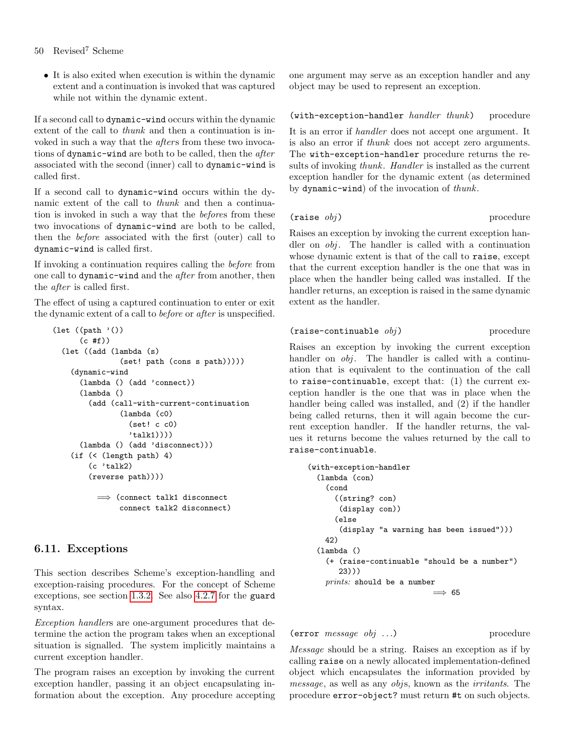- It is also exited when execution is within the dynamic extent and a continuation is invoked that was captured while not within the dynamic extent.

If a second call to `dynamic-wind` occurs within the dynamic extent of the call to *thunk* and then a continuation is invoked in such a way that the *after*s from these two invocations of `dynamic-wind` are both to be called, then the *after* associated with the second (inner) call to `dynamic-wind` is called first.

If a second call to `dynamic-wind` occurs within the dynamic extent of the call to *thunk* and then a continuation is invoked in such a way that the *before*s from these two invocations of `dynamic-wind` are both to be called, then the *before* associated with the first (outer) call to `dynamic-wind` is called first.

If invoking a continuation requires calling the *before* from one call to `dynamic-wind` and the *after* from another, then the *after* is called first.

The effect of using a captured continuation to enter or exit the dynamic extent of a call to *before* or *after* is unspecified.

```
(let ((path '())
      (c #f))
  (let ((add (lambda (s)
               (set! path (cons s path)))))
    (dynamic-wind
      (lambda () (add 'connect))
      (lambda ()
        (add (call-with-current-continuation
               (lambda (c0)
                 (set! c c0)
                 'talk1))))
      (lambda () (add 'disconnect)))
    (if (< (length path) 4)
        (c 'talk2)
        (reverse path))))

          ⟹ (connect talk1 disconnect
               connect talk2 disconnect)
```

## 6.11. Exceptions

This section describes Scheme's exception-handling and exception-raising procedures. For the concept of Scheme exceptions, see section 1.3.2. See also 4.2.7 for the `guard` syntax.

*Exception handler*s are one-argument procedures that determine the action the program takes when an exceptional situation is signalled. The system implicitly maintains a current exception handler.

The program raises an exception by invoking the current exception handler, passing it an object encapsulating information about the exception. Any procedure accepting one argument may serve as an exception handler and any object may be used to represent an exception.

`(with-exception-handler` *handler thunk*`)` procedure

It is an error if *handler* does not accept one argument. It is also an error if *thunk* does not accept zero arguments. The `with-exception-handler` procedure returns the results of invoking *thunk*. *Handler* is installed as the current exception handler for the dynamic extent (as determined by `dynamic-wind`) of the invocation of *thunk*.

`(raise` *obj*`)` procedure

Raises an exception by invoking the current exception handler on *obj*. The handler is called with a continuation whose dynamic extent is that of the call to `raise`, except that the current exception handler is the one that was in place when the handler being called was installed. If the handler returns, an exception is raised in the same dynamic extent as the handler.

`(raise-continuable` *obj*`)` procedure

Raises an exception by invoking the current exception handler on *obj*. The handler is called with a continuation that is equivalent to the continuation of the call to `raise-continuable`, except that: (1) the current exception handler is the one that was in place when the handler being called was installed, and (2) if the handler being called returns, then it will again become the current exception handler. If the handler returns, the values it returns become the values returned by the call to `raise-continuable`.

```
(with-exception-handler
  (lambda (con)
    (cond
      ((string? con)
       (display con))
      (else
       (display "a warning has been issued")))
    42)
  (lambda ()
    (+ (raise-continuable "should be a number")
       23)))
    prints: should be a number
                                   ⟹ 65
```

`(error` *message obj* ...`)` procedure

*Message* should be a string. Raises an exception as if by calling `raise` on a newly allocated implementation-defined object which encapsulates the information provided by *message*, as well as any *obj*s, known as the *irritants*. The procedure `error-object?` must return `#t` on such objects.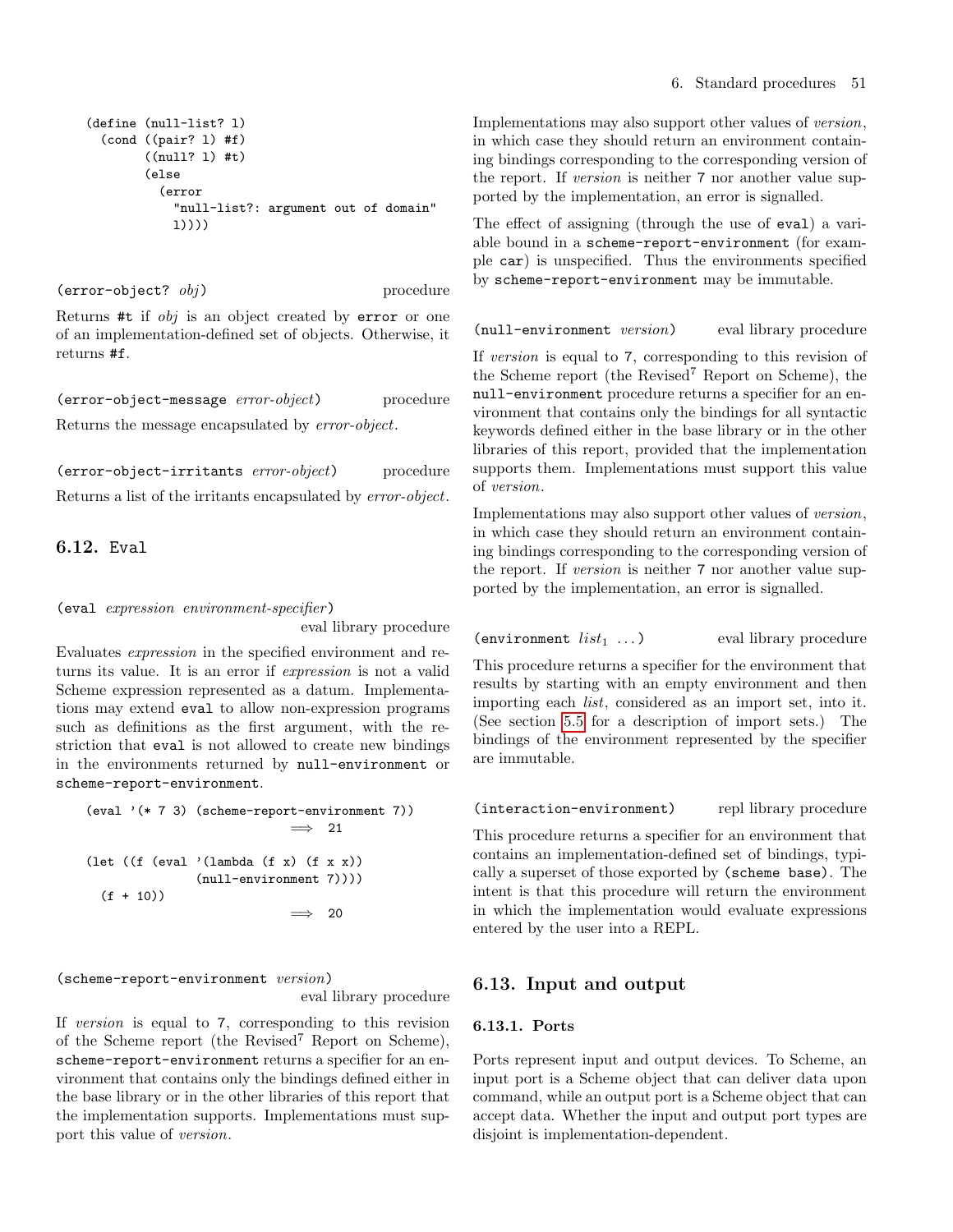```scheme
(define (null-list? l)
  (cond ((pair? l) #f)
        ((null? l) #t)
        (else
          (error
            "null-list?: argument out of domain"
            l))))
```

`(error-object? obj)` procedure

Returns `#t` if *obj* is an object created by `error` or one of an implementation-defined set of objects. Otherwise, it returns `#f`.

`(error-object-message error-object)` procedure

Returns the message encapsulated by *error-object*.

`(error-object-irritants error-object)` procedure

Returns a list of the irritants encapsulated by *error-object*.

## 6.12. Eval

`(eval expression environment-specifier)` eval library procedure

Evaluates *expression* in the specified environment and returns its value. It is an error if *expression* is not a valid Scheme expression represented as a datum. Implementations may extend `eval` to allow non-expression programs such as definitions as the first argument, with the restriction that `eval` is not allowed to create new bindings in the environments returned by `null-environment` or `scheme-report-environment`.

```scheme
(eval '(* 7 3) (scheme-report-environment 7))
                              ⟹  21

(let ((f (eval '(lambda (f x) (f x x))
               (null-environment 7))))
  (f + 10))
                              ⟹  20
```

`(scheme-report-environment version)` eval library procedure

If *version* is equal to `7`, corresponding to this revision of the Scheme report (the Revised$^7$ Report on Scheme), `scheme-report-environment` returns a specifier for an environment that contains only the bindings defined either in the base library or in the other libraries of this report that the implementation supports. Implementations must support this value of *version*.

Implementations may also support other values of *version*, in which case they should return an environment containing bindings corresponding to the corresponding version of the report. If *version* is neither `7` nor another value supported by the implementation, an error is signalled.

The effect of assigning (through the use of `eval`) a variable bound in a `scheme-report-environment` (for example `car`) is unspecified. Thus the environments specified by `scheme-report-environment` may be immutable.

`(null-environment version)` eval library procedure

If *version* is equal to `7`, corresponding to this revision of the Scheme report (the Revised$^7$ Report on Scheme), the `null-environment` procedure returns a specifier for an environment that contains only the bindings for all syntactic keywords defined either in the base library or in the other libraries of this report, provided that the implementation supports them. Implementations must support this value of *version*.

Implementations may also support other values of *version*, in which case they should return an environment containing bindings corresponding to the corresponding version of the report. If *version* is neither `7` nor another value supported by the implementation, an error is signalled.

`(environment list₁ ...)` eval library procedure

This procedure returns a specifier for the environment that results by starting with an empty environment and then importing each *list*, considered as an import set, into it. (See section 5.5 for a description of import sets.) The bindings of the environment represented by the specifier are immutable.

`(interaction-environment)` repl library procedure

This procedure returns a specifier for an environment that contains an implementation-defined set of bindings, typically a superset of those exported by `(scheme base)`. The intent is that this procedure will return the environment in which the implementation would evaluate expressions entered by the user into a REPL.

## 6.13. Input and output

### 6.13.1. Ports

Ports represent input and output devices. To Scheme, an input port is a Scheme object that can deliver data upon command, while an output port is a Scheme object that can accept data. Whether the input and output port types are disjoint is implementation-dependent.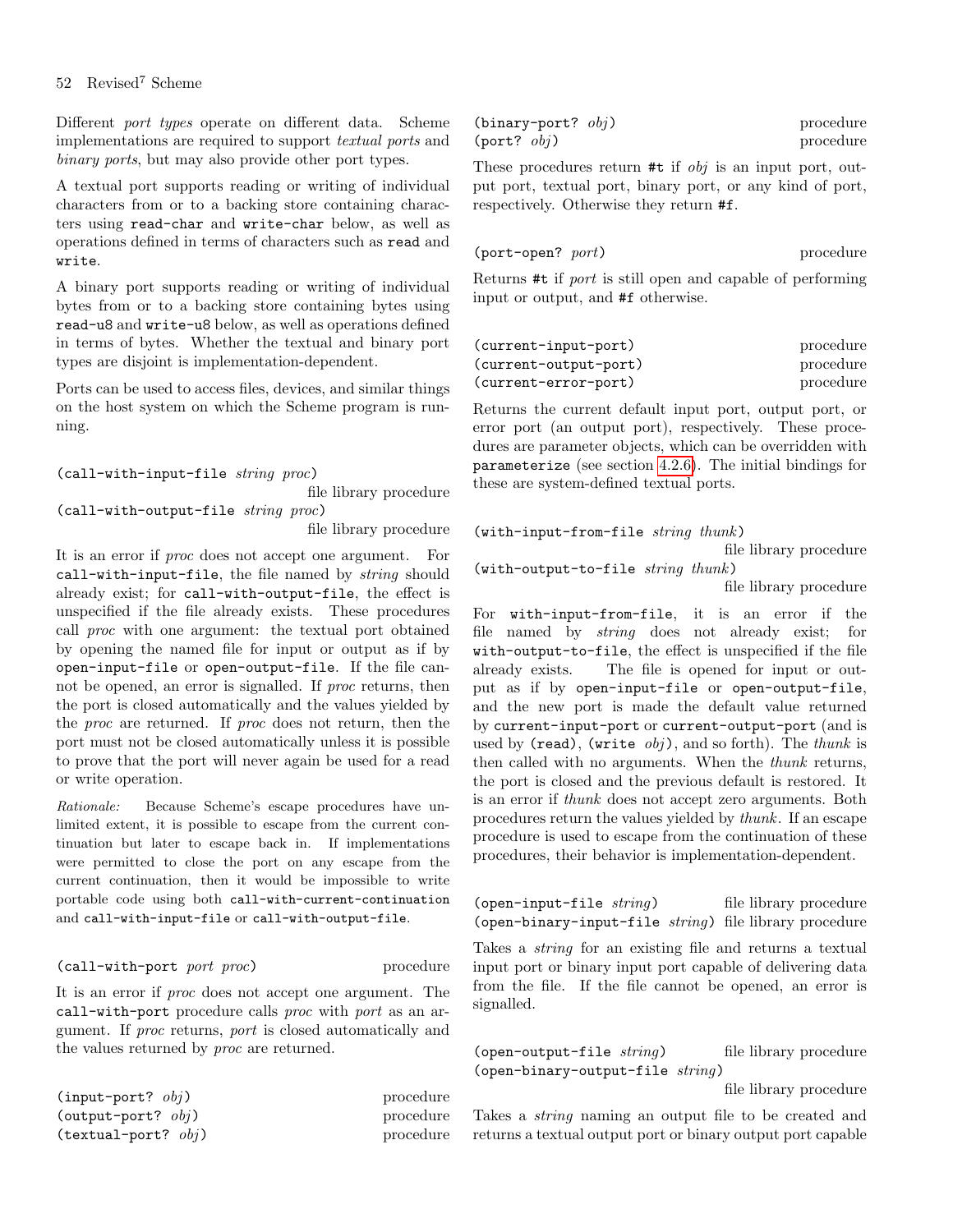Different *port types* operate on different data. Scheme implementations are required to support *textual ports* and *binary ports*, but may also provide other port types.

A textual port supports reading or writing of individual characters from or to a backing store containing characters using `read-char` and `write-char` below, as well as operations defined in terms of characters such as `read` and `write`.

A binary port supports reading or writing of individual bytes from or to a backing store containing bytes using `read-u8` and `write-u8` below, as well as operations defined in terms of bytes. Whether the textual and binary port types are disjoint is implementation-dependent.

Ports can be used to access files, devices, and similar things on the host system on which the Scheme program is running.

`(call-with-input-file` *string proc*`)` file library procedure
`(call-with-output-file` *string proc*`)` file library procedure

It is an error if *proc* does not accept one argument. For `call-with-input-file`, the file named by *string* should already exist; for `call-with-output-file`, the effect is unspecified if the file already exists. These procedures call *proc* with one argument: the textual port obtained by opening the named file for input or output as if by `open-input-file` or `open-output-file`. If the file cannot be opened, an error is signalled. If *proc* returns, then the port is closed automatically and the values yielded by the *proc* are returned. If *proc* does not return, then the port must not be closed automatically unless it is possible to prove that the port will never again be used for a read or write operation.

*Rationale:* Because Scheme's escape procedures have unlimited extent, it is possible to escape from the current continuation but later to escape back in. If implementations were permitted to close the port on any escape from the current continuation, then it would be impossible to write portable code using both `call-with-current-continuation` and `call-with-input-file` or `call-with-output-file`.

`(call-with-port` *port proc*`)` procedure

It is an error if *proc* does not accept one argument. The `call-with-port` procedure calls *proc* with *port* as an argument. If *proc* returns, *port* is closed automatically and the values returned by *proc* are returned.

`(input-port?` *obj*`)` procedure
`(output-port?` *obj*`)` procedure
`(textual-port?` *obj*`)` procedure
`(binary-port?` *obj*`)` procedure
`(port?` *obj*`)` procedure

These procedures return `#t` if *obj* is an input port, output port, textual port, binary port, or any kind of port, respectively. Otherwise they return `#f`.

`(port-open?` *port*`)` procedure

Returns `#t` if *port* is still open and capable of performing input or output, and `#f` otherwise.

`(current-input-port)` procedure
`(current-output-port)` procedure
`(current-error-port)` procedure

Returns the current default input port, output port, or error port (an output port), respectively. These procedures are parameter objects, which can be overridden with `parameterize` (see section 4.2.6). The initial bindings for these are system-defined textual ports.

`(with-input-from-file` *string thunk*`)` file library procedure
`(with-output-to-file` *string thunk*`)` file library procedure

For `with-input-from-file`, it is an error if the file named by *string* does not already exist; for `with-output-to-file`, the effect is unspecified if the file already exists. The file is opened for input or output as if by `open-input-file` or `open-output-file`, and the new port is made the default value returned by `current-input-port` or `current-output-port` (and is used by `(read)`, `(write` *obj*`)`, and so forth). The *thunk* is then called with no arguments. When the *thunk* returns, the port is closed and the previous default is restored. It is an error if *thunk* does not accept zero arguments. Both procedures return the values yielded by *thunk*. If an escape procedure is used to escape from the continuation of these procedures, their behavior is implementation-dependent.

`(open-input-file` *string*`)` file library procedure
`(open-binary-input-file` *string*`)` file library procedure

Takes a *string* for an existing file and returns a textual input port or binary input port capable of delivering data from the file. If the file cannot be opened, an error is signalled.

`(open-output-file` *string*`)` file library procedure
`(open-binary-output-file` *string*`)` file library procedure

Takes a *string* naming an output file to be created and returns a textual output port or binary output port capable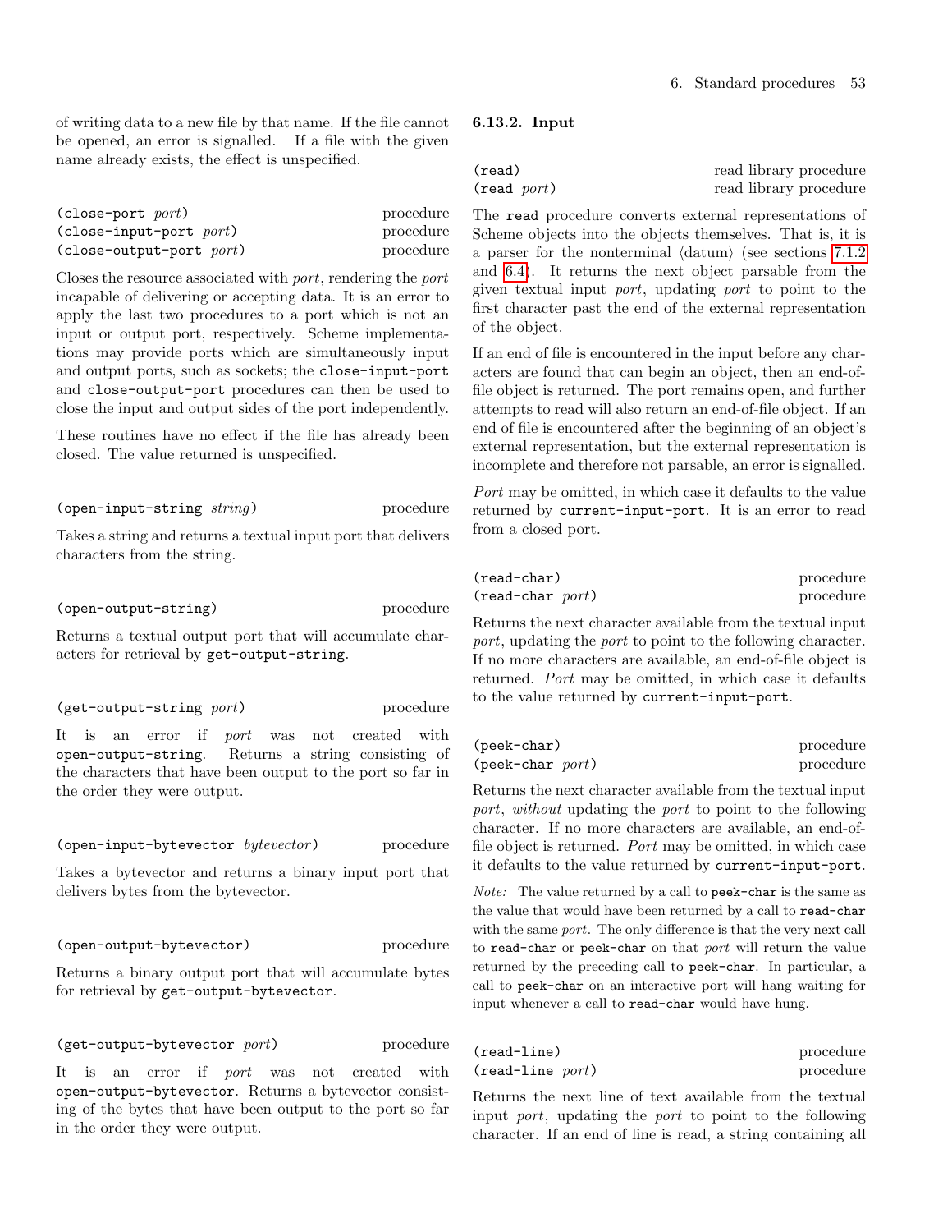of writing data to a new file by that name. If the file cannot be opened, an error is signalled. If a file with the given name already exists, the effect is unspecified.

`(close-port port)` procedure
`(close-input-port port)` procedure
`(close-output-port port)` procedure

Closes the resource associated with *port*, rendering the *port* incapable of delivering or accepting data. It is an error to apply the last two procedures to a port which is not an input or output port, respectively. Scheme implementations may provide ports which are simultaneously input and output ports, such as sockets; the `close-input-port` and `close-output-port` procedures can then be used to close the input and output sides of the port independently.

These routines have no effect if the file has already been closed. The value returned is unspecified.

`(open-input-string string)` procedure

Takes a string and returns a textual input port that delivers characters from the string.

`(open-output-string)` procedure

Returns a textual output port that will accumulate characters for retrieval by `get-output-string`.

`(get-output-string port)` procedure

It is an error if *port* was not created with `open-output-string`. Returns a string consisting of the characters that have been output to the port so far in the order they were output.

`(open-input-bytevector bytevector)` procedure

Takes a bytevector and returns a binary input port that delivers bytes from the bytevector.

`(open-output-bytevector)` procedure

Returns a binary output port that will accumulate bytes for retrieval by `get-output-bytevector`.

`(get-output-bytevector port)` procedure

It is an error if *port* was not created with `open-output-bytevector`. Returns a bytevector consisting of the bytes that have been output to the port so far in the order they were output.

#### 6.13.2. Input

`(read)` read library procedure
`(read port)` read library procedure

The `read` procedure converts external representations of Scheme objects into the objects themselves. That is, it is a parser for the nonterminal ⟨datum⟩ (see sections 7.1.2 and 6.4). It returns the next object parsable from the given textual input *port*, updating *port* to point to the first character past the end of the external representation of the object.

If an end of file is encountered in the input before any characters are found that can begin an object, then an end-of-file object is returned. The port remains open, and further attempts to read will also return an end-of-file object. If an end of file is encountered after the beginning of an object's external representation, but the external representation is incomplete and therefore not parsable, an error is signalled.

*Port* may be omitted, in which case it defaults to the value returned by `current-input-port`. It is an error to read from a closed port.

`(read-char)` procedure
`(read-char port)` procedure

Returns the next character available from the textual input *port*, updating the *port* to point to the following character. If no more characters are available, an end-of-file object is returned. *Port* may be omitted, in which case it defaults to the value returned by `current-input-port`.

`(peek-char)` procedure
`(peek-char port)` procedure

Returns the next character available from the textual input *port*, *without* updating the *port* to point to the following character. If no more characters are available, an end-of-file object is returned. *Port* may be omitted, in which case it defaults to the value returned by `current-input-port`.

*Note:* The value returned by a call to `peek-char` is the same as the value that would have been returned by a call to `read-char` with the same *port*. The only difference is that the very next call to `read-char` or `peek-char` on that *port* will return the value returned by the preceding call to `peek-char`. In particular, a call to `peek-char` on an interactive port will hang waiting for input whenever a call to `read-char` would have hung.

`(read-line)` procedure
`(read-line port)` procedure

Returns the next line of text available from the textual input *port*, updating the *port* to point to the following character. If an end of line is read, a string containing all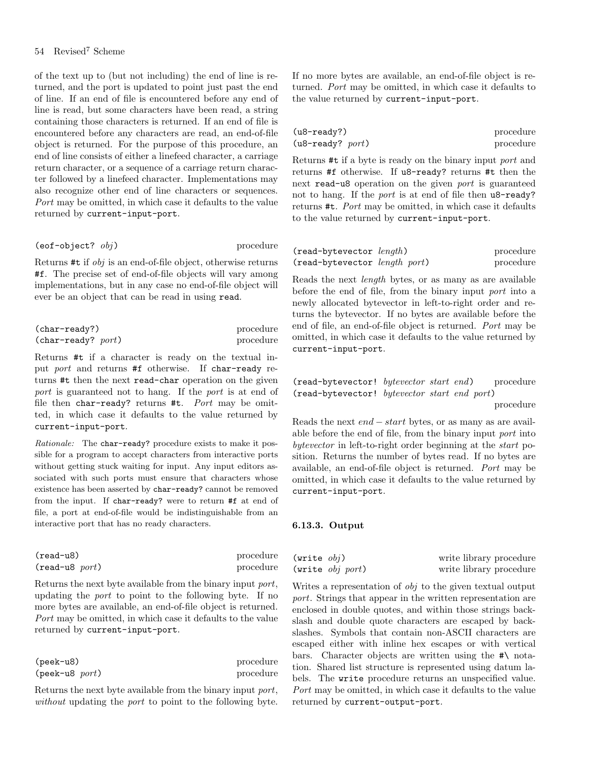of the text up to (but not including) the end of line is returned, and the port is updated to point just past the end of line. If an end of file is encountered before any end of line is read, but some characters have been read, a string containing those characters is returned. If an end of file is encountered before any characters are read, an end-of-file object is returned. For the purpose of this procedure, an end of line consists of either a linefeed character, a carriage return character, or a sequence of a carriage return character followed by a linefeed character. Implementations may also recognize other end of line characters or sequences. *Port* may be omitted, in which case it defaults to the value returned by `current-input-port`.

`(eof-object? `*obj*`)` procedure

Returns `#t` if *obj* is an end-of-file object, otherwise returns `#f`. The precise set of end-of-file objects will vary among implementations, but in any case no end-of-file object will ever be an object that can be read in using `read`.

`(char-ready?)` procedure
`(char-ready? `*port*`)` procedure

Returns `#t` if a character is ready on the textual input *port* and returns `#f` otherwise. If `char-ready` returns `#t` then the next `read-char` operation on the given *port* is guaranteed not to hang. If the *port* is at end of file then `char-ready?` returns `#t`. *Port* may be omitted, in which case it defaults to the value returned by `current-input-port`.

*Rationale:* The `char-ready?` procedure exists to make it possible for a program to accept characters from interactive ports without getting stuck waiting for input. Any input editors associated with such ports must ensure that characters whose existence has been asserted by `char-ready?` cannot be removed from the input. If `char-ready?` were to return `#f` at end of file, a port at end-of-file would be indistinguishable from an interactive port that has no ready characters.

`(read-u8)` procedure
`(read-u8 `*port*`)` procedure

Returns the next byte available from the binary input *port*, updating the *port* to point to the following byte. If no more bytes are available, an end-of-file object is returned. *Port* may be omitted, in which case it defaults to the value returned by `current-input-port`.

`(peek-u8)` procedure
`(peek-u8 `*port*`)` procedure

Returns the next byte available from the binary input *port*, *without* updating the *port* to point to the following byte. If no more bytes are available, an end-of-file object is returned. *Port* may be omitted, in which case it defaults to the value returned by `current-input-port`.

`(u8-ready?)` procedure
`(u8-ready? `*port*`)` procedure

Returns `#t` if a byte is ready on the binary input *port* and returns `#f` otherwise. If `u8-ready?` returns `#t` then the next `read-u8` operation on the given *port* is guaranteed not to hang. If the *port* is at end of file then `u8-ready?` returns `#t`. *Port* may be omitted, in which case it defaults to the value returned by `current-input-port`.

`(read-bytevector `*length*`)` procedure
`(read-bytevector `*length port*`)` procedure

Reads the next *length* bytes, or as many as are available before the end of file, from the binary input *port* into a newly allocated bytevector in left-to-right order and returns the bytevector. If no bytes are available before the end of file, an end-of-file object is returned. *Port* may be omitted, in which case it defaults to the value returned by `current-input-port`.

`(read-bytevector! `*bytevector start end*`)` procedure
`(read-bytevector! `*bytevector start end port*`)` procedure

Reads the next $end - start$ bytes, or as many as are available before the end of file, from the binary input *port* into *bytevector* in left-to-right order beginning at the *start* position. Returns the number of bytes read. If no bytes are available, an end-of-file object is returned. *Port* may be omitted, in which case it defaults to the value returned by `current-input-port`.

### 6.13.3. Output

`(write `*obj*`)` write library procedure
`(write `*obj port*`)` write library procedure

Writes a representation of *obj* to the given textual output *port*. Strings that appear in the written representation are enclosed in double quotes, and within those strings backslash and double quote characters are escaped by backslashes. Symbols that contain non-ASCII characters are escaped either with inline hex escapes or with vertical bars. Character objects are written using the `#\` notation. Shared list structure is represented using datum labels. The `write` procedure returns an unspecified value. *Port* may be omitted, in which case it defaults to the value returned by `current-output-port`.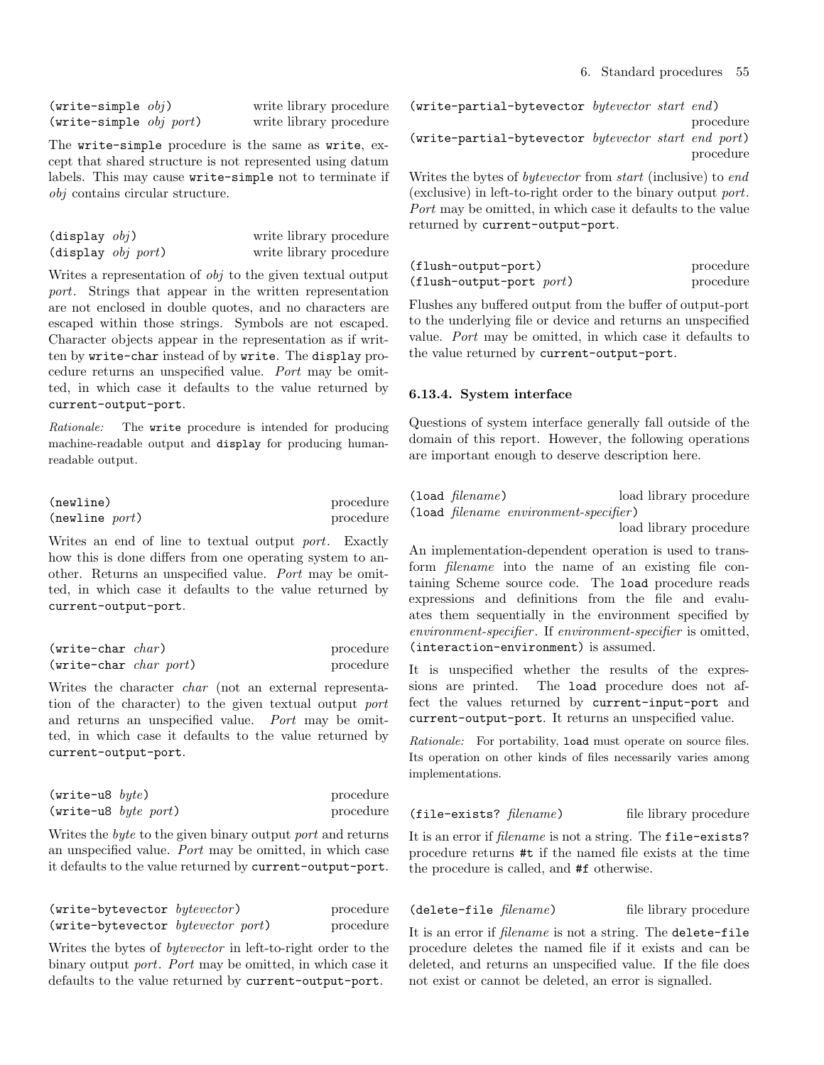`(write-simple obj)` write library procedure
`(write-simple obj port)` write library procedure

The `write-simple` procedure is the same as `write`, except that shared structure is not represented using datum labels. This may cause `write-simple` not to terminate if *obj* contains circular structure.

`(display obj)` write library procedure
`(display obj port)` write library procedure

Writes a representation of *obj* to the given textual output *port*. Strings that appear in the written representation are not enclosed in double quotes, and no characters are escaped within those strings. Symbols are not escaped. Character objects appear in the representation as if written by `write-char` instead of by `write`. The `display` procedure returns an unspecified value. *Port* may be omitted, in which case it defaults to the value returned by `current-output-port`.

*Rationale:* The `write` procedure is intended for producing machine-readable output and `display` for producing human-readable output.

`(newline)` procedure
`(newline port)` procedure

Writes an end of line to textual output *port*. Exactly how this is done differs from one operating system to another. Returns an unspecified value. *Port* may be omitted, in which case it defaults to the value returned by `current-output-port`.

`(write-char char)` procedure
`(write-char char port)` procedure

Writes the character *char* (not an external representation of the character) to the given textual output *port* and returns an unspecified value. *Port* may be omitted, in which case it defaults to the value returned by `current-output-port`.

`(write-u8 byte)` procedure
`(write-u8 byte port)` procedure

Writes the *byte* to the given binary output *port* and returns an unspecified value. *Port* may be omitted, in which case it defaults to the value returned by `current-output-port`.

`(write-bytevector bytevector)` procedure
`(write-bytevector bytevector port)` procedure

Writes the bytes of *bytevector* in left-to-right order to the binary output *port*. *Port* may be omitted, in which case it defaults to the value returned by `current-output-port`.

`(write-partial-bytevector bytevector start end)` procedure
`(write-partial-bytevector bytevector start end port)` procedure

Writes the bytes of *bytevector* from *start* (inclusive) to *end* (exclusive) in left-to-right order to the binary output *port*. *Port* may be omitted, in which case it defaults to the value returned by `current-output-port`.

`(flush-output-port)` procedure
`(flush-output-port port)` procedure

Flushes any buffered output from the buffer of output-port to the underlying file or device and returns an unspecified value. *Port* may be omitted, in which case it defaults to the value returned by `current-output-port`.

### 6.13.4. System interface

Questions of system interface generally fall outside of the domain of this report. However, the following operations are important enough to deserve description here.

`(load filename)` load library procedure
`(load filename environment-specifier)` load library procedure

An implementation-dependent operation is used to transform *filename* into the name of an existing file containing Scheme source code. The `load` procedure reads expressions and definitions from the file and evaluates them sequentially in the environment specified by *environment-specifier*. If *environment-specifier* is omitted, `(interaction-environment)` is assumed.

It is unspecified whether the results of the expressions are printed. The `load` procedure does not affect the values returned by `current-input-port` and `current-output-port`. It returns an unspecified value.

*Rationale:* For portability, `load` must operate on source files. Its operation on other kinds of files necessarily varies among implementations.

`(file-exists? filename)` file library procedure

It is an error if *filename* is not a string. The `file-exists?` procedure returns `#t` if the named file exists at the time the procedure is called, and `#f` otherwise.

`(delete-file filename)` file library procedure

It is an error if *filename* is not a string. The `delete-file` procedure deletes the named file if it exists and can be deleted, and returns an unspecified value. If the file does not exist or cannot be deleted, an error is signalled.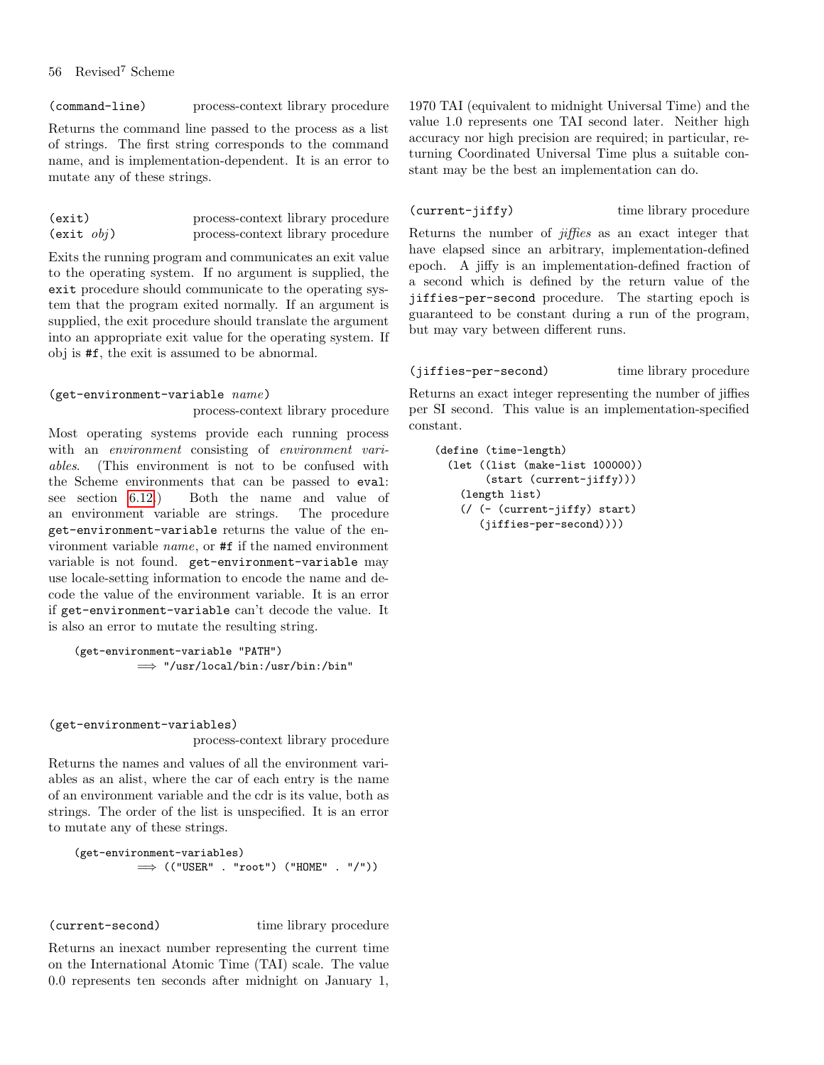`(command-line)` process-context library procedure

Returns the command line passed to the process as a list of strings. The first string corresponds to the command name, and is implementation-dependent. It is an error to mutate any of these strings.

`(exit)` process-context library procedure
`(exit` *obj*`)` process-context library procedure

Exits the running program and communicates an exit value to the operating system. If no argument is supplied, the `exit` procedure should communicate to the operating system that the program exited normally. If an argument is supplied, the exit procedure should translate the argument into an appropriate exit value for the operating system. If obj is `#f`, the exit is assumed to be abnormal.

`(get-environment-variable` *name*`)`
process-context library procedure

Most operating systems provide each running process with an *environment* consisting of *environment variables*. (This environment is not to be confused with the Scheme environments that can be passed to `eval`: see section 6.12.) Both the name and value of an environment variable are strings. The procedure `get-environment-variable` returns the value of the environment variable *name*, or `#f` if the named environment variable is not found. `get-environment-variable` may use locale-setting information to encode the name and decode the value of the environment variable. It is an error if `get-environment-variable` can't decode the value. It is also an error to mutate the resulting string.

```
(get-environment-variable "PATH")
        ⟹ "/usr/local/bin:/usr/bin:/bin"
```

`(get-environment-variables)`
process-context library procedure

Returns the names and values of all the environment variables as an alist, where the car of each entry is the name of an environment variable and the cdr is its value, both as strings. The order of the list is unspecified. It is an error to mutate any of these strings.

```
(get-environment-variables)
        ⟹ (("USER" . "root") ("HOME" . "/"))
```

`(current-second)` time library procedure

Returns an inexact number representing the current time on the International Atomic Time (TAI) scale. The value 0.0 represents ten seconds after midnight on January 1, 1970 TAI (equivalent to midnight Universal Time) and the value 1.0 represents one TAI second later. Neither high accuracy nor high precision are required; in particular, returning Coordinated Universal Time plus a suitable constant may be the best an implementation can do.

`(current-jiffy)` time library procedure

Returns the number of *jiffies* as an exact integer that have elapsed since an arbitrary, implementation-defined epoch. A jiffy is an implementation-defined fraction of a second which is defined by the return value of the `jiffies-per-second` procedure. The starting epoch is guaranteed to be constant during a run of the program, but may vary between different runs.

`(jiffies-per-second)` time library procedure

Returns an exact integer representing the number of jiffies per SI second. This value is an implementation-specified constant.

```
(define (time-length)
  (let ((list (make-list 100000))
        (start (current-jiffy)))
    (length list)
    (/ (- (current-jiffy) start)
       (jiffies-per-second))))
```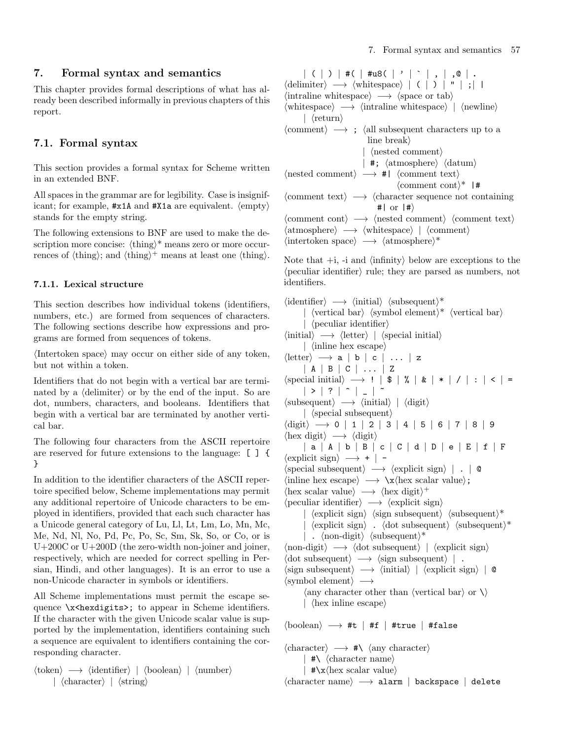## 7. Formal syntax and semantics

This chapter provides formal descriptions of what has already been described informally in previous chapters of this report.

### 7.1. Formal syntax

This section provides a formal syntax for Scheme written in an extended BNF.

All spaces in the grammar are for legibility. Case is insignificant; for example, `#x1A` and `#X1a` are equivalent. ⟨empty⟩ stands for the empty string.

The following extensions to BNF are used to make the description more concise: ⟨thing⟩* means zero or more occurrences of ⟨thing⟩; and ⟨thing⟩$^+$ means at least one ⟨thing⟩.

#### 7.1.1. Lexical structure

This section describes how individual tokens (identifiers, numbers, etc.) are formed from sequences of characters. The following sections describe how expressions and programs are formed from sequences of tokens.

⟨Intertoken space⟩ may occur on either side of any token, but not within a token.

Identifiers that do not begin with a vertical bar are terminated by a ⟨delimiter⟩ or by the end of the input. So are dot, numbers, characters, and booleans. Identifiers that begin with a vertical bar are terminated by another vertical bar.

The following four characters from the ASCII repertoire are reserved for future extensions to the language: `[ ] { }`

In addition to the identifier characters of the ASCII repertoire specified below, Scheme implementations may permit any additional repertoire of Unicode characters to be employed in identifiers, provided that each such character has a Unicode general category of Lu, Ll, Lt, Lm, Lo, Mn, Mc, Me, Nd, Nl, No, Pd, Pc, Po, Sc, Sm, Sk, So, or Co, or is U+200C or U+200D (the zero-width non-joiner and joiner, respectively, which are needed for correct spelling in Persian, Hindi, and other languages). It is an error to use a non-Unicode character in symbols or identifiers.

All Scheme implementations must permit the escape sequence `\x<hexdigits>;` to appear in Scheme identifiers. If the character with the given Unicode scalar value is supported by the implementation, identifiers containing such a sequence are equivalent to identifiers containing the corresponding character.

```
⟨token⟩ ⟶ ⟨identifier⟩ | ⟨boolean⟩ | ⟨number⟩
     | ⟨character⟩ | ⟨string⟩
     | ( | ) | #( | #u8( | ’ | ` | , | ,@ | .
⟨delimiter⟩ ⟶ ⟨whitespace⟩ | ( | ) | " | ; | |
⟨intraline whitespace⟩ ⟶ ⟨space or tab⟩
⟨whitespace⟩ ⟶ ⟨intraline whitespace⟩ | ⟨newline⟩
     | ⟨return⟩
⟨comment⟩ ⟶ ; ⟨all subsequent characters up to a
                  line break⟩
     | ⟨nested comment⟩
     | #; ⟨atmosphere⟩ ⟨datum⟩
⟨nested comment⟩ ⟶ #| ⟨comment text⟩
                          ⟨comment cont⟩* |#
⟨comment text⟩ ⟶ ⟨character sequence not containing
                  #| or |#⟩
⟨comment cont⟩ ⟶ ⟨nested comment⟩ ⟨comment text⟩
⟨atmosphere⟩ ⟶ ⟨whitespace⟩ | ⟨comment⟩
⟨intertoken space⟩ ⟶ ⟨atmosphere⟩*
```

Note that +i, -i and ⟨infinity⟩ below are exceptions to the ⟨peculiar identifier⟩ rule; they are parsed as numbers, not identifiers.

```
⟨identifier⟩ ⟶ ⟨initial⟩ ⟨subsequent⟩*
     | ⟨vertical bar⟩ ⟨symbol element⟩* ⟨vertical bar⟩
     | ⟨peculiar identifier⟩
⟨initial⟩ ⟶ ⟨letter⟩ | ⟨special initial⟩
     | ⟨inline hex escape⟩
⟨letter⟩ ⟶ a | b | c | ... | z
     | A | B | C | ... | Z
⟨special initial⟩ ⟶ ! | $ | % | & | * | / | : | < | =
     | > | ? | ^ | _ | ~
⟨subsequent⟩ ⟶ ⟨initial⟩ | ⟨digit⟩
     | ⟨special subsequent⟩
⟨digit⟩ ⟶ 0 | 1 | 2 | 3 | 4 | 5 | 6 | 7 | 8 | 9
⟨hex digit⟩ ⟶ ⟨digit⟩
     | a | A | b | B | c | C | d | D | e | E | f | F
⟨explicit sign⟩ ⟶ + | -
⟨special subsequent⟩ ⟶ ⟨explicit sign⟩ | . | @
⟨inline hex escape⟩ ⟶ \x⟨hex scalar value⟩;
⟨hex scalar value⟩ ⟶ ⟨hex digit⟩+
⟨peculiar identifier⟩ ⟶ ⟨explicit sign⟩
     | ⟨explicit sign⟩ ⟨sign subsequent⟩ ⟨subsequent⟩*
     | ⟨explicit sign⟩ . ⟨dot subsequent⟩ ⟨subsequent⟩*
     | . ⟨non-digit⟩ ⟨subsequent⟩*
⟨non-digit⟩ ⟶ ⟨dot subsequent⟩ | ⟨explicit sign⟩
⟨dot subsequent⟩ ⟶ ⟨sign subsequent⟩ | .
⟨sign subsequent⟩ ⟶ ⟨initial⟩ | ⟨explicit sign⟩ | @
⟨symbol element⟩ ⟶
     ⟨any character other than ⟨vertical bar⟩ or \⟩
     | ⟨hex inline escape⟩

⟨boolean⟩ ⟶ #t | #f | #true | #false

⟨character⟩ ⟶ #\ ⟨any character⟩
     | #\ ⟨character name⟩
     | #\x⟨hex scalar value⟩
⟨character name⟩ ⟶ alarm | backspace | delete
```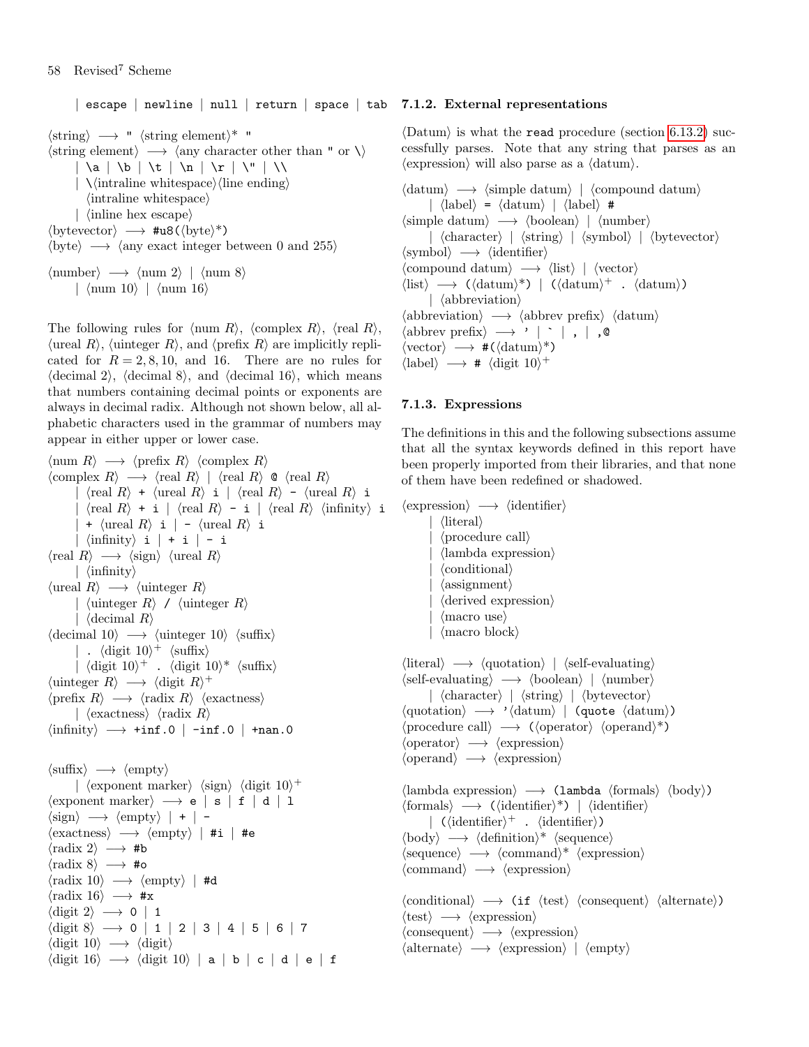| escape | newline | null | return | space | tab

```
⟨string⟩ ⟶ " ⟨string element⟩* "
⟨string element⟩ ⟶ ⟨any character other than " or \⟩
     | \a | \b | \t | \n | \r | \" | \\
     | \⟨intraline whitespace⟩⟨line ending⟩
       ⟨intraline whitespace⟩
     | ⟨inline hex escape⟩
⟨bytevector⟩ ⟶ #u8(⟨byte⟩*)
⟨byte⟩ ⟶ ⟨any exact integer between 0 and 255⟩

⟨number⟩ ⟶ ⟨num 2⟩ | ⟨num 8⟩
     | ⟨num 10⟩ | ⟨num 16⟩
```

The following rules for ⟨num R⟩, ⟨complex R⟩, ⟨real R⟩, ⟨ureal R⟩, ⟨uinteger R⟩, and ⟨prefix R⟩ are implicitly replicated for $R = 2, 8, 10,$ and 16. There are no rules for ⟨decimal 2⟩, ⟨decimal 8⟩, and ⟨decimal 16⟩, which means that numbers containing decimal points or exponents are always in decimal radix. Although not shown below, all alphabetic characters used in the grammar of numbers may appear in either upper or lower case.

```
⟨num R⟩ ⟶ ⟨prefix R⟩ ⟨complex R⟩
⟨complex R⟩ ⟶ ⟨real R⟩ | ⟨real R⟩ @ ⟨real R⟩
     | ⟨real R⟩ + ⟨ureal R⟩ i | ⟨real R⟩ - ⟨ureal R⟩ i
     | ⟨real R⟩ + i | ⟨real R⟩ - i | ⟨real R⟩ ⟨infinity⟩ i
     | + ⟨ureal R⟩ i | - ⟨ureal R⟩ i
     | ⟨infinity⟩ i | + i | - i
⟨real R⟩ ⟶ ⟨sign⟩ ⟨ureal R⟩
     | ⟨infinity⟩
⟨ureal R⟩ ⟶ ⟨uinteger R⟩
     | ⟨uinteger R⟩ / ⟨uinteger R⟩
     | ⟨decimal R⟩
⟨decimal 10⟩ ⟶ ⟨uinteger 10⟩ ⟨suffix⟩
     | . ⟨digit 10⟩+ ⟨suffix⟩
     | ⟨digit 10⟩+ . ⟨digit 10⟩* ⟨suffix⟩
⟨uinteger R⟩ ⟶ ⟨digit R⟩+
⟨prefix R⟩ ⟶ ⟨radix R⟩ ⟨exactness⟩
     | ⟨exactness⟩ ⟨radix R⟩
⟨infinity⟩ ⟶ +inf.0 | -inf.0 | +nan.0

⟨suffix⟩ ⟶ ⟨empty⟩
     | ⟨exponent marker⟩ ⟨sign⟩ ⟨digit 10⟩+
⟨exponent marker⟩ ⟶ e | s | f | d | l
⟨sign⟩ ⟶ ⟨empty⟩ | + | -
⟨exactness⟩ ⟶ ⟨empty⟩ | #i | #e
⟨radix 2⟩ ⟶ #b
⟨radix 8⟩ ⟶ #o
⟨radix 10⟩ ⟶ ⟨empty⟩ | #d
⟨radix 16⟩ ⟶ #x
⟨digit 2⟩ ⟶ 0 | 1
⟨digit 8⟩ ⟶ 0 | 1 | 2 | 3 | 4 | 5 | 6 | 7
⟨digit 10⟩ ⟶ ⟨digit⟩
⟨digit 16⟩ ⟶ ⟨digit 10⟩ | a | b | c | d | e | f
```

### 7.1.2. External representations

⟨Datum⟩ is what the `read` procedure (section 6.13.2) successfully parses. Note that any string that parses as an ⟨expression⟩ will also parse as a ⟨datum⟩.

```
⟨datum⟩ ⟶ ⟨simple datum⟩ | ⟨compound datum⟩
     | ⟨label⟩ = ⟨datum⟩ | ⟨label⟩ #
⟨simple datum⟩ ⟶ ⟨boolean⟩ | ⟨number⟩
     | ⟨character⟩ | ⟨string⟩ | ⟨symbol⟩ | ⟨bytevector⟩
⟨symbol⟩ ⟶ ⟨identifier⟩
⟨compound datum⟩ ⟶ ⟨list⟩ | ⟨vector⟩
⟨list⟩ ⟶ (⟨datum⟩*) | (⟨datum⟩+ . ⟨datum⟩)
     | ⟨abbreviation⟩
⟨abbreviation⟩ ⟶ ⟨abbrev prefix⟩ ⟨datum⟩
⟨abbrev prefix⟩ ⟶ ' | ` | , | ,@
⟨vector⟩ ⟶ #(⟨datum⟩*)
⟨label⟩ ⟶ # ⟨digit 10⟩+
```

### 7.1.3. Expressions

The definitions in this and the following subsections assume that all the syntax keywords defined in this report have been properly imported from their libraries, and that none of them have been redefined or shadowed.

```
⟨expression⟩ ⟶ ⟨identifier⟩
     | ⟨literal⟩
     | ⟨procedure call⟩
     | ⟨lambda expression⟩
     | ⟨conditional⟩
     | ⟨assignment⟩
     | ⟨derived expression⟩
     | ⟨macro use⟩
     | ⟨macro block⟩

⟨literal⟩ ⟶ ⟨quotation⟩ | ⟨self-evaluating⟩
⟨self-evaluating⟩ ⟶ ⟨boolean⟩ | ⟨number⟩
     | ⟨character⟩ | ⟨string⟩ | ⟨bytevector⟩
⟨quotation⟩ ⟶ '⟨datum⟩ | (quote ⟨datum⟩)
⟨procedure call⟩ ⟶ (⟨operator⟩ ⟨operand⟩*)
⟨operator⟩ ⟶ ⟨expression⟩
⟨operand⟩ ⟶ ⟨expression⟩

⟨lambda expression⟩ ⟶ (lambda ⟨formals⟩ ⟨body⟩)
⟨formals⟩ ⟶ (⟨identifier⟩*) | ⟨identifier⟩
     | (⟨identifier⟩+ . ⟨identifier⟩)
⟨body⟩ ⟶ ⟨definition⟩* ⟨sequence⟩
⟨sequence⟩ ⟶ ⟨command⟩* ⟨expression⟩
⟨command⟩ ⟶ ⟨expression⟩

⟨conditional⟩ ⟶ (if ⟨test⟩ ⟨consequent⟩ ⟨alternate⟩)
⟨test⟩ ⟶ ⟨expression⟩
⟨consequent⟩ ⟶ ⟨expression⟩
⟨alternate⟩ ⟶ ⟨expression⟩ | ⟨empty⟩
```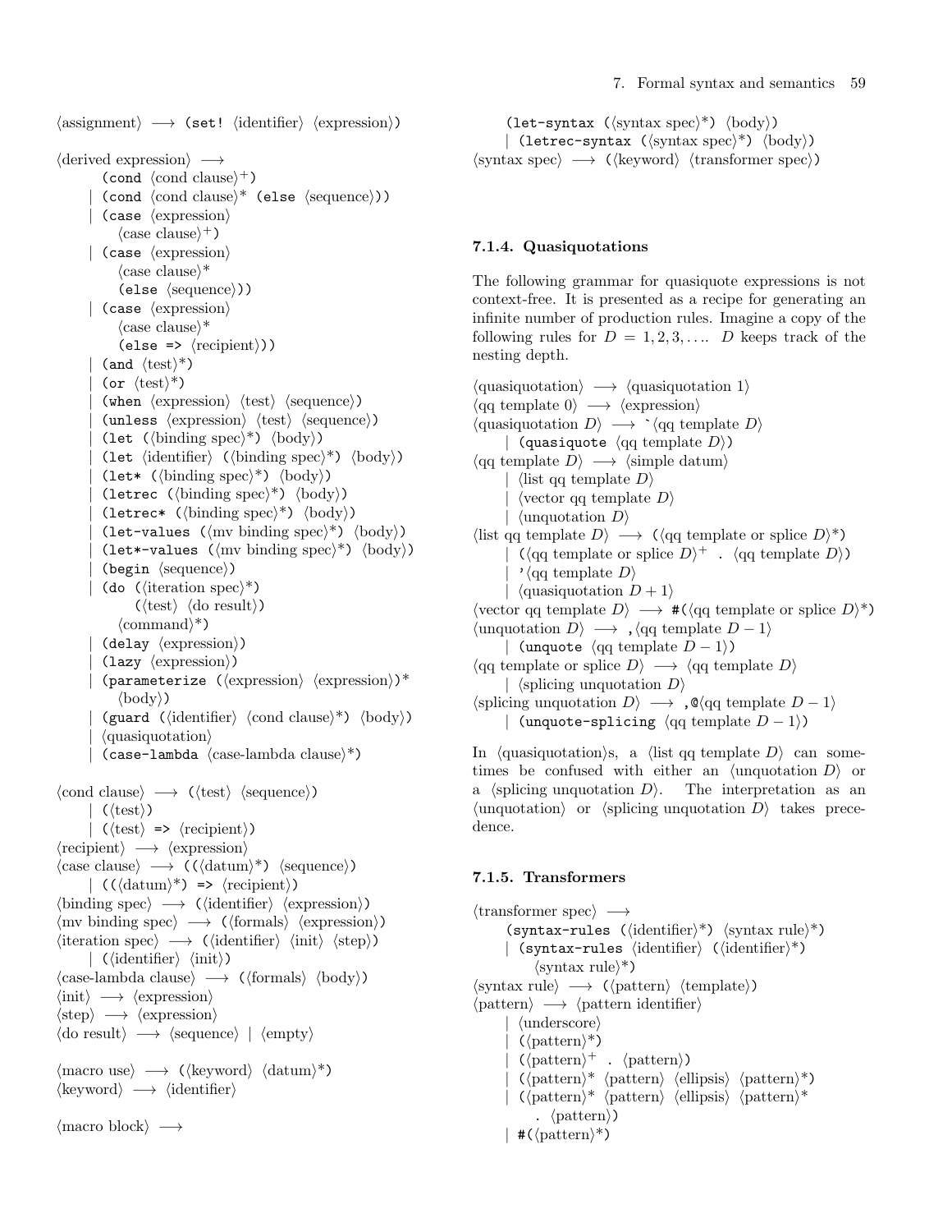⟨assignment⟩ ⟶ `(set!` ⟨identifier⟩ ⟨expression⟩`)`

⟨derived expression⟩ ⟶
&nbsp;&nbsp;&nbsp;&nbsp;`(cond` ⟨cond clause⟩$^+$`)`
&nbsp;&nbsp;| `(cond` ⟨cond clause⟩* `(else` ⟨sequence⟩`))`
&nbsp;&nbsp;| `(case` ⟨expression⟩
&nbsp;&nbsp;&nbsp;&nbsp;⟨case clause⟩$^+$`)`
&nbsp;&nbsp;| `(case` ⟨expression⟩
&nbsp;&nbsp;&nbsp;&nbsp;⟨case clause⟩*
&nbsp;&nbsp;&nbsp;&nbsp;`(else` ⟨sequence⟩`))`
&nbsp;&nbsp;| `(case` ⟨expression⟩
&nbsp;&nbsp;&nbsp;&nbsp;⟨case clause⟩*
&nbsp;&nbsp;&nbsp;&nbsp;`(else =>` ⟨recipient⟩`))`
&nbsp;&nbsp;| `(and` ⟨test⟩*`)`
&nbsp;&nbsp;| `(or` ⟨test⟩*`)`
&nbsp;&nbsp;| `(when` ⟨expression⟩ ⟨test⟩ ⟨sequence⟩`)`
&nbsp;&nbsp;| `(unless` ⟨expression⟩ ⟨test⟩ ⟨sequence⟩`)`
&nbsp;&nbsp;| `(let (`⟨binding spec⟩*`)` ⟨body⟩`)`
&nbsp;&nbsp;| `(let` ⟨identifier⟩ `(`⟨binding spec⟩*`)` ⟨body⟩`)`
&nbsp;&nbsp;| `(let* (`⟨binding spec⟩*`)` ⟨body⟩`)`
&nbsp;&nbsp;| `(letrec (`⟨binding spec⟩*`)` ⟨body⟩`)`
&nbsp;&nbsp;| `(letrec* (`⟨binding spec⟩*`)` ⟨body⟩`)`
&nbsp;&nbsp;| `(let-values (`⟨mv binding spec⟩*`)` ⟨body⟩`)`
&nbsp;&nbsp;| `(let*-values (`⟨mv binding spec⟩*`)` ⟨body⟩`)`
&nbsp;&nbsp;| `(begin` ⟨sequence⟩`)`
&nbsp;&nbsp;| `(do (`⟨iteration spec⟩*`)`
&nbsp;&nbsp;&nbsp;&nbsp;&nbsp;&nbsp;`(`⟨test⟩ ⟨do result⟩`)`
&nbsp;&nbsp;&nbsp;&nbsp;⟨command⟩*`)`
&nbsp;&nbsp;| `(delay` ⟨expression⟩`)`
&nbsp;&nbsp;| `(lazy` ⟨expression⟩`)`
&nbsp;&nbsp;| `(parameterize ((`⟨expression⟩ ⟨expression⟩`)*`
&nbsp;&nbsp;&nbsp;&nbsp;⟨body⟩`)`
&nbsp;&nbsp;| `(guard (`⟨identifier⟩ ⟨cond clause⟩*`)` ⟨body⟩`)`
&nbsp;&nbsp;| ⟨quasiquotation⟩
&nbsp;&nbsp;| `(case-lambda` ⟨case-lambda clause⟩*`)`

⟨cond clause⟩ ⟶ `(`⟨test⟩ ⟨sequence⟩`)`
&nbsp;&nbsp;| `(`⟨test⟩`)`
&nbsp;&nbsp;| `(`⟨test⟩ `=>` ⟨recipient⟩`)`
⟨recipient⟩ ⟶ ⟨expression⟩
⟨case clause⟩ ⟶ `((`⟨datum⟩*`)` ⟨sequence⟩`)`
&nbsp;&nbsp;| `((`⟨datum⟩*`) =>` ⟨recipient⟩`)`
⟨binding spec⟩ ⟶ `(`⟨identifier⟩ ⟨expression⟩`)`
⟨mv binding spec⟩ ⟶ `(`⟨formals⟩ ⟨expression⟩`)`
⟨iteration spec⟩ ⟶ `(`⟨identifier⟩ ⟨init⟩ ⟨step⟩`)`
&nbsp;&nbsp;| `(`⟨identifier⟩ ⟨init⟩`)`
⟨case-lambda clause⟩ ⟶ `(`⟨formals⟩ ⟨body⟩`)`
⟨init⟩ ⟶ ⟨expression⟩
⟨step⟩ ⟶ ⟨expression⟩
⟨do result⟩ ⟶ ⟨sequence⟩ | ⟨empty⟩

⟨macro use⟩ ⟶ `(`⟨keyword⟩ ⟨datum⟩*`)`
⟨keyword⟩ ⟶ ⟨identifier⟩

⟨macro block⟩ ⟶
&nbsp;&nbsp;&nbsp;&nbsp;`(let-syntax (`⟨syntax spec⟩*`)` ⟨body⟩`)`
&nbsp;&nbsp;| `(letrec-syntax (`⟨syntax spec⟩*`)` ⟨body⟩`)`
⟨syntax spec⟩ ⟶ `(`⟨keyword⟩ ⟨transformer spec⟩`)`

### 7.1.4. Quasiquotations

The following grammar for quasiquote expressions is not context-free. It is presented as a recipe for generating an infinite number of production rules. Imagine a copy of the following rules for $D = 1, 2, 3, \ldots$. $D$ keeps track of the nesting depth.

⟨quasiquotation⟩ ⟶ ⟨quasiquotation 1⟩
⟨qq template 0⟩ ⟶ ⟨expression⟩
⟨quasiquotation $D$⟩ ⟶ `` ` ``⟨qq template $D$⟩
&nbsp;&nbsp;| `(quasiquote` ⟨qq template $D$⟩`)`
⟨qq template $D$⟩ ⟶ ⟨simple datum⟩
&nbsp;&nbsp;| ⟨list qq template $D$⟩
&nbsp;&nbsp;| ⟨vector qq template $D$⟩
&nbsp;&nbsp;| ⟨unquotation $D$⟩
⟨list qq template $D$⟩ ⟶ `(`⟨qq template or splice $D$⟩*`)`
&nbsp;&nbsp;| `(`⟨qq template or splice $D$⟩$^+$ `.` ⟨qq template $D$⟩`)`
&nbsp;&nbsp;| `'`⟨qq template $D$⟩
&nbsp;&nbsp;| ⟨quasiquotation $D+1$⟩
⟨vector qq template $D$⟩ ⟶ `#(`⟨qq template or splice $D$⟩*`)`
⟨unquotation $D$⟩ ⟶ `,`⟨qq template $D-1$⟩
&nbsp;&nbsp;| `(unquote` ⟨qq template $D-1$⟩`)`
⟨qq template or splice $D$⟩ ⟶ ⟨qq template $D$⟩
&nbsp;&nbsp;| ⟨splicing unquotation $D$⟩
⟨splicing unquotation $D$⟩ ⟶ `,@`⟨qq template $D-1$⟩
&nbsp;&nbsp;| `(unquote-splicing` ⟨qq template $D-1$⟩`)`

In ⟨quasiquotation⟩s, a ⟨list qq template $D$⟩ can sometimes be confused with either an ⟨unquotation $D$⟩ or a ⟨splicing unquotation $D$⟩. The interpretation as an ⟨unquotation⟩ or ⟨splicing unquotation $D$⟩ takes precedence.

### 7.1.5. Transformers

⟨transformer spec⟩ ⟶
&nbsp;&nbsp;&nbsp;&nbsp;`(syntax-rules (`⟨identifier⟩*`)` ⟨syntax rule⟩*`)`
&nbsp;&nbsp;| `(syntax-rules` ⟨identifier⟩ `(`⟨identifier⟩*`)`
&nbsp;&nbsp;&nbsp;&nbsp;⟨syntax rule⟩*`)`
⟨syntax rule⟩ ⟶ `(`⟨pattern⟩ ⟨template⟩`)`
⟨pattern⟩ ⟶ ⟨pattern identifier⟩
&nbsp;&nbsp;| ⟨underscore⟩
&nbsp;&nbsp;| `(`⟨pattern⟩*`)`
&nbsp;&nbsp;| `(`⟨pattern⟩$^+$ `.` ⟨pattern⟩`)`
&nbsp;&nbsp;| `(`⟨pattern⟩* ⟨pattern⟩ ⟨ellipsis⟩ ⟨pattern⟩*`)`
&nbsp;&nbsp;| `(`⟨pattern⟩* ⟨pattern⟩ ⟨ellipsis⟩ ⟨pattern⟩*
&nbsp;&nbsp;&nbsp;&nbsp;`.` ⟨pattern⟩`)`
&nbsp;&nbsp;| `#(`⟨pattern⟩*`)`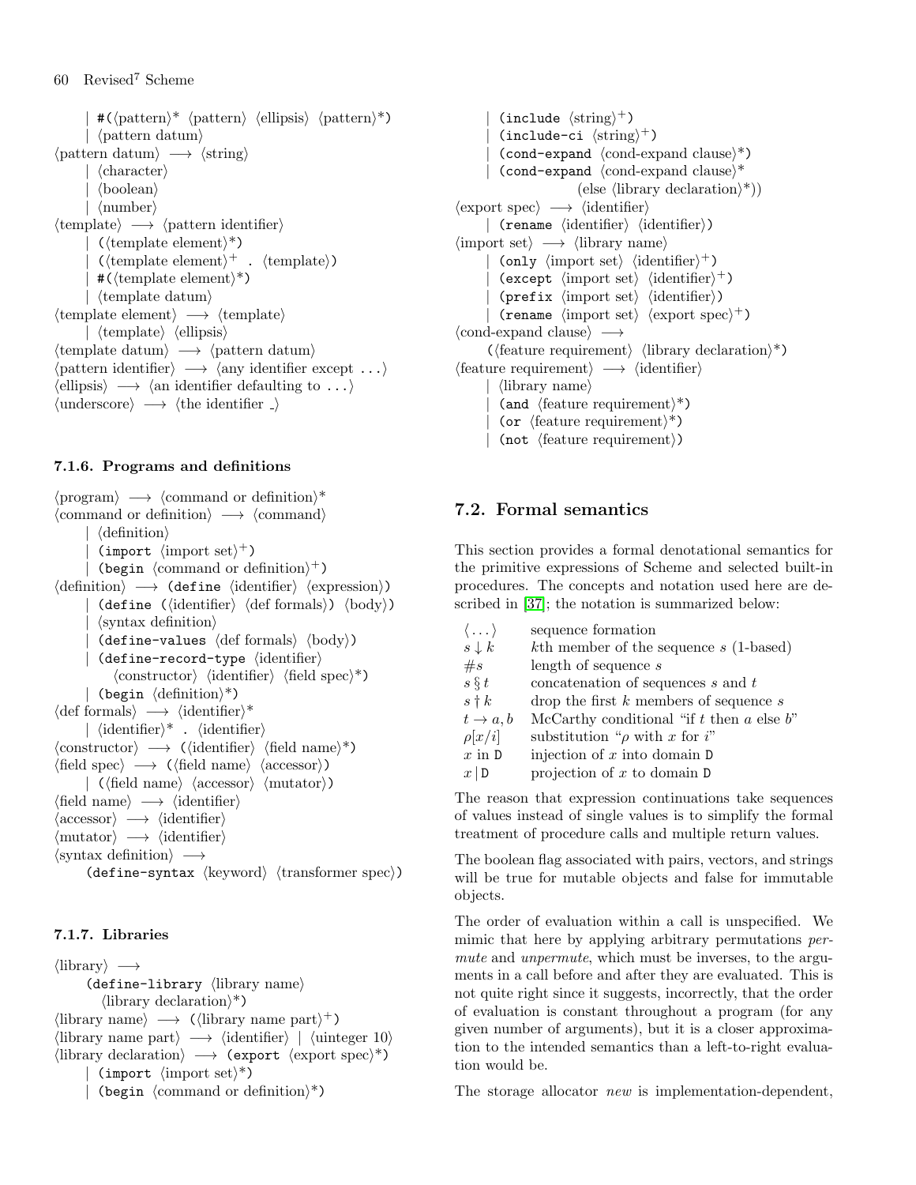| #(⟨pattern⟩* ⟨pattern⟩ ⟨ellipsis⟩ ⟨pattern⟩*)
| ⟨pattern datum⟩
⟨pattern datum⟩ ⟶ ⟨string⟩
| ⟨character⟩
| ⟨boolean⟩
| ⟨number⟩
⟨template⟩ ⟶ ⟨pattern identifier⟩
| (⟨template element⟩*)
| (⟨template element⟩⁺ . ⟨template⟩)
| #(⟨template element⟩*)
| ⟨template datum⟩
⟨template element⟩ ⟶ ⟨template⟩
| ⟨template⟩ ⟨ellipsis⟩
⟨template datum⟩ ⟶ ⟨pattern datum⟩
⟨pattern identifier⟩ ⟶ ⟨any identifier except ...⟩
⟨ellipsis⟩ ⟶ ⟨an identifier defaulting to ...⟩
⟨underscore⟩ ⟶ ⟨the identifier _⟩

#### 7.1.6. Programs and definitions

⟨program⟩ ⟶ ⟨command or definition⟩*
⟨command or definition⟩ ⟶ ⟨command⟩
| ⟨definition⟩
| (import ⟨import set⟩⁺)
| (begin ⟨command or definition⟩⁺)
⟨definition⟩ ⟶ (define ⟨identifier⟩ ⟨expression⟩)
| (define (⟨identifier⟩ ⟨def formals⟩) ⟨body⟩)
| ⟨syntax definition⟩
| (define-values ⟨def formals⟩ ⟨body⟩)
| (define-record-type ⟨identifier⟩
⟨constructor⟩ ⟨identifier⟩ ⟨field spec⟩*)
| (begin ⟨definition⟩*)
⟨def formals⟩ ⟶ ⟨identifier⟩*
| ⟨identifier⟩* . ⟨identifier⟩
⟨constructor⟩ ⟶ (⟨identifier⟩ ⟨field name⟩*)
⟨field spec⟩ ⟶ (⟨field name⟩ ⟨accessor⟩)
| (⟨field name⟩ ⟨accessor⟩ ⟨mutator⟩)
⟨field name⟩ ⟶ ⟨identifier⟩
⟨accessor⟩ ⟶ ⟨identifier⟩
⟨mutator⟩ ⟶ ⟨identifier⟩
⟨syntax definition⟩ ⟶
(define-syntax ⟨keyword⟩ ⟨transformer spec⟩)

#### 7.1.7. Libraries

⟨library⟩ ⟶
(define-library ⟨library name⟩
⟨library declaration⟩*)
⟨library name⟩ ⟶ (⟨library name part⟩⁺)
⟨library name part⟩ ⟶ ⟨identifier⟩ | ⟨uinteger 10⟩
⟨library declaration⟩ ⟶ (export ⟨export spec⟩*)
| (import ⟨import set⟩*)
| (begin ⟨command or definition⟩*)
| (include ⟨string⟩⁺)
| (include-ci ⟨string⟩⁺)
| (cond-expand ⟨cond-expand clause⟩⁺)
| (cond-expand ⟨cond-expand clause⟩⁺
(else ⟨library declaration⟩*))
⟨export spec⟩ ⟶ ⟨identifier⟩
| (rename ⟨identifier⟩ ⟨identifier⟩)
⟨import set⟩ ⟶ ⟨library name⟩
| (only ⟨import set⟩ ⟨identifier⟩⁺)
| (except ⟨import set⟩ ⟨identifier⟩⁺)
| (prefix ⟨import set⟩ ⟨identifier⟩)
| (rename ⟨import set⟩ ⟨export spec⟩⁺)
⟨cond-expand clause⟩ ⟶
(⟨feature requirement⟩ ⟨library declaration⟩*)
⟨feature requirement⟩ ⟶ ⟨identifier⟩
| ⟨library name⟩
| (and ⟨feature requirement⟩*)
| (or ⟨feature requirement⟩*)
| (not ⟨feature requirement⟩)

## 7.2. Formal semantics

This section provides a formal denotational semantics for the primitive expressions of Scheme and selected built-in procedures. The concepts and notation used here are described in [37]; the notation is summarized below:

| | |
|---|---|
| $\langle \ldots \rangle$ | sequence formation |
| $s \downarrow k$ | $k$th member of the sequence $s$ (1-based) |
| $\#s$ | length of sequence $s$ |
| $s \S t$ | concatenation of sequences $s$ and $t$ |
| $s \dagger k$ | drop the first $k$ members of sequence $s$ |
| $t \rightarrow a, b$ | McCarthy conditional "if $t$ then $a$ else $b$" |
| $\rho[x/i]$ | substitution "$\rho$ with $x$ for $i$" |
| $x$ in $\mathtt{D}$ | injection of $x$ into domain $\mathtt{D}$ |
| $x \,\vert\, \mathtt{D}$ | projection of $x$ to domain $\mathtt{D}$ |

The reason that expression continuations take sequences of values instead of single values is to simplify the formal treatment of procedure calls and multiple return values.

The boolean flag associated with pairs, vectors, and strings will be true for mutable objects and false for immutable objects.

The order of evaluation within a call is unspecified. We mimic that here by applying arbitrary permutations *permute* and *unpermute*, which must be inverses, to the arguments in a call before and after they are evaluated. This is not quite right since it suggests, incorrectly, that the order of evaluation is constant throughout a program (for any given number of arguments), but it is a closer approximation to the intended semantics than a left-to-right evaluation would be.

The storage allocator *new* is implementation-dependent,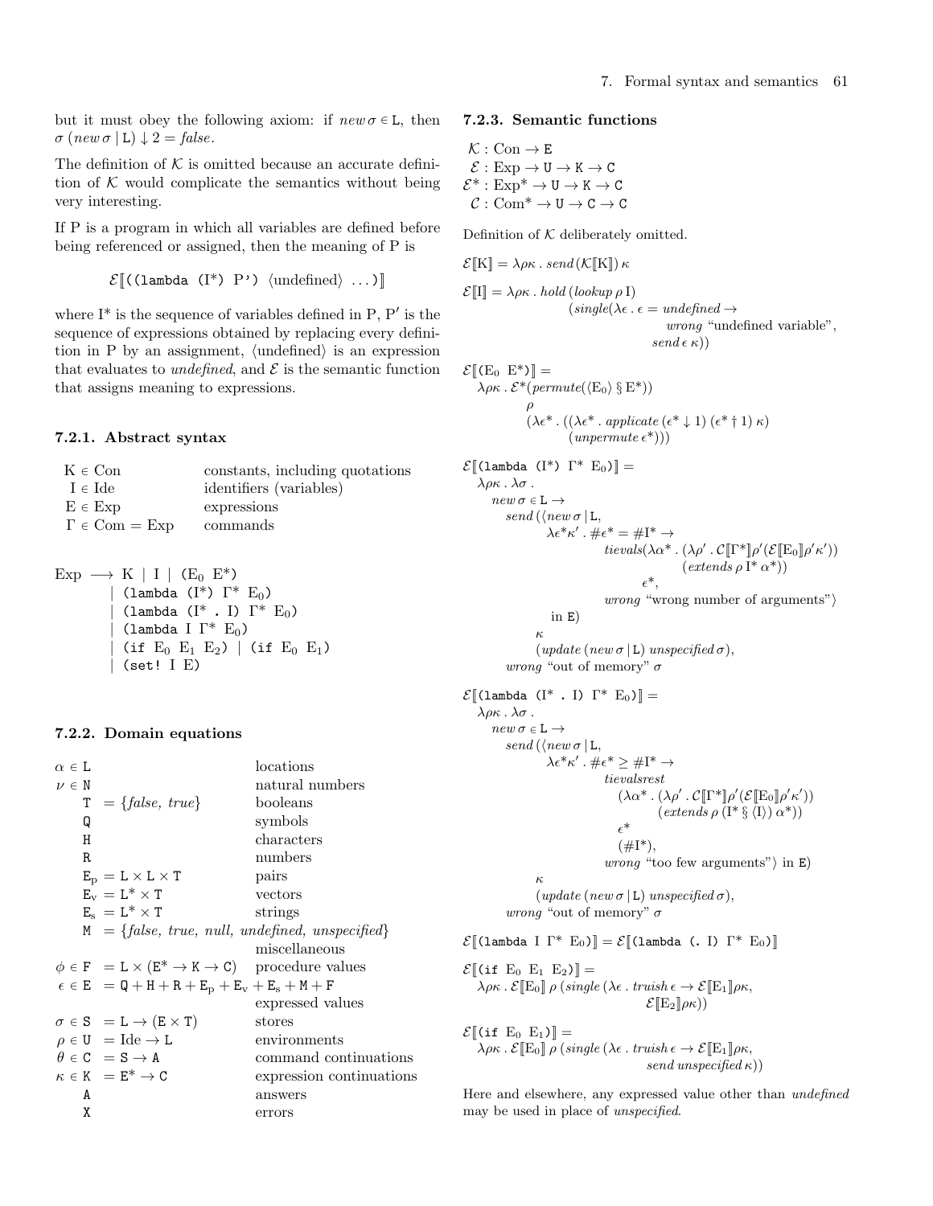but it must obey the following axiom: if $new\,\sigma \in \mathtt{L}$, then $\sigma\,(new\,\sigma \mid \mathtt{L}) \downarrow 2 = \mathit{false}$.

The definition of $\mathcal{K}$ is omitted because an accurate definition of $\mathcal{K}$ would complicate the semantics without being very interesting.

If P is a program in which all variables are defined before being referenced or assigned, then the meaning of P is

$$\mathcal{E}[\![\texttt{((lambda (}\mathrm{I}^*\texttt{) P')}\ \langle\text{undefined}\rangle\ \ldots\texttt{)}]\!]$$

where $\mathrm{I}^*$ is the sequence of variables defined in P, $\mathrm{P}'$ is the sequence of expressions obtained by replacing every definition in P by an assignment, $\langle$undefined$\rangle$ is an expression that evaluates to *undefined*, and $\mathcal{E}$ is the semantic function that assigns meaning to expressions.

### 7.2.1. Abstract syntax

| | |
|---|---|
| $\mathrm{K} \in \mathrm{Con}$ | constants, including quotations |
| $\mathrm{I} \in \mathrm{Ide}$ | identifiers (variables) |
| $\mathrm{E} \in \mathrm{Exp}$ | expressions |
| $\Gamma \in \mathrm{Com} = \mathrm{Exp}$ | commands |

```
Exp ⟶ K | I | (E0 E*)
     | (lambda (I*) Γ* E0)
     | (lambda (I* . I) Γ* E0)
     | (lambda I Γ* E0)
     | (if E0 E1 E2) | (if E0 E1)
     | (set! I E)
```

### 7.2.2. Domain equations

| | |
|---|---|
| $\alpha \in \mathtt{L}$ | locations |
| $\nu \in \mathtt{N}$ | natural numbers |
| $\mathtt{T} = \{\mathit{false}, \mathit{true}\}$ | booleans |
| $\mathtt{Q}$ | symbols |
| $\mathtt{H}$ | characters |
| $\mathtt{R}$ | numbers |
| $\mathtt{E_p} = \mathtt{L} \times \mathtt{L} \times \mathtt{T}$ | pairs |
| $\mathtt{E_v} = \mathtt{L}^* \times \mathtt{T}$ | vectors |
| $\mathtt{E_s} = \mathtt{L}^* \times \mathtt{T}$ | strings |
| $\mathtt{M} = \{\mathit{false}, \mathit{true}, \mathit{null}, \mathit{undefined}, \mathit{unspecified}\}$ | miscellaneous |
| $\phi \in \mathtt{F} = \mathtt{L} \times (\mathtt{E}^* \to \mathtt{K} \to \mathtt{C})$ | procedure values |
| $\epsilon \in \mathtt{E} = \mathtt{Q} + \mathtt{H} + \mathtt{R} + \mathtt{E_p} + \mathtt{E_v} + \mathtt{E_s} + \mathtt{M} + \mathtt{F}$ | expressed values |
| $\sigma \in \mathtt{S} = \mathtt{L} \to (\mathtt{E} \times \mathtt{T})$ | stores |
| $\rho \in \mathtt{U} = \mathrm{Ide} \to \mathtt{L}$ | environments |
| $\theta \in \mathtt{C} = \mathtt{S} \to \mathtt{A}$ | command continuations |
| $\kappa \in \mathtt{K} = \mathtt{E}^* \to \mathtt{C}$ | expression continuations |
| $\mathtt{A}$ | answers |
| $\mathtt{X}$ | errors |

### 7.2.3. Semantic functions

$$\mathcal{K} : \mathrm{Con} \to \mathtt{E}$$
$$\mathcal{E} : \mathrm{Exp} \to \mathtt{U} \to \mathtt{K} \to \mathtt{C}$$
$$\mathcal{E}^* : \mathrm{Exp}^* \to \mathtt{U} \to \mathtt{K} \to \mathtt{C}$$
$$\mathcal{C} : \mathrm{Com}^* \to \mathtt{U} \to \mathtt{C} \to \mathtt{C}$$

Definition of $\mathcal{K}$ deliberately omitted.

$$\mathcal{E}[\![\mathrm{K}]\!] = \lambda\rho\kappa\,.\,\mathit{send}\,(\mathcal{K}[\![\mathrm{K}]\!])\,\kappa$$

$$\begin{aligned}\mathcal{E}[\![\mathrm{I}]\!] = \lambda\rho\kappa\,.\,&\mathit{hold}\,(\mathit{lookup}\,\rho\,\mathrm{I})\\&(\mathit{single}(\lambda\epsilon\,.\,\epsilon = \mathit{undefined} \to\\&\qquad\mathit{wrong}\ \text{“undefined variable”},\\&\qquad\mathit{send}\,\epsilon\,\kappa))\end{aligned}$$

$$\begin{aligned}&\mathcal{E}[\![\texttt{(}\mathrm{E}_0\ \mathrm{E}^*\texttt{)}]\!] =\\&\quad\lambda\rho\kappa\,.\,\mathcal{E}^*(\mathit{permute}(\langle\mathrm{E}_0\rangle \mathbin{\S} \mathrm{E}^*))\\&\qquad\rho\\&\qquad(\lambda\epsilon^*\,.\,((\lambda\epsilon^*\,.\,\mathit{applicate}\,(\epsilon^* \downarrow 1)\,(\epsilon^* \dagger 1)\,\kappa)\\&\qquad\qquad(\mathit{unpermute}\,\epsilon^*)))\end{aligned}$$

$$\begin{aligned}&\mathcal{E}[\![\texttt{(lambda (}\mathrm{I}^*\texttt{)}\ \Gamma^*\ \mathrm{E}_0\texttt{)}]\!] =\\&\quad\lambda\rho\kappa\,.\,\lambda\sigma\,.\\&\quad\quad new\,\sigma \in \mathtt{L} \to\\&\quad\quad\quad \mathit{send}\,(\langle new\,\sigma \mid \mathtt{L},\\&\quad\quad\quad\quad \lambda\epsilon^*\kappa'\,.\,\#\epsilon^* = \#\mathrm{I}^* \to\\&\quad\quad\quad\quad\quad \mathit{tievals}(\lambda\alpha^*\,.\,(\lambda\rho'\,.\,\mathcal{C}[\![\Gamma^*]\!]\rho'(\mathcal{E}[\![\mathrm{E}_0]\!]\rho'\kappa'))\\&\quad\quad\quad\quad\quad\quad (\mathit{extends}\,\rho\,\mathrm{I}^*\,\alpha^*))\\&\quad\quad\quad\quad\quad \epsilon^*,\\&\quad\quad\quad\quad \mathit{wrong}\ \text{“wrong number of arguments”}\rangle\\&\quad\quad\quad \text{in } \mathtt{E})\\&\quad\quad\quad \kappa\\&\quad\quad\quad (\mathit{update}\,(new\,\sigma \mid \mathtt{L})\,\mathit{unspecified}\,\sigma),\\&\quad\quad \mathit{wrong}\ \text{“out of memory”}\ \sigma\end{aligned}$$

$$\begin{aligned}&\mathcal{E}[\![\texttt{(lambda (}\mathrm{I}^*\ \texttt{.}\ \mathrm{I}\texttt{)}\ \Gamma^*\ \mathrm{E}_0\texttt{)}]\!] =\\&\quad\lambda\rho\kappa\,.\,\lambda\sigma\,.\\&\quad\quad new\,\sigma \in \mathtt{L} \to\\&\quad\quad\quad \mathit{send}\,(\langle new\,\sigma \mid \mathtt{L},\\&\quad\quad\quad\quad \lambda\epsilon^*\kappa'\,.\,\#\epsilon^* \geq \#\mathrm{I}^* \to\\&\quad\quad\quad\quad\quad \mathit{tievalsrest}\\&\quad\quad\quad\quad\quad\quad (\lambda\alpha^*\,.\,(\lambda\rho'\,.\,\mathcal{C}[\![\Gamma^*]\!]\rho'(\mathcal{E}[\![\mathrm{E}_0]\!]\rho'\kappa'))\\&\quad\quad\quad\quad\quad\quad\quad (\mathit{extends}\,\rho\,(\mathrm{I}^* \mathbin{\S} \langle\mathrm{I}\rangle)\,\alpha^*))\\&\quad\quad\quad\quad\quad\quad \epsilon^*\\&\quad\quad\quad\quad\quad\quad (\#\mathrm{I}^*),\\&\quad\quad\quad\quad\quad \mathit{wrong}\ \text{“too few arguments”}\rangle\ \text{in } \mathtt{E})\\&\quad\quad\quad \kappa\\&\quad\quad\quad (\mathit{update}\,(new\,\sigma \mid \mathtt{L})\,\mathit{unspecified}\,\sigma),\\&\quad\quad \mathit{wrong}\ \text{“out of memory”}\ \sigma\end{aligned}$$

$$\mathcal{E}[\![\texttt{(lambda I}\ \Gamma^*\ \mathrm{E}_0\texttt{)}]\!] = \mathcal{E}[\![\texttt{(lambda (. I)}\ \Gamma^*\ \mathrm{E}_0\texttt{)}]\!]$$

$$\begin{aligned}&\mathcal{E}[\![\texttt{(if}\ \mathrm{E}_0\ \mathrm{E}_1\ \mathrm{E}_2\texttt{)}]\!] =\\&\quad\lambda\rho\kappa\,.\,\mathcal{E}[\![\mathrm{E}_0]\!]\,\rho\,(\mathit{single}\,(\lambda\epsilon\,.\,\mathit{truish}\,\epsilon \to \mathcal{E}[\![\mathrm{E}_1]\!]\rho\kappa,\\&\qquad\qquad\mathcal{E}[\![\mathrm{E}_2]\!]\rho\kappa))\end{aligned}$$

$$\begin{aligned}&\mathcal{E}[\![\texttt{(if}\ \mathrm{E}_0\ \mathrm{E}_1\texttt{)}]\!] =\\&\quad\lambda\rho\kappa\,.\,\mathcal{E}[\![\mathrm{E}_0]\!]\,\rho\,(\mathit{single}\,(\lambda\epsilon\,.\,\mathit{truish}\,\epsilon \to \mathcal{E}[\![\mathrm{E}_1]\!]\rho\kappa,\\&\qquad\qquad\mathit{send}\,\mathit{unspecified}\,\kappa))\end{aligned}$$

Here and elsewhere, any expressed value other than *undefined* may be used in place of *unspecified*.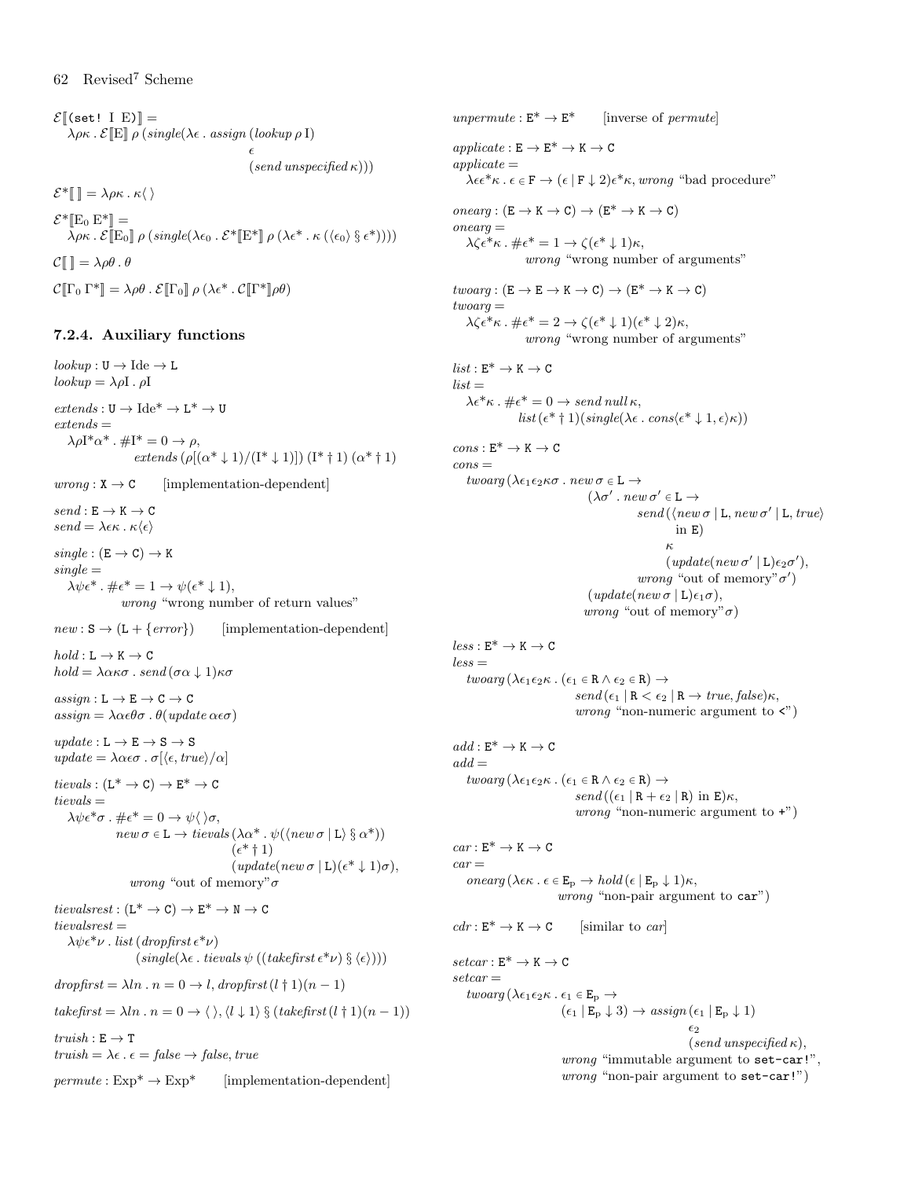$$\mathcal{E}[\![(\texttt{set! I E})]\!] =$$
$$\lambda\rho\kappa\,.\,\mathcal{E}[\![\mathrm{E}]\!]\,\rho\,(single(\lambda\epsilon\,.\,assign\,(lookup\,\rho\,\mathrm{I})\;\epsilon\;(send\,unspecified\,\kappa)))$$

$$\mathcal{E}^*[\![\;]\!] = \lambda\rho\kappa\,.\,\kappa\langle\,\rangle$$

$$\mathcal{E}^*[\![\mathrm{E}_0\;\mathrm{E}^*]\!] =$$
$$\lambda\rho\kappa\,.\,\mathcal{E}[\![\mathrm{E}_0]\!]\,\rho\,(single(\lambda\epsilon_0\,.\,\mathcal{E}^*[\![\mathrm{E}^*]\!]\,\rho\,(\lambda\epsilon^*\,.\,\kappa\,(\langle\epsilon_0\rangle\,\S\,\epsilon^*))))$$

$$\mathcal{C}[\![\;]\!] = \lambda\rho\theta\,.\,\theta$$

$$\mathcal{C}[\![\Gamma_0\;\Gamma^*]\!] = \lambda\rho\theta\,.\,\mathcal{E}[\![\Gamma_0]\!]\,\rho\,(\lambda\epsilon^*\,.\,\mathcal{C}[\![\Gamma^*]\!]\rho\theta)$$

### 7.2.4. Auxiliary functions

$lookup : \mathtt{U} \to \mathrm{Ide} \to \mathtt{L}$
$lookup = \lambda\rho\mathrm{I}\,.\,\rho\mathrm{I}$

$extends : \mathtt{U} \to \mathrm{Ide}^* \to \mathtt{L}^* \to \mathtt{U}$
$extends =$
$\lambda\rho\mathrm{I}^*\alpha^*\,.\,\#\mathrm{I}^* = 0 \to \rho,$
$\quad extends\,(\rho[(\alpha^* \downarrow 1)/(\mathrm{I}^* \downarrow 1)])\;(\mathrm{I}^* \dagger 1)\;(\alpha^* \dagger 1)$

$wrong : \mathtt{X} \to \mathtt{C}$ [implementation-dependent]

$send : \mathtt{E} \to \mathtt{K} \to \mathtt{C}$
$send = \lambda\epsilon\kappa\,.\,\kappa\langle\epsilon\rangle$

$single : (\mathtt{E} \to \mathtt{C}) \to \mathtt{K}$
$single =$
$\lambda\psi\epsilon^*\,.\,\#\epsilon^* = 1 \to \psi(\epsilon^* \downarrow 1),$
$\quad wrong$ "wrong number of return values"

$new : \mathtt{S} \to (\mathtt{L} + \{error\})$ [implementation-dependent]

$hold : \mathtt{L} \to \mathtt{K} \to \mathtt{C}$
$hold = \lambda\alpha\kappa\sigma\,.\,send\,(\sigma\alpha \downarrow 1)\kappa\sigma$

$assign : \mathtt{L} \to \mathtt{E} \to \mathtt{C} \to \mathtt{C}$
$assign = \lambda\alpha\epsilon\theta\sigma\,.\,\theta(update\,\alpha\epsilon\sigma)$

$update : \mathtt{L} \to \mathtt{E} \to \mathtt{S} \to \mathtt{S}$
$update = \lambda\alpha\epsilon\sigma\,.\,\sigma[\langle\epsilon, true\rangle/\alpha]$

$tievals : (\mathtt{L}^* \to \mathtt{C}) \to \mathtt{E}^* \to \mathtt{C}$
$tievals =$
$\lambda\psi\epsilon^*\sigma\,.\,\#\epsilon^* = 0 \to \psi\langle\,\rangle\sigma,$
$\quad new\,\sigma \in \mathtt{L} \to tievals\,(\lambda\alpha^*\,.\,\psi(\langle new\,\sigma \mid \mathtt{L}\rangle\,\S\,\alpha^*))$
$\quad\quad (\epsilon^* \dagger 1)$
$\quad\quad (update(new\,\sigma \mid \mathtt{L})(\epsilon^* \downarrow 1)\sigma),$
$\quad wrong$ "out of memory"$\sigma$

$tievalsrest : (\mathtt{L}^* \to \mathtt{C}) \to \mathtt{E}^* \to \mathtt{N} \to \mathtt{C}$
$tievalsrest =$
$\lambda\psi\epsilon^*\nu\,.\,list\,(dropfirst\,\epsilon^*\nu)$
$\quad (single(\lambda\epsilon\,.\,tievals\,\psi\,((takefirst\,\epsilon^*\nu)\,\S\,\langle\epsilon\rangle)))$

$dropfirst = \lambda ln\,.\,n = 0 \to l, dropfirst\,(l \dagger 1)(n-1)$

$takefirst = \lambda ln\,.\,n = 0 \to \langle\,\rangle, \langle l \downarrow 1\rangle\,\S\,(takefirst\,(l \dagger 1)(n-1))$

$truish : \mathtt{E} \to \mathtt{T}$
$truish = \lambda\epsilon\,.\,\epsilon = false \to false, true$

$permute : \mathrm{Exp}^* \to \mathrm{Exp}^*$ [implementation-dependent]

$unpermute : \mathtt{E}^* \to \mathtt{E}^*$ [inverse of $permute$]

$applicate : \mathtt{E} \to \mathtt{E}^* \to \mathtt{K} \to \mathtt{C}$
$applicate =$
$\lambda\epsilon\epsilon^*\kappa\,.\,\epsilon \in \mathtt{F} \to (\epsilon \mid \mathtt{F} \downarrow 2)\epsilon^*\kappa, wrong$ "bad procedure"

$onearg : (\mathtt{E} \to \mathtt{K} \to \mathtt{C}) \to (\mathtt{E}^* \to \mathtt{K} \to \mathtt{C})$
$onearg =$
$\lambda\zeta\epsilon^*\kappa\,.\,\#\epsilon^* = 1 \to \zeta(\epsilon^* \downarrow 1)\kappa,$
$\quad wrong$ "wrong number of arguments"

$twoarg : (\mathtt{E} \to \mathtt{E} \to \mathtt{K} \to \mathtt{C}) \to (\mathtt{E}^* \to \mathtt{K} \to \mathtt{C})$
$twoarg =$
$\lambda\zeta\epsilon^*\kappa\,.\,\#\epsilon^* = 2 \to \zeta(\epsilon^* \downarrow 1)(\epsilon^* \downarrow 2)\kappa,$
$\quad wrong$ "wrong number of arguments"

$list : \mathtt{E}^* \to \mathtt{K} \to \mathtt{C}$
$list =$
$\lambda\epsilon^*\kappa\,.\,\#\epsilon^* = 0 \to send\,null\,\kappa,$
$\quad list\,(\epsilon^* \dagger 1)(single(\lambda\epsilon\,.\,cons\langle\epsilon^* \downarrow 1, \epsilon\rangle\kappa))$

$cons : \mathtt{E}^* \to \mathtt{K} \to \mathtt{C}$
$cons =$
$twoarg\,(\lambda\epsilon_1\epsilon_2\kappa\sigma\,.\,new\,\sigma \in \mathtt{L} \to$
$\quad (\lambda\sigma'\,.\,new\,\sigma' \in \mathtt{L} \to$
$\quad\quad send\,(\langle new\,\sigma \mid \mathtt{L}, new\,\sigma' \mid \mathtt{L}, true\rangle$ in $\mathtt{E})$
$\quad\quad\quad \kappa$
$\quad\quad\quad (update(new\,\sigma' \mid \mathtt{L})\epsilon_2\sigma'),$
$\quad\quad wrong$ "out of memory"$\sigma'$)
$\quad (update(new\,\sigma \mid \mathtt{L})\epsilon_1\sigma),$
$\quad wrong$ "out of memory"$\sigma$)

$less : \mathtt{E}^* \to \mathtt{K} \to \mathtt{C}$
$less =$
$twoarg\,(\lambda\epsilon_1\epsilon_2\kappa\,.\,(\epsilon_1 \in \mathtt{R} \wedge \epsilon_2 \in \mathtt{R}) \to$
$\quad send\,(\epsilon_1 \mid \mathtt{R} < \epsilon_2 \mid \mathtt{R} \to true, false)\kappa,$
$\quad wrong$ "non-numeric argument to `<`")

$add : \mathtt{E}^* \to \mathtt{K} \to \mathtt{C}$
$add =$
$twoarg\,(\lambda\epsilon_1\epsilon_2\kappa\,.\,(\epsilon_1 \in \mathtt{R} \wedge \epsilon_2 \in \mathtt{R}) \to$
$\quad send\,((\epsilon_1 \mid \mathtt{R} + \epsilon_2 \mid \mathtt{R})$ in $\mathtt{E})\kappa,$
$\quad wrong$ "non-numeric argument to `+`")

$car : \mathtt{E}^* \to \mathtt{K} \to \mathtt{C}$
$car =$
$onearg\,(\lambda\epsilon\kappa\,.\,\epsilon \in \mathtt{E_p} \to hold\,(\epsilon \mid \mathtt{E_p} \downarrow 1)\kappa,$
$\quad wrong$ "non-pair argument to `car`")

$cdr : \mathtt{E}^* \to \mathtt{K} \to \mathtt{C}$ [similar to $car$]

$setcar : \mathtt{E}^* \to \mathtt{K} \to \mathtt{C}$
$setcar =$
$twoarg\,(\lambda\epsilon_1\epsilon_2\kappa\,.\,\epsilon_1 \in \mathtt{E_p} \to$
$\quad (\epsilon_1 \mid \mathtt{E_p} \downarrow 3) \to assign\,(\epsilon_1 \mid \mathtt{E_p} \downarrow 1)$
$\quad\quad \epsilon_2$
$\quad\quad (send\,unspecified\,\kappa),$
$\quad wrong$ "immutable argument to `set-car!`",
$\quad wrong$ "non-pair argument to `set-car!`")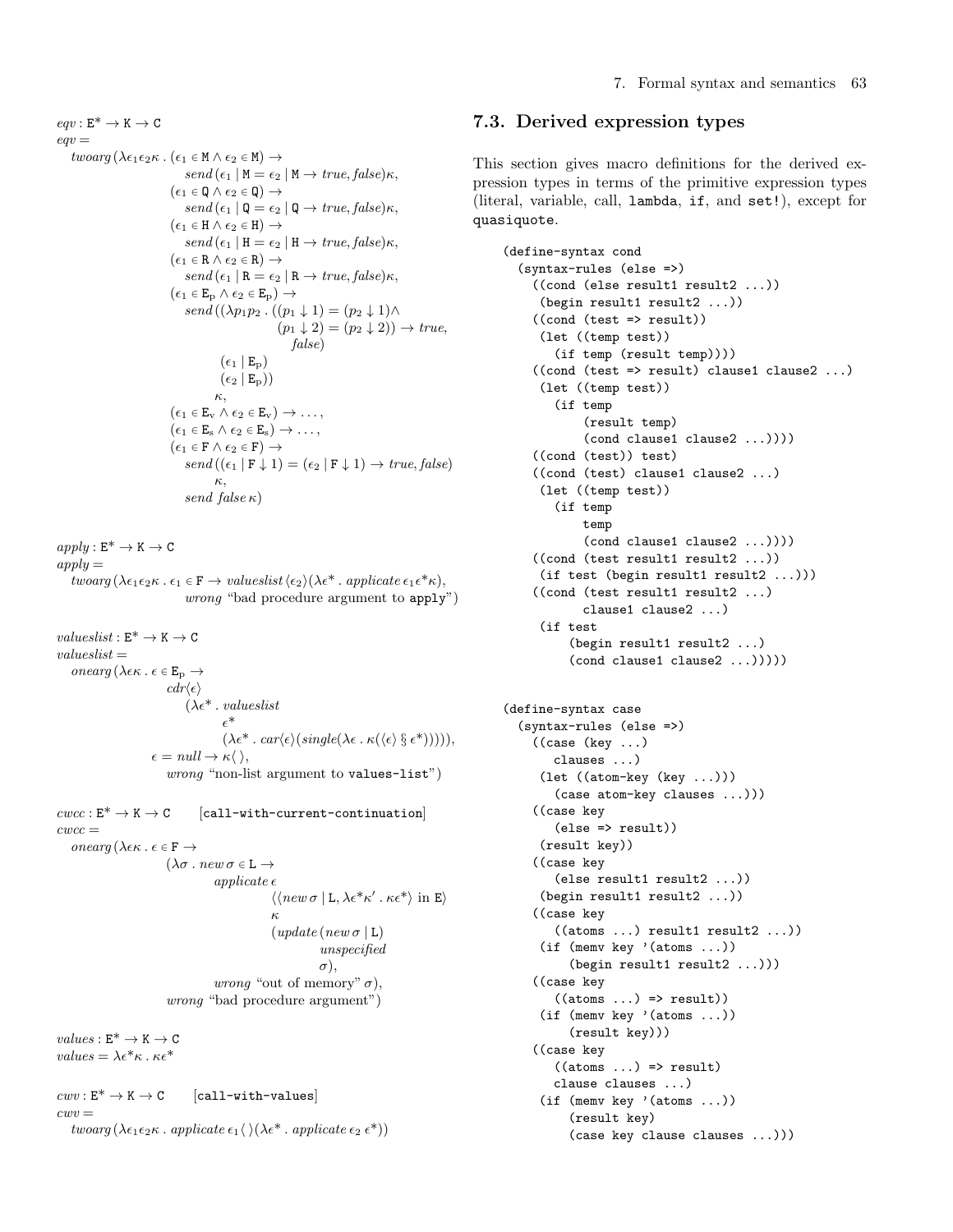$$
\begin{aligned}
&eqv : \texttt{E}^* \to \texttt{K} \to \texttt{C}\\
&eqv =\\
&\quad twoarg\,(\lambda\epsilon_1\epsilon_2\kappa\,.\,(\epsilon_1 \in \texttt{M} \wedge \epsilon_2 \in \texttt{M}) \to\\
&\qquad\qquad send\,(\epsilon_1 \mid \texttt{M} = \epsilon_2 \mid \texttt{M} \to true, false)\kappa,\\
&\qquad (\epsilon_1 \in \texttt{Q} \wedge \epsilon_2 \in \texttt{Q}) \to\\
&\qquad\qquad send\,(\epsilon_1 \mid \texttt{Q} = \epsilon_2 \mid \texttt{Q} \to true, false)\kappa,\\
&\qquad (\epsilon_1 \in \texttt{H} \wedge \epsilon_2 \in \texttt{H}) \to\\
&\qquad\qquad send\,(\epsilon_1 \mid \texttt{H} = \epsilon_2 \mid \texttt{H} \to true, false)\kappa,\\
&\qquad (\epsilon_1 \in \texttt{R} \wedge \epsilon_2 \in \texttt{R}) \to\\
&\qquad\qquad send\,(\epsilon_1 \mid \texttt{R} = \epsilon_2 \mid \texttt{R} \to true, false)\kappa,\\
&\qquad (\epsilon_1 \in \texttt{E}_\text{p} \wedge \epsilon_2 \in \texttt{E}_\text{p}) \to\\
&\qquad\qquad send\,((\lambda p_1 p_2\,.\,((p_1 \downarrow 1) = (p_2 \downarrow 1) \wedge\\
&\qquad\qquad\qquad (p_1 \downarrow 2) = (p_2 \downarrow 2)) \to true,\\
&\qquad\qquad\qquad false)\\
&\qquad\qquad\qquad (\epsilon_1 \mid \texttt{E}_\text{p})\\
&\qquad\qquad\qquad (\epsilon_2 \mid \texttt{E}_\text{p}))\\
&\qquad\qquad\quad \kappa,\\
&\qquad (\epsilon_1 \in \texttt{E}_\text{v} \wedge \epsilon_2 \in \texttt{E}_\text{v}) \to \ldots,\\
&\qquad (\epsilon_1 \in \texttt{E}_\text{s} \wedge \epsilon_2 \in \texttt{E}_\text{s}) \to \ldots,\\
&\qquad (\epsilon_1 \in \texttt{F} \wedge \epsilon_2 \in \texttt{F}) \to\\
&\qquad\qquad send\,((\epsilon_1 \mid \texttt{F} \downarrow 1) = (\epsilon_2 \mid \texttt{F} \downarrow 1) \to true, false)\\
&\qquad\qquad\quad \kappa,\\
&\qquad\qquad send\ false\,\kappa)
\end{aligned}
$$

$$
\begin{aligned}
&apply : \texttt{E}^* \to \texttt{K} \to \texttt{C}\\
&apply =\\
&\quad twoarg\,(\lambda\epsilon_1\epsilon_2\kappa\,.\,\epsilon_1 \in \texttt{F} \to valueslist\,\langle\epsilon_2\rangle(\lambda\epsilon^*\,.\,applicate\,\epsilon_1\epsilon^*\kappa),\\
&\qquad\qquad wrong\ \text{“bad procedure argument to \texttt{apply}”})
\end{aligned}
$$

$$
\begin{aligned}
&valueslist : \texttt{E}^* \to \texttt{K} \to \texttt{C}\\
&valueslist =\\
&\quad onearg\,(\lambda\epsilon\kappa\,.\,\epsilon \in \texttt{E}_\text{p} \to\\
&\qquad\qquad cdr\langle\epsilon\rangle\\
&\qquad\qquad\quad (\lambda\epsilon^*\,.\,valueslist\\
&\qquad\qquad\qquad \epsilon^*\\
&\qquad\qquad\qquad (\lambda\epsilon^*\,.\,car\langle\epsilon\rangle(single(\lambda\epsilon\,.\,\kappa(\langle\epsilon\rangle \mathbin{\S} \epsilon^*))))),\\
&\qquad\quad \epsilon = null \to \kappa\langle\,\rangle,\\
&\qquad\qquad wrong\ \text{“non-list argument to \texttt{values-list}”})
\end{aligned}
$$

$$
\begin{aligned}
&cwcc : \texttt{E}^* \to \texttt{K} \to \texttt{C} \qquad [\texttt{call-with-current-continuation}]\\
&cwcc =\\
&\quad onearg\,(\lambda\epsilon\kappa\,.\,\epsilon \in \texttt{F} \to\\
&\qquad\qquad (\lambda\sigma\,.\,new\,\sigma \in \texttt{L} \to\\
&\qquad\qquad\qquad applicate\,\epsilon\\
&\qquad\qquad\qquad\quad \langle\langle new\,\sigma \mid \texttt{L}, \lambda\epsilon^*\kappa'\,.\,\kappa\epsilon^*\rangle \text{ in } \texttt{E}\rangle\\
&\qquad\qquad\qquad\quad \kappa\\
&\qquad\qquad\qquad\quad (update\,(new\,\sigma \mid \texttt{L})\\
&\qquad\qquad\qquad\qquad unspecified\\
&\qquad\qquad\qquad\qquad \sigma),\\
&\qquad\qquad\qquad wrong\ \text{“out of memory”}\,\sigma),\\
&\qquad\qquad wrong\ \text{“bad procedure argument”})
\end{aligned}
$$

$$
\begin{aligned}
&values : \texttt{E}^* \to \texttt{K} \to \texttt{C}\\
&values = \lambda\epsilon^*\kappa\,.\,\kappa\epsilon^*
\end{aligned}
$$

$$
\begin{aligned}
&cwv : \texttt{E}^* \to \texttt{K} \to \texttt{C} \qquad [\texttt{call-with-values}]\\
&cwv =\\
&\quad twoarg\,(\lambda\epsilon_1\epsilon_2\kappa\,.\,applicate\,\epsilon_1\langle\,\rangle(\lambda\epsilon^*\,.\,applicate\,\epsilon_2\,\epsilon^*))
\end{aligned}
$$

## 7.3. Derived expression types

This section gives macro definitions for the derived expression types in terms of the primitive expression types (literal, variable, call, `lambda`, `if`, and `set!`), except for `quasiquote`.

```
(define-syntax cond
  (syntax-rules (else =>)
    ((cond (else result1 result2 ...))
     (begin result1 result2 ...))
    ((cond (test => result))
     (let ((temp test))
       (if temp (result temp))))
    ((cond (test => result) clause1 clause2 ...)
     (let ((temp test))
       (if temp
           (result temp)
           (cond clause1 clause2 ...))))
    ((cond (test)) test)
    ((cond (test) clause1 clause2 ...)
     (let ((temp test))
       (if temp
           temp
           (cond clause1 clause2 ...))))
    ((cond (test result1 result2 ...))
     (if test (begin result1 result2 ...)))
    ((cond (test result1 result2 ...)
           clause1 clause2 ...)
     (if test
         (begin result1 result2 ...)
         (cond clause1 clause2 ...)))))
```

```
(define-syntax case
  (syntax-rules (else =>)
    ((case (key ...)
       clauses ...)
     (let ((atom-key (key ...)))
       (case atom-key clauses ...)))
    ((case key
       (else => result))
     (result key))
    ((case key
       (else result1 result2 ...))
     (begin result1 result2 ...))
    ((case key
       ((atoms ...) result1 result2 ...))
     (if (memv key '(atoms ...))
         (begin result1 result2 ...)))
    ((case key
       ((atoms ...) => result))
     (if (memv key '(atoms ...))
         (result key)))
    ((case key
       ((atoms ...) => result)
       clause clauses ...)
     (if (memv key '(atoms ...))
         (result key)
         (case key clause clauses ...)))
```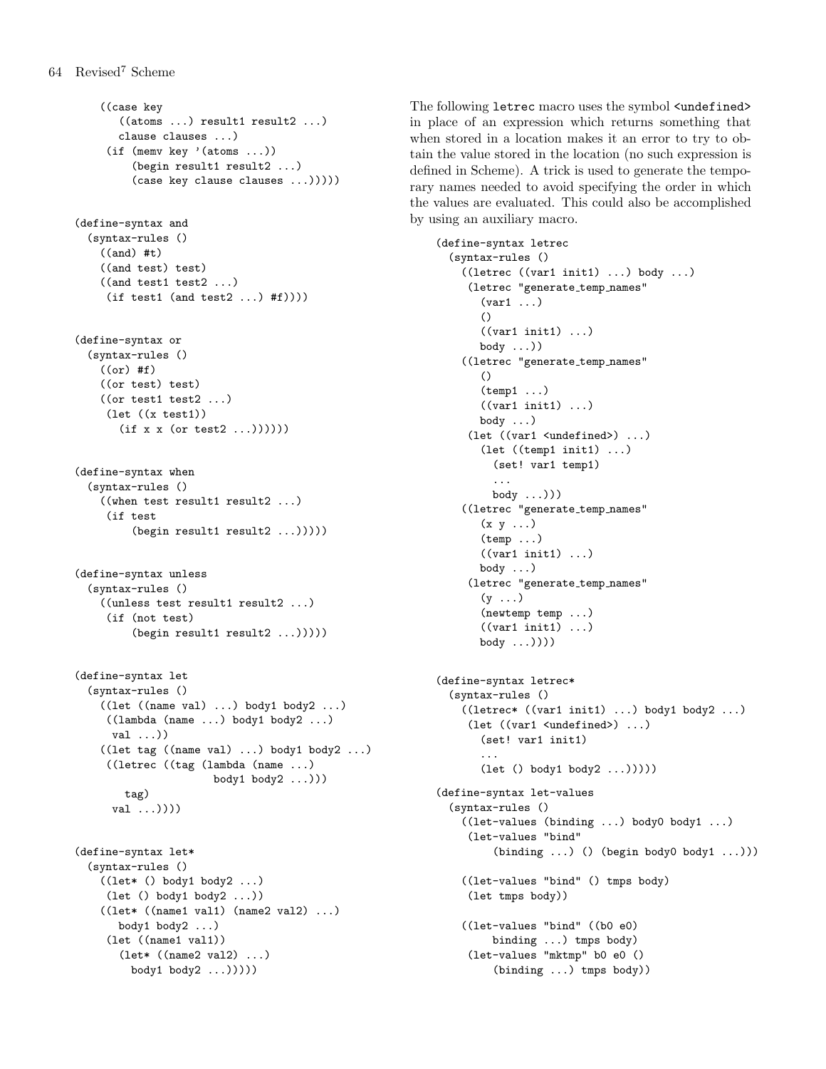```
    ((case key
       ((atoms ...) result1 result2 ...)
       clause clauses ...)
     (if (memv key '(atoms ...))
         (begin result1 result2 ...)
         (case key clause clauses ...)))))
```

```
(define-syntax and
  (syntax-rules ()
    ((and) #t)
    ((and test) test)
    ((and test1 test2 ...)
     (if test1 (and test2 ...) #f))))
```

```
(define-syntax or
  (syntax-rules ()
    ((or) #f)
    ((or test) test)
    ((or test1 test2 ...)
     (let ((x test1))
       (if x x (or test2 ...))))))
```

```
(define-syntax when
  (syntax-rules ()
    ((when test result1 result2 ...)
     (if test
         (begin result1 result2 ...)))))
```

```
(define-syntax unless
  (syntax-rules ()
    ((unless test result1 result2 ...)
     (if (not test)
         (begin result1 result2 ...)))))
```

```
(define-syntax let
  (syntax-rules ()
    ((let ((name val) ...) body1 body2 ...)
     ((lambda (name ...) body1 body2 ...)
      val ...))
    ((let tag ((name val) ...) body1 body2 ...)
     ((letrec ((tag (lambda (name ...)
                      body1 body2 ...)))
        tag)
      val ...))))
```

```
(define-syntax let*
  (syntax-rules ()
    ((let* () body1 body2 ...)
     (let () body1 body2 ...))
    ((let* ((name1 val1) (name2 val2) ...)
       body1 body2 ...)
     (let ((name1 val1))
       (let* ((name2 val2) ...)
         body1 body2 ...)))))
```

The following `letrec` macro uses the symbol `<undefined>` in place of an expression which returns something that when stored in a location makes it an error to try to obtain the value stored in the location (no such expression is defined in Scheme). A trick is used to generate the temporary names needed to avoid specifying the order in which the values are evaluated. This could also be accomplished by using an auxiliary macro.

```
(define-syntax letrec
  (syntax-rules ()
    ((letrec ((var1 init1) ...) body ...)
     (letrec "generate_temp_names"
       (var1 ...)
       ()
       ((var1 init1) ...)
       body ...))
    ((letrec "generate_temp_names"
       ()
       (temp1 ...)
       ((var1 init1) ...)
       body ...)
     (let ((var1 <undefined>) ...)
       (let ((temp1 init1) ...)
         (set! var1 temp1)
         ...
         body ...)))
    ((letrec "generate_temp_names"
       (x y ...)
       (temp ...)
       ((var1 init1) ...)
       body ...)
     (letrec "generate_temp_names"
       (y ...)
       (newtemp temp ...)
       ((var1 init1) ...)
       body ...))))
```

```
(define-syntax letrec*
  (syntax-rules ()
    ((letrec* ((var1 init1) ...) body1 body2 ...)
     (let ((var1 <undefined>) ...)
       (set! var1 init1)
       ...
       (let () body1 body2 ...)))))
```

```
(define-syntax let-values
  (syntax-rules ()
    ((let-values (binding ...) body0 body1 ...)
     (let-values "bind"
         (binding ...) () (begin body0 body1 ...)))

    ((let-values "bind" () tmps body)
     (let tmps body))

    ((let-values "bind" ((b0 e0)
         binding ...) tmps body)
     (let-values "mktmp" b0 e0 ()
         (binding ...) tmps body))
```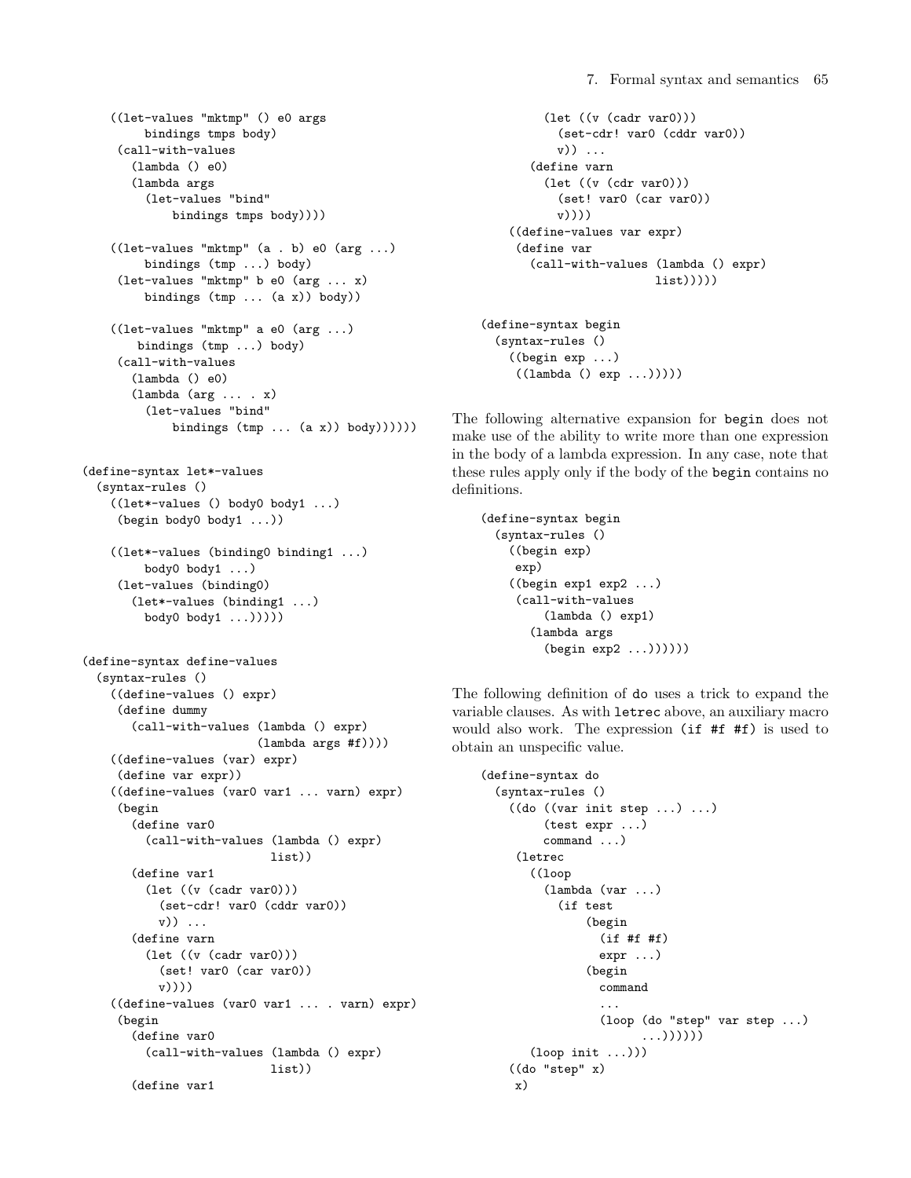```
    ((let-values "mktmp" () e0 args
         bindings tmps body)
     (call-with-values
       (lambda () e0)
       (lambda args
         (let-values "bind"
             bindings tmps body))))

    ((let-values "mktmp" (a . b) e0 (arg ...)
         bindings (tmp ...) body)
     (let-values "mktmp" b e0 (arg ... x)
         bindings (tmp ... (a x)) body))

    ((let-values "mktmp" a e0 (arg ...)
        bindings (tmp ...) body)
     (call-with-values
       (lambda () e0)
       (lambda (arg ... . x)
         (let-values "bind"
             bindings (tmp ... (a x)) body))))))

(define-syntax let*-values
  (syntax-rules ()
    ((let*-values () body0 body1 ...)
     (begin body0 body1 ...))

    ((let*-values (binding0 binding1 ...)
         body0 body1 ...)
     (let-values (binding0)
       (let*-values (binding1 ...)
         body0 body1 ...)))))

(define-syntax define-values
  (syntax-rules ()
    ((define-values () expr)
     (define dummy
       (call-with-values (lambda () expr)
                         (lambda args #f))))
    ((define-values (var) expr)
     (define var expr))
    ((define-values (var0 var1 ... varn) expr)
     (begin
       (define var0
         (call-with-values (lambda () expr)
                           list))
       (define var1
         (let ((v (cadr var0)))
           (set-cdr! var0 (cddr var0))
           v)) ...
       (define varn
         (let ((v (cadr var0)))
           (set! var0 (car var0))
           v))))
    ((define-values (var0 var1 ... . varn) expr)
     (begin
       (define var0
         (call-with-values (lambda () expr)
                           list))
       (define var1
         (let ((v (cadr var0)))
           (set-cdr! var0 (cddr var0))
           v)) ...
       (define varn
         (let ((v (cdr var0)))
           (set! var0 (car var0))
           v))))
    ((define-values var expr)
     (define var
       (call-with-values (lambda () expr)
                         list)))))
```

```
(define-syntax begin
  (syntax-rules ()
    ((begin exp ...)
     ((lambda () exp ...)))))
```

The following alternative expansion for `begin` does not make use of the ability to write more than one expression in the body of a lambda expression. In any case, note that these rules apply only if the body of the `begin` contains no definitions.

```
(define-syntax begin
  (syntax-rules ()
    ((begin exp)
     exp)
    ((begin exp1 exp2 ...)
     (call-with-values
         (lambda () exp1)
       (lambda args
         (begin exp2 ...))))))
```

The following definition of `do` uses a trick to expand the variable clauses. As with `letrec` above, an auxiliary macro would also work. The expression `(if #f #f)` is used to obtain an unspecific value.

```
(define-syntax do
  (syntax-rules ()
    ((do ((var init step ...) ...)
         (test expr ...)
         command ...)
     (letrec
       ((loop
         (lambda (var ...)
           (if test
               (begin
                 (if #f #f)
                 expr ...)
               (begin
                 command
                 ...
                 (loop (do "step" var step ...)
                       ...))))))
       (loop init ...)))
    ((do "step" x)
     x)
```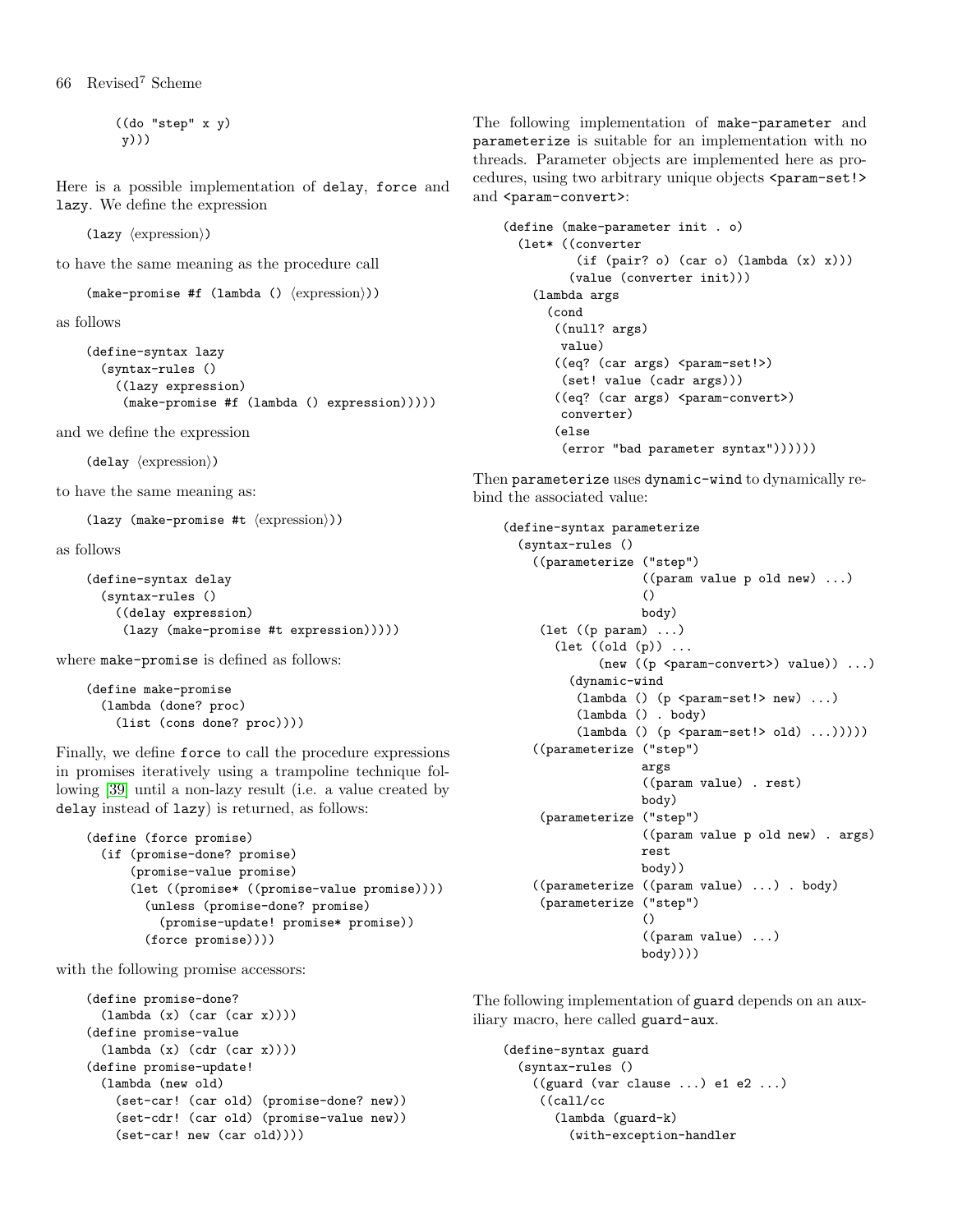```
    ((do "step" x y)
     y)))
```

Here is a possible implementation of `delay`, `force` and `lazy`. We define the expression

```
(lazy ⟨expression⟩)
```

to have the same meaning as the procedure call

```
(make-promise #f (lambda () ⟨expression⟩))
```

as follows

```
(define-syntax lazy
  (syntax-rules ()
    ((lazy expression)
     (make-promise #f (lambda () expression)))))
```

and we define the expression

```
(delay ⟨expression⟩)
```

to have the same meaning as:

```
(lazy (make-promise #t ⟨expression⟩))
```

as follows

```
(define-syntax delay
  (syntax-rules ()
    ((delay expression)
     (lazy (make-promise #t expression)))))
```

where `make-promise` is defined as follows:

```
(define make-promise
  (lambda (done? proc)
    (list (cons done? proc))))
```

Finally, we define `force` to call the procedure expressions in promises iteratively using a trampoline technique following [39] until a non-lazy result (i.e. a value created by `delay` instead of `lazy`) is returned, as follows:

```
(define (force promise)
  (if (promise-done? promise)
      (promise-value promise)
      (let ((promise* ((promise-value promise))))
        (unless (promise-done? promise)
          (promise-update! promise* promise))
        (force promise))))
```

with the following promise accessors:

```
(define promise-done?
  (lambda (x) (car (car x))))
(define promise-value
  (lambda (x) (cdr (car x))))
(define promise-update!
  (lambda (new old)
    (set-car! (car old) (promise-done? new))
    (set-cdr! (car old) (promise-value new))
    (set-car! new (car old))))
```

The following implementation of `make-parameter` and `parameterize` is suitable for an implementation with no threads. Parameter objects are implemented here as procedures, using two arbitrary unique objects `<param-set!>` and `<param-convert>`:

```
(define (make-parameter init . o)
  (let* ((converter
          (if (pair? o) (car o) (lambda (x) x)))
         (value (converter init)))
    (lambda args
      (cond
       ((null? args)
        value)
       ((eq? (car args) <param-set!>)
        (set! value (cadr args)))
       ((eq? (car args) <param-convert>)
        converter)
       (else
        (error "bad parameter syntax"))))))
```

Then `parameterize` uses `dynamic-wind` to dynamically rebind the associated value:

```
(define-syntax parameterize
  (syntax-rules ()
    ((parameterize ("step")
                   ((param value p old new) ...)
                   ()
                   body)
     (let ((p param) ...)
       (let ((old (p)) ...
             (new ((p <param-convert>) value)) ...)
         (dynamic-wind
          (lambda () (p <param-set!> new) ...)
          (lambda () . body)
          (lambda () (p <param-set!> old) ...)))))
    ((parameterize ("step")
                   args
                   ((param value) . rest)
                   body)
     (parameterize ("step")
                   ((param value p old new) . args)
                   rest
                   body))
    ((parameterize ((param value) ...) . body)
     (parameterize ("step")
                   ()
                   ((param value) ...)
                   body))))
```

The following implementation of `guard` depends on an auxiliary macro, here called `guard-aux`.

```
(define-syntax guard
  (syntax-rules ()
    ((guard (var clause ...) e1 e2 ...)
     ((call/cc
       (lambda (guard-k)
         (with-exception-handler
```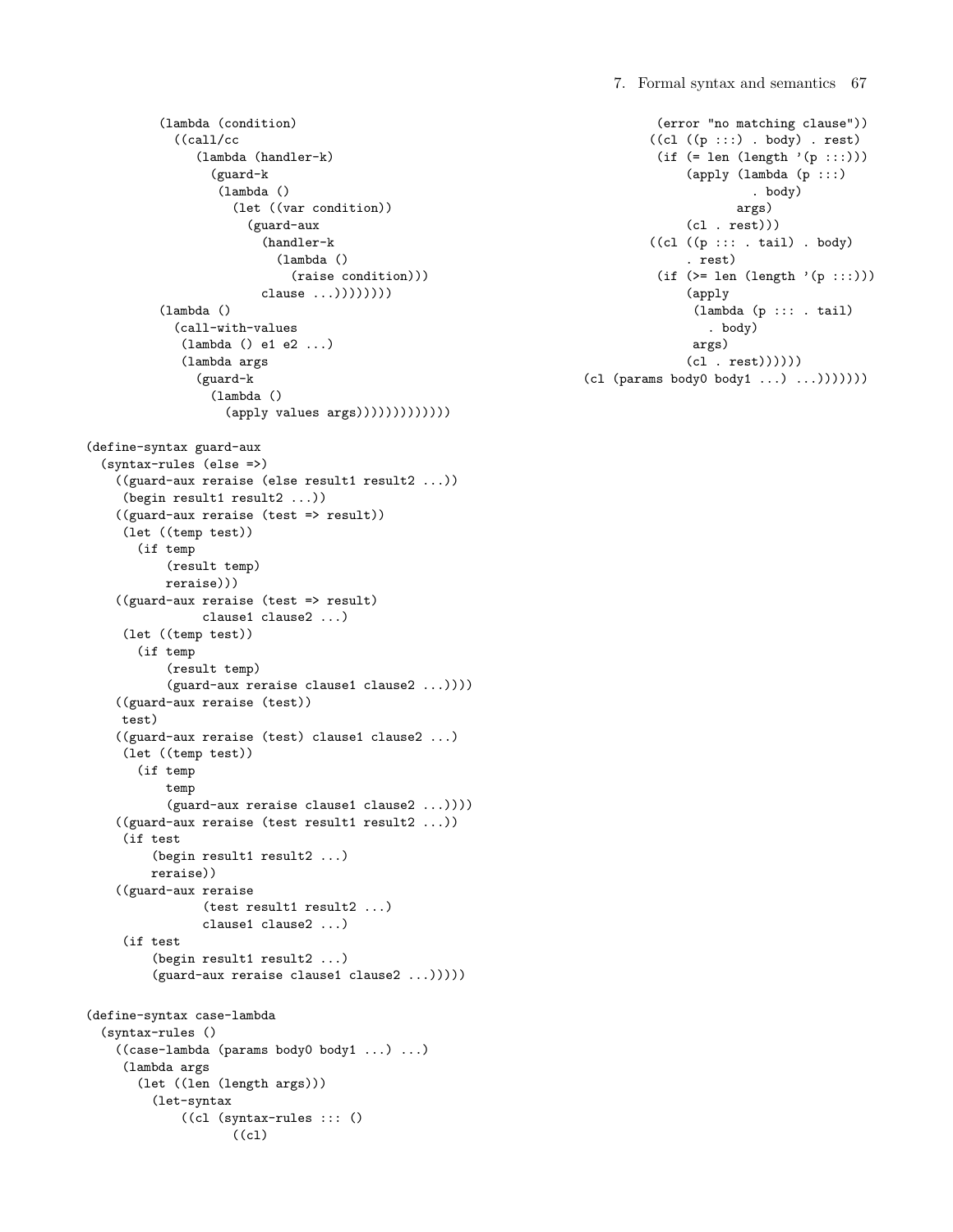```
          (lambda (condition)
            ((call/cc
               (lambda (handler-k)
                 (guard-k
                  (lambda ()
                    (let ((var condition))
                      (guard-aux
                        (handler-k
                          (lambda ()
                            (raise condition)))
                        clause ...))))))))
          (lambda ()
            (call-with-values
             (lambda () e1 e2 ...)
             (lambda args
               (guard-k
                 (lambda ()
                   (apply values args)))))))))))))

(define-syntax guard-aux
  (syntax-rules (else =>)
    ((guard-aux reraise (else result1 result2 ...))
     (begin result1 result2 ...))
    ((guard-aux reraise (test => result))
     (let ((temp test))
       (if temp
           (result temp)
           reraise)))
    ((guard-aux reraise (test => result)
                clause1 clause2 ...)
     (let ((temp test))
       (if temp
           (result temp)
           (guard-aux reraise clause1 clause2 ...))))
    ((guard-aux reraise (test))
     test)
    ((guard-aux reraise (test) clause1 clause2 ...)
     (let ((temp test))
       (if temp
           temp
           (guard-aux reraise clause1 clause2 ...))))
    ((guard-aux reraise (test result1 result2 ...))
     (if test
         (begin result1 result2 ...)
         reraise))
    ((guard-aux reraise
                (test result1 result2 ...)
                clause1 clause2 ...)
     (if test
         (begin result1 result2 ...)
         (guard-aux reraise clause1 clause2 ...)))))

(define-syntax case-lambda
  (syntax-rules ()
    ((case-lambda (params body0 body1 ...) ...)
     (lambda args
       (let ((len (length args)))
         (let-syntax
             ((cl (syntax-rules ::: ()
                    ((cl)
                     (error "no matching clause"))
                    ((cl ((p :::) . body) . rest)
                     (if (= len (length '(p :::)))
                         (apply (lambda (p :::)
                                  . body)
                                args)
                         (cl . rest)))
                    ((cl ((p ::: . tail) . body)
                         . rest)
                     (if (>= len (length '(p :::)))
                         (apply
                          (lambda (p ::: . tail)
                            . body)
                          args)
                         (cl . rest))))))
           (cl (params body0 body1 ...) ...)))))))
```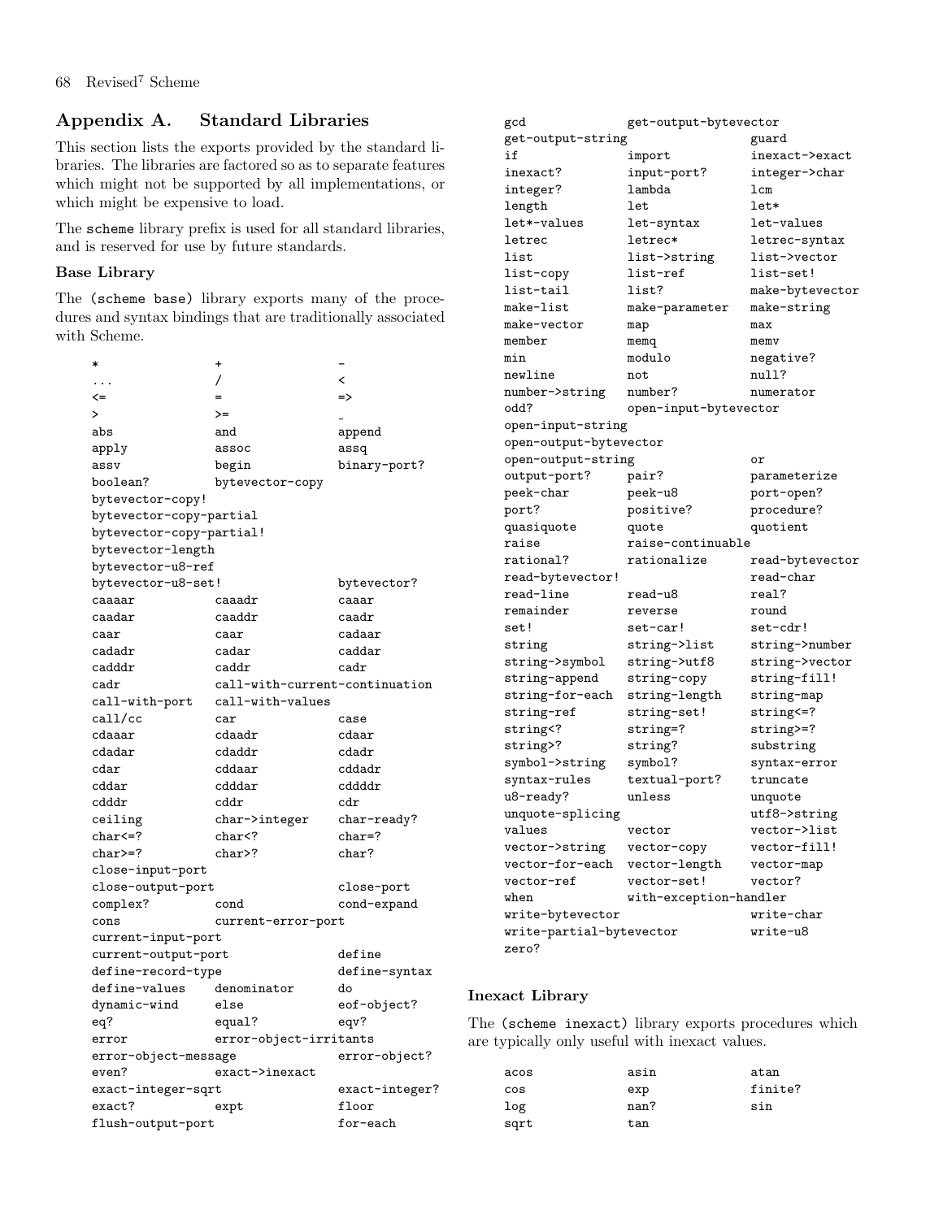# Appendix A. Standard Libraries

This section lists the exports provided by the standard libraries. The libraries are factored so as to separate features which might not be supported by all implementations, or which might be expensive to load.

The `scheme` library prefix is used for all standard libraries, and is reserved for use by future standards.

### Base Library

The `(scheme base)` library exports many of the procedures and syntax bindings that are traditionally associated with Scheme.

```
*                     +                     -
...                   /                     <
<=                    =                     =>
>                     >=                    _
abs                   and                   append
apply                 assoc                 assq
assv                  begin                 binary-port?
boolean?              bytevector-copy
bytevector-copy!
bytevector-copy-partial
bytevector-copy-partial!
bytevector-length
bytevector-u8-ref
bytevector-u8-set!                          bytevector?
caaaar                caaadr                caaar
caadar                caaddr                caadr
caar                  caar                  cadaar
cadadr                cadar                 caddar
cadddr                caddr                 cadr
cadr                  call-with-current-continuation
call-with-port        call-with-values
call/cc               car                   case
cdaaar                cdaadr                cdaar
cdadar                cdaddr                cdadr
cdar                  cddaar                cddadr
cddar                 cdddar                cddddr
cdddr                 cddr                  cdr
ceiling               char->integer         char-ready?
char<=?               char<?                char=?
char>=?               char>?                char?
close-input-port
close-output-port                           close-port
complex?              cond                  cond-expand
cons                  current-error-port
current-input-port
current-output-port                         define
define-record-type                          define-syntax
define-values         denominator           do
dynamic-wind          else                  eof-object?
eq?                   equal?                eqv?
error                 error-object-irritants
error-object-message                        error-object?
even?                 exact->inexact
exact-integer-sqrt                          exact-integer?
exact?                expt                  floor
flush-output-port                           for-each
gcd                   get-output-bytevector
get-output-string                           guard
if                    import                inexact->exact
inexact?              input-port?           integer->char
integer?              lambda                lcm
length                let                   let*
let*-values           let-syntax            let-values
letrec                letrec*               letrec-syntax
list                  list->string          list->vector
list-copy             list-ref              list-set!
list-tail             list?                 make-bytevector
make-list             make-parameter        make-string
make-vector           map                   max
member                memq                  memv
min                   modulo                negative?
newline               not                   null?
number->string        number?               numerator
odd?                  open-input-bytevector
open-input-string
open-output-bytevector
open-output-string                          or
output-port?          pair?                 parameterize
peek-char             peek-u8               port-open?
port?                 positive?             procedure?
quasiquote            quote                 quotient
raise                 raise-continuable
rational?             rationalize           read-bytevector
read-bytevector!                            read-char
read-line             read-u8               real?
remainder             reverse               round
set!                  set-car!              set-cdr!
string                string->list          string->number
string->symbol        string->utf8          string->vector
string-append         string-copy           string-fill!
string-for-each       string-length         string-map
string-ref            string-set!           string<=?
string<?              string=?              string>=?
string>?              string?               substring
symbol->string        symbol?               syntax-error
syntax-rules          textual-port?         truncate
u8-ready?             unless                unquote
unquote-splicing                            utf8->string
values                vector                vector->list
vector->string        vector-copy           vector-fill!
vector-for-each       vector-length         vector-map
vector-ref            vector-set!           vector?
when                  with-exception-handler
write-bytevector                            write-char
write-partial-bytevector                    write-u8
zero?
```

### Inexact Library

The `(scheme inexact)` library exports procedures which are typically only useful with inexact values.

```
acos                  asin                  atan
cos                   exp                   finite?
log                   nan?                  sin
sqrt                  tan
```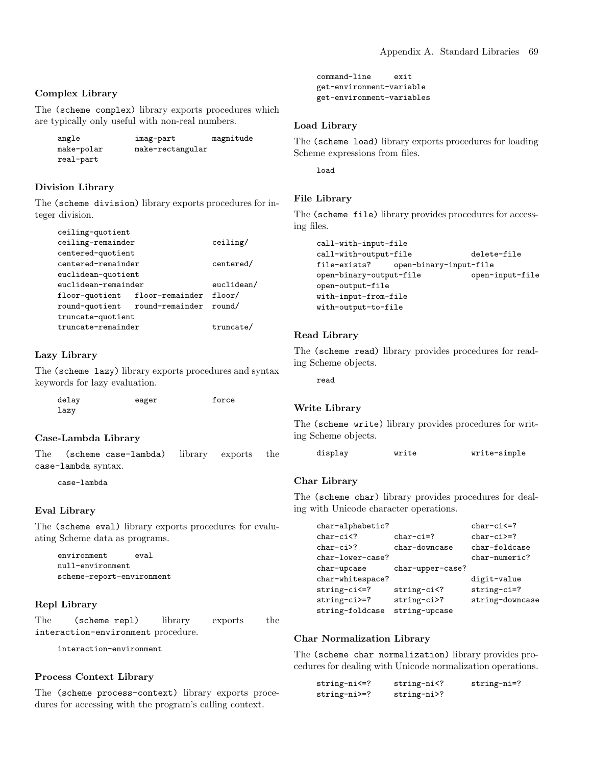### Complex Library

The `(scheme complex)` library exports procedures which are typically only useful with non-real numbers.

```
angle            imag-part        magnitude
make-polar       make-rectangular
real-part
```

### Division Library

The `(scheme division)` library exports procedures for integer division.

```
ceiling-quotient
ceiling-remainder                 ceiling/
centered-quotient
centered-remainder                centered/
euclidean-quotient
euclidean-remainder               euclidean/
floor-quotient   floor-remainder  floor/
round-quotient   round-remainder  round/
truncate-quotient
truncate-remainder                truncate/
```

### Lazy Library

The `(scheme lazy)` library exports procedures and syntax keywords for lazy evaluation.

```
delay            eager            force
lazy
```

### Case-Lambda Library

The `(scheme case-lambda)` library exports the `case-lambda` syntax.

```
case-lambda
```

### Eval Library

The `(scheme eval)` library exports procedures for evaluating Scheme data as programs.

```
environment      eval
null-environment
scheme-report-environment
```

### Repl Library

The `(scheme repl)` library exports the `interaction-environment` procedure.

```
interaction-environment
```

### Process Context Library

The `(scheme process-context)` library exports procedures for accessing with the program's calling context.

```
command-line     exit
get-environment-variable
get-environment-variables
```

### Load Library

The `(scheme load)` library exports procedures for loading Scheme expressions from files.

```
load
```

### File Library

The `(scheme file)` library provides procedures for accessing files.

```
call-with-input-file
call-with-output-file             delete-file
file-exists?     open-binary-input-file
open-binary-output-file           open-input-file
open-output-file
with-input-from-file
with-output-to-file
```

### Read Library

The `(scheme read)` library provides procedures for reading Scheme objects.

```
read
```

### Write Library

The `(scheme write)` library provides procedures for writing Scheme objects.

```
display          write            write-simple
```

### Char Library

The `(scheme char)` library provides procedures for dealing with Unicode character operations.

```
char-alphabetic?                  char-ci<=?
char-ci<?        char-ci=?        char-ci>=?
char-ci>?        char-downcase    char-foldcase
char-lower-case?                  char-numeric?
char-upcase      char-upper-case?
char-whitespace?                  digit-value
string-ci<=?     string-ci<?      string-ci=?
string-ci>=?     string-ci>?      string-downcase
string-foldcase  string-upcase
```

### Char Normalization Library

The `(scheme char normalization)` library provides procedures for dealing with Unicode normalization operations.

```
string-ni<=?     string-ni<?      string-ni=?
string-ni>=?     string-ni>?
```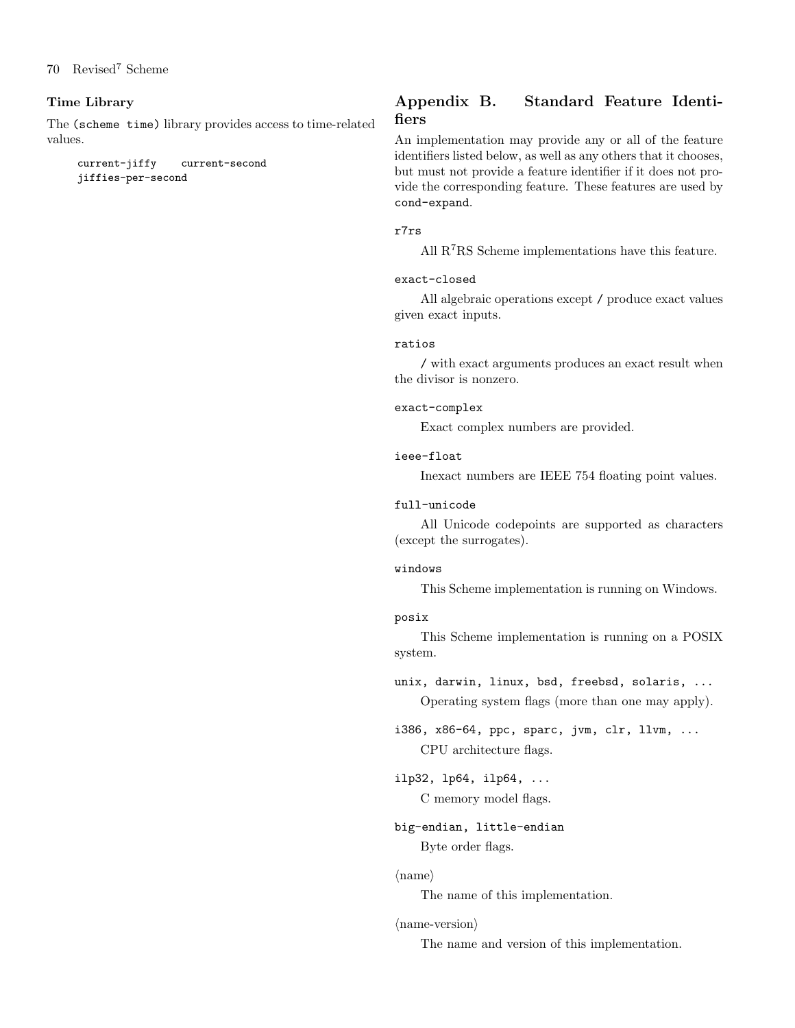### Time Library

The `(scheme time)` library provides access to time-related values.

```
current-jiffy    current-second
jiffies-per-second
```

## Appendix B. Standard Feature Identifiers

An implementation may provide any or all of the feature identifiers listed below, as well as any others that it chooses, but must not provide a feature identifier if it does not provide the corresponding feature. These features are used by `cond-expand`.

`r7rs`

All $R^7RS$ Scheme implementations have this feature.

`exact-closed`

All algebraic operations except `/` produce exact values given exact inputs.

`ratios`

`/` with exact arguments produces an exact result when the divisor is nonzero.

`exact-complex`

Exact complex numbers are provided.

`ieee-float`

Inexact numbers are IEEE 754 floating point values.

`full-unicode`

All Unicode codepoints are supported as characters (except the surrogates).

`windows`

This Scheme implementation is running on Windows.

`posix`

This Scheme implementation is running on a POSIX system.

`unix, darwin, linux, bsd, freebsd, solaris, ...`

Operating system flags (more than one may apply).

`i386, x86-64, ppc, sparc, jvm, clr, llvm, ...`

CPU architecture flags.

`ilp32, lp64, ilp64, ...`

C memory model flags.

`big-endian, little-endian`

Byte order flags.

⟨name⟩

The name of this implementation.

⟨name-version⟩

The name and version of this implementation.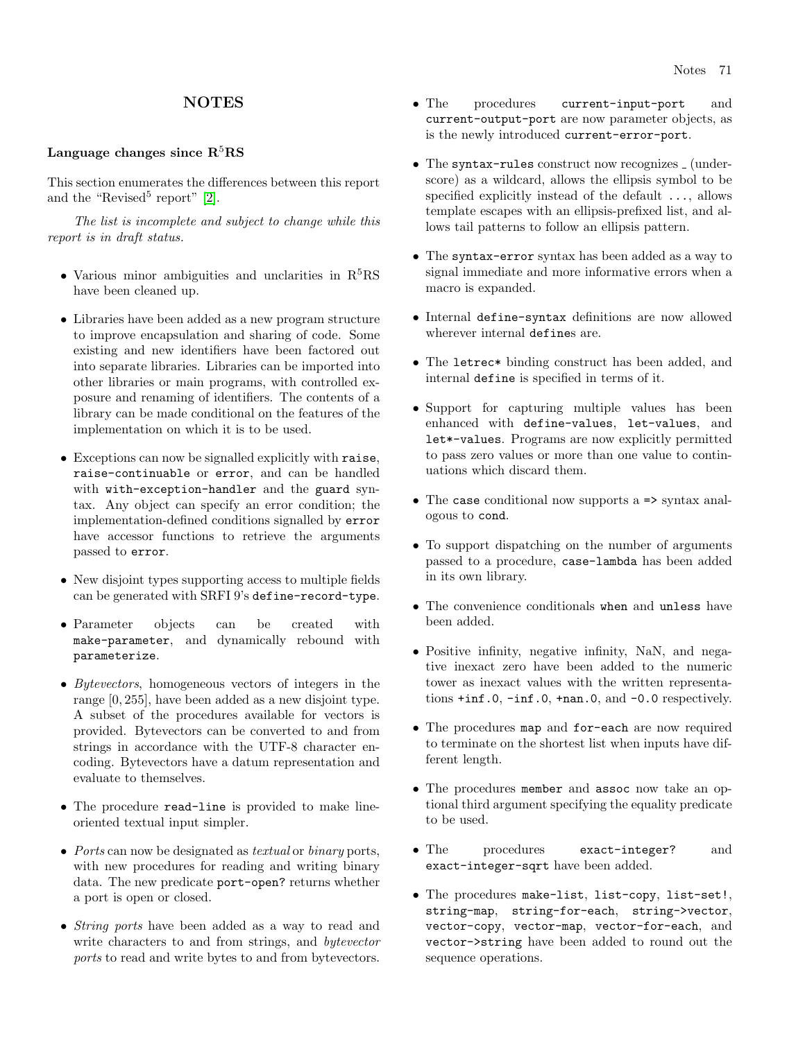# NOTES

### Language changes since R$^5$RS

This section enumerates the differences between this report and the "Revised$^5$ report" [2].

*The list is incomplete and subject to change while this report is in draft status.*

- Various minor ambiguities and unclarities in R$^5$RS have been cleaned up.
- Libraries have been added as a new program structure to improve encapsulation and sharing of code. Some existing and new identifiers have been factored out into separate libraries. Libraries can be imported into other libraries or main programs, with controlled exposure and renaming of identifiers. The contents of a library can be made conditional on the features of the implementation on which it is to be used.
- Exceptions can now be signalled explicitly with `raise`, `raise-continuable` or `error`, and can be handled with `with-exception-handler` and the `guard` syntax. Any object can specify an error condition; the implementation-defined conditions signalled by `error` have accessor functions to retrieve the arguments passed to `error`.
- New disjoint types supporting access to multiple fields can be generated with SRFI 9's `define-record-type`.
- Parameter objects can be created with `make-parameter`, and dynamically rebound with `parameterize`.
- *Bytevectors*, homogeneous vectors of integers in the range $[0, 255]$, have been added as a new disjoint type. A subset of the procedures available for vectors is provided. Bytevectors can be converted to and from strings in accordance with the UTF-8 character encoding. Bytevectors have a datum representation and evaluate to themselves.
- The procedure `read-line` is provided to make line-oriented textual input simpler.
- *Ports* can now be designated as *textual* or *binary* ports, with new procedures for reading and writing binary data. The new predicate `port-open?` returns whether a port is open or closed.
- *String ports* have been added as a way to read and write characters to and from strings, and *bytevector ports* to read and write bytes to and from bytevectors.
- The procedures `current-input-port` and `current-output-port` are now parameter objects, as is the newly introduced `current-error-port`.
- The `syntax-rules` construct now recognizes `_` (underscore) as a wildcard, allows the ellipsis symbol to be specified explicitly instead of the default `...`, allows template escapes with an ellipsis-prefixed list, and allows tail patterns to follow an ellipsis pattern.
- The `syntax-error` syntax has been added as a way to signal immediate and more informative errors when a macro is expanded.
- Internal `define-syntax` definitions are now allowed wherever internal `define`s are.
- The `letrec*` binding construct has been added, and internal `define` is specified in terms of it.
- Support for capturing multiple values has been enhanced with `define-values`, `let-values`, and `let*-values`. Programs are now explicitly permitted to pass zero values or more than one value to continuations which discard them.
- The `case` conditional now supports a `=>` syntax analogous to `cond`.
- To support dispatching on the number of arguments passed to a procedure, `case-lambda` has been added in its own library.
- The convenience conditionals `when` and `unless` have been added.
- Positive infinity, negative infinity, NaN, and negative inexact zero have been added to the numeric tower as inexact values with the written representations `+inf.0`, `-inf.0`, `+nan.0`, and `-0.0` respectively.
- The procedures `map` and `for-each` are now required to terminate on the shortest list when inputs have different length.
- The procedures `member` and `assoc` now take an optional third argument specifying the equality predicate to be used.
- The procedures `exact-integer?` and `exact-integer-sqrt` have been added.
- The procedures `make-list`, `list-copy`, `list-set!`, `string-map`, `string-for-each`, `string->vector`, `vector-copy`, `vector-map`, `vector-for-each`, and `vector->string` have been added to round out the sequence operations.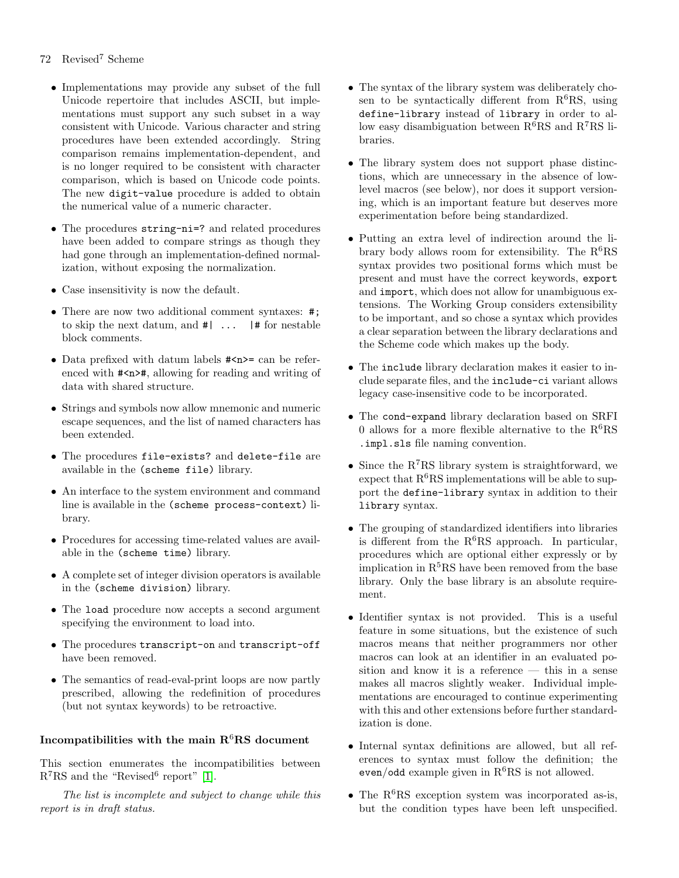- Implementations may provide any subset of the full Unicode repertoire that includes ASCII, but implementations must support any such subset in a way consistent with Unicode. Various character and string procedures have been extended accordingly. String comparison remains implementation-dependent, and is no longer required to be consistent with character comparison, which is based on Unicode code points. The new `digit-value` procedure is added to obtain the numerical value of a numeric character.
- The procedures `string-ni=?` and related procedures have been added to compare strings as though they had gone through an implementation-defined normalization, without exposing the normalization.
- Case insensitivity is now the default.
- There are now two additional comment syntaxes: `#;` to skip the next datum, and `#| ... |#` for nestable block comments.
- Data prefixed with datum labels `#<n>=` can be referenced with `#<n>#`, allowing for reading and writing of data with shared structure.
- Strings and symbols now allow mnemonic and numeric escape sequences, and the list of named characters has been extended.
- The procedures `file-exists?` and `delete-file` are available in the `(scheme file)` library.
- An interface to the system environment and command line is available in the `(scheme process-context)` library.
- Procedures for accessing time-related values are available in the `(scheme time)` library.
- A complete set of integer division operators is available in the `(scheme division)` library.
- The `load` procedure now accepts a second argument specifying the environment to load into.
- The procedures `transcript-on` and `transcript-off` have been removed.
- The semantics of read-eval-print loops are now partly prescribed, allowing the redefinition of procedures (but not syntax keywords) to be retroactive.

### Incompatibilities with the main R$^6$RS document

This section enumerates the incompatibilities between R$^7$RS and the "Revised$^6$ report" [1].

*The list is incomplete and subject to change while this report is in draft status.*

- The syntax of the library system was deliberately chosen to be syntactically different from R$^6$RS, using `define-library` instead of `library` in order to allow easy disambiguation between R$^6$RS and R$^7$RS libraries.
- The library system does not support phase distinctions, which are unnecessary in the absence of low-level macros (see below), nor does it support versioning, which is an important feature but deserves more experimentation before being standardized.
- Putting an extra level of indirection around the library body allows room for extensibility. The R$^6$RS syntax provides two positional forms which must be present and must have the correct keywords, `export` and `import`, which does not allow for unambiguous extensions. The Working Group considers extensibility to be important, and so chose a syntax which provides a clear separation between the library declarations and the Scheme code which makes up the body.
- The `include` library declaration makes it easier to include separate files, and the `include-ci` variant allows legacy case-insensitive code to be incorporated.
- The `cond-expand` library declaration based on SRFI 0 allows for a more flexible alternative to the R$^6$RS `.impl.sls` file naming convention.
- Since the R$^7$RS library system is straightforward, we expect that R$^6$RS implementations will be able to support the `define-library` syntax in addition to their `library` syntax.
- The grouping of standardized identifiers into libraries is different from the R$^6$RS approach. In particular, procedures which are optional either expressly or by implication in R$^5$RS have been removed from the base library. Only the base library is an absolute requirement.
- Identifier syntax is not provided. This is a useful feature in some situations, but the existence of such macros means that neither programmers nor other macros can look at an identifier in an evaluated position and know it is a reference — this in a sense makes all macros slightly weaker. Individual implementations are encouraged to continue experimenting with this and other extensions before further standardization is done.
- Internal syntax definitions are allowed, but all references to syntax must follow the definition; the `even`/`odd` example given in R$^6$RS is not allowed.
- The R$^6$RS exception system was incorporated as-is, but the condition types have been left unspecified.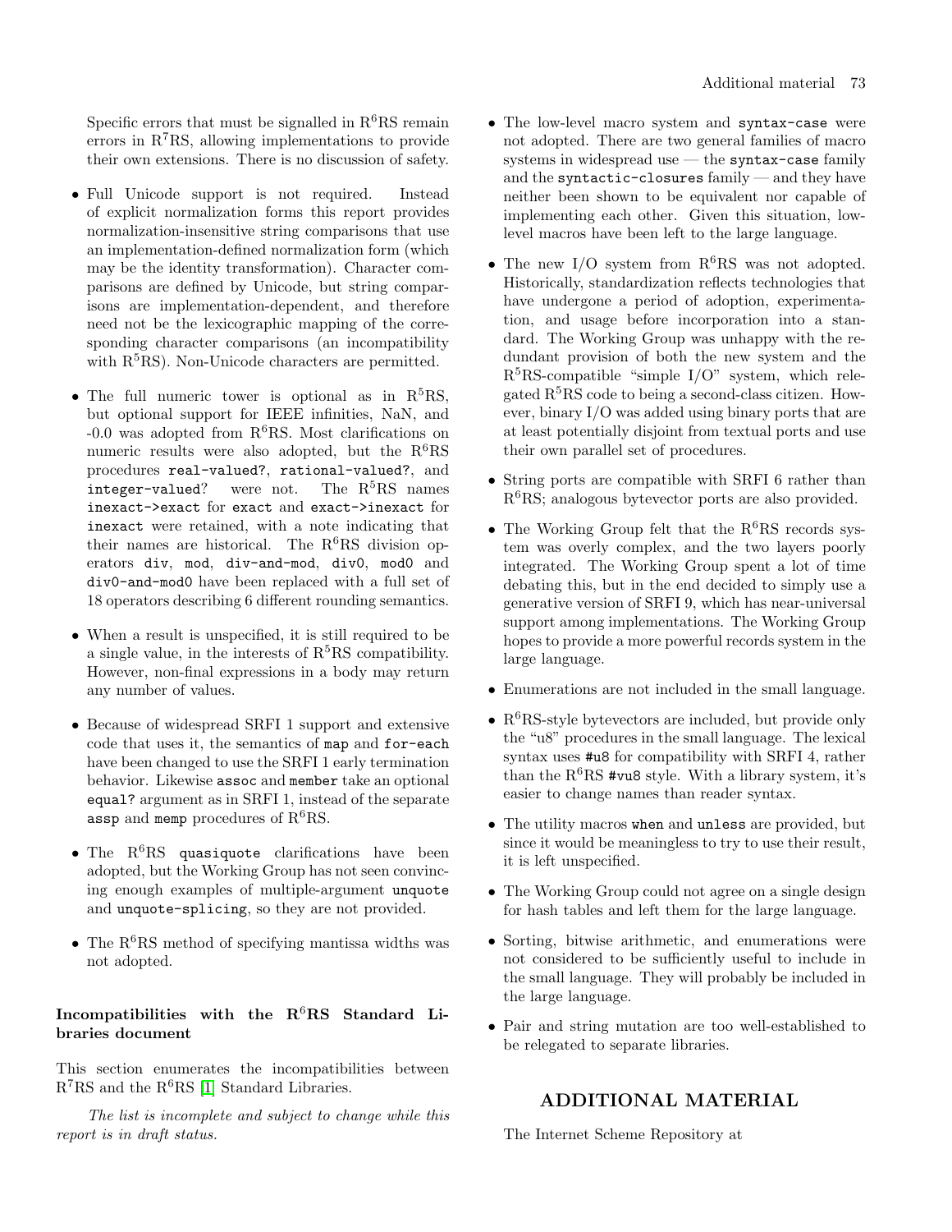Specific errors that must be signalled in R$^6$RS remain errors in R$^7$RS, allowing implementations to provide their own extensions. There is no discussion of safety.

- Full Unicode support is not required. Instead of explicit normalization forms this report provides normalization-insensitive string comparisons that use an implementation-defined normalization form (which may be the identity transformation). Character comparisons are defined by Unicode, but string comparisons are implementation-dependent, and therefore need not be the lexicographic mapping of the corresponding character comparisons (an incompatibility with R$^5$RS). Non-Unicode characters are permitted.

- The full numeric tower is optional as in R$^5$RS, but optional support for IEEE infinities, NaN, and -0.0 was adopted from R$^6$RS. Most clarifications on numeric results were also adopted, but the R$^6$RS procedures `real-valued?`, `rational-valued?`, and `integer-valued?` were not. The R$^5$RS names `inexact->exact` for `exact` and `exact->inexact` for `inexact` were retained, with a note indicating that their names are historical. The R$^6$RS division operators `div`, `mod`, `div-and-mod`, `div0`, `mod0` and `div0-and-mod0` have been replaced with a full set of 18 operators describing 6 different rounding semantics.

- When a result is unspecified, it is still required to be a single value, in the interests of R$^5$RS compatibility. However, non-final expressions in a body may return any number of values.

- Because of widespread SRFI 1 support and extensive code that uses it, the semantics of `map` and `for-each` have been changed to use the SRFI 1 early termination behavior. Likewise `assoc` and `member` take an optional `equal?` argument as in SRFI 1, instead of the separate `assp` and `memp` procedures of R$^6$RS.

- The R$^6$RS `quasiquote` clarifications have been adopted, but the Working Group has not seen convincing enough examples of multiple-argument `unquote` and `unquote-splicing`, so they are not provided.

- The R$^6$RS method of specifying mantissa widths was not adopted.

### Incompatibilities with the R$^6$RS Standard Libraries document

This section enumerates the incompatibilities between R$^7$RS and the R$^6$RS [1] Standard Libraries.

*The list is incomplete and subject to change while this report is in draft status.*

- The low-level macro system and `syntax-case` were not adopted. There are two general families of macro systems in widespread use — the `syntax-case` family and the `syntactic-closures` family — and they have neither been shown to be equivalent nor capable of implementing each other. Given this situation, low-level macros have been left to the large language.

- The new I/O system from R$^6$RS was not adopted. Historically, standardization reflects technologies that have undergone a period of adoption, experimentation, and usage before incorporation into a standard. The Working Group was unhappy with the redundant provision of both the new system and the R$^5$RS-compatible "simple I/O" system, which relegated R$^5$RS code to being a second-class citizen. However, binary I/O was added using binary ports that are at least potentially disjoint from textual ports and use their own parallel set of procedures.

- String ports are compatible with SRFI 6 rather than R$^6$RS; analogous bytevector ports are also provided.

- The Working Group felt that the R$^6$RS records system was overly complex, and the two layers poorly integrated. The Working Group spent a lot of time debating this, but in the end decided to simply use a generative version of SRFI 9, which has near-universal support among implementations. The Working Group hopes to provide a more powerful records system in the large language.

- Enumerations are not included in the small language.

- R$^6$RS-style bytevectors are included, but provide only the "u8" procedures in the small language. The lexical syntax uses `#u8` for compatibility with SRFI 4, rather than the R$^6$RS `#vu8` style. With a library system, it's easier to change names than reader syntax.

- The utility macros `when` and `unless` are provided, but since it would be meaningless to try to use their result, it is left unspecified.

- The Working Group could not agree on a single design for hash tables and left them for the large language.

- Sorting, bitwise arithmetic, and enumerations were not considered to be sufficiently useful to include in the small language. They will probably be included in the large language.

- Pair and string mutation are too well-established to be relegated to separate libraries.

## ADDITIONAL MATERIAL

The Internet Scheme Repository at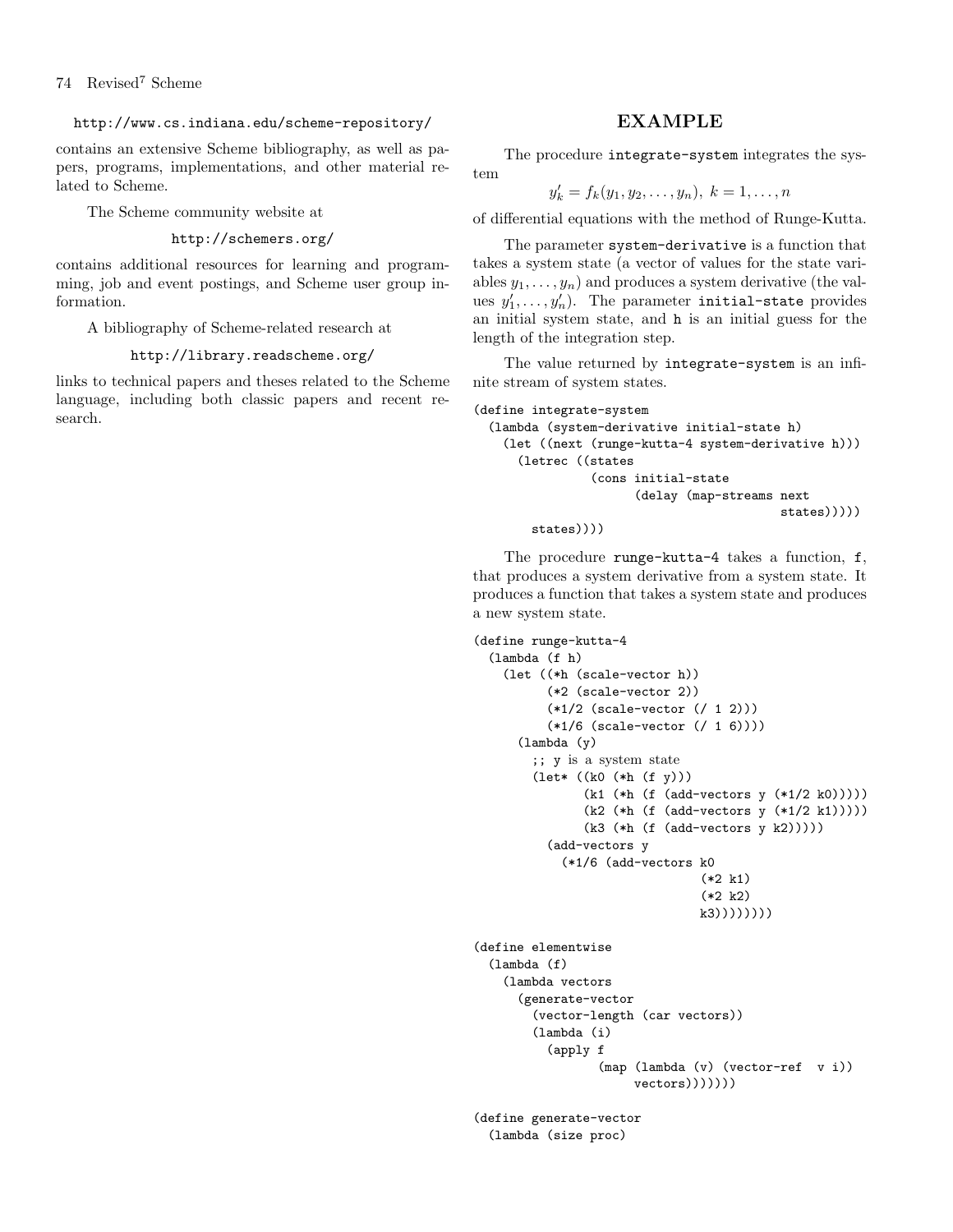http://www.cs.indiana.edu/scheme-repository/

contains an extensive Scheme bibliography, as well as papers, programs, implementations, and other material related to Scheme.

The Scheme community website at

http://schemers.org/

contains additional resources for learning and programming, job and event postings, and Scheme user group information.

A bibliography of Scheme-related research at

http://library.readscheme.org/

links to technical papers and theses related to the Scheme language, including both classic papers and recent research.

## EXAMPLE

The procedure `integrate-system` integrates the system

$$y'_k = f_k(y_1, y_2, \ldots, y_n),\ k = 1, \ldots, n$$

of differential equations with the method of Runge-Kutta.

The parameter `system-derivative` is a function that takes a system state (a vector of values for the state variables $y_1, \ldots, y_n$) and produces a system derivative (the values $y'_1, \ldots, y'_n$). The parameter `initial-state` provides an initial system state, and `h` is an initial guess for the length of the integration step.

The value returned by `integrate-system` is an infinite stream of system states.

```
(define integrate-system
  (lambda (system-derivative initial-state h)
    (let ((next (runge-kutta-4 system-derivative h)))
      (letrec ((states
                (cons initial-state
                      (delay (map-streams next
                                          states)))))
        states))))
```

The procedure `runge-kutta-4` takes a function, `f`, that produces a system derivative from a system state. It produces a function that takes a system state and produces a new system state.

```
(define runge-kutta-4
  (lambda (f h)
    (let ((*h (scale-vector h))
          (*2 (scale-vector 2))
          (*1/2 (scale-vector (/ 1 2)))
          (*1/6 (scale-vector (/ 1 6))))
      (lambda (y)
        ;; y is a system state
        (let* ((k0 (*h (f y)))
               (k1 (*h (f (add-vectors y (*1/2 k0)))))
               (k2 (*h (f (add-vectors y (*1/2 k1)))))
               (k3 (*h (f (add-vectors y k2)))))
          (add-vectors y
            (*1/6 (add-vectors k0
                               (*2 k1)
                               (*2 k2)
                               k3))))))))

(define elementwise
  (lambda (f)
    (lambda vectors
      (generate-vector
        (vector-length (car vectors))
        (lambda (i)
          (apply f
                 (map (lambda (v) (vector-ref  v i))
                      vectors)))))))

(define generate-vector
  (lambda (size proc)
```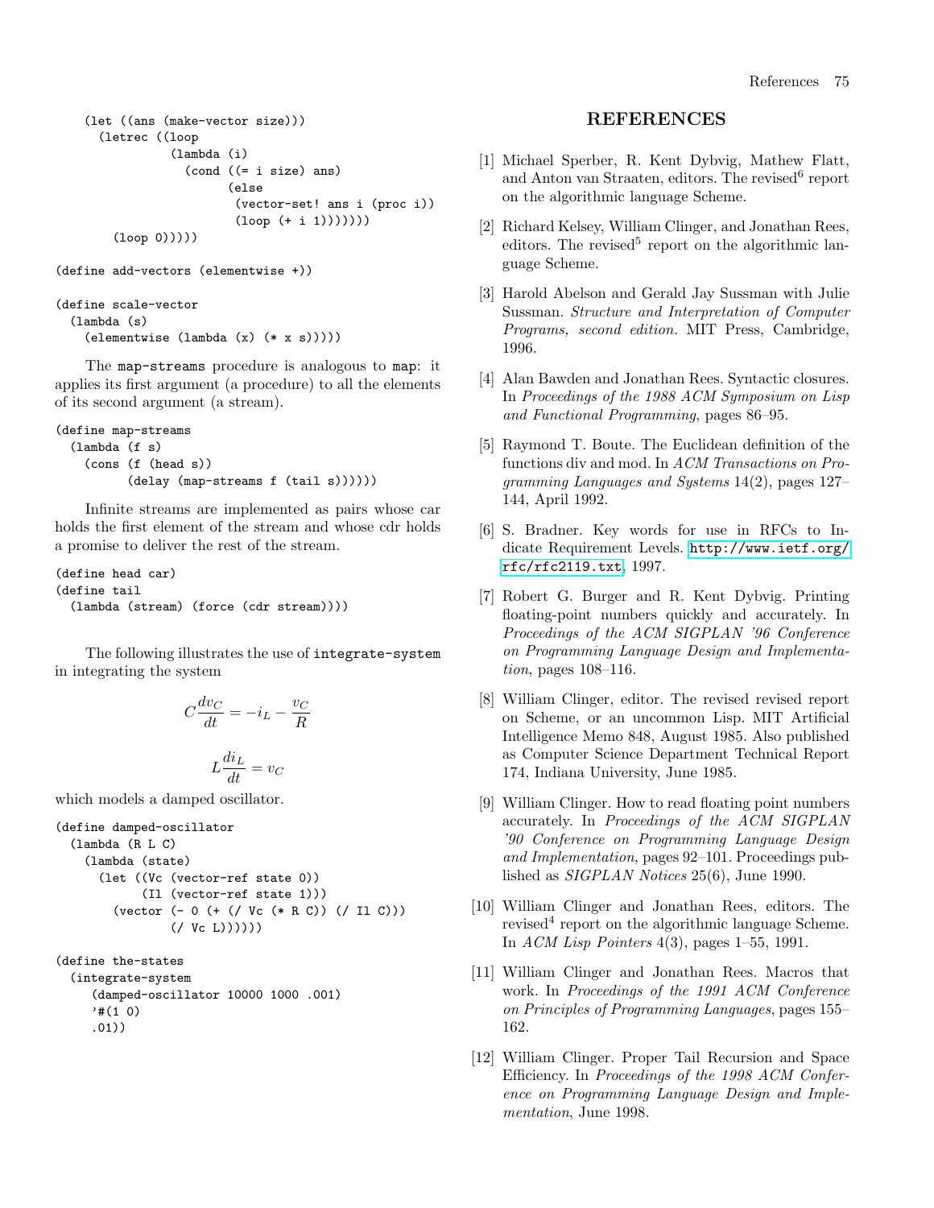```
    (let ((ans (make-vector size)))
      (letrec ((loop
                (lambda (i)
                  (cond ((= i size) ans)
                        (else
                         (vector-set! ans i (proc i))
                         (loop (+ i 1)))))))
        (loop 0)))))

(define add-vectors (elementwise +))

(define scale-vector
  (lambda (s)
    (elementwise (lambda (x) (* x s)))))
```

The `map-streams` procedure is analogous to `map`: it applies its first argument (a procedure) to all the elements of its second argument (a stream).

```
(define map-streams
  (lambda (f s)
    (cons (f (head s))
          (delay (map-streams f (tail s))))))
```

Infinite streams are implemented as pairs whose car holds the first element of the stream and whose cdr holds a promise to deliver the rest of the stream.

```
(define head car)
(define tail
  (lambda (stream) (force (cdr stream))))
```

The following illustrates the use of `integrate-system` in integrating the system

$$C\frac{dv_C}{dt} = -i_L - \frac{v_C}{R}$$

$$L\frac{di_L}{dt} = v_C$$

which models a damped oscillator.

```
(define damped-oscillator
  (lambda (R L C)
    (lambda (state)
      (let ((Vc (vector-ref state 0))
            (Il (vector-ref state 1)))
        (vector (- 0 (+ (/ Vc (* R C)) (/ Il C)))
                (/ Vc L))))))

(define the-states
  (integrate-system
     (damped-oscillator 10000 1000 .001)
     '#(1 0)
     .01))
```

## REFERENCES

[1] Michael Sperber, R. Kent Dybvig, Mathew Flatt, and Anton van Straaten, editors. The revised$^6$ report on the algorithmic language Scheme.

[2] Richard Kelsey, William Clinger, and Jonathan Rees, editors. The revised$^5$ report on the algorithmic language Scheme.

[3] Harold Abelson and Gerald Jay Sussman with Julie Sussman. *Structure and Interpretation of Computer Programs, second edition.* MIT Press, Cambridge, 1996.

[4] Alan Bawden and Jonathan Rees. Syntactic closures. In *Proceedings of the 1988 ACM Symposium on Lisp and Functional Programming*, pages 86–95.

[5] Raymond T. Boute. The Euclidean definition of the functions div and mod. In *ACM Transactions on Programming Languages and Systems* 14(2), pages 127–144, April 1992.

[6] S. Bradner. Key words for use in RFCs to Indicate Requirement Levels. http://www.ietf.org/rfc/rfc2119.txt, 1997.

[7] Robert G. Burger and R. Kent Dybvig. Printing floating-point numbers quickly and accurately. In *Proceedings of the ACM SIGPLAN '96 Conference on Programming Language Design and Implementation*, pages 108–116.

[8] William Clinger, editor. The revised revised report on Scheme, or an uncommon Lisp. MIT Artificial Intelligence Memo 848, August 1985. Also published as Computer Science Department Technical Report 174, Indiana University, June 1985.

[9] William Clinger. How to read floating point numbers accurately. In *Proceedings of the ACM SIGPLAN '90 Conference on Programming Language Design and Implementation*, pages 92–101. Proceedings published as *SIGPLAN Notices* 25(6), June 1990.

[10] William Clinger and Jonathan Rees, editors. The revised$^4$ report on the algorithmic language Scheme. In *ACM Lisp Pointers* 4(3), pages 1–55, 1991.

[11] William Clinger and Jonathan Rees. Macros that work. In *Proceedings of the 1991 ACM Conference on Principles of Programming Languages*, pages 155–162.

[12] William Clinger. Proper Tail Recursion and Space Efficiency. In *Proceedings of the 1998 ACM Conference on Programming Language Design and Implementation*, June 1998.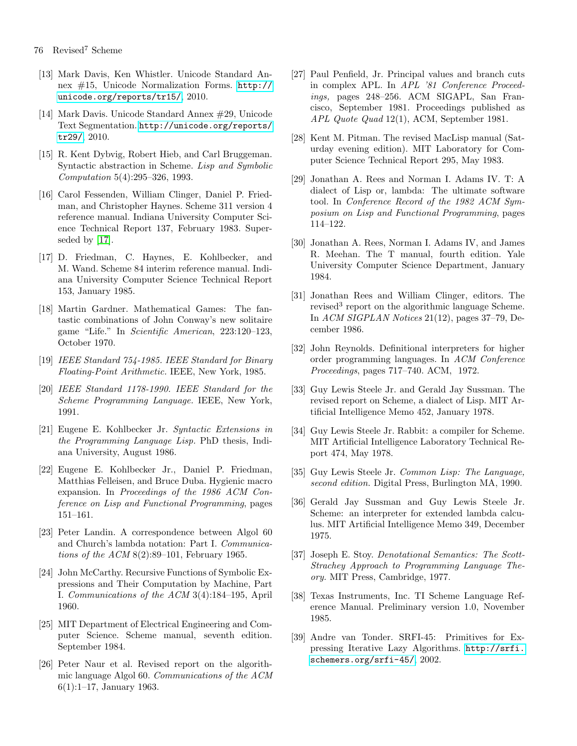[13] Mark Davis, Ken Whistler. Unicode Standard Annex #15, Unicode Normalization Forms. `http://unicode.org/reports/tr15/`, 2010.

[14] Mark Davis. Unicode Standard Annex #29, Unicode Text Segmentation. `http://unicode.org/reports/tr29/`, 2010.

[15] R. Kent Dybvig, Robert Hieb, and Carl Bruggeman. Syntactic abstraction in Scheme. *Lisp and Symbolic Computation* 5(4):295–326, 1993.

[16] Carol Fessenden, William Clinger, Daniel P. Friedman, and Christopher Haynes. Scheme 311 version 4 reference manual. Indiana University Computer Science Technical Report 137, February 1983. Superseded by [17].

[17] D. Friedman, C. Haynes, E. Kohlbecker, and M. Wand. Scheme 84 interim reference manual. Indiana University Computer Science Technical Report 153, January 1985.

[18] Martin Gardner. Mathematical Games: The fantastic combinations of John Conway's new solitaire game "Life." In *Scientific American*, 223:120–123, October 1970.

[19] *IEEE Standard 754-1985. IEEE Standard for Binary Floating-Point Arithmetic.* IEEE, New York, 1985.

[20] *IEEE Standard 1178-1990. IEEE Standard for the Scheme Programming Language.* IEEE, New York, 1991.

[21] Eugene E. Kohlbecker Jr. *Syntactic Extensions in the Programming Language Lisp.* PhD thesis, Indiana University, August 1986.

[22] Eugene E. Kohlbecker Jr., Daniel P. Friedman, Matthias Felleisen, and Bruce Duba. Hygienic macro expansion. In *Proceedings of the 1986 ACM Conference on Lisp and Functional Programming*, pages 151–161.

[23] Peter Landin. A correspondence between Algol 60 and Church's lambda notation: Part I. *Communications of the ACM* 8(2):89–101, February 1965.

[24] John McCarthy. Recursive Functions of Symbolic Expressions and Their Computation by Machine, Part I. *Communications of the ACM* 3(4):184–195, April 1960.

[25] MIT Department of Electrical Engineering and Computer Science. Scheme manual, seventh edition. September 1984.

[26] Peter Naur et al. Revised report on the algorithmic language Algol 60. *Communications of the ACM* 6(1):1–17, January 1963.

[27] Paul Penfield, Jr. Principal values and branch cuts in complex APL. In *APL '81 Conference Proceedings,* pages 248–256. ACM SIGAPL, San Francisco, September 1981. Proceedings published as *APL Quote Quad* 12(1), ACM, September 1981.

[28] Kent M. Pitman. The revised MacLisp manual (Saturday evening edition). MIT Laboratory for Computer Science Technical Report 295, May 1983.

[29] Jonathan A. Rees and Norman I. Adams IV. T: A dialect of Lisp or, lambda: The ultimate software tool. In *Conference Record of the 1982 ACM Symposium on Lisp and Functional Programming*, pages 114–122.

[30] Jonathan A. Rees, Norman I. Adams IV, and James R. Meehan. The T manual, fourth edition. Yale University Computer Science Department, January 1984.

[31] Jonathan Rees and William Clinger, editors. The revised$^3$ report on the algorithmic language Scheme. In *ACM SIGPLAN Notices* 21(12), pages 37–79, December 1986.

[32] John Reynolds. Definitional interpreters for higher order programming languages. In *ACM Conference Proceedings*, pages 717–740. ACM, 1972.

[33] Guy Lewis Steele Jr. and Gerald Jay Sussman. The revised report on Scheme, a dialect of Lisp. MIT Artificial Intelligence Memo 452, January 1978.

[34] Guy Lewis Steele Jr. Rabbit: a compiler for Scheme. MIT Artificial Intelligence Laboratory Technical Report 474, May 1978.

[35] Guy Lewis Steele Jr. *Common Lisp: The Language, second edition.* Digital Press, Burlington MA, 1990.

[36] Gerald Jay Sussman and Guy Lewis Steele Jr. Scheme: an interpreter for extended lambda calculus. MIT Artificial Intelligence Memo 349, December 1975.

[37] Joseph E. Stoy. *Denotational Semantics: The Scott-Strachey Approach to Programming Language Theory.* MIT Press, Cambridge, 1977.

[38] Texas Instruments, Inc. TI Scheme Language Reference Manual. Preliminary version 1.0, November 1985.

[39] Andre van Tonder. SRFI-45: Primitives for Expressing Iterative Lazy Algorithms. `http://srfi.schemers.org/srfi-45/`, 2002.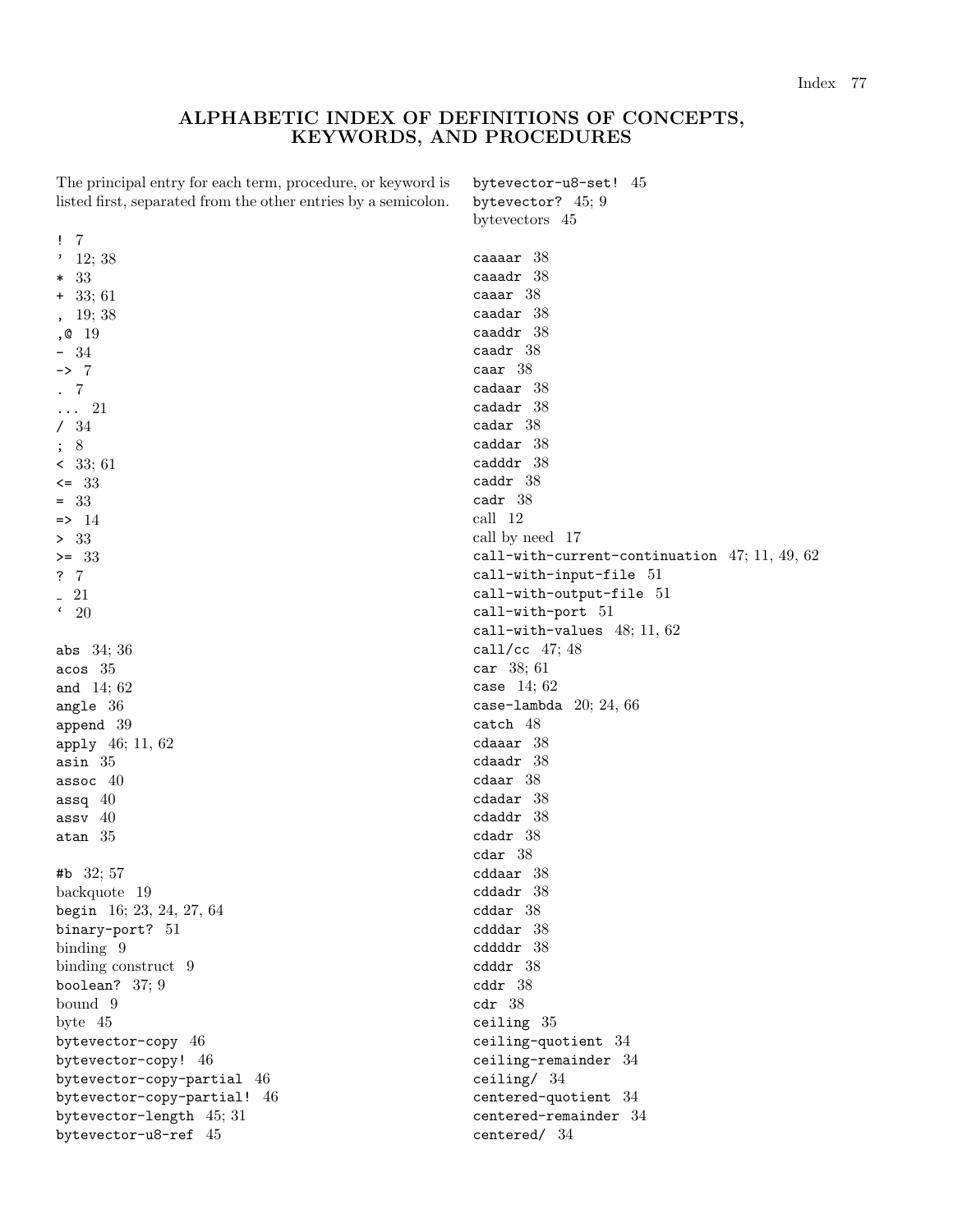## ALPHABETIC INDEX OF DEFINITIONS OF CONCEPTS, KEYWORDS, AND PROCEDURES

The principal entry for each term, procedure, or keyword is listed first, separated from the other entries by a semicolon.

`!` 7
`'` 12; 38
`*` 33
`+` 33; 61
`,` 19; 38
`,@` 19
`-` 34
`->` 7
`.` 7
`...` 21
`/` 34
`;` 8
`<` 33; 61
`<=` 33
`=` 33
`=>` 14
`>` 33
`>=` 33
`?` 7
`_` 21
`` ` `` 20

`abs` 34; 36
`acos` 35
`and` 14; 62
`angle` 36
`append` 39
`apply` 46; 11, 62
`asin` 35
`assoc` 40
`assq` 40
`assv` 40
`atan` 35

`#b` 32; 57
backquote 19
`begin` 16; 23, 24, 27, 64
`binary-port?` 51
binding 9
binding construct 9
`boolean?` 37; 9
bound 9
byte 45
`bytevector-copy` 46
`bytevector-copy!` 46
`bytevector-copy-partial` 46
`bytevector-copy-partial!` 46
`bytevector-length` 45; 31
`bytevector-u8-ref` 45
`bytevector-u8-set!` 45
`bytevector?` 45; 9
bytevectors 45

`caaaar` 38
`caaadr` 38
`caaar` 38
`caadar` 38
`caaddr` 38
`caadr` 38
`caar` 38
`cadaar` 38
`cadadr` 38
`cadar` 38
`caddar` 38
`cadddr` 38
`caddr` 38
`cadr` 38
call 12
call by need 17
`call-with-current-continuation` 47; 11, 49, 62
`call-with-input-file` 51
`call-with-output-file` 51
`call-with-port` 51
`call-with-values` 48; 11, 62
`call/cc` 47; 48
`car` 38; 61
`case` 14; 62
`case-lambda` 20; 24, 66
`catch` 48
`cdaaar` 38
`cdaadr` 38
`cdaar` 38
`cdadar` 38
`cdaddr` 38
`cdadr` 38
`cdar` 38
`cddaar` 38
`cddadr` 38
`cddar` 38
`cdddar` 38
`cddddr` 38
`cdddr` 38
`cddr` 38
`cdr` 38
`ceiling` 35
`ceiling-quotient` 34
`ceiling-remainder` 34
`ceiling/` 34
`centered-quotient` 34
`centered-remainder` 34
`centered/` 34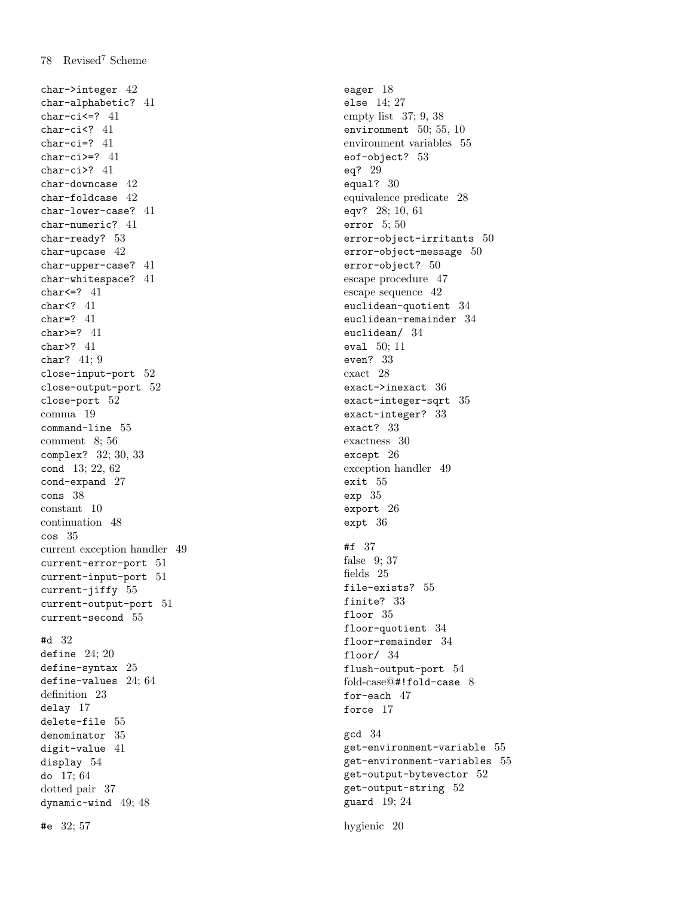`char->integer` 42
`char-alphabetic?` 41
`char-ci<=?` 41
`char-ci<?` 41
`char-ci=?` 41
`char-ci>=?` 41
`char-ci>?` 41
`char-downcase` 42
`char-foldcase` 42
`char-lower-case?` 41
`char-numeric?` 41
`char-ready?` 53
`char-upcase` 42
`char-upper-case?` 41
`char-whitespace?` 41
`char<=?` 41
`char<?` 41
`char=?` 41
`char>=?` 41
`char>?` 41
`char?` 41; 9
`close-input-port` 52
`close-output-port` 52
`close-port` 52
comma 19
`command-line` 55
comment 8; 56
`complex?` 32; 30, 33
`cond` 13; 22, 62
`cond-expand` 27
`cons` 38
constant 10
continuation 48
`cos` 35
current exception handler 49
`current-error-port` 51
`current-input-port` 51
`current-jiffy` 55
`current-output-port` 51
`current-second` 55

`#d` 32
`define` 24; 20
`define-syntax` 25
`define-values` 24; 64
definition 23
`delay` 17
`delete-file` 55
`denominator` 35
`digit-value` 41
`display` 54
`do` 17; 64
dotted pair 37
`dynamic-wind` 49; 48

`#e` 32; 57
eager 18
`else` 14; 27
empty list 37; 9, 38
`environment` 50; 55, 10
environment variables 55
`eof-object?` 53
`eq?` 29
`equal?` 30
equivalence predicate 28
`eqv?` 28; 10, 61
`error` 5; 50
`error-object-irritants` 50
`error-object-message` 50
`error-object?` 50
escape procedure 47
escape sequence 42
`euclidean-quotient` 34
`euclidean-remainder` 34
`euclidean/` 34
`eval` 50; 11
`even?` 33
exact 28
`exact->inexact` 36
`exact-integer-sqrt` 35
`exact-integer?` 33
`exact?` 33
exactness 30
`except` 26
exception handler 49
`exit` 55
`exp` 35
`export` 26
`expt` 36

`#f` 37
false 9; 37
fields 25
`file-exists?` 55
`finite?` 33
`floor` 35
`floor-quotient` 34
`floor-remainder` 34
`floor/` 34
`flush-output-port` 54
fold-case@`#!fold-case` 8
`for-each` 47
`force` 17

`gcd` 34
`get-environment-variable` 55
`get-environment-variables` 55
`get-output-bytevector` 52
`get-output-string` 52
`guard` 19; 24

hygienic 20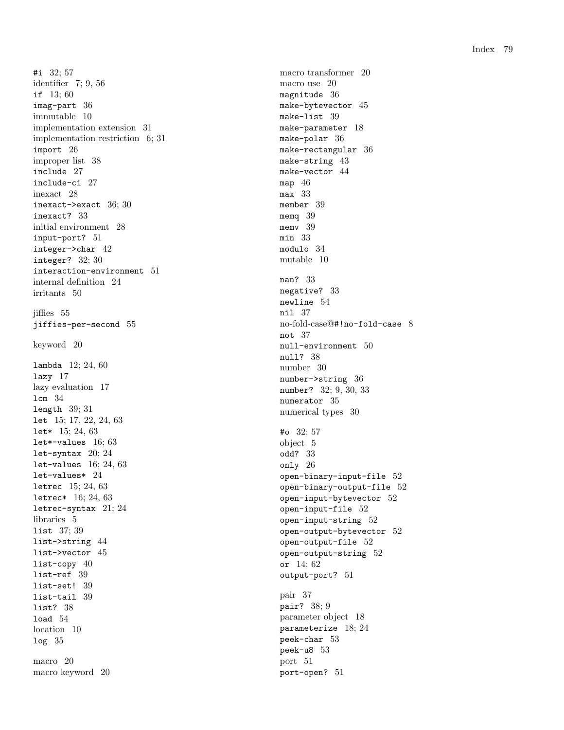`#i` 32; 57
identifier 7; 9, 56
`if` 13; 60
`imag-part` 36
immutable 10
implementation extension 31
implementation restriction 6; 31
`import` 26
improper list 38
`include` 27
`include-ci` 27
inexact 28
`inexact->exact` 36; 30
`inexact?` 33
initial environment 28
`input-port?` 51
`integer->char` 42
`integer?` 32; 30
`interaction-environment` 51
internal definition 24
irritants 50

jiffies 55
`jiffies-per-second` 55

keyword 20

`lambda` 12; 24, 60
`lazy` 17
lazy evaluation 17
`lcm` 34
`length` 39; 31
`let` 15; 17, 22, 24, 63
`let*` 15; 24, 63
`let*-values` 16; 63
`let-syntax` 20; 24
`let-values` 16; 24, 63
`let-values*` 24
`letrec` 15; 24, 63
`letrec*` 16; 24, 63
`letrec-syntax` 21; 24
libraries 5
`list` 37; 39
`list->string` 44
`list->vector` 45
`list-copy` 40
`list-ref` 39
`list-set!` 39
`list-tail` 39
`list?` 38
`load` 54
location 10
`log` 35

macro 20
macro keyword 20
macro transformer 20
macro use 20
`magnitude` 36
`make-bytevector` 45
`make-list` 39
`make-parameter` 18
`make-polar` 36
`make-rectangular` 36
`make-string` 43
`make-vector` 44
`map` 46
`max` 33
`member` 39
`memq` 39
`memv` 39
`min` 33
`modulo` 34
mutable 10

`nan?` 33
`negative?` 33
`newline` 54
`nil` 37
no-fold-case@`#!no-fold-case` 8
`not` 37
`null-environment` 50
`null?` 38
number 30
`number->string` 36
`number?` 32; 9, 30, 33
`numerator` 35
numerical types 30

`#o` 32; 57
object 5
`odd?` 33
`only` 26
`open-binary-input-file` 52
`open-binary-output-file` 52
`open-input-bytevector` 52
`open-input-file` 52
`open-input-string` 52
`open-output-bytevector` 52
`open-output-file` 52
`open-output-string` 52
`or` 14; 62
`output-port?` 51

pair 37
`pair?` 38; 9
parameter object 18
`parameterize` 18; 24
`peek-char` 53
`peek-u8` 53
port 51
`port-open?` 51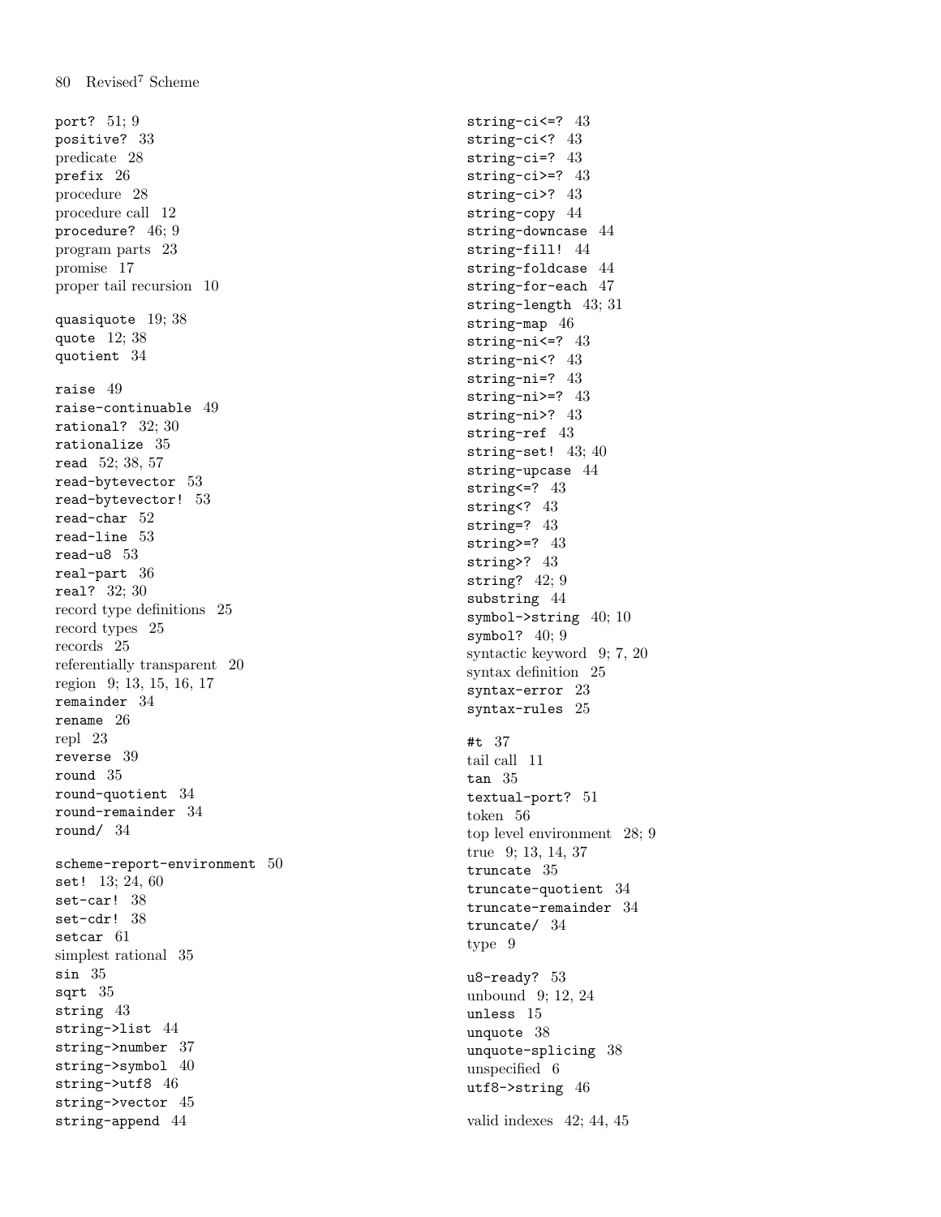`port?` 51; 9
`positive?` 33
predicate 28
`prefix` 26
procedure 28
procedure call 12
`procedure?` 46; 9
program parts 23
promise 17
proper tail recursion 10

`quasiquote` 19; 38
`quote` 12; 38
`quotient` 34

`raise` 49
`raise-continuable` 49
`rational?` 32; 30
`rationalize` 35
`read` 52; 38, 57
`read-bytevector` 53
`read-bytevector!` 53
`read-char` 52
`read-line` 53
`read-u8` 53
`real-part` 36
`real?` 32; 30
record type definitions 25
record types 25
records 25
referentially transparent 20
region 9; 13, 15, 16, 17
`remainder` 34
`rename` 26
repl 23
`reverse` 39
`round` 35
`round-quotient` 34
`round-remainder` 34
`round/` 34

`scheme-report-environment` 50
`set!` 13; 24, 60
`set-car!` 38
`set-cdr!` 38
`setcar` 61
simplest rational 35
`sin` 35
`sqrt` 35
`string` 43
`string->list` 44
`string->number` 37
`string->symbol` 40
`string->utf8` 46
`string->vector` 45
`string-append` 44
`string-ci<=?` 43
`string-ci<?` 43
`string-ci=?` 43
`string-ci>=?` 43
`string-ci>?` 43
`string-copy` 44
`string-downcase` 44
`string-fill!` 44
`string-foldcase` 44
`string-for-each` 47
`string-length` 43; 31
`string-map` 46
`string-ni<=?` 43
`string-ni<?` 43
`string-ni=?` 43
`string-ni>=?` 43
`string-ni>?` 43
`string-ref` 43
`string-set!` 43; 40
`string-upcase` 44
`string<=?` 43
`string<?` 43
`string=?` 43
`string>=?` 43
`string>?` 43
`string?` 42; 9
`substring` 44
`symbol->string` 40; 10
`symbol?` 40; 9
syntactic keyword 9; 7, 20
syntax definition 25
`syntax-error` 23
`syntax-rules` 25

`#t` 37
tail call 11
`tan` 35
`textual-port?` 51
token 56
top level environment 28; 9
true 9; 13, 14, 37
`truncate` 35
`truncate-quotient` 34
`truncate-remainder` 34
`truncate/` 34
type 9

`u8-ready?` 53
unbound 9; 12, 24
`unless` 15
`unquote` 38
`unquote-splicing` 38
unspecified 6
`utf8->string` 46

valid indexes 42; 44, 45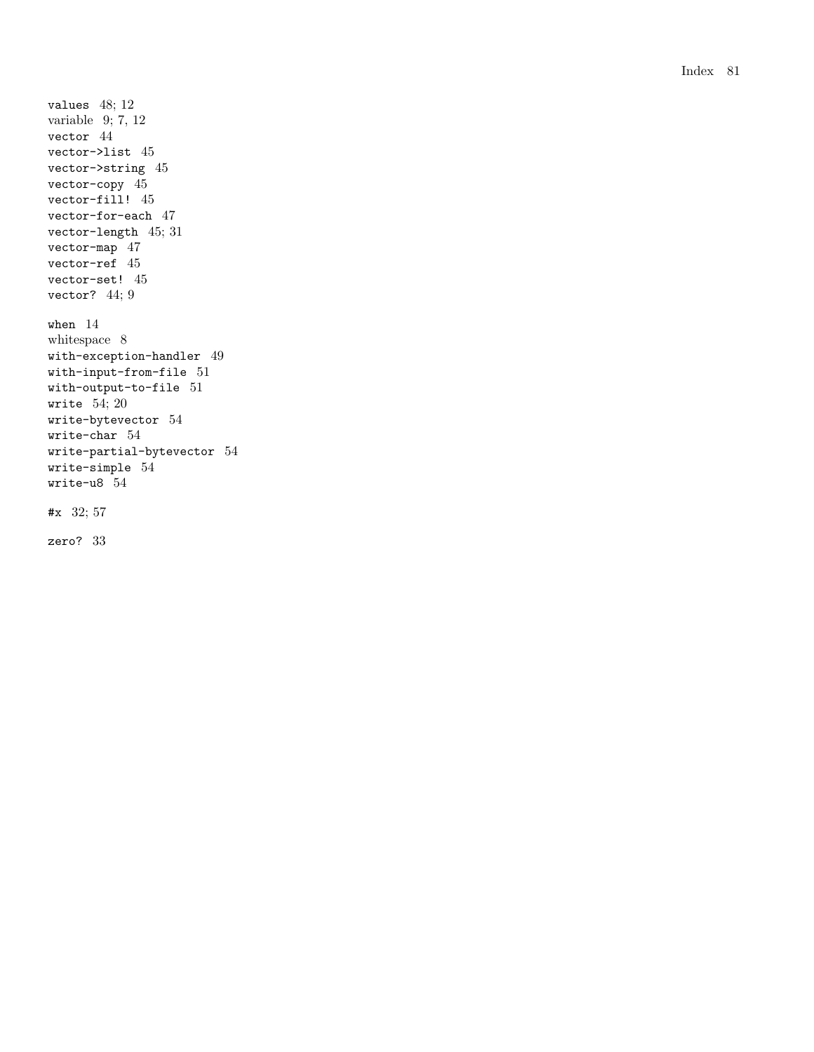`values` 48; 12
variable 9; 7, 12
`vector` 44
`vector->list` 45
`vector->string` 45
`vector-copy` 45
`vector-fill!` 45
`vector-for-each` 47
`vector-length` 45; 31
`vector-map` 47
`vector-ref` 45
`vector-set!` 45
`vector?` 44; 9

`when` 14
whitespace 8
`with-exception-handler` 49
`with-input-from-file` 51
`with-output-to-file` 51
`write` 54; 20
`write-bytevector` 54
`write-char` 54
`write-partial-bytevector` 54
`write-simple` 54
`write-u8` 54

`#x` 32; 57

`zero?` 33